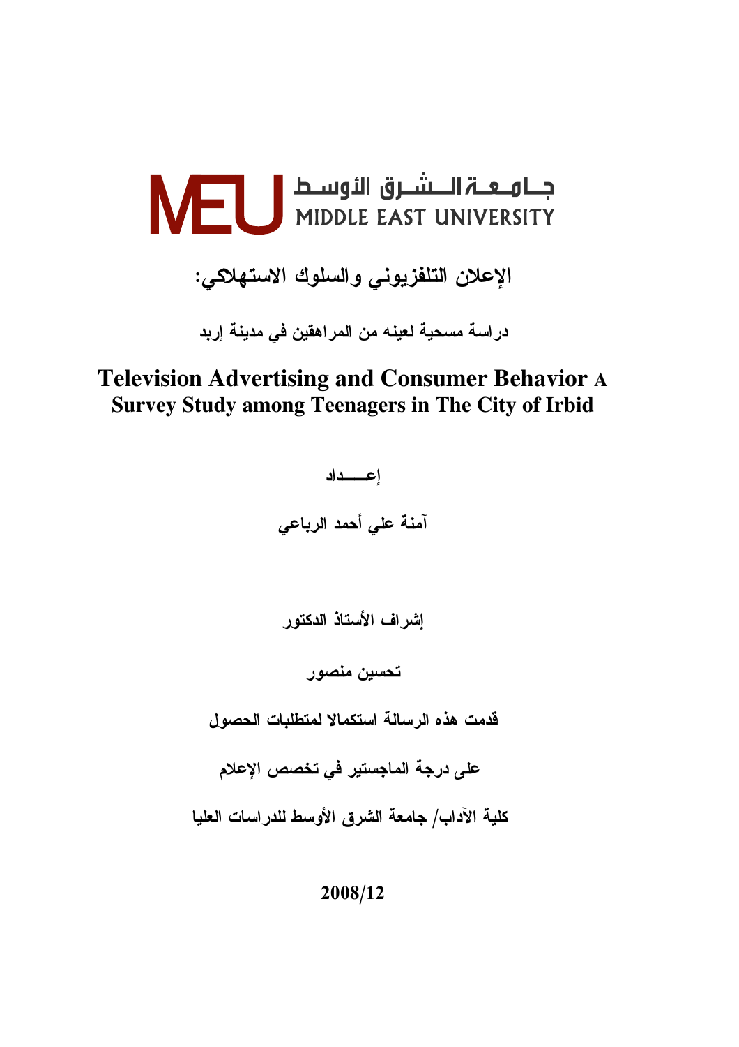جامعة الشرق الأوسط
MIDDLE EAST UNIVERSITY

# الإعلان التلفزيوني والسلوك الاستهلاكي:

## دراسة مسحية لعينه من المراهقين في مدينة إربد

## Television Advertising and Consumer Behavior A Survey Study among Teenagers in The City of Irbid

إعـــداد

آمنة علي أحمد الرباعي

إشراف الأستاذ الدكتور

تحسين منصور

قدمت هذه الرسالة استكمالا لمتطلبات الحصول

على درجة الماجستير في تخصص الإعلام

كلية الآداب/ جامعة الشرق الأوسط للدراسات العليا

2008/12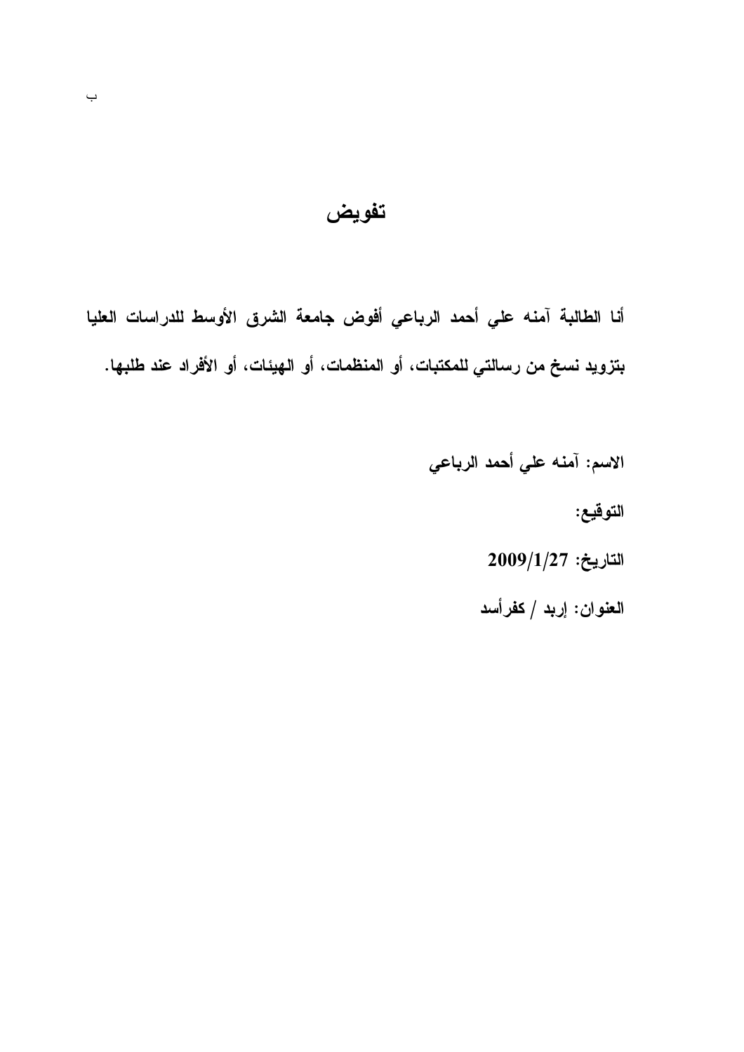# تفويض

**أنا الطالبة آمنه علي أحمد الرباعي أفوض جامعة الشرق الأوسط للدراسات العليا بتزويد نسخ من رسالتي للمكتبات، أو المنظمات، أو الهيئات، أو الأفراد عند طلبها.**

**الاسم: آمنه علي أحمد الرباعي**

**التوقيع:**

**التاريخ: 2009/1/27**

**العنوان: إربد / كفرأسد**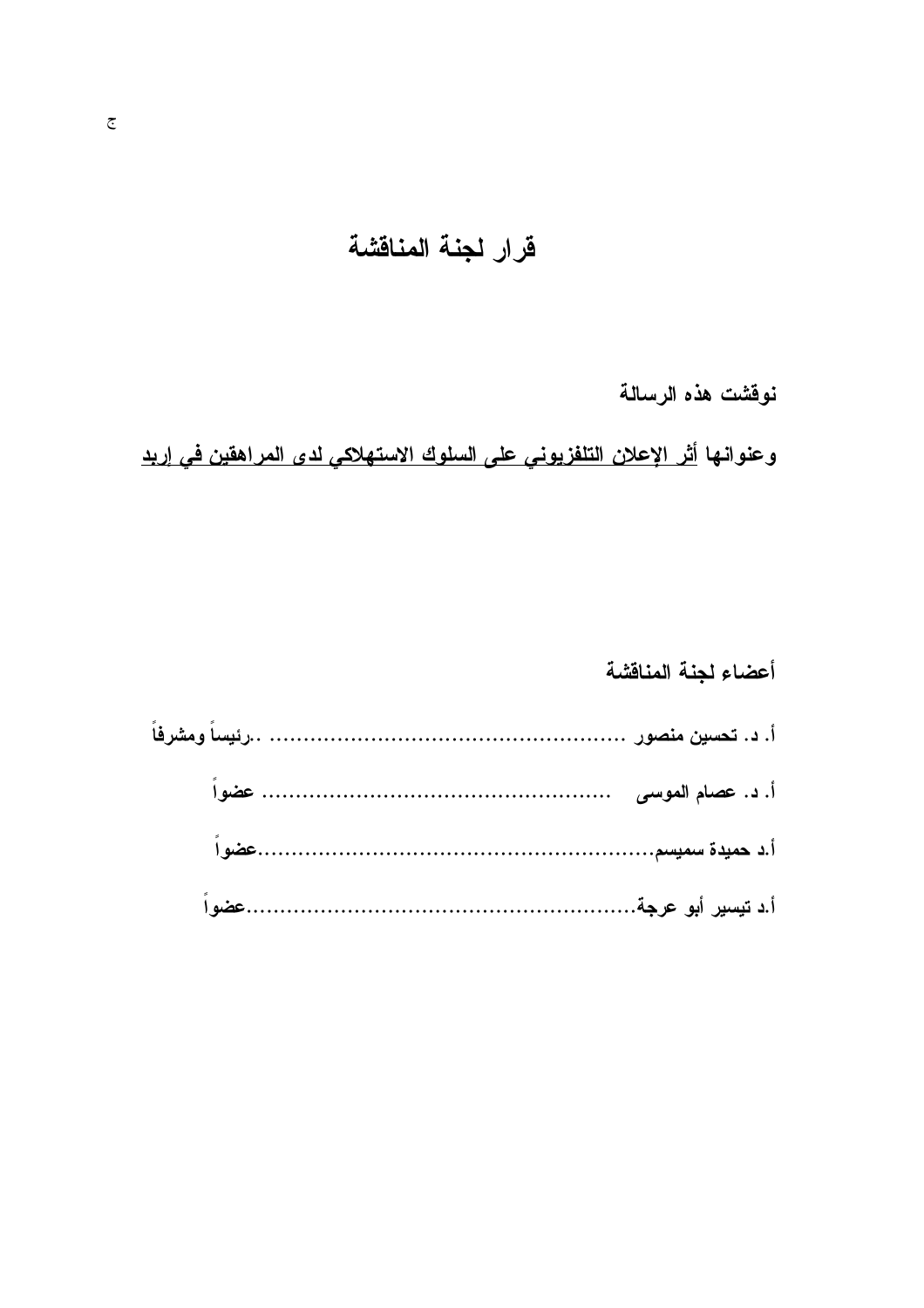# قرار لجنة المناقشة

**نوقشت هذه الرسالة**

**وعنوانها <u>أثر الإعلان التلفزيوني على السلوك الاستهلاكي لدى المراهقين في إربد</u>**

**أعضاء لجنة المناقشة**

**أ. د. تحسين منصور ....................................................رئيساً ومشرفاً**

**أ. د. عصام الموسى ................................................... عضواً**

**أ.د حميدة سميسم.........................................................عضواً**

**أ.د تيسير أبو عرجة.......................................................عضواً**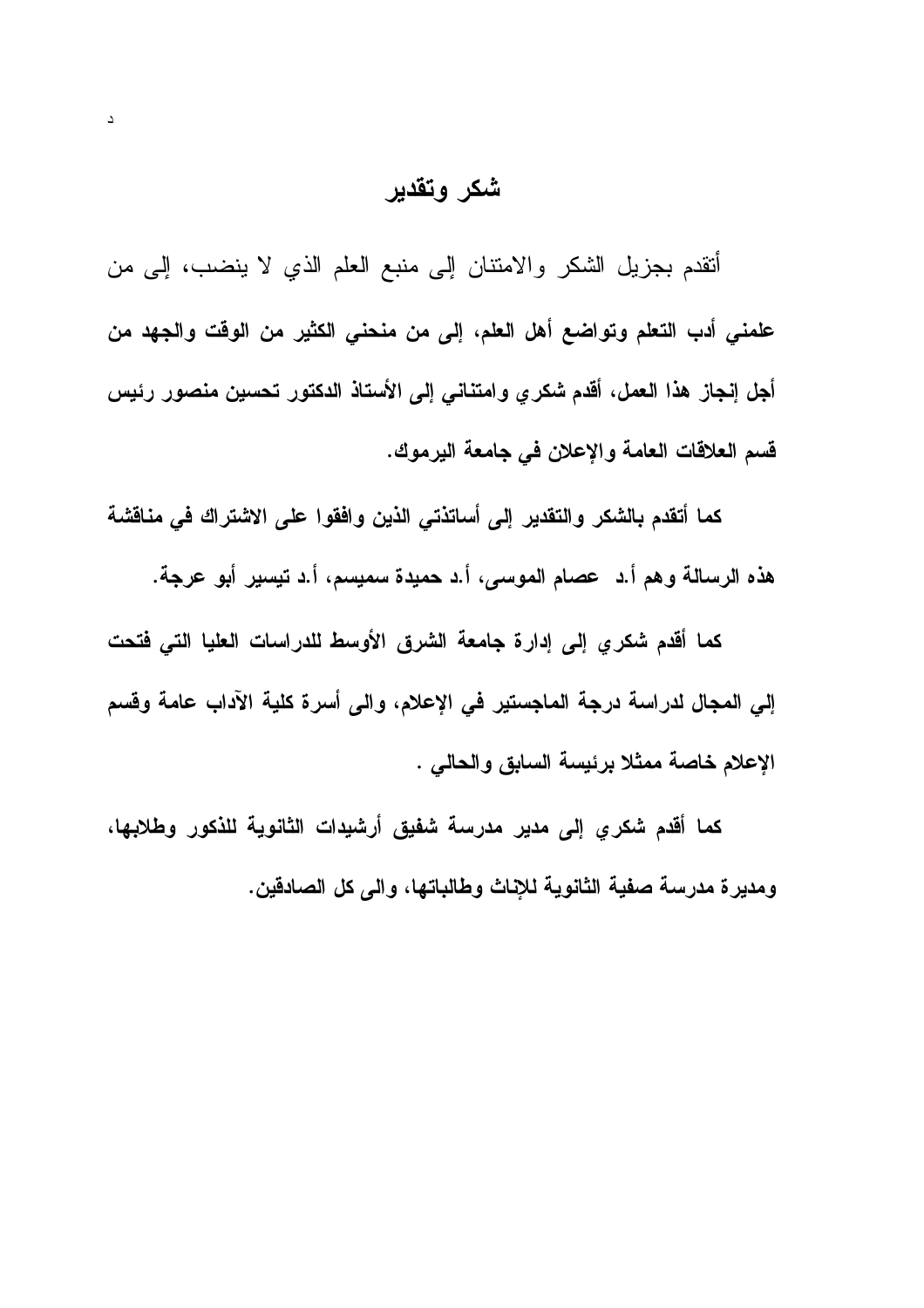## شكر وتقدير

أتقدم بجزيل الشكر والامتنان إلى منبع العلم الذي لا ينضب، إلى من علمني أدب التعلم وتواضع أهل العلم، إلى من منحني الكثير من الوقت والجهد من أجل إنجاز هذا العمل، أقدم شكري وامتناني إلى الأستاذ الدكتور تحسين منصور رئيس قسم العلاقات العامة والإعلان في جامعة اليرموك.

كما أتقدم بالشكر والتقدير إلى أساتذتي الذين وافقوا على الاشتراك في مناقشة هذه الرسالة وهم أ.د عصام الموسى، أ.د حميدة سميسم، أ.د تيسير أبو عرجة.

كما أقدم شكري إلى إدارة جامعة الشرق الأوسط للدراسات العليا التي فتحت إلي المجال لدراسة درجة الماجستير في الإعلام، والى أسرة كلية الآداب عامة وقسم الإعلام خاصة ممثلا برئيسة السابق والحالي .

كما أقدم شكري إلى مدير مدرسة شفيق أرشيدات الثانوية للذكور وطلابها، ومديرة مدرسة صفية الثانوية للإناث وطالباتها، والى كل الصادقين.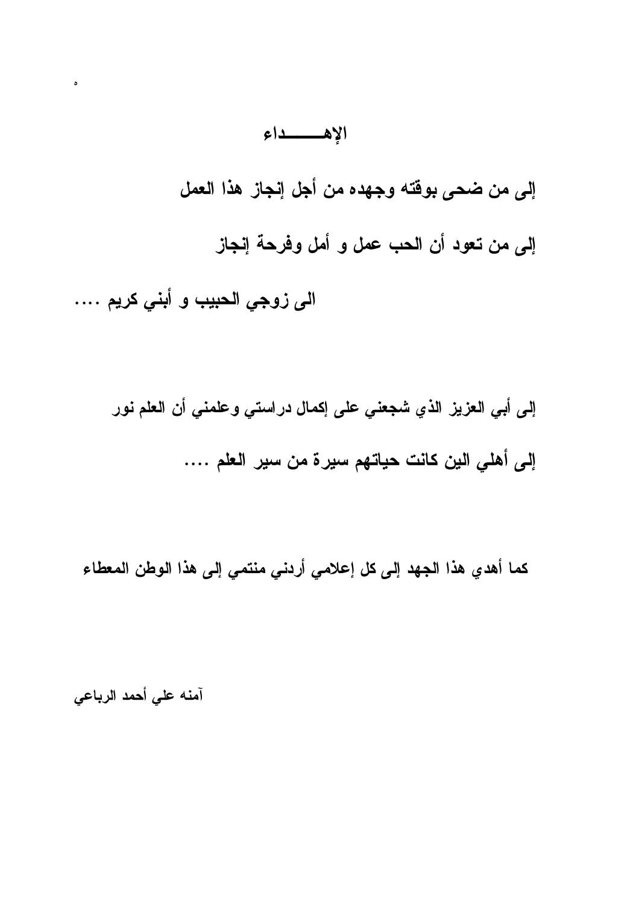# الإهــــــداء

**إلى من ضحى بوقته وجهده من أجل إنجاز هذا العمل**

**إلى من تعود أن الحب عمل و أمل وفرحة إنجاز**

**الى زوجي الحبيب و أبني كريم ....**

**إلى أبي العزيز الذي شجعني على إكمال دراستي وعلمني أن العلم نور**

**إلى أهلي الين كانت حياتهم سيرة من سير العلم ....**

**كما أهدي هذا الجهد إلى كل إعلامي أردني منتمي إلى هذا الوطن المعطاء**

**آمنه علي أحمد الرباعي**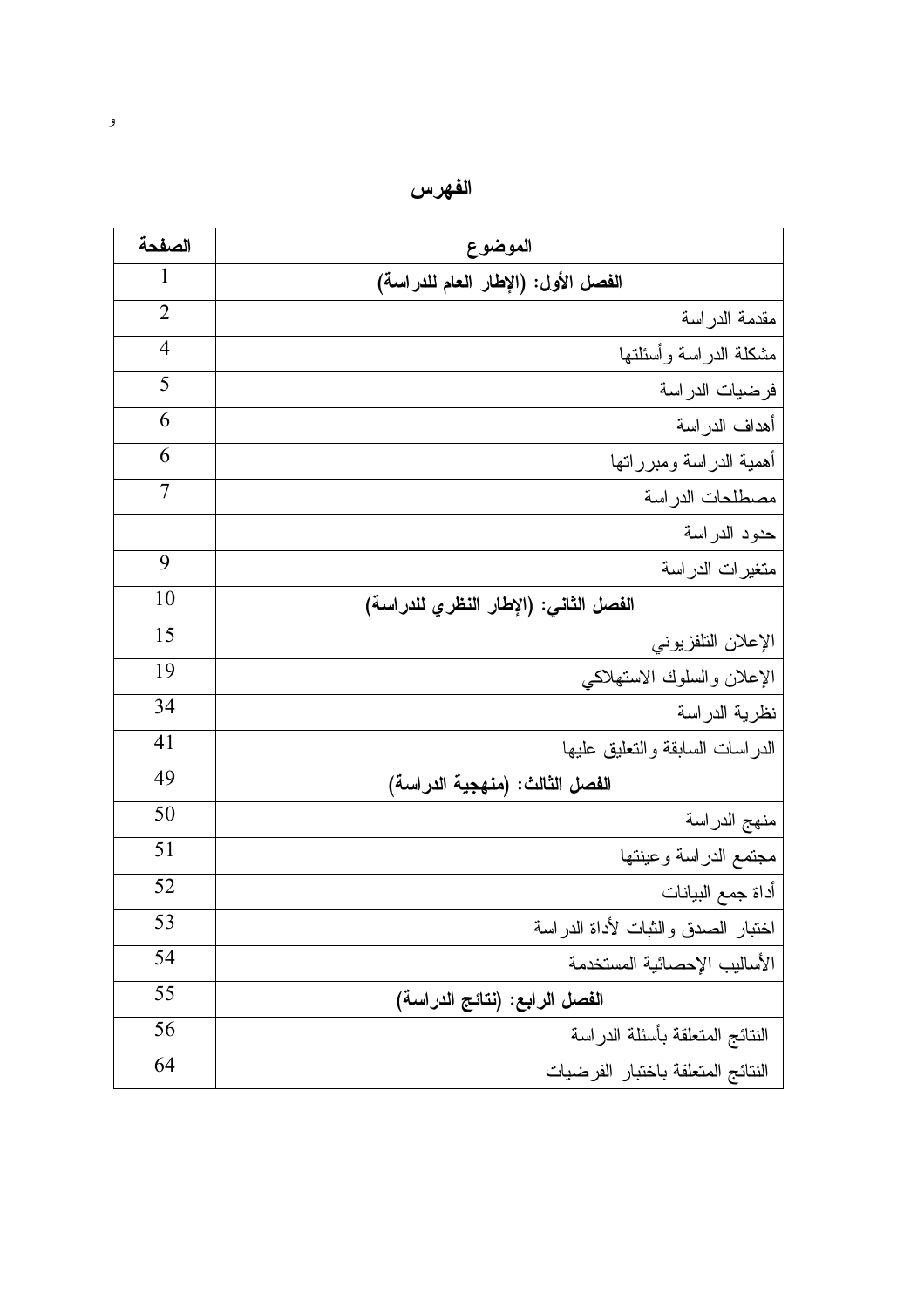# الفهرس

| الموضوع | الصفحة |
|---|---|
| **الفصل الأول: (الإطار العام للدراسة)** | 1 |
| مقدمة الدراسة | 2 |
| مشكلة الدراسة وأسئلتها | 4 |
| فرضيات الدراسة | 5 |
| أهداف الدراسة | 6 |
| أهمية الدراسة ومبرراتها | 6 |
| مصطلحات الدراسة | 7 |
| حدود الدراسة | |
| متغيرات الدراسة | 9 |
| **الفصل الثاني: (الإطار النظري للدراسة)** | 10 |
| الإعلان التلفزيوني | 15 |
| الإعلان والسلوك الاستهلاكي | 19 |
| نظرية الدراسة | 34 |
| الدراسات السابقة والتعليق عليها | 41 |
| **الفصل الثالث: (منهجية الدراسة)** | 49 |
| منهج الدراسة | 50 |
| مجتمع الدراسة وعينتها | 51 |
| أداة جمع البيانات | 52 |
| اختبار الصدق والثبات لأداة الدراسة | 53 |
| الأساليب الإحصائية المستخدمة | 54 |
| **الفصل الرابع: (نتائج الدراسة)** | 55 |
| النتائج المتعلقة بأسئلة الدراسة | 56 |
| النتائج المتعلقة باختبار الفرضيات | 64 |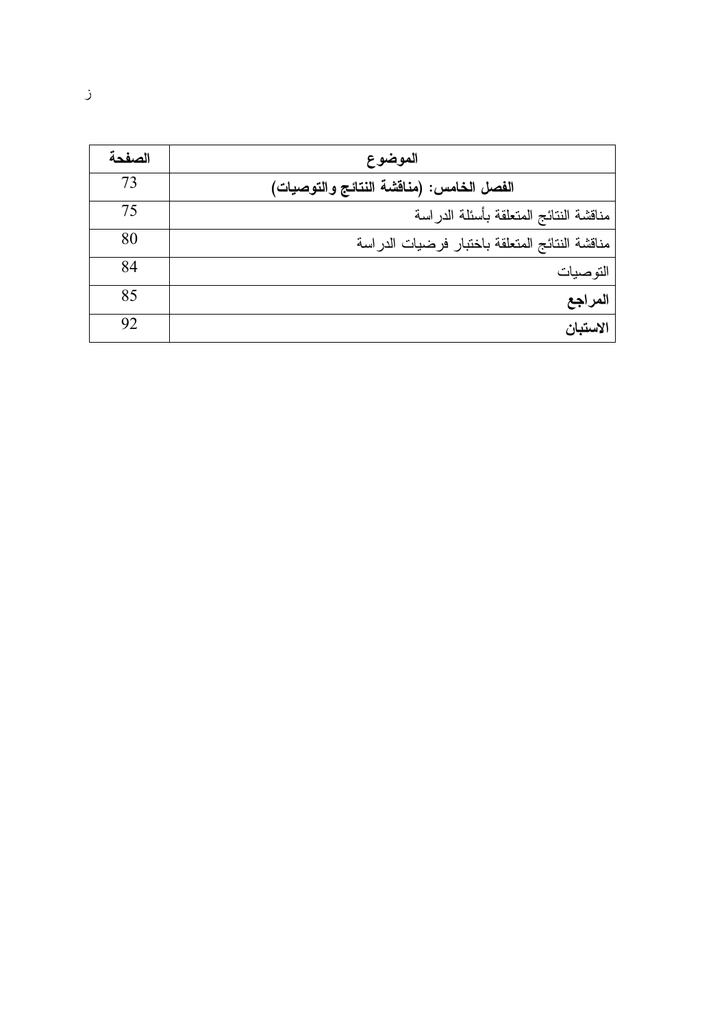| الموضوع | الصفحة |
| --- | --- |
| **الفصل الخامس: (مناقشة النتائج والتوصيات)** | 73 |
| مناقشة النتائج المتعلقة بأسئلة الدراسة | 75 |
| مناقشة النتائج المتعلقة باختبار فرضيات الدراسة | 80 |
| التوصيات | 84 |
| **المراجع** | 85 |
| **الاستبان** | 92 |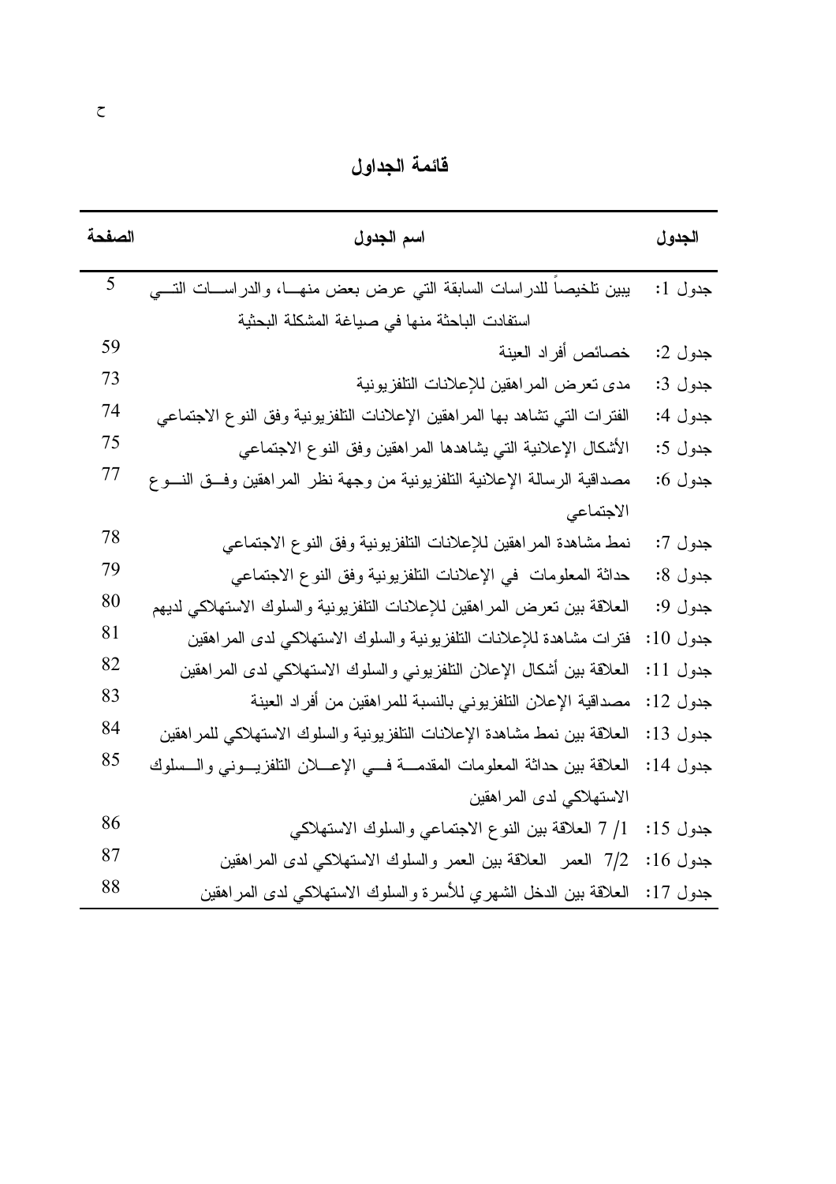## قائمة الجداول

| الجدول | اسم الجدول | الصفحة |
|---|---|---|
| جدول 1: | يبين تلخيصاً للدراسات السابقة التي عرض بعض منهـا، والدراسـات التـي استفادت الباحثة منها في صياغة المشكلة البحثية | 5 |
| جدول 2: | خصائص أفراد العينة | 59 |
| جدول 3: | مدى تعرض المراهقين للإعلانات التلفزيونية | 73 |
| جدول 4: | الفترات التي تشاهد بها المراهقين الإعلانات التلفزيونية وفق النوع الاجتماعي | 74 |
| جدول 5: | الأشكال الإعلانية التي يشاهدها المراهقين وفق النوع الاجتماعي | 75 |
| جدول 6: | مصداقية الرسالة الإعلانية التلفزيونية من وجهة نظر المراهقين وفـق النـوع الاجتماعي | 77 |
| جدول 7: | نمط مشاهدة المراهقين للإعلانات التلفزيونية وفق النوع الاجتماعي | 78 |
| جدول 8: | حداثة المعلومات في الإعلانات التلفزيونية وفق النوع الاجتماعي | 79 |
| جدول 9: | العلاقة بين تعرض المراهقين للإعلانات التلفزيونية والسلوك الاستهلاكي لديهم | 80 |
| جدول 10: | فترات مشاهدة للإعلانات التلفزيونية والسلوك الاستهلاكي لدى المراهقين | 81 |
| جدول 11: | العلاقة بين أشكال الإعلان التلفزيوني والسلوك الاستهلاكي لدى المراهقين | 82 |
| جدول 12: | مصداقية الإعلان التلفزيوني بالنسبة للمراهقين من أفراد العينة | 83 |
| جدول 13: | العلاقة بين نمط مشاهدة الإعلانات التلفزيونية والسلوك الاستهلاكي للمراهقين | 84 |
| جدول 14: | العلاقة بين حداثة المعلومات المقدمـة فـي الإعـلان التلفزيـوني والـسلوك الاستهلاكي لدى المراهقين | 85 |
| جدول 15: | 1/ 7 العلاقة بين النوع الاجتماعي والسلوك الاستهلاكي | 86 |
| جدول 16: | 7/2 العمر العلاقة بين العمر والسلوك الاستهلاكي لدى المراهقين | 87 |
| جدول 17: | العلاقة بين الدخل الشهري للأسرة والسلوك الاستهلاكي لدى المراهقين | 88 |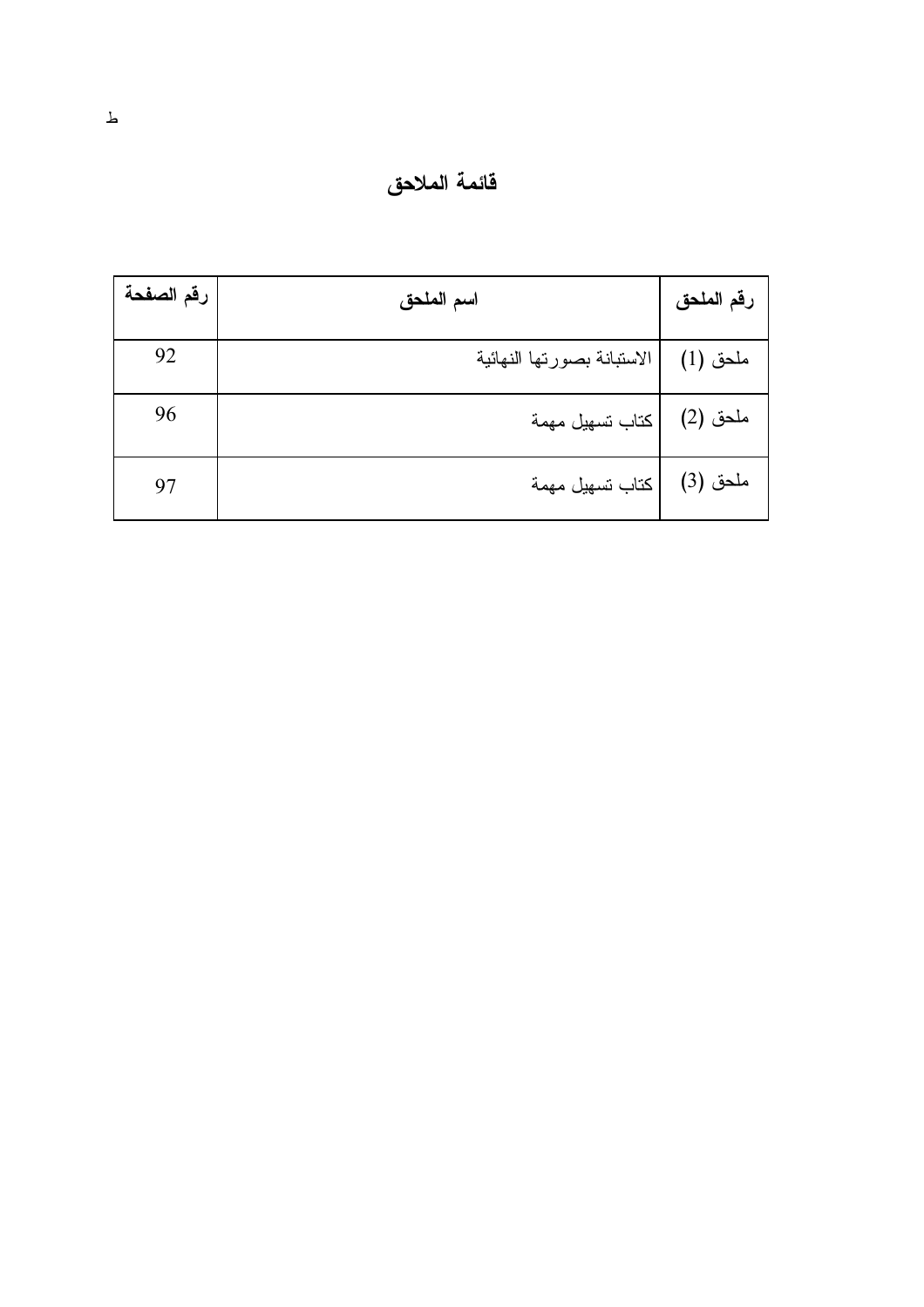# قائمة الملاحق

| رقم الملحق | اسم الملحق | رقم الصفحة |
|---|---|---|
| ملحق (1) | الاستبانة بصورتها النهائية | 92 |
| ملحق (2) | كتاب تسهيل مهمة | 96 |
| ملحق (3) | كتاب تسهيل مهمة | 97 |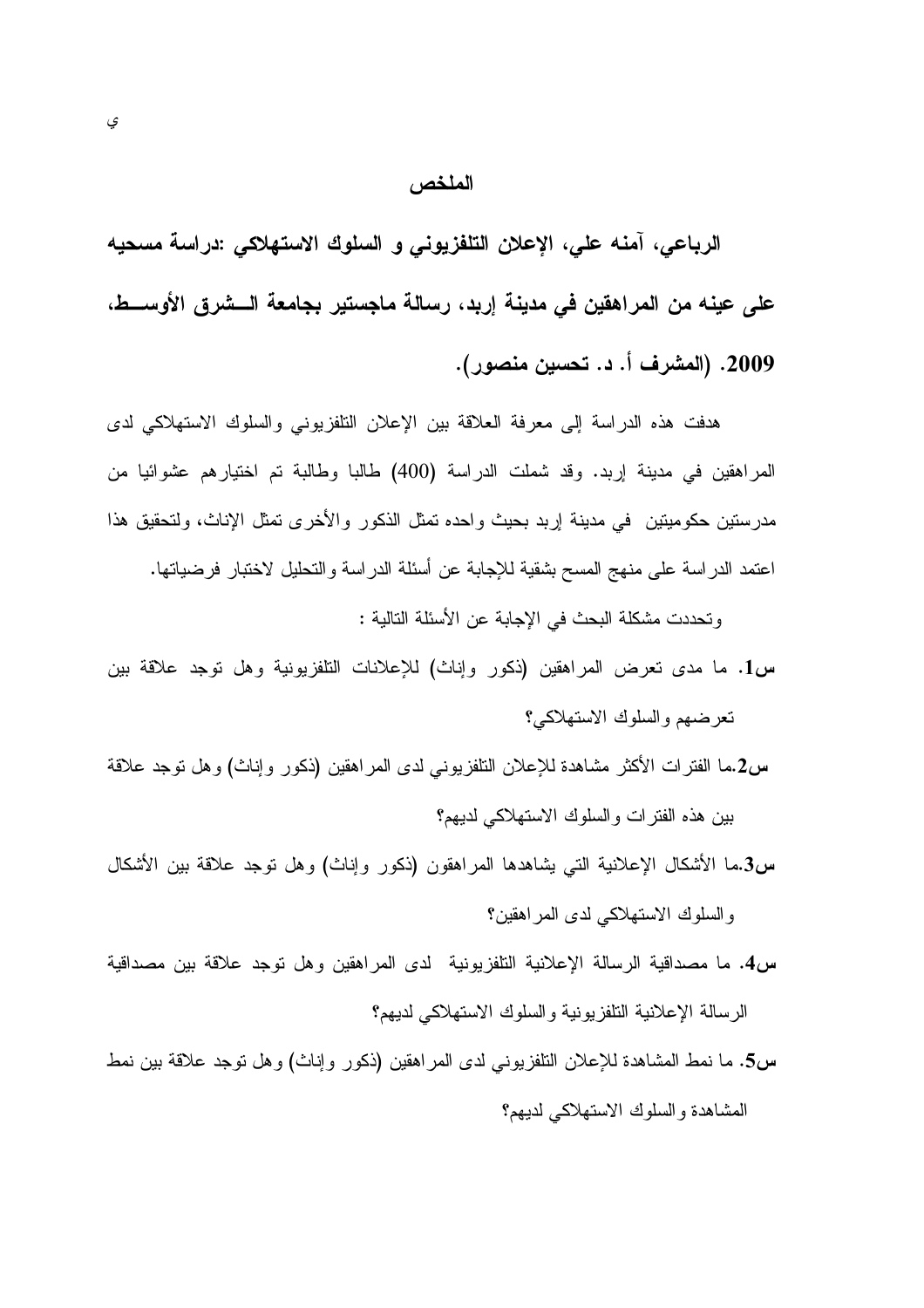## الملخص

**الرباعي، آمنه علي، الإعلان التلفزيوني و السلوك الاستهلاكي :دراسة مسحيه على عينه من المراهقين في مدينة إربد، رسالة ماجستير بجامعة الشرق الأوسط، 2009. (المشرف أ. د. تحسين منصور).**

هدفت هذه الدراسة إلى معرفة العلاقة بين الإعلان التلفزيوني والسلوك الاستهلاكي لدى المراهقين في مدينة إربد. وقد شملت الدراسة (400) طالبا وطالبة تم اختيارهم عشوائيا من مدرستين حكوميتين في مدينة إربد بحيث واحده تمثل الذكور والأخرى تمثل الإناث، ولتحقيق هذا اعتمد الدراسة على منهج المسح بشقية للإجابة عن أسئلة الدراسة والتحليل لاختبار فرضياتها.

وتحددت مشكلة البحث في الإجابة عن الأسئلة التالية :

**س1**. ما مدى تعرض المراهقين (ذكور وإناث) للإعلانات التلفزيونية وهل توجد علاقة بين تعرضهم والسلوك الاستهلاكي؟

**س2**.ما الفترات الأكثر مشاهدة للإعلان التلفزيوني لدى المراهقين (ذكور وإناث) وهل توجد علاقة بين هذه الفترات والسلوك الاستهلاكي لديهم؟

**س3**.ما الأشكال الإعلانية التي يشاهدها المراهقون (ذكور وإناث) وهل توجد علاقة بين الأشكال والسلوك الاستهلاكي لدى المراهقين؟

**س4**. ما مصداقية الرسالة الإعلانية التلفزيونية لدى المراهقين وهل توجد علاقة بين مصداقية الرسالة الإعلانية التلفزيونية والسلوك الاستهلاكي لديهم؟

**س5**. ما نمط المشاهدة للإعلان التلفزيوني لدى المراهقين (ذكور وإناث) وهل توجد علاقة بين نمط المشاهدة والسلوك الاستهلاكي لديهم؟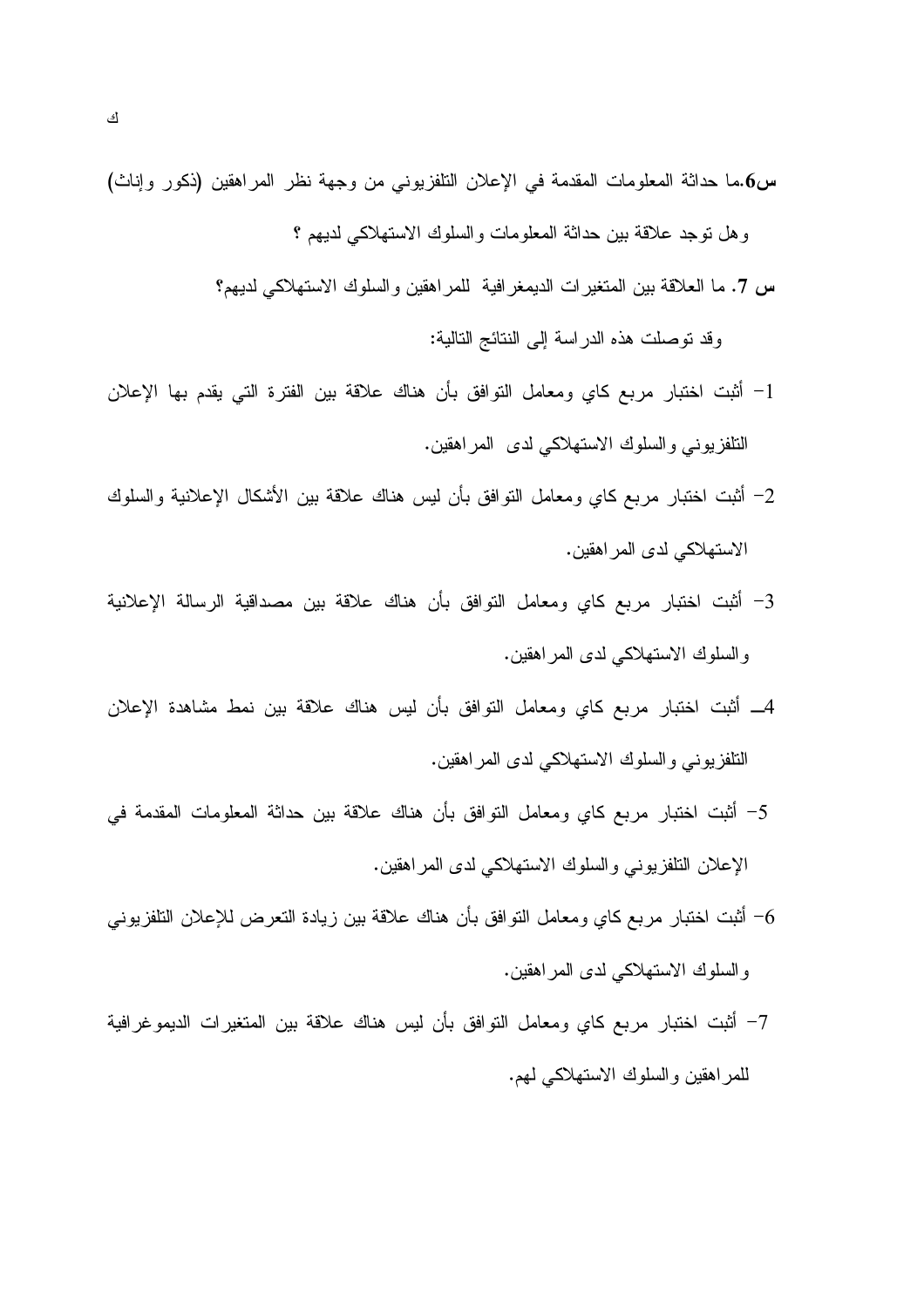**س6.**ما حداثة المعلومات المقدمة في الإعلان التلفزيوني من وجهة نظر المراهقين (ذكور وإناث) وهل توجد علاقة بين حداثة المعلومات والسلوك الاستهلاكي لديهم ؟

**س 7.** ما العلاقة بين المتغيرات الديمغرافية للمراهقين والسلوك الاستهلاكي لديهم؟

وقد توصلت هذه الدراسة إلى النتائج التالية:

1- أثبت اختبار مربع كاي ومعامل التوافق بأن هناك علاقة بين الفترة التي يقدم بها الإعلان التلفزيوني والسلوك الاستهلاكي لدى المراهقين.

2- أثبت اختبار مربع كاي ومعامل التوافق بأن ليس هناك علاقة بين الأشكال الإعلانية والسلوك الاستهلاكي لدى المراهقين.

3- أثبت اختبار مربع كاي ومعامل التوافق بأن هناك علاقة بين مصداقية الرسالة الإعلانية والسلوك الاستهلاكي لدى المراهقين.

4ـ أثبت اختبار مربع كاي ومعامل التوافق بأن ليس هناك علاقة بين نمط مشاهدة الإعلان التلفزيوني والسلوك الاستهلاكي لدى المراهقين.

5- أثبت اختبار مربع كاي ومعامل التوافق بأن هناك علاقة بين حداثة المعلومات المقدمة في الإعلان التلفزيوني والسلوك الاستهلاكي لدى المراهقين.

6- أثبت اختبار مربع كاي ومعامل التوافق بأن هناك علاقة بين زيادة التعرض للإعلان التلفزيوني والسلوك الاستهلاكي لدى المراهقين.

7- أثبت اختبار مربع كاي ومعامل التوافق بأن ليس هناك علاقة بين المتغيرات الديموغرافية للمراهقين والسلوك الاستهلاكي لهم.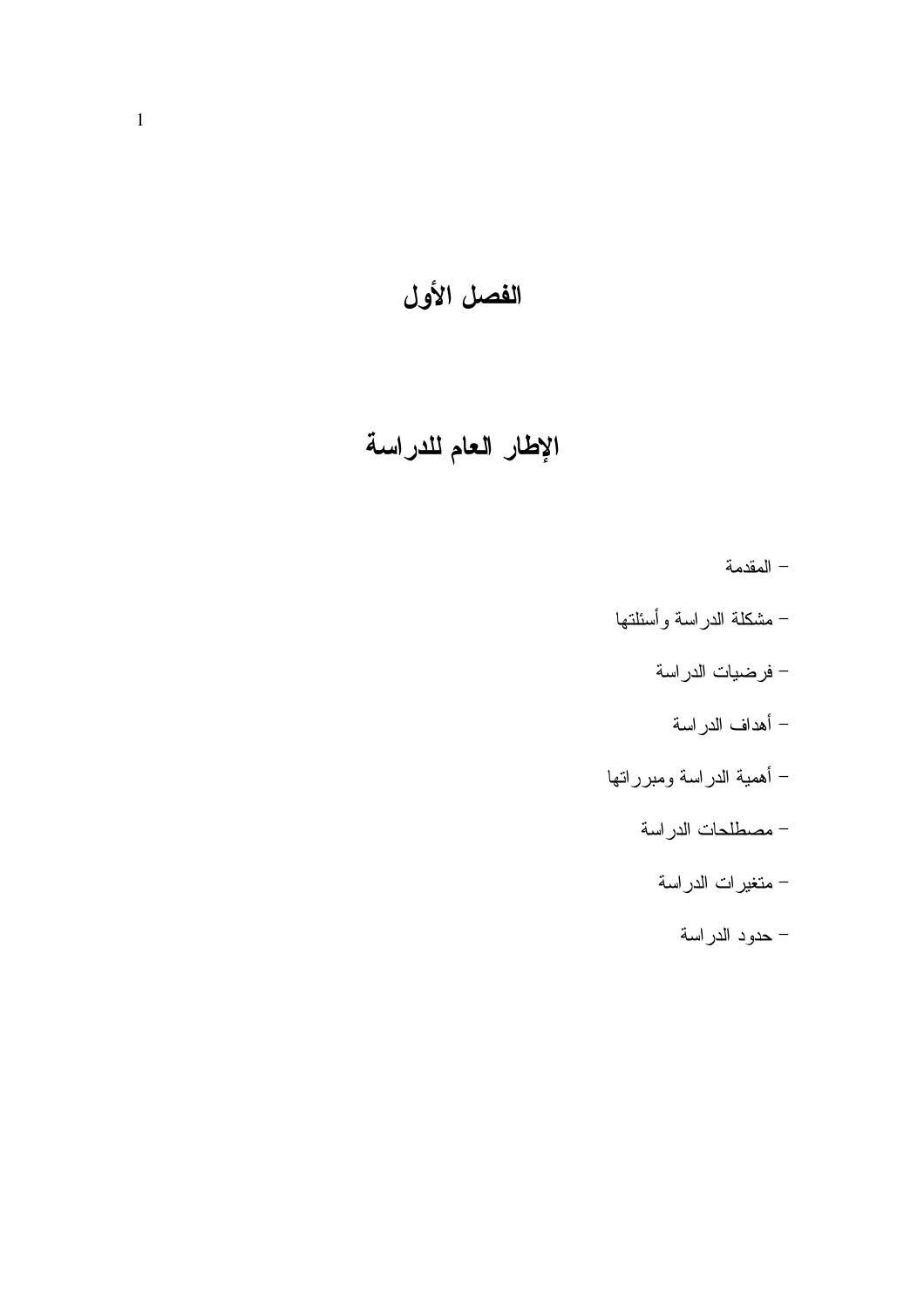# الفصل الأول

# الإطار العام للدراسة

- المقدمة
- مشكلة الدراسة وأسئلتها
- فرضيات الدراسة
- أهداف الدراسة
- أهمية الدراسة ومبرراتها
- مصطلحات الدراسة
- متغيرات الدراسة
- حدود الدراسة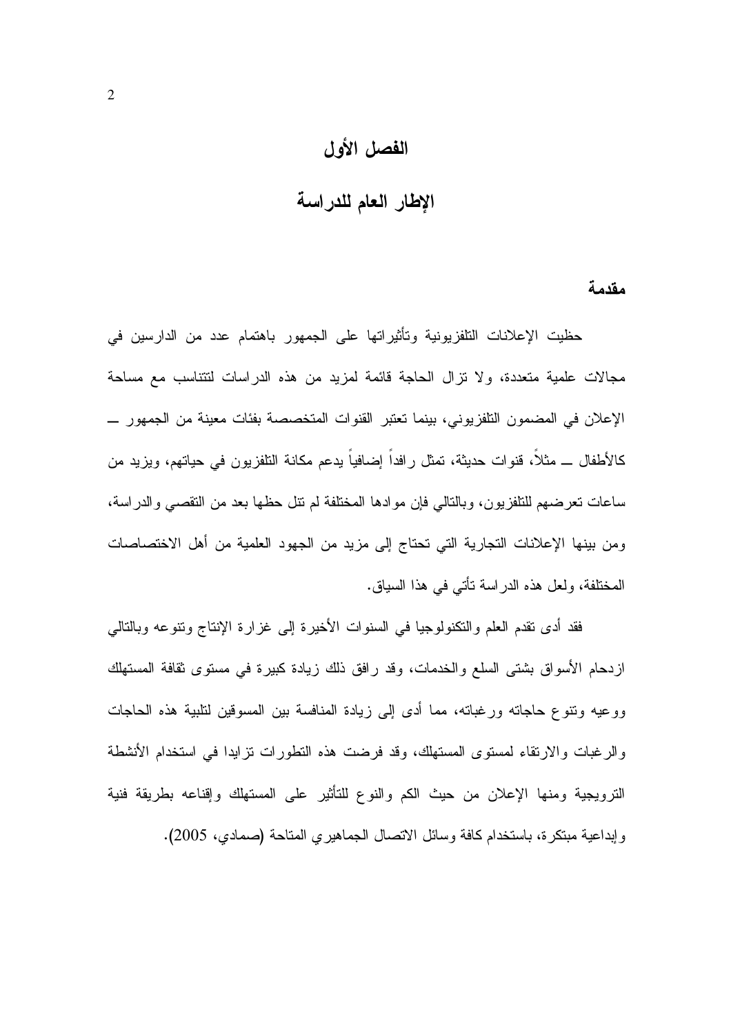# الفصل الأول

## الإطار العام للدراسة

### مقدمة

حظيت الإعلانات التلفزيونية وتأثيراتها على الجمهور باهتمام عدد من الدارسين في مجالات علمية متعددة، ولا تزال الحاجة قائمة لمزيد من هذه الدراسات لتتناسب مع مساحة الإعلان في المضمون التلفزيوني، بينما تعتبر القنوات المتخصصة بفئات معينة من الجمهور ــ كالأطفال ــ مثلاً، قنوات حديثة، تمثل رافداً إضافياً يدعم مكانة التلفزيون في حياتهم، ويزيد من ساعات تعرضهم للتلفزيون، وبالتالي فإن موادها المختلفة لم تنل حظها بعد من التقصي والدراسة، ومن بينها الإعلانات التجارية التي تحتاج إلى مزيد من الجهود العلمية من أهل الاختصاصات المختلفة، ولعل هذه الدراسة تأتي في هذا السياق.

فقد أدى تقدم العلم والتكنولوجيا في السنوات الأخيرة إلى غزارة الإنتاج وتنوعه وبالتالي ازدحام الأسواق بشتى السلع والخدمات، وقد رافق ذلك زيادة كبيرة في مستوى ثقافة المستهلك ووعيه وتنوع حاجاته ورغباته، مما أدى إلى زيادة المنافسة بين المسوقين لتلبية هذه الحاجات والرغبات والارتقاء لمستوى المستهلك، وقد فرضت هذه التطورات تزايدا في استخدام الأنشطة الترويجية ومنها الإعلان من حيث الكم والنوع للتأثير على المستهلك وإقناعه بطريقة فنية وإبداعية مبتكرة، باستخدام كافة وسائل الاتصال الجماهيري المتاحة (صمادي، 2005).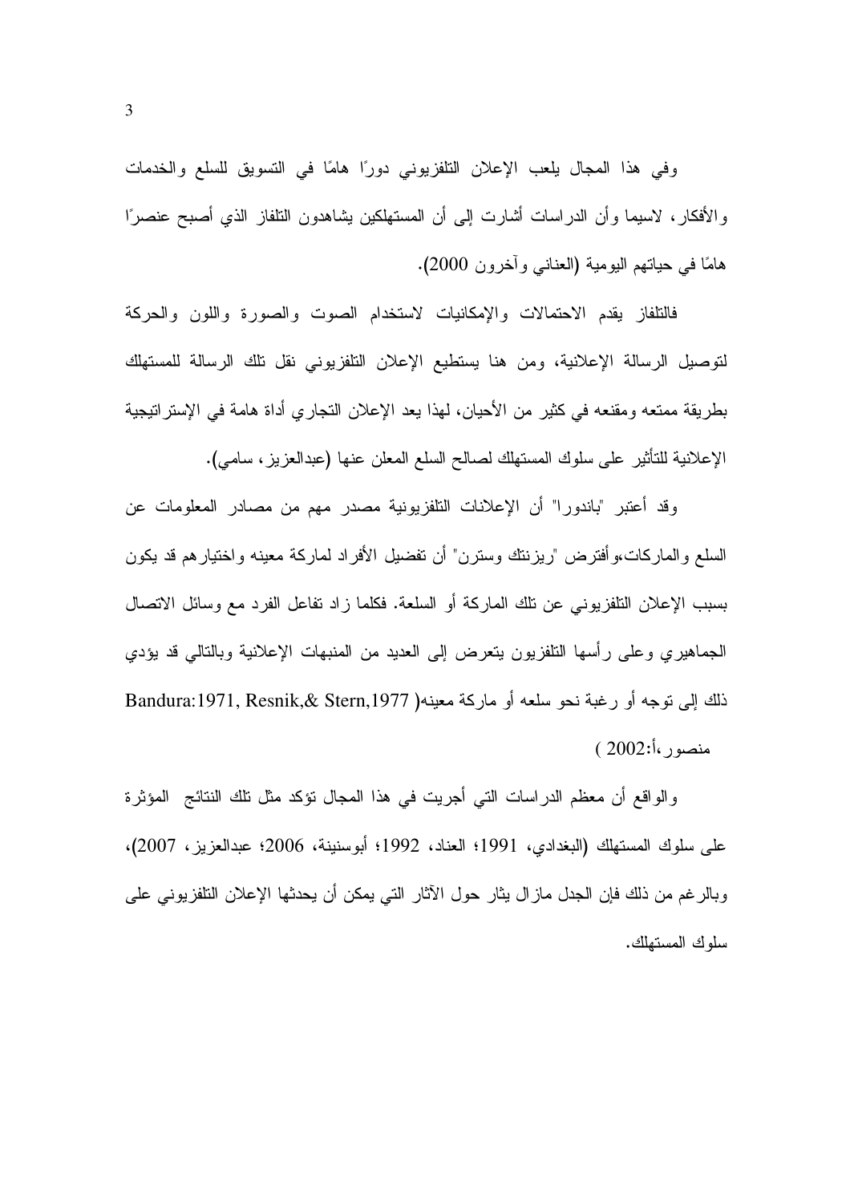وفي هذا المجال يلعب الإعلان التلفزيوني دورًا هامًا في التسويق للسلع والخدمات والأفكار، لاسيما وأن الدراسات أشارت إلى أن المستهلكين يشاهدون التلفاز الذي أصبح عنصرًا هامًا في حياتهم اليومية (العناني وآخرون 2000).

فالتلفاز يقدم الاحتمالات والإمكانيات لاستخدام الصوت والصورة واللون والحركة لتوصيل الرسالة الإعلانية، ومن هنا يستطيع الإعلان التلفزيوني نقل تلك الرسالة للمستهلك بطريقة ممتعه ومقنعه في كثير من الأحيان، لهذا يعد الإعلان التجاري أداة هامة في الإستراتيجية الإعلانية للتأثير على سلوك المستهلك لصالح السلع المعلن عنها (عبدالعزيز، سامي).

وقد أعتبر "باندورا" أن الإعلانات التلفزيونية مصدر مهم من مصادر المعلومات عن السلع والماركات،وأفترض "ريزنتك وسترن" أن تفضيل الأفراد لماركة معينه واختيارهم قد يكون بسبب الإعلان التلفزيوني عن تلك الماركة أو السلعة. فكلما زاد تفاعل الفرد مع وسائل الاتصال الجماهيري وعلى رأسها التلفزيون يتعرض إلى العديد من المنبهات الإعلانية وبالتالي قد يؤدي ذلك إلى توجه أو رغبة نحو سلعه أو ماركة معينه( Bandura:1971, Resnik,& Stern,1977 منصور،أ:2002 )

والواقع أن معظم الدراسات التي أجريت في هذا المجال تؤكد مثل تلك النتائج المؤثرة على سلوك المستهلك (البغدادي، 1991؛ العناد، 1992؛ أبوسنينة، 2006؛ عبدالعزيز، 2007)، وبالرغم من ذلك فإن الجدل مازال يثار حول الآثار التي يمكن أن يحدثها الإعلان التلفزيوني على سلوك المستهلك.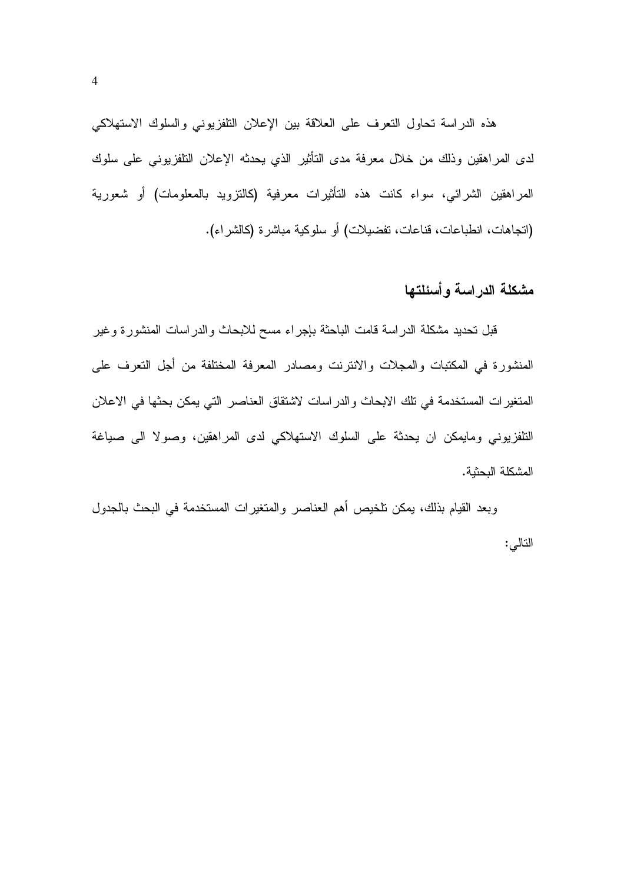هذه الدراسة تحاول التعرف على العلاقة بين الإعلان التلفزيوني والسلوك الاستهلاكي لدى المراهقين وذلك من خلال معرفة مدى التأثير الذي يحدثه الإعلان التلفزيوني على سلوك المراهقين الشرائي، سواء كانت هذه التأثيرات معرفية (كالتزويد بالمعلومات) أو شعورية (اتجاهات، انطباعات، قناعات، تفضيلات) أو سلوكية مباشرة (كالشراء).

## مشكلة الدراسة وأسئلتها

قبل تحديد مشكلة الدراسة قامت الباحثة بإجراء مسح للابحاث والدراسات المنشورة وغير المنشورة في المكتبات والمجلات والانترنت ومصادر المعرفة المختلفة من أجل التعرف على المتغيرات المستخدمة في تلك الابحاث والدراسات لاشتقاق العناصر التي يمكن بحثها في الاعلان التلفزيوني ومايمكن ان يحدثة على السلوك الاستهلاكي لدى المراهقين، وصولا الى صياغة المشكلة البحثية.

وبعد القيام بذلك، يمكن تلخيص أهم العناصر والمتغيرات المستخدمة في البحث بالجدول التالي: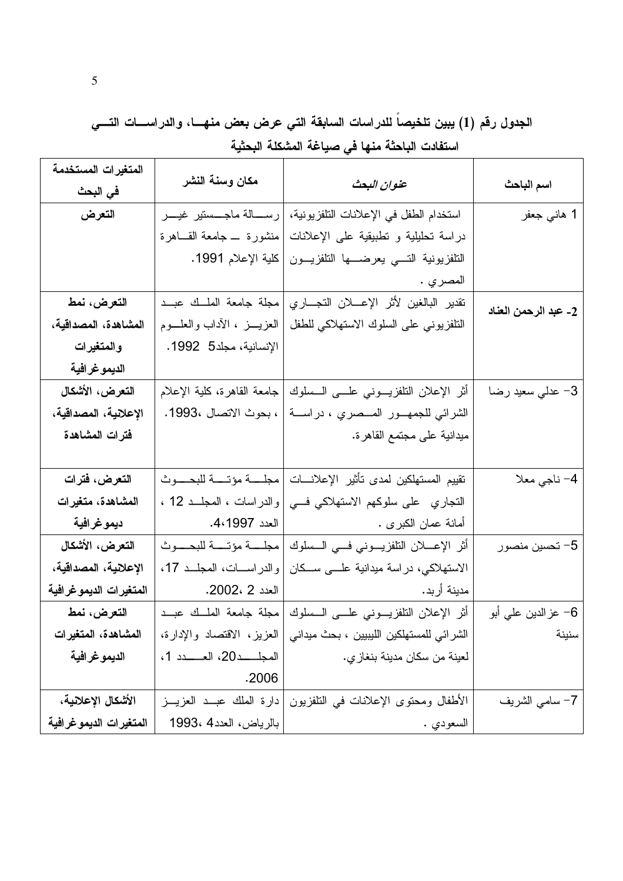**الجدول رقم (1) يبين تلخيصاً للدراسات السابقة التي عرض بعض منهـا، والدراسـات التـي استفادت الباحثة منها في صياغة المشكلة البحثية**

| اسم الباحث | *عنوان البحث* | مكان وسنة النشر | المتغيرات المستخدمة في البحث |
|---|---|---|---|
| 1 هاني جعفر | استخدام الطفل في الإعلانات التلفزيونية، دراسة تحليلية و تطبيقية على الإعلانات التلفزيونية التي يعرضها التلفزيون المصري . | رسالة ماجستير غير منشورة ـ جامعة القاهرة كلية الإعلام 1991. | **التعرض** |
| **2- عبد الرحمن العناد** | تقدير البالغين لأثر الإعلان التجاري التلفزيوني على السلوك الاستهلاكي للطفل | مجلة جامعة الملك عبد العزيز ، الآداب والعلوم الإنسانية، مجلد5 1992. | **التعرض، نمط المشاهدة، المصداقية، والمتغيرات الديموغرافية** |
| 3- عدلي سعيد رضا | أثر الإعلان التلفزيوني على السلوك الشرائي للجمهور المصري ، دراسة ميدانية على مجتمع القاهرة. | جامعة القاهرة، كلية الإعلام ، بحوث الاتصال ،1993. | **التعرض، الأشكال الإعلانية، المصداقية، فترات المشاهدة** |
| 4- ناجي معلا | تقييم المستهلكين لمدى تأثير الإعلانات التجاري على سلوكهم الاستهلاكي في أمانة عمان الكبرى . | مجلة مؤتة للبحوث والدراسات ، المجلد 12 ، العدد 1997،4. | **التعرض، فترات المشاهدة، متغيرات ديموغرافية** |
| 5- تحسين منصور | أثر الإعلان التلفزيوني في السلوك الاستهلاكي، دراسة ميدانية على سكان مدينة أربد. | مجلة مؤتة للبحوث والدراسات، المجلد 17، العدد 2 ،2002. | **التعرض، الأشكال الإعلانية، المصداقية، المتغيرات الديموغرافية** |
| 6- عزالدين علي أبو سنينة | أثر الإعلان التلفزيوني على السلوك الشرائي للمستهلكين الليبيين ، بحث ميداني لعينة من سكان مدينة بنغازي. | مجلة جامعة الملك عبد العزيز، الاقتصاد والإدارة، المجلد20، العدد 1، 2006. | **التعرض، نمط المشاهدة، المتغيرات الديموغرافية** |
| 7- سامي الشريف | الأطفال ومحتوى الإعلانات في التلفزيون السعودي . | دارة الملك عبد العزيز بالرياض، العدد4 ،1993 | **الأشكال الإعلانية، المتغيرات الديموغرافية** |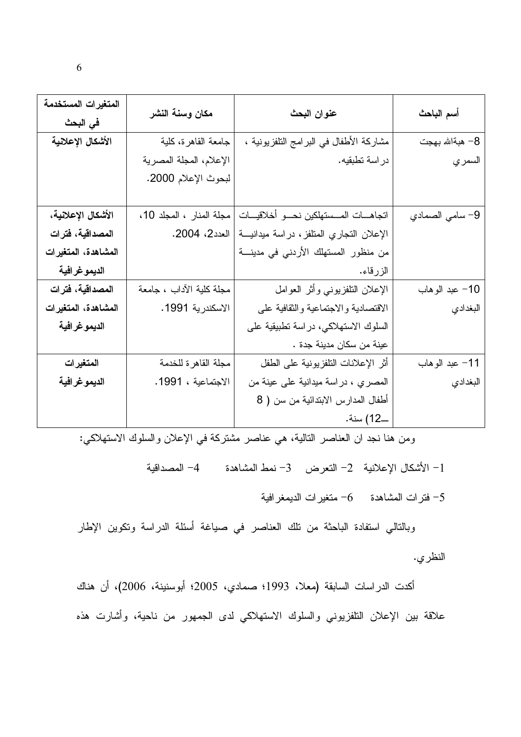| أسم الباحث | عنوان البحث | مكان وسنة النشر | المتغيرات المستخدمة في البحث |
|---|---|---|---|
| 8- هبةالله بهجت السمري | مشاركة الأطفال في البرامج التلفزيونية ، دراسة تطبقيه. | جامعة القاهرة، كلية الإعلام، المجلة المصرية لبحوث الإعلام 2000. | **الأشكال الإعلانية** |
| 9- سامي الصمادي | اتجاهات المستهلكين نحو أخلاقيات الإعلان التجاري المتلفز، دراسة ميدانية من منظور المستهلك الأردني في مدينة الزرقاء. | مجلة المنار ، المجلد 10، العدد2، 2004. | **الأشكال الإعلانية، المصداقية، فترات المشاهدة، المتغيرات الديموغرافية** |
| 10- عبد الوهاب البغدادي | الإعلان التلفزيوني وأثر العوامل الاقتصادية والاجتماعية والثقافية على السلوك الاستهلاكي، دراسة تطبيقية على عينة من سكان مدينة جدة . | مجلة كلية الآداب ، جامعة الاسكندرية 1991. | **المصداقية، فترات المشاهدة، المتغيرات الديموغرافية** |
| 11- عبد الوهاب البغدادي | أثر الإعلانات التلفزيونية على الطفل المصري ، دراسة ميدانية على عينة من أطفال المدارس الابتدائية من سن ( 8 ـــ12) سنة. | مجلة القاهرة للخدمة الاجتماعية ، 1991. | **المتغيرات الديموغرافية** |

ومن هنا نجد ان العناصر التالية، هي عناصر مشتركة في الإعلان والسلوك الاستهلاكي:

1- الأشكال الإعلانية 2- التعرض 3- نمط المشاهدة 4- المصداقية

5- فترات المشاهدة 6- متغيرات الديمغرافية

وبالتالي استفادة الباحثة من تلك العناصر في صياغة أسئلة الدراسة وتكوين الإطار النظري.

أكدت الدراسات السابقة (معلا، 1993؛ صمادي، 2005؛ أبوسنينة، 2006)، أن هناك علاقة بين الإعلان التلفزيوني والسلوك الاستهلاكي لدى الجمهور من ناحية، وأشارت هذه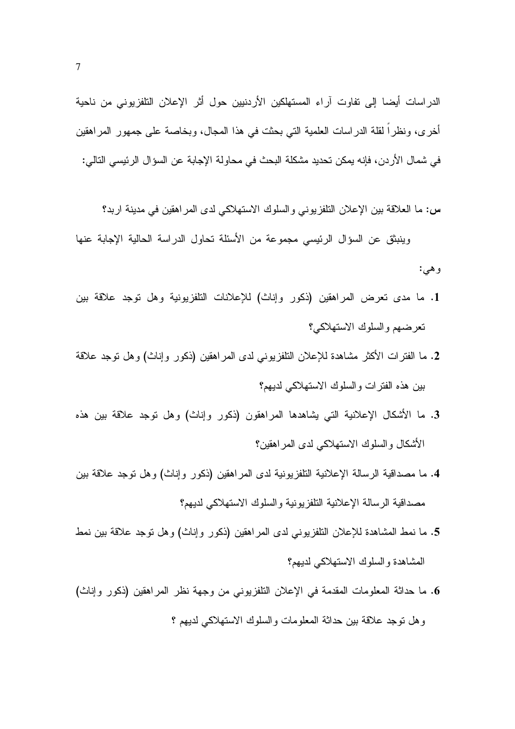الدراسات أيضا إلى تفاوت آراء المستهلكين الأردنيين حول أثر الإعلان التلفزيوني من ناحية أخرى، ونظراً لقلة الدراسات العلمية التي بحثت في هذا المجال، وبخاصة على جمهور المراهقين في شمال الأردن، فإنه يمكن تحديد مشكلة البحث في محاولة الإجابة عن السؤال الرئيسي التالي:

**س:** ما العلاقة بين الإعلان التلفزيوني والسلوك الاستهلاكي لدى المراهقين في مدينة اربد؟

وينبثق عن السؤال الرئيسي مجموعة من الأسئلة تحاول الدراسة الحالية الإجابة عنها وهي:

1. ما مدى تعرض المراهقين (ذكور وإناث) للإعلانات التلفزيونية وهل توجد علاقة بين تعرضهم والسلوك الاستهلاكي؟
2. ما الفترات الأكثر مشاهدة للإعلان التلفزيوني لدى المراهقين (ذكور وإناث) وهل توجد علاقة بين هذه الفترات والسلوك الاستهلاكي لديهم؟
3. ما الأشكال الإعلانية التي يشاهدها المراهقون (ذكور وإناث) وهل توجد علاقة بين هذه الأشكال والسلوك الاستهلاكي لدى المراهقين؟
4. ما مصداقية الرسالة الإعلانية التلفزيونية لدى المراهقين (ذكور وإناث) وهل توجد علاقة بين مصداقية الرسالة الإعلانية التلفزيونية والسلوك الاستهلاكي لديهم؟
5. ما نمط المشاهدة للإعلان التلفزيوني لدى المراهقين (ذكور وإناث) وهل توجد علاقة بين نمط المشاهدة والسلوك الاستهلاكي لديهم؟
6. ما حداثة المعلومات المقدمة في الإعلان التلفزيوني من وجهة نظر المراهقين (ذكور وإناث) وهل توجد علاقة بين حداثة المعلومات والسلوك الاستهلاكي لديهم ؟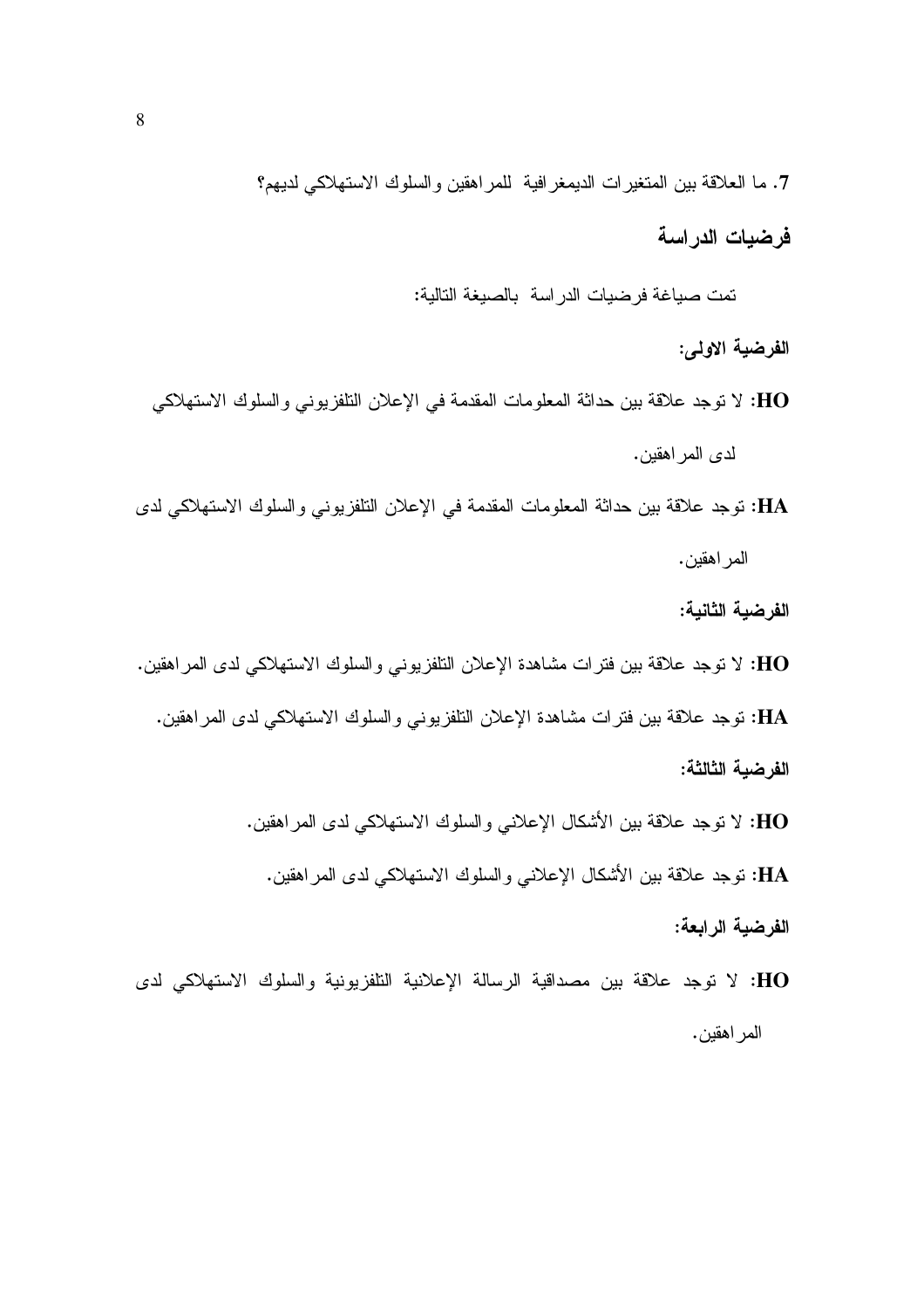7. ما العلاقة بين المتغيرات الديمغرافية للمراهقين والسلوك الاستهلاكي لديهم؟

## فرضيات الدراسة

تمت صياغة فرضيات الدراسة بالصيغة التالية:

**الفرضية الاولى:**

**HO:** لا توجد علاقة بين حداثة المعلومات المقدمة في الإعلان التلفزيوني والسلوك الاستهلاكي لدى المراهقين.

**HA:** توجد علاقة بين حداثة المعلومات المقدمة في الإعلان التلفزيوني والسلوك الاستهلاكي لدى المراهقين.

**الفرضية الثانية:**

**HO:** لا توجد علاقة بين فترات مشاهدة الإعلان التلفزيوني والسلوك الاستهلاكي لدى المراهقين.

**HA:** توجد علاقة بين فترات مشاهدة الإعلان التلفزيوني والسلوك الاستهلاكي لدى المراهقين.

**الفرضية الثالثة:**

**HO:** لا توجد علاقة بين الأشكال الإعلاني والسلوك الاستهلاكي لدى المراهقين.

**HA:** توجد علاقة بين الأشكال الإعلاني والسلوك الاستهلاكي لدى المراهقين.

**الفرضية الرابعة:**

**HO:** لا توجد علاقة بين مصداقية الرسالة الإعلانية التلفزيونية والسلوك الاستهلاكي لدى المراهقين.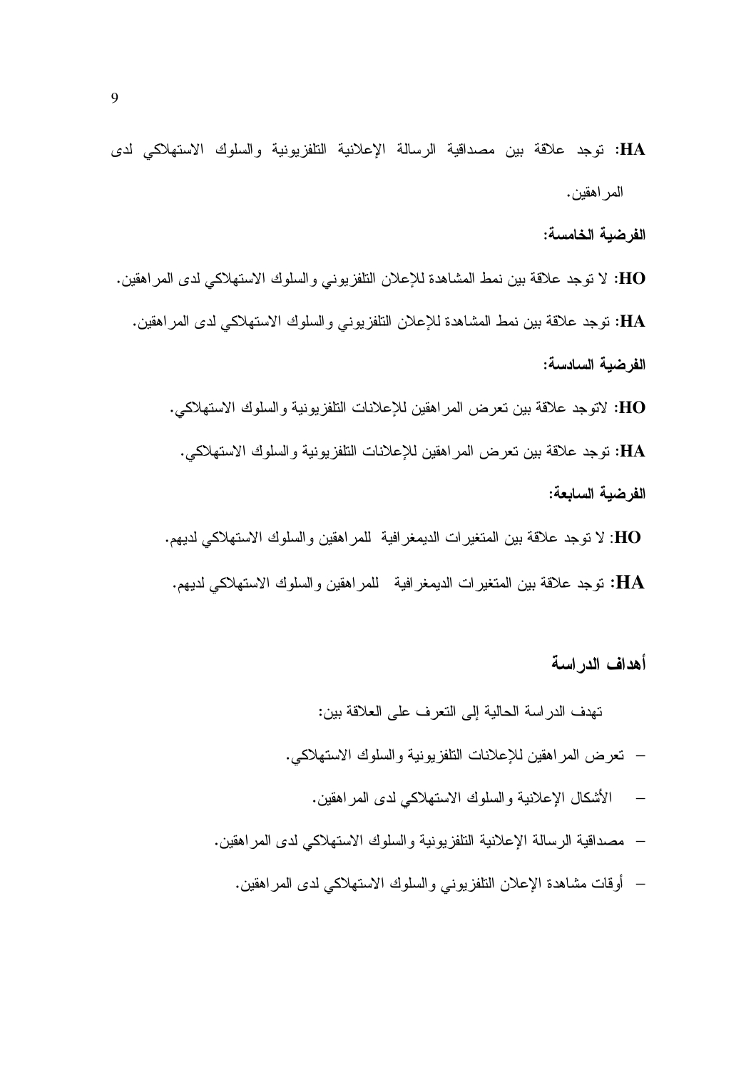**HA:** توجد علاقة بين مصداقية الرسالة الإعلانية التلفزيونية والسلوك الاستهلاكي لدى المراهقين.

**الفرضية الخامسة:**

**HO:** لا توجد علاقة بين نمط المشاهدة للإعلان التلفزيوني والسلوك الاستهلاكي لدى المراهقين.

**HA:** توجد علاقة بين نمط المشاهدة للإعلان التلفزيوني والسلوك الاستهلاكي لدى المراهقين.

**الفرضية السادسة:**

**HO:** لاتوجد علاقة بين تعرض المراهقين للإعلانات التلفزيونية والسلوك الاستهلاكي.

**HA:** توجد علاقة بين تعرض المراهقين للإعلانات التلفزيونية والسلوك الاستهلاكي.

**الفرضية السابعة:**

**HO**: لا توجد علاقة بين المتغيرات الديمغرافية للمراهقين والسلوك الاستهلاكي لديهم.

**HA:** توجد علاقة بين المتغيرات الديمغرافية للمراهقين والسلوك الاستهلاكي لديهم.

## أهداف الدراسة

تهدف الدراسة الحالية إلى التعرف على العلاقة بين:

- تعرض المراهقين للإعلانات التلفزيونية والسلوك الاستهلاكي.
- الأشكال الإعلانية والسلوك الاستهلاكي لدى المراهقين.
- مصداقية الرسالة الإعلانية التلفزيونية والسلوك الاستهلاكي لدى المراهقين.
- أوقات مشاهدة الإعلان التلفزيوني والسلوك الاستهلاكي لدى المراهقين.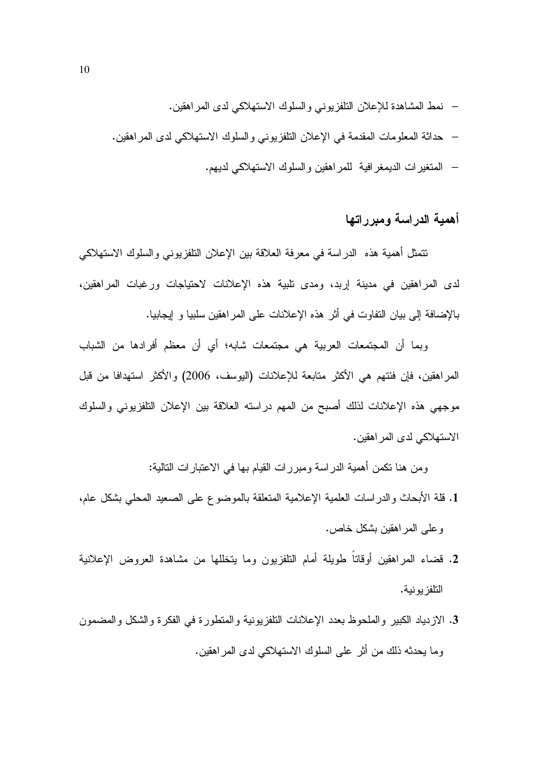- نمط المشاهدة للإعلان التلفزيوني والسلوك الاستهلاكي لدى المراهقين.
- حداثة المعلومات المقدمة في الإعلان التلفزيوني والسلوك الاستهلاكي لدى المراهقين.
- المتغيرات الديمغرافية للمراهقين والسلوك الاستهلاكي لديهم.

## أهمية الدراسة ومبرراتها

تتمثل أهمية هذه الدراسة في معرفة العلاقة بين الإعلان التلفزيوني والسلوك الاستهلاكي لدى المراهقين في مدينة إربد، ومدى تلبية هذه الإعلانات لاحتياجات ورغبات المراهقين، بالإضافة إلى بيان التفاوت في أثر هذه الإعلانات على المراهقين سلبيا و إيجابيا.

وبما أن المجتمعات العربية هي مجتمعات شابه؛ أي أن معظم أفرادها من الشباب المراهقين، فإن فئتهم هي الأكثر متابعة للإعلانات (اليوسف، 2006) والأكثر استهدافا من قبل موجهي هذه الإعلانات لذلك أصبح من المهم دراسته العلاقة بين الإعلان التلفزيوني والسلوك الاستهلاكي لدى المراهقين.

ومن هنا تكمن أهمية الدراسة ومبررات القيام بها في الاعتبارات التالية:

1. قلة الأبحاث والدراسات العلمية الإعلامية المتعلقة بالموضوع على الصعيد المحلي بشكل عام، وعلى المراهقين بشكل خاص.
2. قضاء المراهقين أوقاتاً طويلة أمام التلفزيون وما يتخللها من مشاهدة العروض الإعلانية التلفزيونية.
3. الازدياد الكبير والملحوظ بعدد الإعلانات التلفزيونية والمتطورة في الفكرة والشكل والمضمون وما يحدثه ذلك من أثر على السلوك الاستهلاكي لدى المراهقين.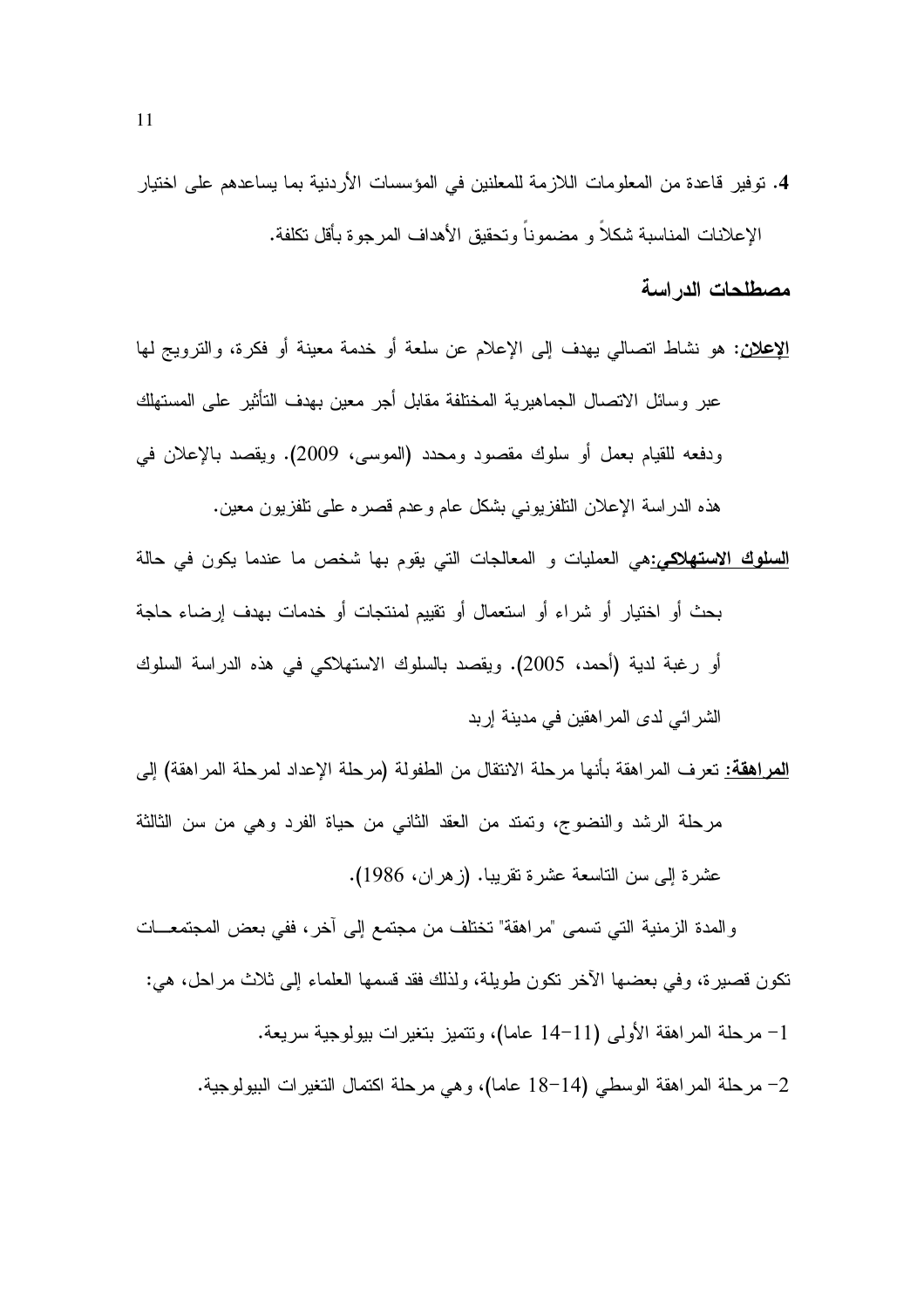**4.** توفير قاعدة من المعلومات اللازمة للمعلنين في المؤسسات الأردنية بما يساعدهم على اختيار الإعلانات المناسبة شكلاً و مضموناً وتحقيق الأهداف المرجوة بأقل تكلفة.

## مصطلحات الدراسة

**الإعلان:** هو نشاط اتصالي يهدف إلى الإعلام عن سلعة أو خدمة معينة أو فكرة، والترويج لها عبر وسائل الاتصال الجماهيرية المختلفة مقابل أجر معين بهدف التأثير على المستهلك ودفعه للقيام بعمل أو سلوك مقصود ومحدد (الموسى، 2009). ويقصد بالإعلان في هذه الدراسة الإعلان التلفزيوني بشكل عام وعدم قصره على تلفزيون معين.

**السلوك الاستهلاكي:**هي العمليات و المعالجات التي يقوم بها شخص ما عندما يكون في حالة بحث أو اختيار أو شراء أو استعمال أو تقييم لمنتجات أو خدمات بهدف إرضاء حاجة أو رغبة لدية (أحمد، 2005). ويقصد بالسلوك الاستهلاكي في هذه الدراسة السلوك الشرائي لدى المراهقين في مدينة إربد

**المراهقة:** تعرف المراهقة بأنها مرحلة الانتقال من الطفولة (مرحلة الإعداد لمرحلة المراهقة) إلى مرحلة الرشد والنضوج، وتمتد من العقد الثاني من حياة الفرد وهي من سن الثالثة عشرة إلى سن التاسعة عشرة تقريبا. (زهران، 1986).

والمدة الزمنية التي تسمى "مراهقة" تختلف من مجتمع إلى آخر، ففي بعض المجتمعات تكون قصيرة، وفي بعضها الآخر تكون طويلة، ولذلك فقد قسمها العلماء إلى ثلاث مراحل، هي:

1- مرحلة المراهقة الأولى (11-14 عاما)، وتتميز بتغيرات بيولوجية سريعة.

2- مرحلة المراهقة الوسطي (14-18 عاما)، وهي مرحلة اكتمال التغيرات البيولوجية.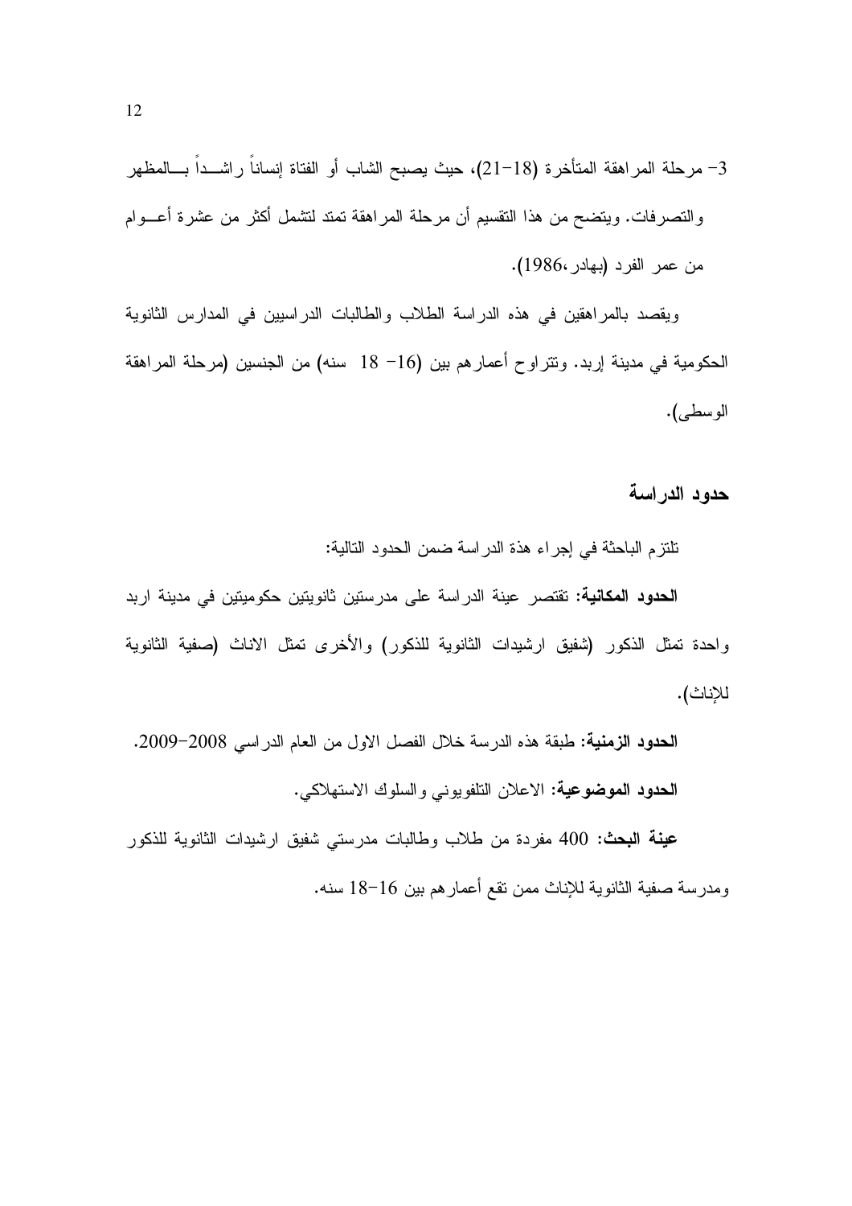3- مرحلة المراهقة المتأخرة (18-21)، حيث يصبح الشاب أو الفتاة إنساناً راشداً بالمظهر والتصرفات. ويتضح من هذا التقسيم أن مرحلة المراهقة تمتد لتشمل أكثر من عشرة أعوام من عمر الفرد (بهادر،1986).

ويقصد بالمراهقين في هذه الدراسة الطلاب والطالبات الدراسيين في المدارس الثانوية الحكومية في مدينة إربد. وتتراوح أعمارهم بين (16- 18 سنه) من الجنسين (مرحلة المراهقة الوسطى).

## حدود الدراسة

تلتزم الباحثة في إجراء هذة الدراسة ضمن الحدود التالية:

**الحدود المكانية:** تقتصر عينة الدراسة على مدرستين ثانويتين حكوميتين في مدينة اربد واحدة تمثل الذكور (شفيق ارشيدات الثانوية للذكور) والأخرى تمثل الاناث (صفية الثانوية للإناث).

**الحدود الزمنية:** طبقة هذه الدرسة خلال الفصل الاول من العام الدراسي 2008-2009.

**الحدود الموضوعية:** الاعلان التلفويوني والسلوك الاستهلاكي.

**عينة البحث:** 400 مفردة من طلاب وطالبات مدرستي شفيق ارشيدات الثانوية للذكور ومدرسة صفية الثانوية للإناث ممن تقع أعمارهم بين 16-18 سنه.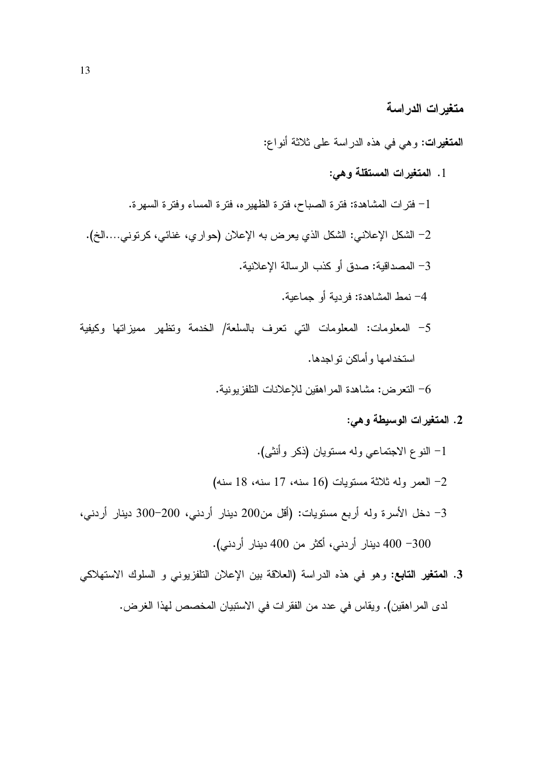## متغيرات الدراسة

**المتغيرات:** وهي في هذه الدراسة على ثلاثة أنواع:

1. **المتغيرات المستقلة وهي:**

1- فترات المشاهدة: فترة الصباح، فترة الظهيره، فترة المساء وفترة السهرة.

2- الشكل الإعلاني: الشكل الذي يعرض به الإعلان (حواري، غنائي، كرتوني....الخ).

3- المصداقية: صدق أو كذب الرسالة الإعلانية.

4- نمط المشاهدة: فردية أو جماعية.

5- المعلومات: المعلومات التي تعرف بالسلعة/ الخدمة وتظهر مميزاتها وكيفية استخدامها وأماكن تواجدها.

6- التعرض: مشاهدة المراهقين للإعلانات التلفزيونية.

2. **المتغيرات الوسيطة وهي:**

1- النوع الاجتماعي وله مستويان (ذكر وأنثى).

2- العمر وله ثلاثة مستويات (16 سنه، 17 سنه، 18 سنه)

3- دخل الأسرة وله أربع مستويات: (أقل من200 دينار أردني، 200-300 دينار أردني، 300- 400 دينار أردني، أكثر من 400 دينار أردني).

3. **المتغير التابع:** وهو في هذه الدراسة (العلاقة بين الإعلان التلفزيوني و السلوك الاستهلاكي لدى المراهقين). ويقاس في عدد من الفقرات في الاستبيان المخصص لهذا الغرض.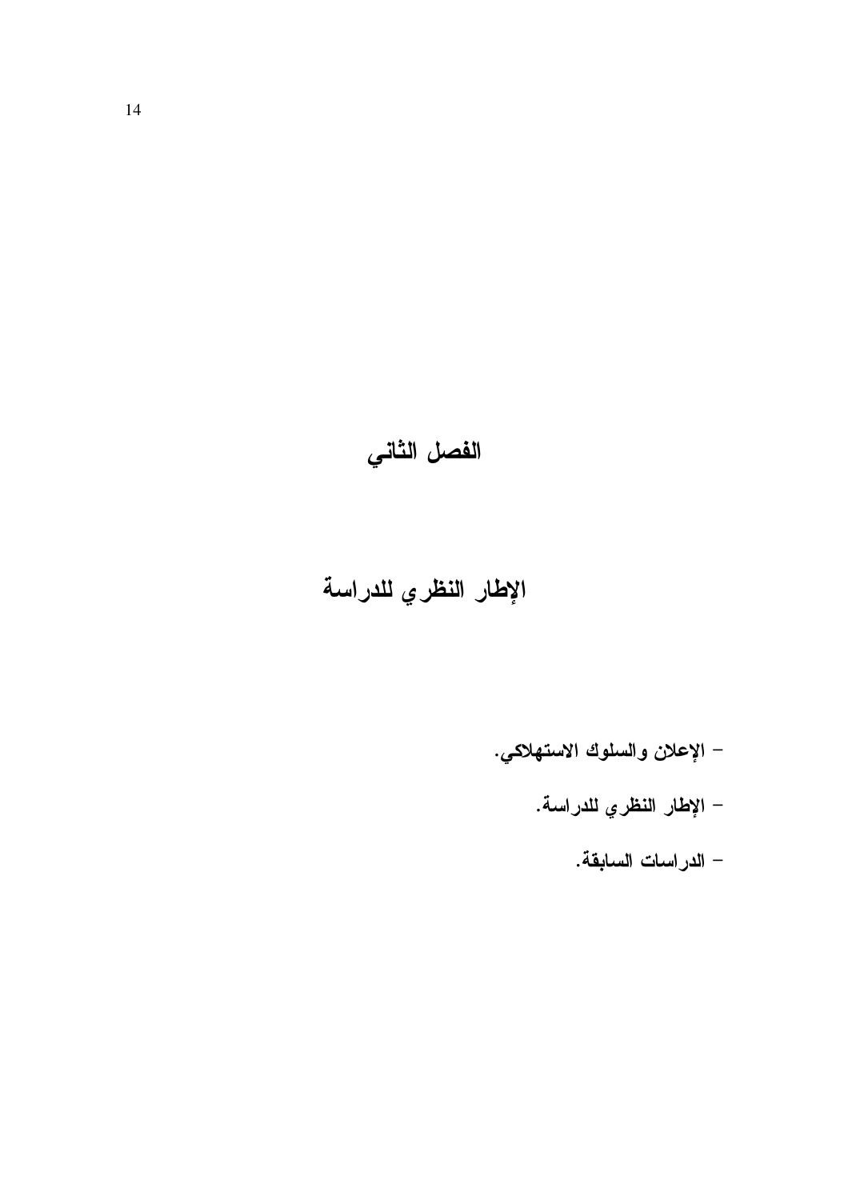# الفصل الثاني

# الإطار النظري للدراسة

- الإعلان والسلوك الاستهلاكي.
- الإطار النظري للدراسة.
- الدراسات السابقة.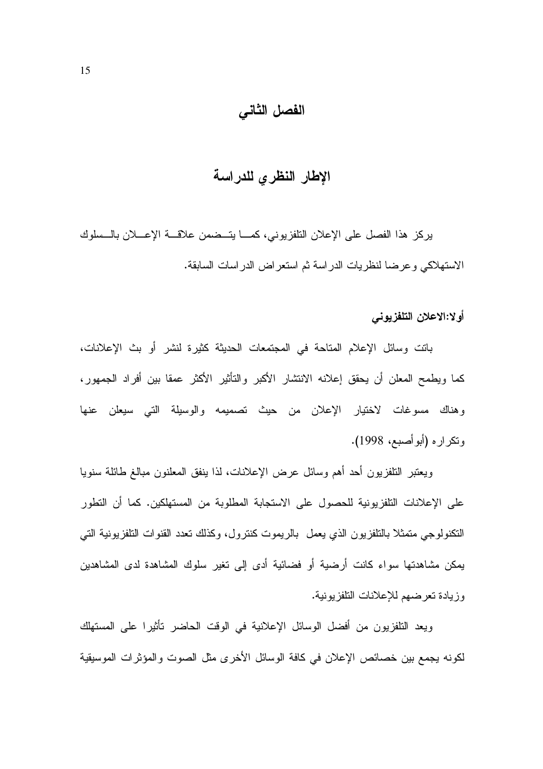# الفصل الثاني

## الإطار النظري للدراسة

يركز هذا الفصل على الإعلان التلفزيوني، كما يتضمن علاقة الإعلان بالسلوك الاستهلاكي وعرضا لنظريات الدراسة ثم استعراض الدراسات السابقة.

### أولا:الاعلان التلفزيوني

باتت وسائل الإعلام المتاحة في المجتمعات الحديثة كثيرة لنشر أو بث الإعلانات، كما ويطمح المعلن أن يحقق إعلانه الانتشار الأكبر والتأثير الأكثر عمقا بين أفراد الجمهور، وهناك مسوغات لاختيار الإعلان من حيث تصميمه والوسيلة التي سيعلن عنها وتكراره (أبوأصبع، 1998).

ويعتبر التلفزيون أحد أهم وسائل عرض الإعلانات، لذا ينفق المعلنون مبالغ طائلة سنويا على الإعلانات التلفزيونية للحصول على الاستجابة المطلوبة من المستهلكين. كما أن التطور التكنولوجي متمثلا بالتلفزيون الذي يعمل بالريموت كنترول، وكذلك تعدد القنوات التلفزيونية التي يمكن مشاهدتها سواء كانت أرضية أو فضائية أدى إلى تغير سلوك المشاهدة لدى المشاهدين وزيادة تعرضهم للإعلانات التلفزيونية.

ويعد التلفزيون من أفضل الوسائل الإعلانية في الوقت الحاضر تأثيرا على المستهلك لكونه يجمع بين خصائص الإعلان في كافة الوسائل الأخرى مثل الصوت والمؤثرات الموسيقية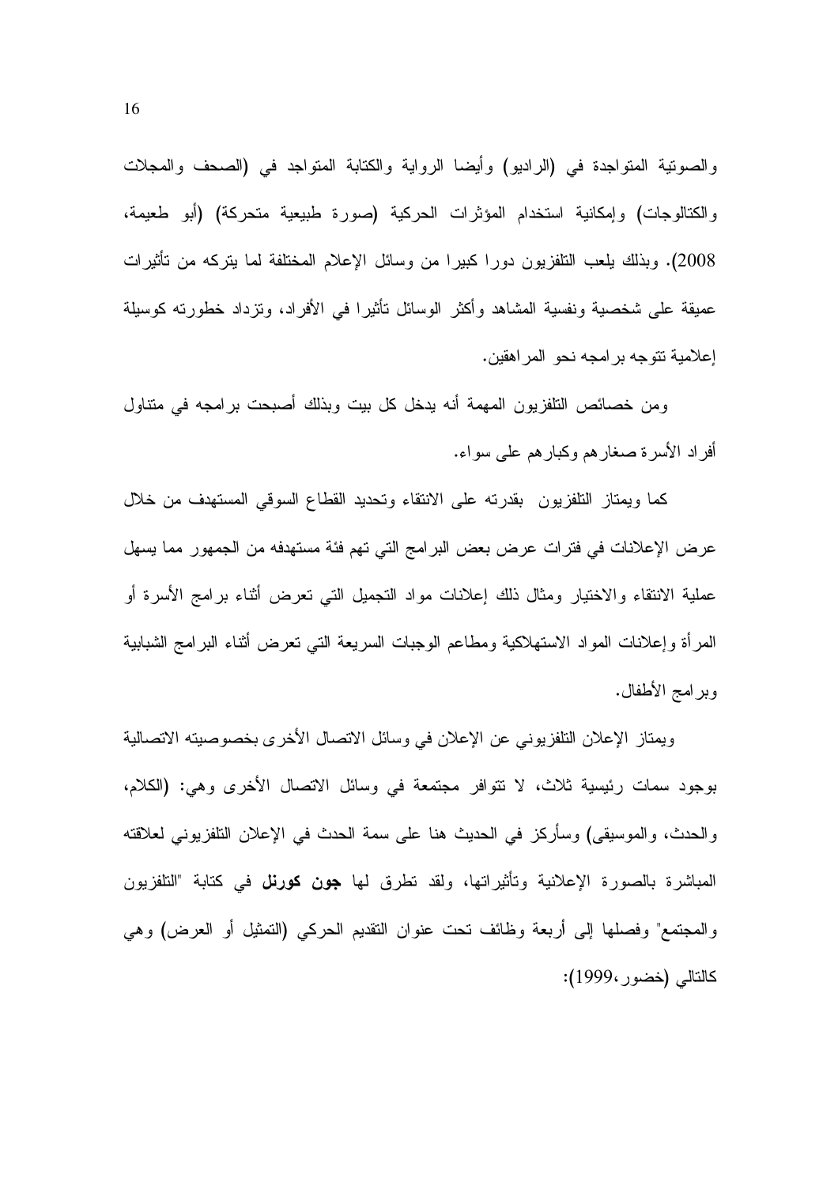والصوتية المتواجدة في (الراديو) وأيضا الرواية والكتابة المتواجد في (الصحف والمجلات والكتالوجات) وإمكانية استخدام المؤثرات الحركية (صورة طبيعية متحركة) (أبو طعيمة، 2008). وبذلك يلعب التلفزيون دورا كبيرا من وسائل الإعلام المختلفة لما يتركه من تأثيرات عميقة على شخصية ونفسية المشاهد وأكثر الوسائل تأثيرا في الأفراد، وتزداد خطورته كوسيلة إعلامية تتوجه برامجه نحو المراهقين.

ومن خصائص التلفزيون المهمة أنه يدخل كل بيت وبذلك أصبحت برامجه في متناول أفراد الأسرة صغارهم وكبارهم على سواء.

كما ويمتاز التلفزيون بقدرته على الانتقاء وتحديد القطاع السوقي المستهدف من خلال عرض الإعلانات في فترات عرض بعض البرامج التي تهم فئة مستهدفه من الجمهور مما يسهل عملية الانتقاء والاختيار ومثال ذلك إعلانات مواد التجميل التي تعرض أثناء برامج الأسرة أو المرأة وإعلانات المواد الاستهلاكية ومطاعم الوجبات السريعة التي تعرض أثناء البرامج الشبابية وبرامج الأطفال.

ويمتاز الإعلان التلفزيوني عن الإعلان في وسائل الاتصال الأخرى بخصوصيته الاتصالية بوجود سمات رئيسية ثلاث، لا تتوافر مجتمعة في وسائل الاتصال الأخرى وهي: (الكلام، والحدث، والموسيقى) وسأركز في الحديث هنا على سمة الحدث في الإعلان التلفزيوني لعلاقته المباشرة بالصورة الإعلانية وتأثيراتها، ولقد تطرق لها **جون كورنل** في كتابة "التلفزيون والمجتمع" وفصلها إلى أربعة وظائف تحت عنوان التقديم الحركي (التمثيل أو العرض) وهي كالتالي (خضور،1999):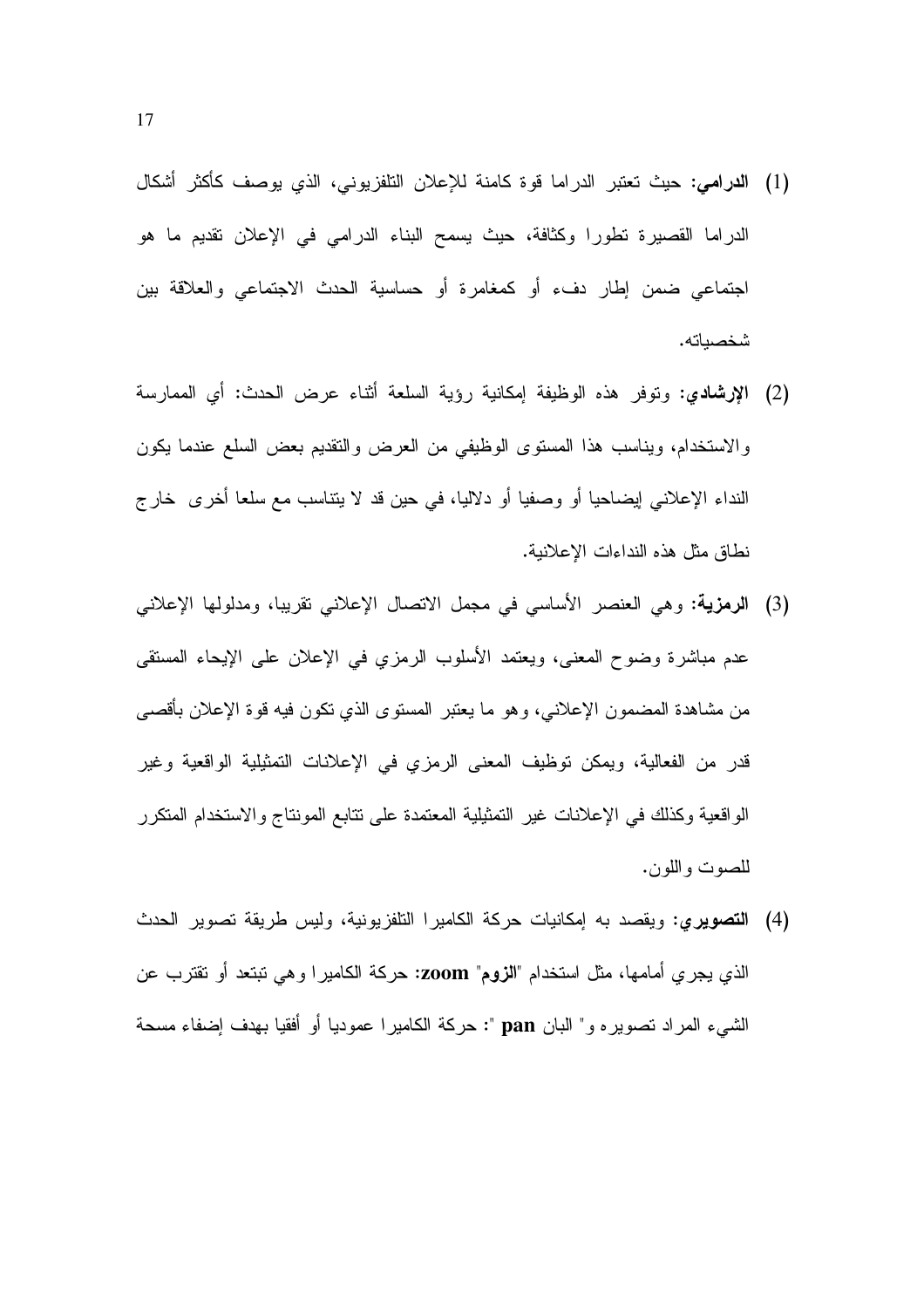(1) **الدرامي:** حيث تعتبر الدراما قوة كامنة للإعلان التلفزيوني، الذي يوصف كأكثر أشكال الدراما القصيرة تطورا وكثافة، حيث يسمح البناء الدرامي في الإعلان تقديم ما هو اجتماعي ضمن إطار دفء أو كمغامرة أو حساسية الحدث الاجتماعي والعلاقة بين شخصياته.

(2) **الإرشادي:** وتوفر هذه الوظيفة إمكانية رؤية السلعة أثناء عرض الحدث: أي الممارسة والاستخدام، ويناسب هذا المستوى الوظيفي من العرض والتقديم بعض السلع عندما يكون النداء الإعلاني إيضاحيا أو وصفيا أو دلاليا، في حين قد لا يتناسب مع سلعا أخرى خارج نطاق مثل هذه النداءات الإعلانية.

(3) **الرمزية:** وهي العنصر الأساسي في مجمل الاتصال الإعلاني تقريبا، ومدلولها الإعلاني عدم مباشرة وضوح المعنى، ويعتمد الأسلوب الرمزي في الإعلان على الإيحاء المستقى من مشاهدة المضمون الإعلاني، وهو ما يعتبر المستوى الذي تكون فيه قوة الإعلان بأقصى قدر من الفعالية، ويمكن توظيف المعنى الرمزي في الإعلانات التمثيلية الواقعية وغير الواقعية وكذلك في الإعلانات غير التمثيلية المعتمدة على تتابع المونتاج والاستخدام المتكرر للصوت واللون.

(4) **التصويري:** ويقصد به إمكانيات حركة الكاميرا التلفزيونية، وليس طريقة تصوير الحدث الذي يجري أمامها، مثل استخدام "**الزوم**" **zoom:** حركة الكاميرا وهي تبتعد أو تقترب عن الشيء المراد تصويره و" البان **pan** ": حركة الكاميرا عموديا أو أفقيا بهدف إضفاء مسحة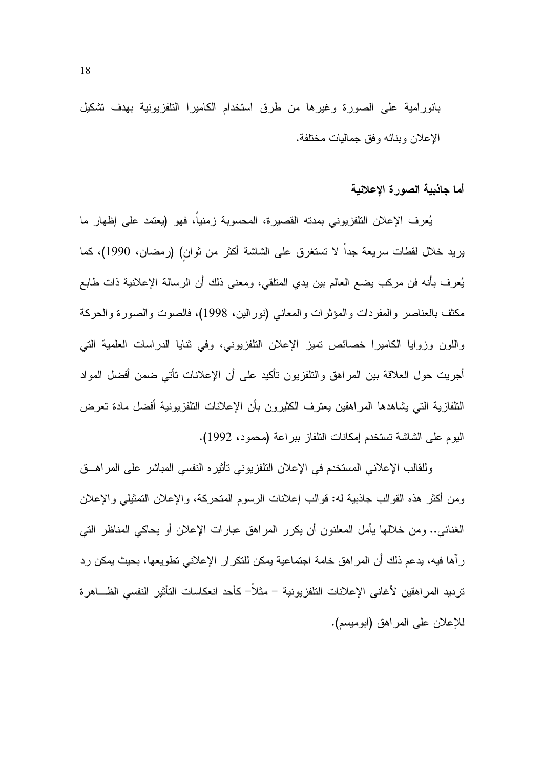بانورامية على الصورة وغيرها من طرق استخدام الكاميرا التلفزيونية بهدف تشكيل الإعلان وبنائه وفق جماليات مختلفة.

**أما جاذبية الصورة الإعلانية**

يُعرف الإعلان التلفزيوني بمدته القصيرة، المحسوبة زمنياً، فهو (يعتمد على إظهار ما يريد خلال لقطات سريعة جداً لا تستغرق على الشاشة أكثر من ثوانٍ) (رمضان، 1990)، كما يُعرف بأنه فن مركب يضع العالم بين يدي المتلقي، ومعنى ذلك أن الرسالة الإعلانية ذات طابع مكثف بالعناصر والمفردات والمؤثرات والمعاني (نورالين، 1998)، فالصوت والصورة والحركة واللون وزوايا الكاميرا خصائص تميز الإعلان التلفزيوني، وفي ثنايا الدراسات العلمية التي أجريت حول العلاقة بين المراهق والتلفزيون تأكيد على أن الإعلانات تأتي ضمن أفضل المواد التلفازية التي يشاهدها المراهقين يعترف الكثيرون بأن الإعلانات التلفزيونية أفضل مادة تعرض اليوم على الشاشة تستخدم إمكانات التلفاز ببراعة (محمود، 1992).

وللقالب الإعلاني المستخدم في الإعلان التلفزيوني تأثيره النفسي المباشر على المراهــق ومن أكثر هذه القوالب جاذبية له: قوالب إعلانات الرسوم المتحركة، والإعلان التمثيلي والإعلان الغنائي.. ومن خلالها يأمل المعلنون أن يكرر المراهق عبارات الإعلان أو يحاكي المناظر التي رآها فيه، يدعم ذلك أن المراهق خامة اجتماعية يمكن للتكرار الإعلاني تطويعها، بحيث يمكن رد ترديد المراهقين لأغاني الإعلانات التلفزيونية – مثلاً– كأحد انعكاسات التأثير النفسي الظـــاهرة للإعلان على المراهق (ابوميسم).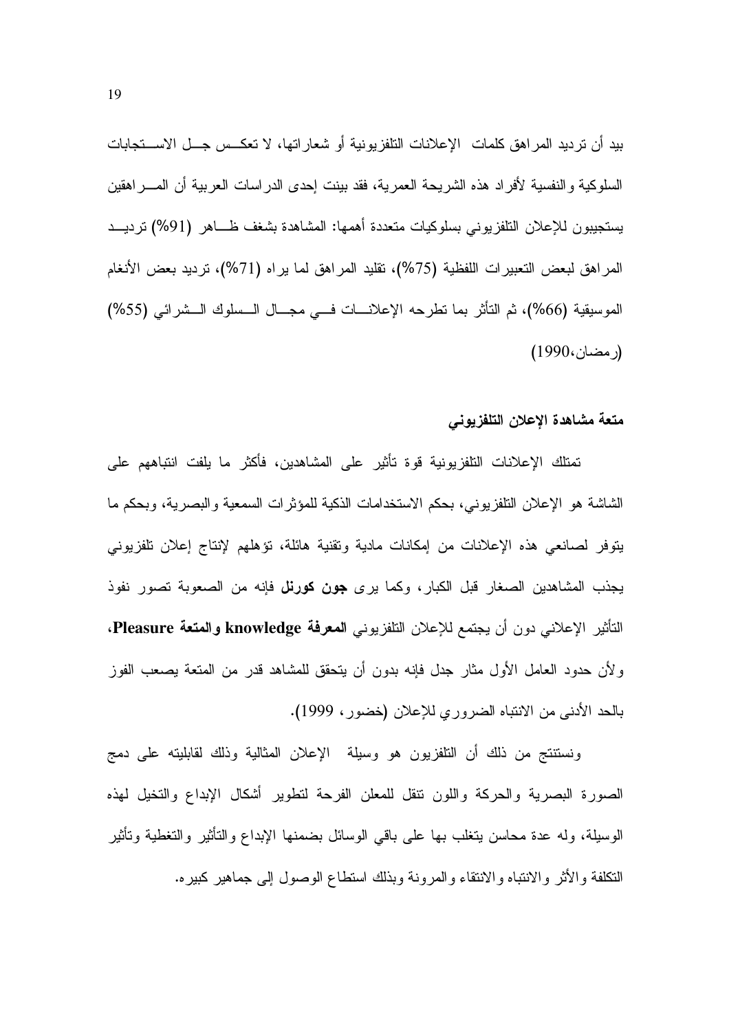بيد أن ترديد المراهق كلمات الإعلانات التلفزيونية أو شعاراتها، لا تعكس جل الاستجابات السلوكية والنفسية لأفراد هذه الشريحة العمرية، فقد بينت إحدى الدراسات العربية أن المراهقين يستجيبون للإعلان التلفزيوني بسلوكيات متعددة أهمها: المشاهدة بشغف ظاهر (91%) ترديد المراهق لبعض التعبيرات اللفظية (75%)، تقليد المراهق لما يراه (71%)، ترديد بعض الأنغام الموسيقية (66%)، ثم التأثر بما تطرحه الإعلانات في مجال السلوك الشرائي (55%) (رمضان،1990)

**متعة مشاهدة الإعلان التلفزيوني**

تمتلك الإعلانات التلفزيونية قوة تأثير على المشاهدين، فأكثر ما يلفت انتباههم على الشاشة هو الإعلان التلفزيوني، بحكم الاستخدامات الذكية للمؤثرات السمعية والبصرية، وبحكم ما يتوفر لصانعي هذه الإعلانات من إمكانات مادية وتقنية هائلة، تؤهلهم لإنتاج إعلان تلفزيوني يجذب المشاهدين الصغار قبل الكبار، وكما يرى **جون كورنل** فإنه من الصعوبة تصور نفوذ التأثير الإعلاني دون أن يجتمع للإعلان التلفزيوني **المعرفة knowledge والمتعة Pleasure**، ولأن حدود العامل الأول مثار جدل فإنه بدون أن يتحقق للمشاهد قدر من المتعة يصعب الفوز بالحد الأدنى من الانتباه الضروري للإعلان (خضور، 1999).

ونستنتج من ذلك أن التلفزيون هو وسيلة الإعلان المثالية وذلك لقابليته على دمج الصورة البصرية والحركة واللون تنقل للمعلن الفرحة لتطوير أشكال الإبداع والتخيل لهذه الوسيلة، وله عدة محاسن يتغلب بها على باقي الوسائل بضمنها الإبداع والتأثير والتغطية وتأثير التكلفة والأثر والانتباه والانتقاء والمرونة وبذلك استطاع الوصول إلى جماهير كبيره.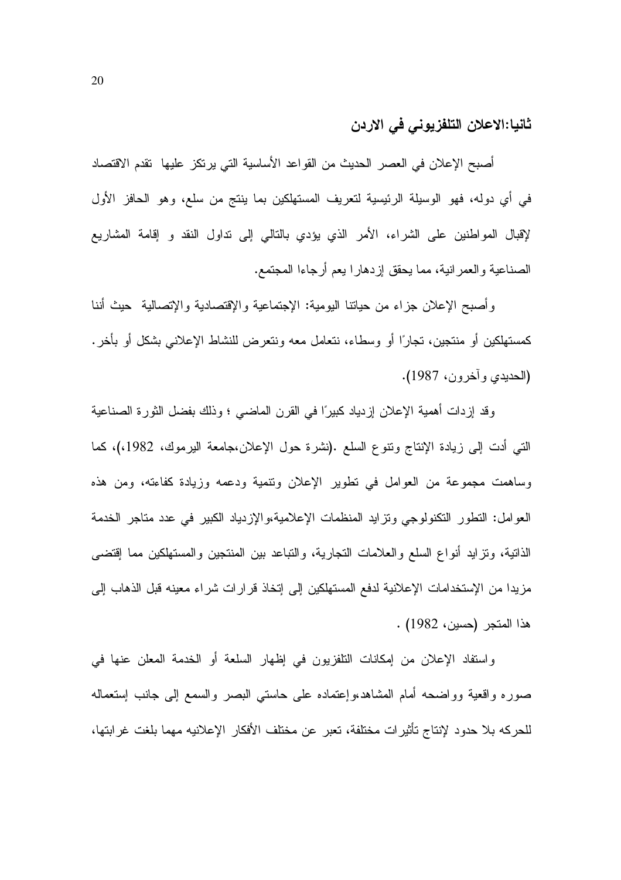## ثانيا:الاعلان التلفزيوني في الاردن

أصبح الإعلان في العصر الحديث من القواعد الأساسية التي يرتكز عليها تقدم الاقتصاد في أي دوله، فهو الوسيلة الرئيسية لتعريف المستهلكين بما ينتج من سلع، وهو الحافز الأول لإقبال المواطنين على الشراء، الأمر الذي يؤدي بالتالي إلى تداول النقد و إقامة المشاريع الصناعية والعمرانية، مما يحقق إزدهارا يعم أرجاءا المجتمع.

وأصبح الإعلان جزاء من حياتنا اليومية: الإجتماعية والإقتصادية والإتصالية حيث أننا كمستهلكين أو منتجين، تجارًا أو وسطاء، نتعامل معه ونتعرض للنشاط الإعلاني بشكل أو بأخر. (الحديدي وآخرون، 1987).

وقد إزدات أهمية الإعلان إزدياد كبيرًا في القرن الماضي ؛ وذلك بفضل الثورة الصناعية التي أدت إلى زيادة الإنتاج وتنوع السلع .(نشرة حول الإعلان،جامعة اليرموك، 1982،)، كما وساهمت مجموعة من العوامل في تطوير الإعلان وتنمية ودعمه وزيادة كفاءته، ومن هذه العوامل: التطور التكنولوجي وتزايد المنظمات الإعلامية،والإزدياد الكبير في عدد متاجر الخدمة الذاتية، وتزايد أنواع السلع والعلامات التجارية، والتباعد بين المنتجين والمستهلكين مما إقتضى مزيدا من الإستخدامات الإعلانية لدفع المستهلكين إلى إتخاذ قرارات شراء معينه قبل الذهاب إلى هذا المتجر (حسين، 1982) .

واستفاد الإعلان من إمكانات التلفزيون في إظهار السلعة أو الخدمة المعلن عنها في صوره واقعية وواضحه أمام المشاهد،وإعتماده على حاستي البصر والسمع إلى جانب إستعماله للحركه بلا حدود لإنتاج تأثيرات مختلفة، تعبر عن مختلف الأفكار الإعلانيه مهما بلغت غرابتها،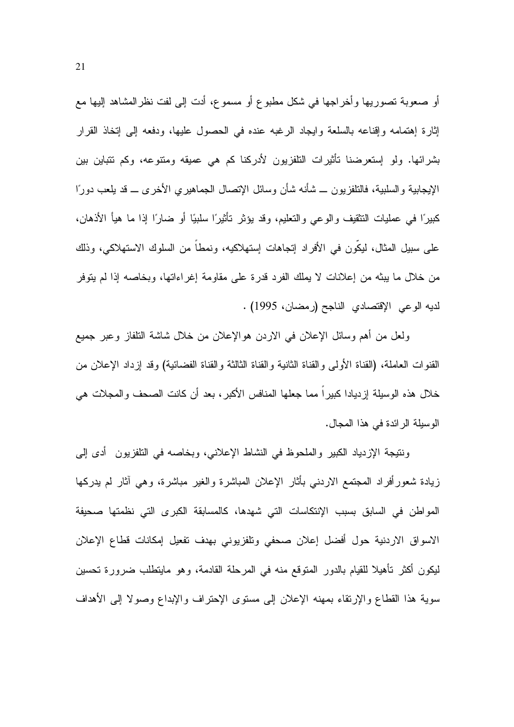أو صعوبة تصوريها وأخراجها في شكل مطبوع أو مسموع، أدت إلى لفت نظرالمشاهد إليها مع إثارة إهتمامه وإقناعه بالسلعة وايجاد الرغبه عنده في الحصول عليها، ودفعه إلى إتخاذ القرار بشرائها. ولو إستعرضنا تأثيرات التلفزيون لأدركنا كم هي عميقه ومتنوعه، وكم تتباين بين الإيجابية والسلبية، فالتلفزيون ــ شأنه شأن وسائل الإتصال الجماهيري الأخرى ــ قد يلعب دورًا كبيرًا في عمليات التثقيف والوعي والتعليم، وقد يؤثر تأثيرًا سلبيًا أو ضارًا إذا ما هيأ الأذهان، على سبيل المثال، ليكّون في الأفراد إتجاهات إستهلاكيه، ونمطاً من السلوك الاستهلاكي، وذلك من خلال ما يبثه من إعلانات لا يملك الفرد قدرة على مقاومة إغراءاتها، وبخاصه إذا لم يتوفر لديه الوعي الإقتصادي الناجح (رمضان، 1995) .

ولعل من أهم وسائل الإعلان في الاردن هوالإعلان من خلال شاشة التلفاز وعبر جميع القنوات العاملة، (القناة الأولى والقناة الثانية والقناة الثالثة والقناة الفضائية) وقد إزداد الإعلان من خلال هذه الوسيلة إزديادا كبيراً مما جعلها المنافس الأكبر، بعد أن كانت الصحف والمجلات هي الوسيلة الرائدة في هذا المجال.

ونتيجة الإزدياد الكبير والملحوظ في النشاط الإعلاني، وبخاصه في التلفزيون أدى إلى زيادة شعورأفراد المجتمع الاردني بأثار الإعلان المباشرة والغير مباشرة، وهي آثار لم يدركها المواطن في السابق بسبب الإنتكاسات التي شهدها، كالمسابقة الكبرى التي نظمتها صحيفة الاسواق الاردنية حول أفضل إعلان صحفي وتلفزيوني بهدف تفعيل إمكانات قطاع الإعلان ليكون أكثر تأهيلا للقيام بالدور المتوقع منه في المرحلة القادمة، وهو مايتطلب ضرورة تحسين سوية هذا القطاع والإرتقاء بمهنه الإعلان إلى مستوى الإحتراف والإبداع وصولا إلى الأهداف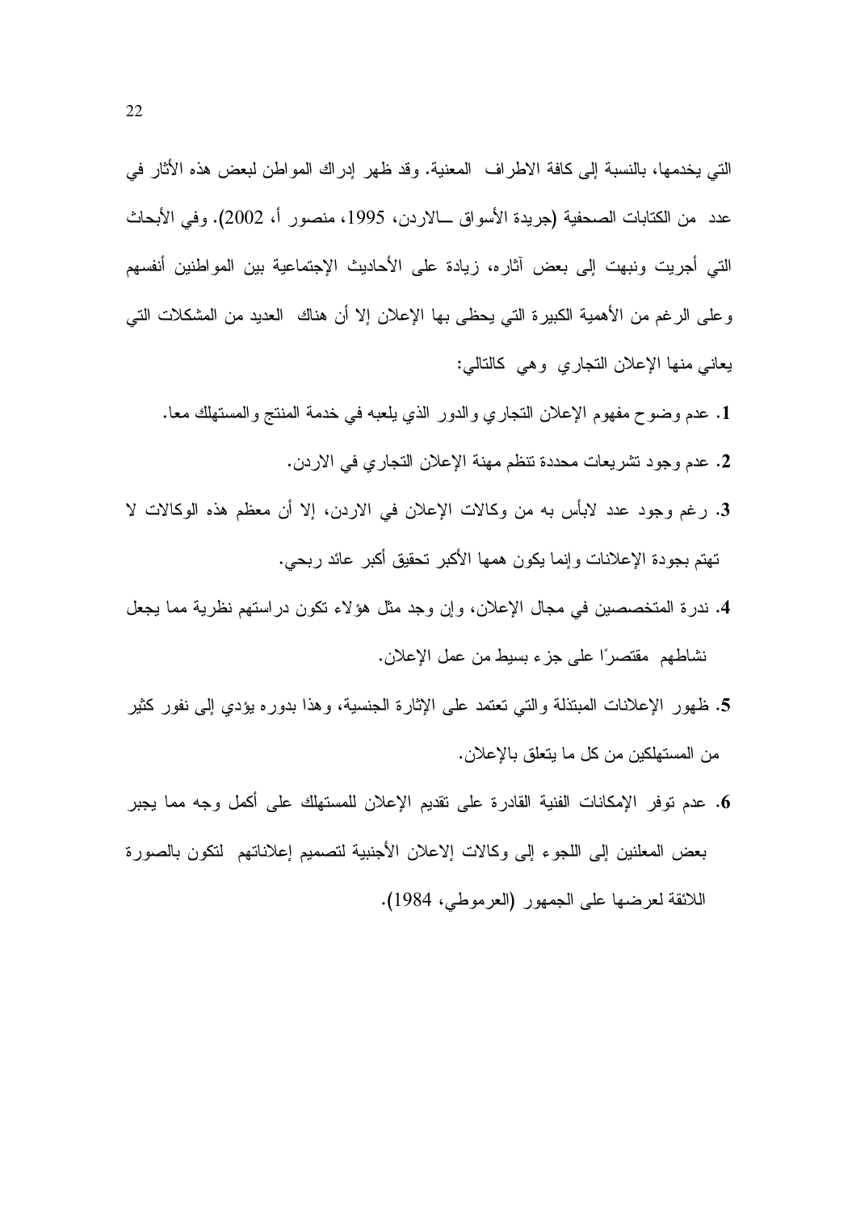التي يخدمها، بالنسبة إلى كافة الاطراف المعنية. وقد ظهر إدراك المواطن لبعض هذه الأثار في عدد من الكتابات الصحفية (جريدة الأسواق ـــالاردن، 1995، منصور أ، 2002). وفي الأبحاث التي أجريت ونبهت إلى بعض آثاره، زيادة على الأحاديث الإجتماعية بين المواطنين أنفسهم وعلى الرغم من الأهمية الكبيرة التي يحظى بها الإعلان إلا أن هناك العديد من المشكلات التي يعاني منها الإعلان التجاري وهي كالتالي:

1. عدم وضوح مفهوم الإعلان التجاري والدور الذي يلعبه في خدمة المنتج والمستهلك معا.
2. عدم وجود تشريعات محددة تنظم مهنة الإعلان التجاري في الاردن.
3. رغم وجود عدد لابأس به من وكالات الإعلان في الاردن، إلا أن معظم هذه الوكالات لا تهتم بجودة الإعلانات وإنما يكون همها الأكبر تحقيق أكبر عائد ربحي.
4. ندرة المتخصصين في مجال الإعلان، وإن وجد مثل هؤلاء تكون دراستهم نظرية مما يجعل نشاطهم مقتصرًا على جزء بسيط من عمل الإعلان.
5. ظهور الإعلانات المبتذلة والتي تعتمد على الإثارة الجنسية، وهذا بدوره يؤدي إلى نفور كثير من المستهلكين من كل ما يتعلق بالإعلان.
6. عدم توفر الإمكانات الفنية القادرة على تقديم الإعلان للمستهلك على أكمل وجه مما يجبر بعض المعلنين إلى اللجوء إلى وكالات الإعلان الأجنبية لتصميم إعلاناتهم لتكون بالصورة اللائقة لعرضها على الجمهور (العرموطي، 1984).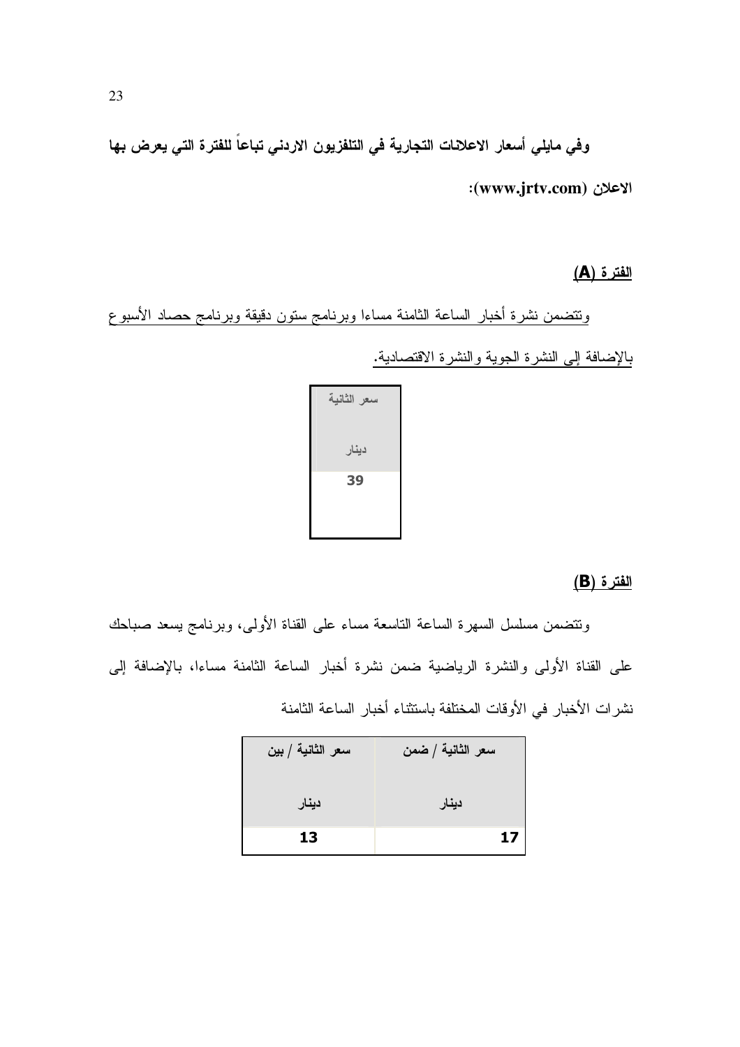**وفي مايلي أسعار الاعلانات التجارية في التلفزيون الاردني تباعاً للفترة التي يعرض بها الاعلان (www.jrtv.com):**

**<u>الفترة (A)</u>**

<u>وتتضمن نشرة أخبار الساعة الثامنة مساءا وبرنامج ستون دقيقة وبرنامج حصاد الأسبوع بالإضافة إلى النشرة الجوية والنشرة الاقتصادية.</u>

| سعر الثانية دينار |
|---|
| 39 |

**<u>الفترة (B)</u>**

وتتضمن مسلسل السهرة الساعة التاسعة مساء على القناة الأولى، وبرنامج يسعد صباحك على القناة الأولى والنشرة الرياضية ضمن نشرة أخبار الساعة الثامنة مساءا، بالإضافة إلى نشرات الأخبار في الأوقات المختلفة باستثناء أخبار الساعة الثامنة

| سعر الثانية / ضمن دينار | سعر الثانية / بين دينار |
|---|---|
| 17 | 13 |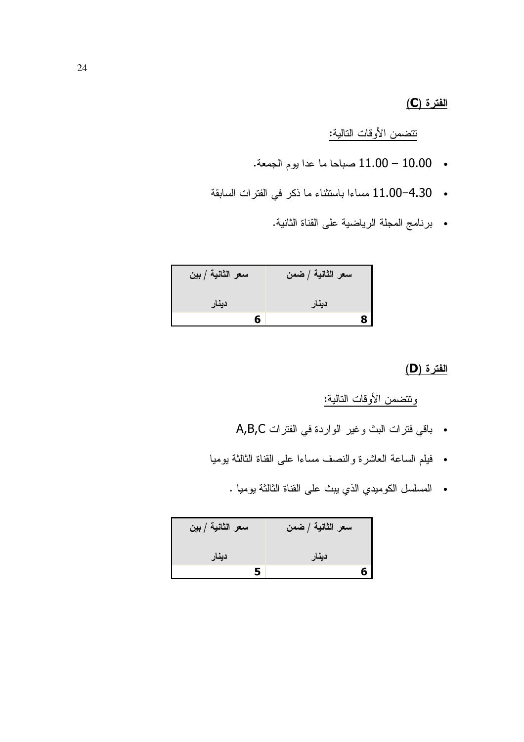**الفترة (C)**

تتضمن الأوقات التالية:

- 10.00 – 11.00 صباحا ما عدا يوم الجمعة.
- 4.30–11.00 مساءا باستثناء ما ذكر في الفترات السابقة
- برنامج المجلة الرياضية على القناة الثانية.

| سعر الثانية / ضمن دينار | سعر الثانية / بين دينار |
|---|---|
| 8 | 6 |

**الفترة (D)**

وتتضمن الأوقات التالية:

- باقي فترات البث وغير الواردة في الفترات A,B,C
- فيلم الساعة العاشرة والنصف مساءا على القناة الثالثة يوميا
- المسلسل الكوميدي الذي يبث على القناة الثالثة يوميا .

| سعر الثانية / ضمن دينار | سعر الثانية / بين دينار |
|---|---|
| 6 | 5 |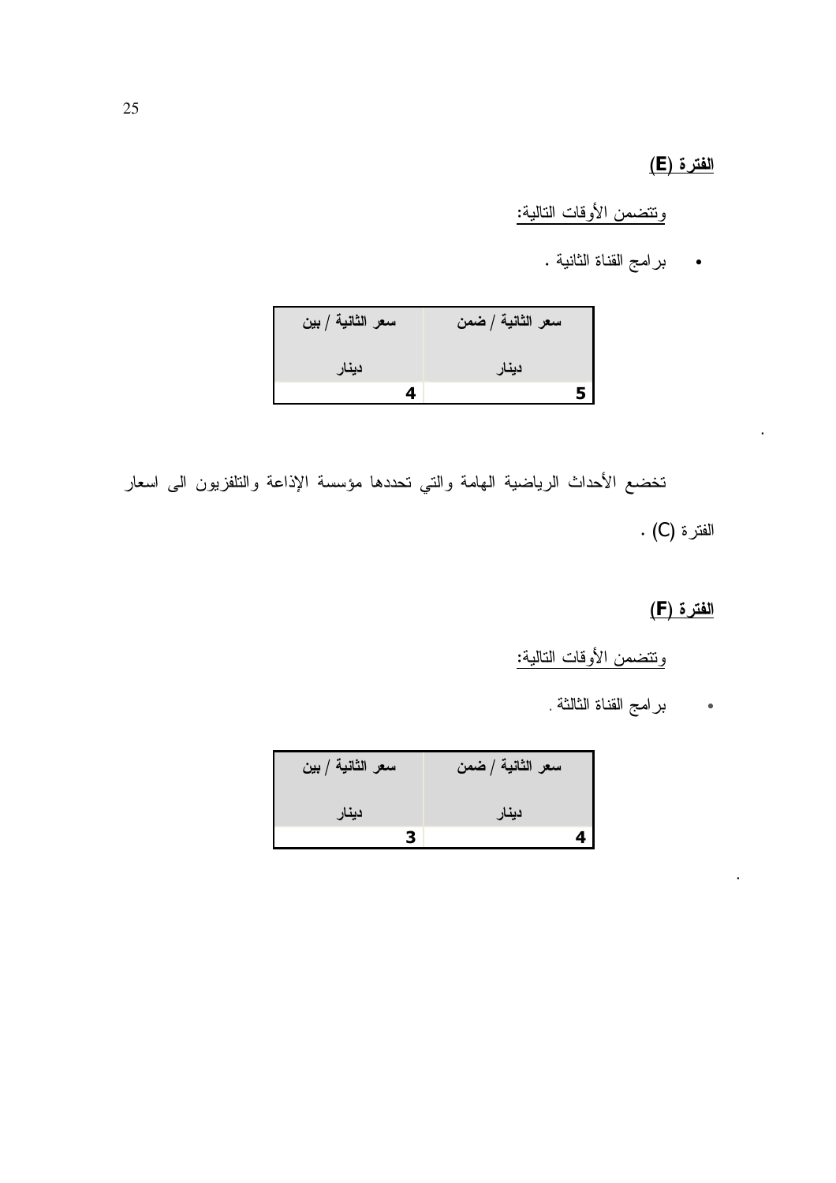**<u>الفترة (E)</u>**

<u>وتتضمن الأوقات التالية:</u>

- برامج القناة الثانية .

| سعر الثانية / ضمن دينار | سعر الثانية / بين دينار |
|---|---|
| 5 | 4 |

.

تخضع الأحداث الرياضية الهامة والتي تحددها مؤسسة الإذاعة والتلفزيون الى اسعار الفترة (C) .

**<u>الفترة (F)</u>**

<u>وتتضمن الأوقات التالية:</u>

- برامج القناة الثالثة .

| سعر الثانية / ضمن دينار | سعر الثانية / بين دينار |
|---|---|
| 4 | 3 |

.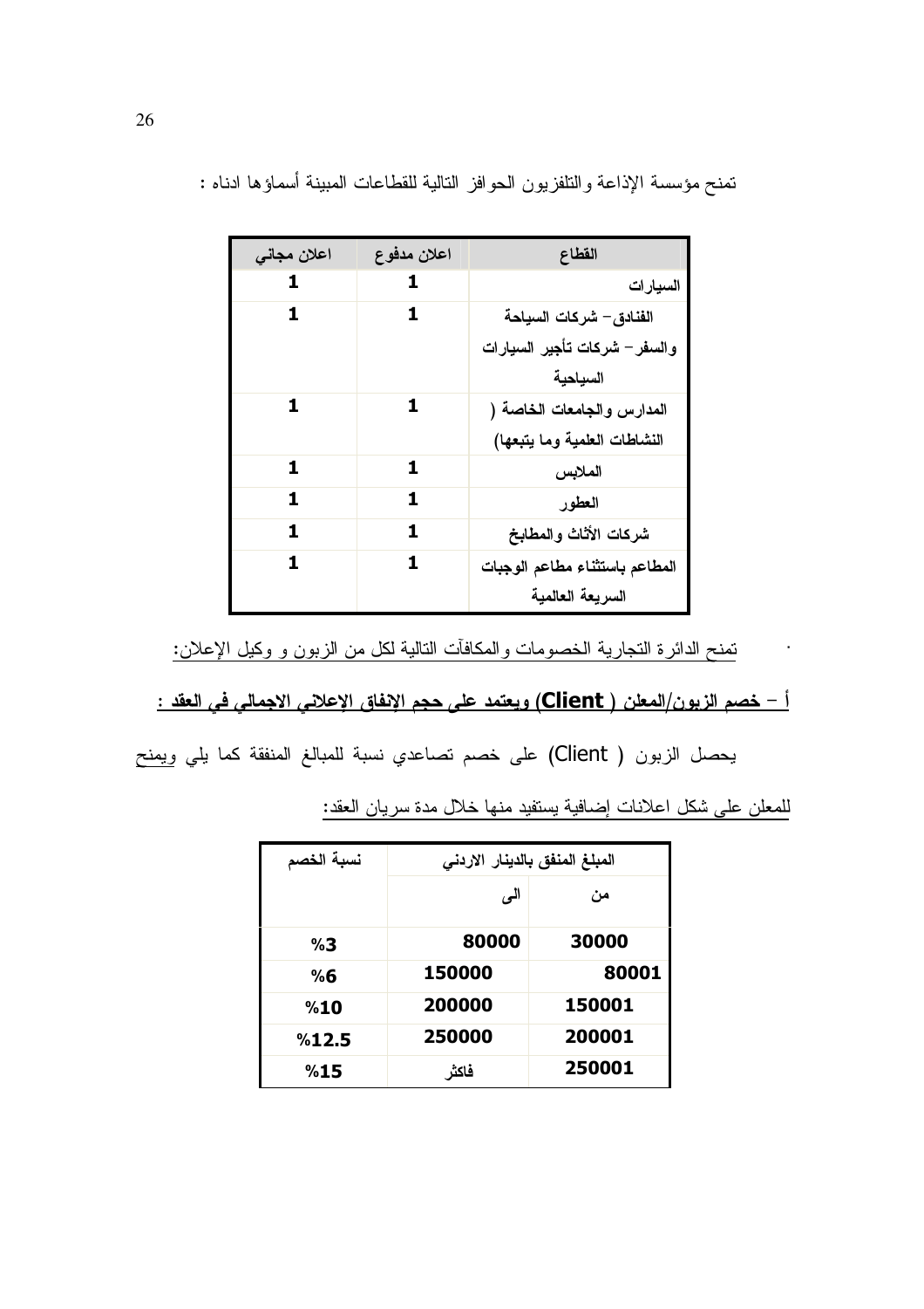تمنح مؤسسة الإذاعة والتلفزيون الحوافز التالية للقطاعات المبينة أسماؤها ادناه :

| القطاع | اعلان مدفوع | اعلان مجاني |
|---|---|---|
| السيارات | 1 | 1 |
| الفنادق – شركات السياحة والسفر – شركات تأجير السيارات السياحية | 1 | 1 |
| المدارس والجامعات الخاصة ( النشاطات العلمية وما يتبعها) | 1 | 1 |
| الملابس | 1 | 1 |
| العطور | 1 | 1 |
| شركات الأثاث والمطابخ | 1 | 1 |
| المطاعم باستثناء مطاعم الوجبات السريعة العالمية | 1 | 1 |

- تمنح الدائرة التجارية الخصومات والمكافآت التالية لكل من الزبون و وكيل الإعلان:

**أ – خصم الزبون/المعلن ( Client) ويعتمد على حجم الإنفاق الإعلاني الاجمالي في العقد :**

يحصل الزبون ( Client) على خصم تصاعدي نسبة للمبالغ المنفقة كما يلي ويمنح للمعلن على شكل اعلانات إضافية يستفيد منها خلال مدة سريان العقد:

| المبلغ المنفق بالدينار الاردني | | نسبة الخصم |
|---|---|---|
| من | الى | |
| 30000 | 80000 | %3 |
| 80001 | 150000 | %6 |
| 150001 | 200000 | %10 |
| 200001 | 250000 | %12.5 |
| 250001 | فاكثر | %15 |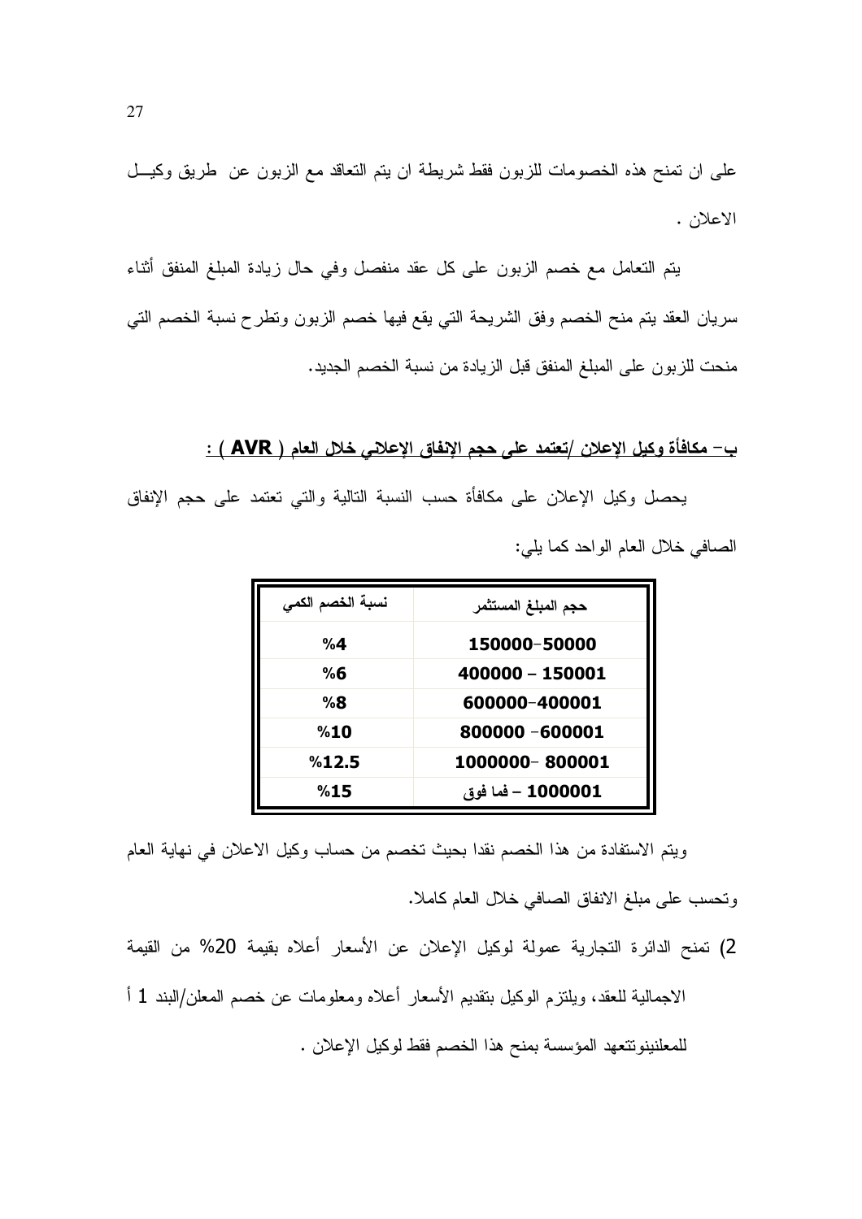على ان تمنح هذه الخصومات للزبون فقط شريطة ان يتم التعاقد مع الزبون عن طريق وكيـل الاعلان .

يتم التعامل مع خصم الزبون على كل عقد منفصل وفي حال زيادة المبلغ المنفق أثناء سريان العقد يتم منح الخصم وفق الشريحة التي يقع فيها خصم الزبون وتطرح نسبة الخصم التي منحت للزبون على المبلغ المنفق قبل الزيادة من نسبة الخصم الجديد.

**ب- مكافأة وكيل الإعلان /تعتمد على حجم الإنفاق الإعلاني خلال العام ( AVR ) :**

يحصل وكيل الإعلان على مكافأة حسب النسبة التالية والتي تعتمد على حجم الإنفاق الصافي خلال العام الواحد كما يلي:

| حجم المبلغ المستثمر | نسبة الخصم الكمي |
|---|---|
| 150000-50000 | %4 |
| 400000 - 150001 | %6 |
| 600000-400001 | %8 |
| 800000 -600001 | %10 |
| 1000000- 800001 | %12.5 |
| 1000001 – فما فوق | %15 |

ويتم الاستفادة من هذا الخصم نقدا بحيث تخصم من حساب وكيل الاعلان في نهاية العام وتحسب على مبلغ الانفاق الصافي خلال العام كاملا.

2) تمنح الدائرة التجارية عمولة لوكيل الإعلان عن الأسعار أعلاه بقيمة 20% من القيمة الاجمالية للعقد، ويلتزم الوكيل بتقديم الأسعار أعلاه ومعلومات عن خصم المعلن/البند 1 أ للمعلنينوتتعهد المؤسسة بمنح هذا الخصم فقط لوكيل الإعلان .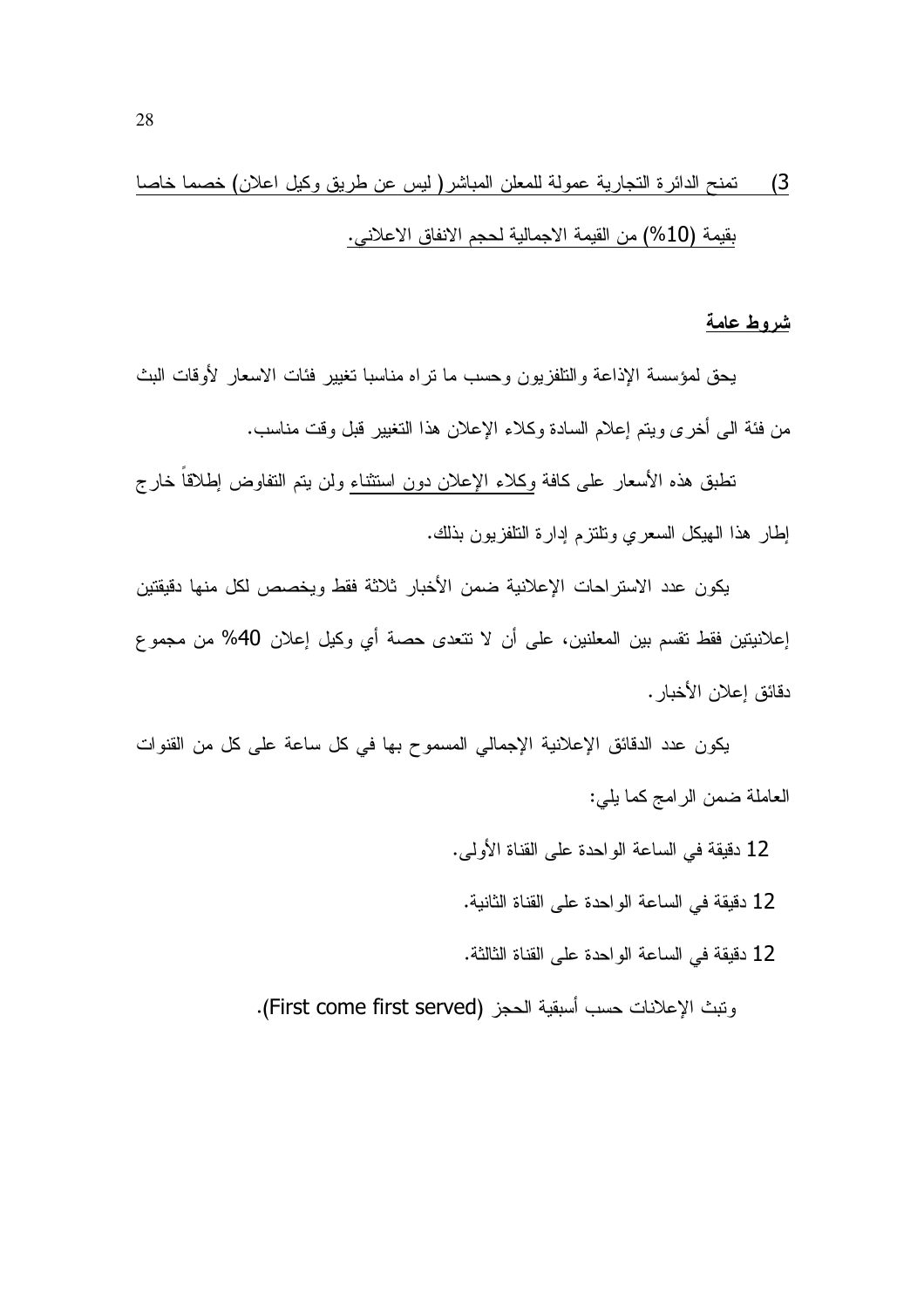3) تمنح الدائرة التجارية عمولة للمعلن المباشر ( ليس عن طريق وكيل اعلان) خصما خاصا بقيمة (10%) من القيمة الاجمالية لحجم الانفاق الاعلاني.

**شروط عامة**

يحق لمؤسسة الإذاعة والتلفزيون وحسب ما تراه مناسبا تغيير فئات الاسعار لأوقات البث من فئة الى أخرى ويتم إعلام السادة وكلاء الإعلان هذا التغيير قبل وقت مناسب.

تطبق هذه الأسعار على كافة وكلاء الإعلان دون استثناء ولن يتم التفاوض إطلاقاً خارج إطار هذا الهيكل السعري وتلتزم إدارة التلفزيون بذلك.

يكون عدد الاستراحات الإعلانية ضمن الأخبار ثلاثة فقط ويخصص لكل منها دقيقتين إعلانيتين فقط تقسم بين المعلنين، على أن لا تتعدى حصة أي وكيل إعلان 40% من مجموع دقائق إعلان الأخبار.

يكون عدد الدقائق الإعلانية الإجمالي المسموح بها في كل ساعة على كل من القنوات العاملة ضمن الرامج كما يلي:

12 دقيقة في الساعة الواحدة على القناة الأولى.

12 دقيقة في الساعة الواحدة على القناة الثانية.

12 دقيقة في الساعة الواحدة على القناة الثالثة.

وتبث الإعلانات حسب أسبقية الحجز (First come first served).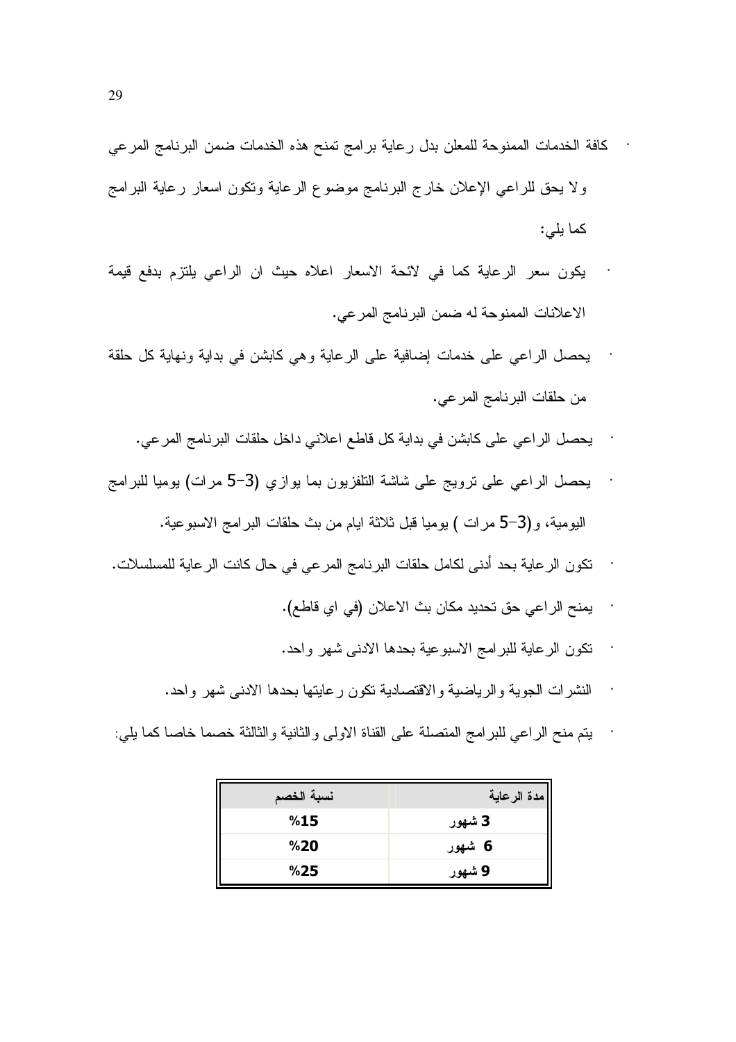- كافة الخدمات الممنوحة للمعلن بدل رعاية برامج تمنح هذه الخدمات ضمن البرنامج المرعي ولا يحق للراعي الإعلان خارج البرنامج موضوع الرعاية وتكون اسعار رعاية البرامج كما يلي:
- يكون سعر الرعاية كما في لائحة الاسعار اعلاه حيث ان الراعي يلتزم بدفع قيمة الاعلانات الممنوحة له ضمن البرنامج المرعي.
- يحصل الراعي على خدمات إضافية على الرعاية وهي كابشن في بداية ونهاية كل حلقة من حلقات البرنامج المرعي.
- يحصل الراعي على كابشن في بداية كل قاطع اعلاني داخل حلقات البرنامج المرعي.
- يحصل الراعي على ترويج على شاشة التلفزيون بما يوازي (3–5 مرات) يوميا للبرامج اليومية، و(3–5 مرات ) يوميا قبل ثلاثة ايام من بث حلقات البرامج الاسبوعية.
- تكون الرعاية بحد أدنى لكامل حلقات البرنامج المرعي في حال كانت الرعاية للمسلسلات.
- يمنح الراعي حق تحديد مكان بث الاعلان (في اي قاطع).
- تكون الرعاية للبرامج الاسبوعية بحدها الادنى شهر واحد.
- النشرات الجوية والرياضية والاقتصادية تكون رعايتها بحدها الادنى شهر واحد.
- يتم منح الراعي للبرامج المتصلة على القناة الاولى والثانية والثالثة خصما خاصا كما يلي:

| مدة الرعاية | نسبة الخصم |
|---|---|
| 3 شهور | %15 |
| 6 شهور | %20 |
| 9 شهور | %25 |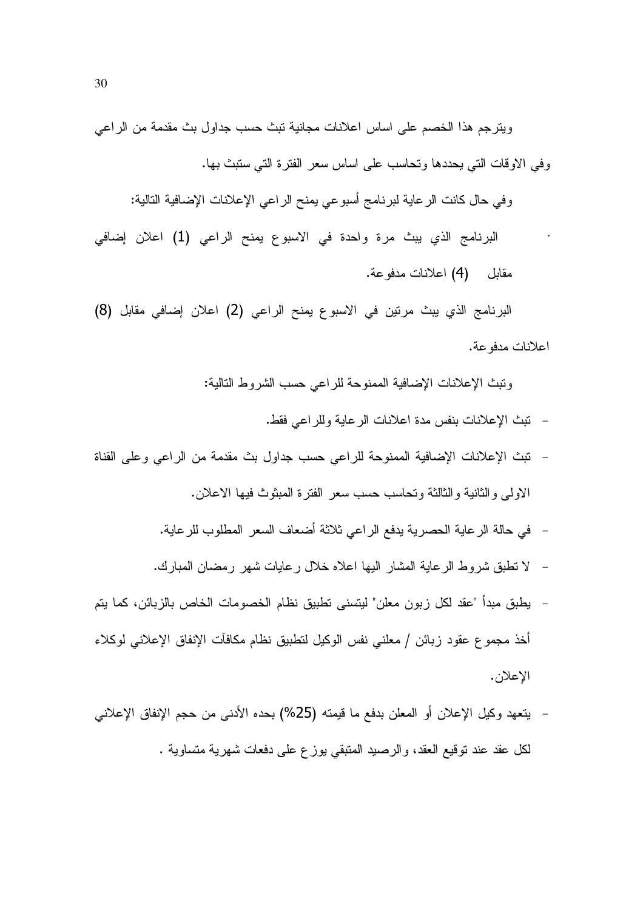ويترجم هذا الخصم على اساس اعلانات مجانية تبث حسب جداول بث مقدمة من الراعي وفي الاوقات التي يحددها وتحاسب على اساس سعر الفترة التي ستبث بها.

وفي حال كانت الرعاية لبرنامج أسبوعي يمنح الراعي الإعلانات الإضافية التالية:

- البرنامج الذي يبث مرة واحدة في الاسبوع يمنح الراعي (1) اعلان إضافي مقابل (4) اعلانات مدفوعة.

البرنامج الذي يبث مرتين في الاسبوع يمنح الراعي (2) اعلان إضافي مقابل (8) اعلانات مدفوعة.

وتبث الإعلانات الإضافية الممنوحة للراعي حسب الشروط التالية:

- تبث الإعلانات بنفس مدة اعلانات الرعاية وللراعي فقط.
- تبث الإعلانات الإضافية الممنوحة للراعي حسب جداول بث مقدمة من الراعي وعلى القناة الاولى والثانية والثالثة وتحاسب حسب سعر الفترة المبثوث فيها الاعلان.
- في حالة الرعاية الحصرية يدفع الراعي ثلاثة أضعاف السعر المطلوب للرعاية.
- لا تطبق شروط الرعاية المشار اليها اعلاه خلال رعايات شهر رمضان المبارك.
- يطبق مبدأ "عقد لكل زبون معلن" ليتسنى تطبيق نظام الخصومات الخاص بالزبائن، كما يتم أخذ مجموع عقود زبائن / معلني نفس الوكيل لتطبيق نظام مكافآت الإنفاق الإعلاني لوكلاء الإعلان.
- يتعهد وكيل الإعلان أو المعلن بدفع ما قيمته (25%) بحده الأدنى من حجم الإنفاق الإعلاني لكل عقد عند توقيع العقد، والرصيد المتبقي يوزع على دفعات شهرية متساوية .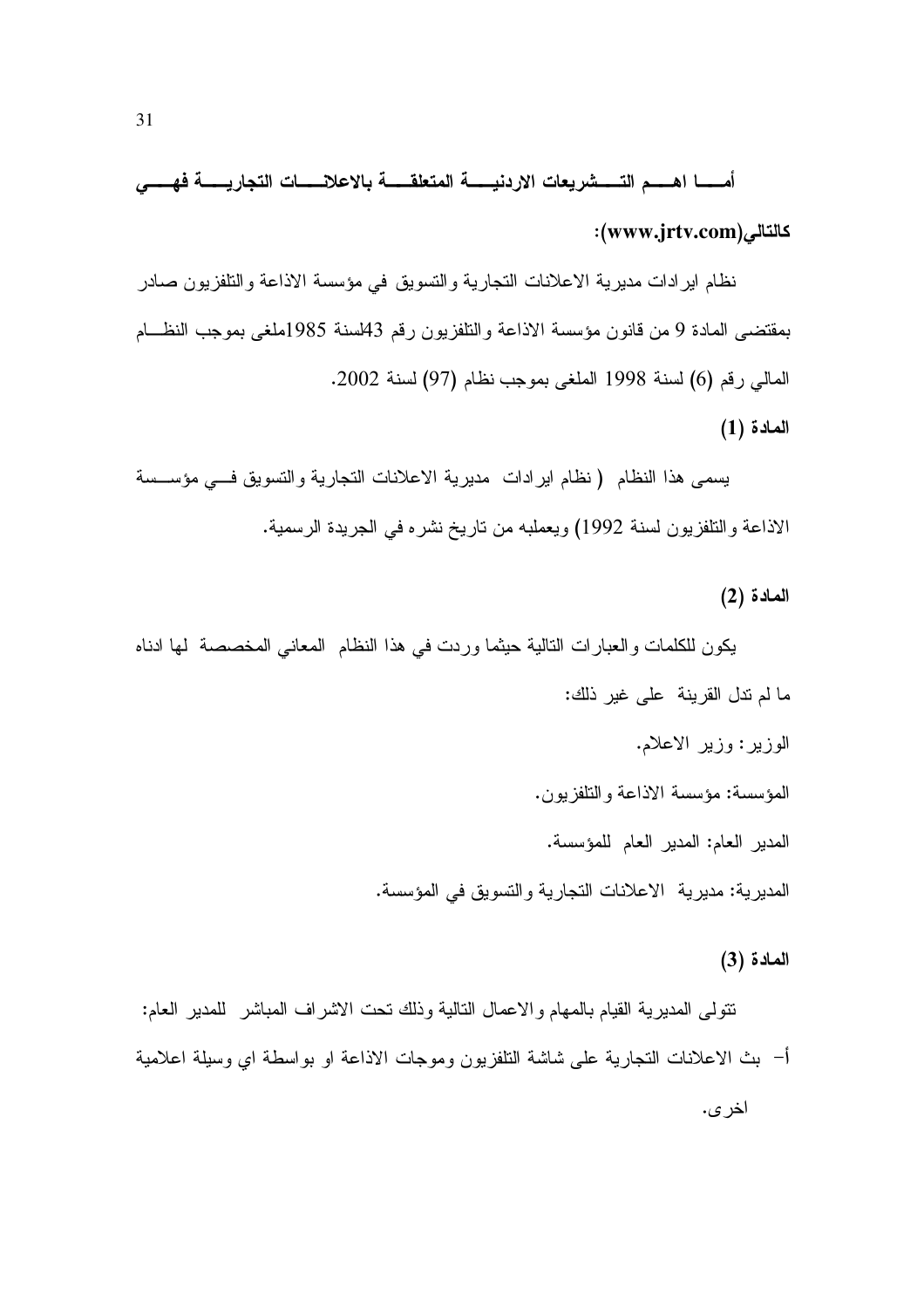**أما اهم التشريعات الاردنية المتعلقة بالاعلانات التجارية فهي كالتالي(www.jrtv.com):**

نظام ايرادات مديرية الاعلانات التجارية والتسويق في مؤسسة الاذاعة والتلفزيون صادر بمقتضى المادة 9 من قانون مؤسسة الاذاعة والتلفزيون رقم 43لسنة 1985ملغى بموجب النظام المالي رقم (6) لسنة 1998 الملغى بموجب نظام (97) لسنة 2002.

**المادة (1)**

يسمى هذا النظام ( نظام ايرادات مديرية الاعلانات التجارية والتسويق في مؤسسة الاذاعة والتلفزيون لسنة 1992) ويعملبه من تاريخ نشره في الجريدة الرسمية.

**المادة (2)**

يكون للكلمات والعبارات التالية حيثما وردت في هذا النظام المعاني المخصصة لها ادناه ما لم تدل القرينة على غير ذلك:

الوزير: وزير الاعلام.

المؤسسة: مؤسسة الاذاعة والتلفزيون.

المدير العام: المدير العام للمؤسسة.

المديرية: مديرية الاعلانات التجارية والتسويق في المؤسسة.

**المادة (3)**

تتولى المديرية القيام بالمهام والاعمال التالية وذلك تحت الاشراف المباشر للمدير العام:

أ- بث الاعلانات التجارية على شاشة التلفزيون وموجات الاذاعة او بواسطة اي وسيلة اعلامية اخرى.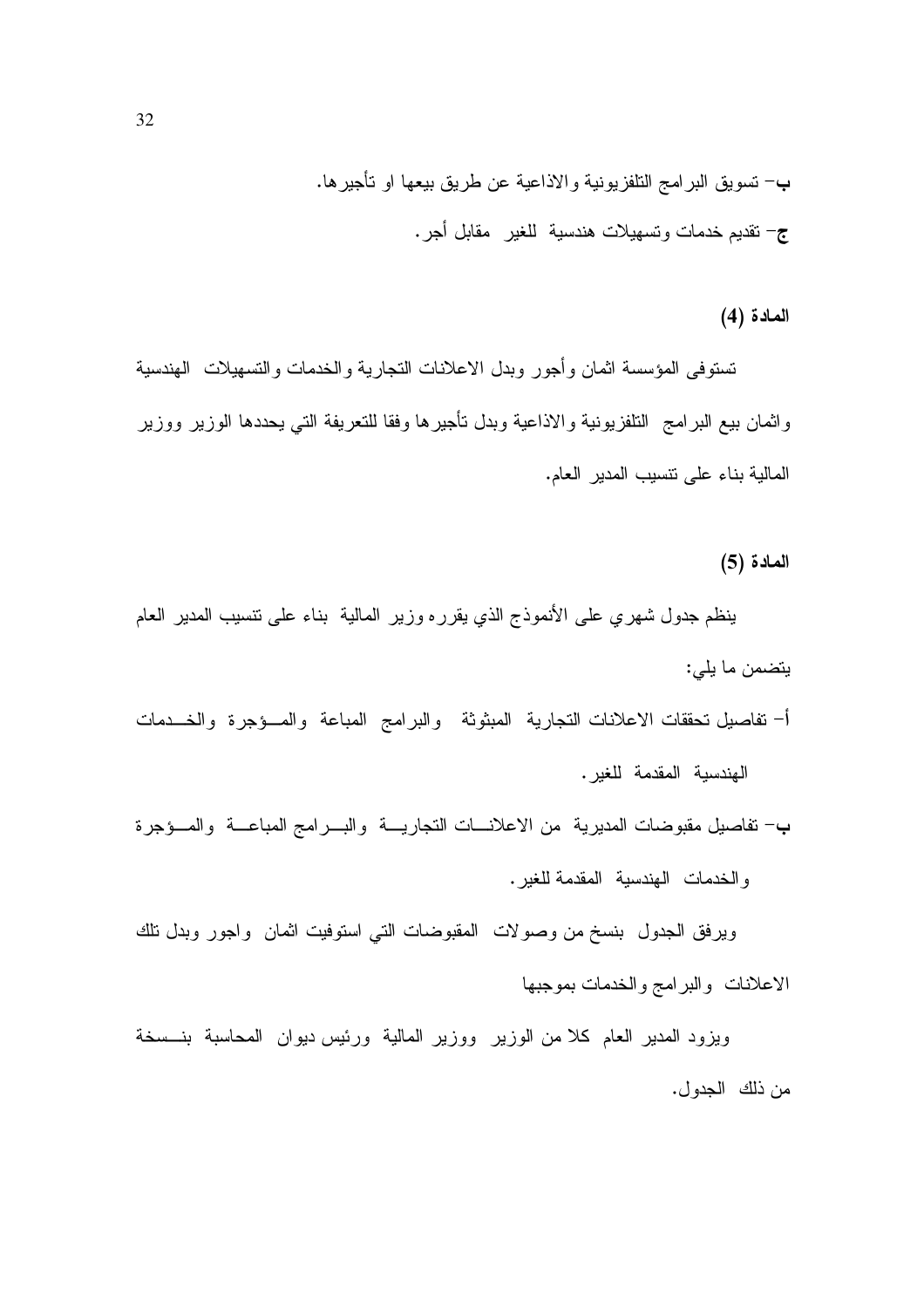**ب**– تسويق البرامج التلفزيونية والاذاعية عن طريق بيعها او تأجيرها.

**ج**– تقديم خدمات وتسهيلات هندسية للغير مقابل أجر.

**المادة (4)**

تستوفى المؤسسة اثمان وأجور وبدل الاعلانات التجارية والخدمات والتسهيلات الهندسية واثمان بيع البرامج التلفزيونية والاذاعية وبدل تأجيرها وفقا للتعريفة التي يحددها الوزير ووزير المالية بناء على تنسيب المدير العام.

**المادة (5)**

ينظم جدول شهري على الأنموذج الذي يقرره وزير المالية بناء على تنسيب المدير العام يتضمن ما يلي:

أ– تفاصيل تحققات الاعلانات التجارية المبثوثة والبرامج المباعة والمؤجرة والخدمات الهندسية المقدمة للغير.

**ب**– تفاصيل مقبوضات المديرية من الاعلانات التجارية والبرامج المباعة والمؤجرة والخدمات الهندسية المقدمة للغير.

ويرفق الجدول بنسخ من وصولات المقبوضات التي استوفيت اثمان واجور وبدل تلك الاعلانات والبرامج والخدمات بموجبها

ويزود المدير العام كلا من الوزير ووزير المالية ورئيس ديوان المحاسبة بنسخة من ذلك الجدول.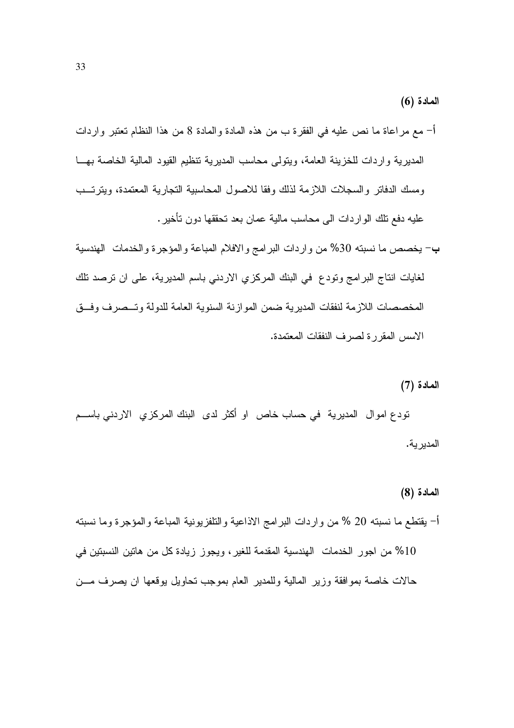**المادة (6)**

أ- مع مراعاة ما نص عليه في الفقرة ب من هذه المادة والمادة 8 من هذا النظام تعتبر واردات المديرية واردات للخزينة العامة، ويتولى محاسب المديرية تنظيم القيود المالية الخاصة بهـا ومسك الدفاتر والسجلات اللازمة لذلك وفقا للاصول المحاسبية التجارية المعتمدة، ويترتـب عليه دفع تلك الواردات الى محاسب مالية عمان بعد تحققها دون تأخير.

**ب**- يخصص ما نسبته 30% من واردات البرامج والافلام المباعة والمؤجرة والخدمات الهندسية لغايات انتاج البرامج وتودع في البنك المركزي الاردني باسم المديرية، على ان ترصد تلك المخصصات اللازمة لنفقات المديرية ضمن الموازنة السنوية العامة للدولة وتـصرف وفـق الاسس المقررة لصرف النفقات المعتمدة.

**المادة (7)**

تودع اموال المديرية في حساب خاص او أكثر لدى البنك المركزي الاردني باسـم المديرية.

**المادة (8)**

أ- يقتطع ما نسبته 20 % من واردات البرامج الاذاعية والتلفزيونية المباعة والمؤجرة وما نسبته 10% من اجور الخدمات الهندسية المقدمة للغير، ويجوز زيادة كل من هاتين النسبتين في حالات خاصة بموافقة وزير المالية وللمدير العام بموجب تحاويل يوقعها ان يصرف مـن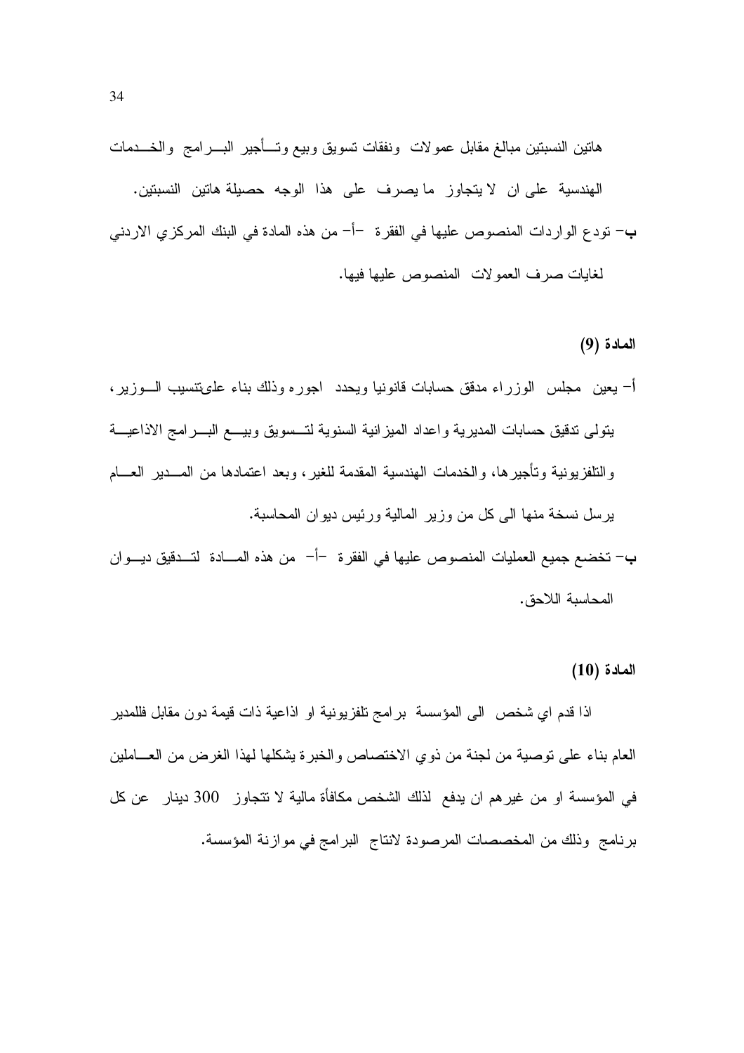هاتين النسبتين مبالغ مقابل عمولات ونفقات تسويق وبيع وتأجير البرامج والخدمات الهندسية على ان لا يتجاوز ما يصرف على هذا الوجه حصيلة هاتين النسبتين.

**ب-** تودع الواردات المنصوص عليها في الفقرة -أ- من هذه المادة في البنك المركزي الاردني لغايات صرف العمولات المنصوص عليها فيها.

**المادة (9)**

أ- يعين مجلس الوزراء مدقق حسابات قانونيا ويحدد اجوره وذلك بناء علىتنسيب الوزير، يتولى تدقيق حسابات المديرية واعداد الميزانية السنوية لتسويق وبيع البرامج الاذاعية والتلفزيونية وتأجيرها، والخدمات الهندسية المقدمة للغير، وبعد اعتمادها من المدير العام يرسل نسخة منها الى كل من وزير المالية ورئيس ديوان المحاسبة.

**ب-** تخضع جميع العمليات المنصوص عليها في الفقرة -أ- من هذه المادة لتدقيق ديوان المحاسبة اللاحق.

**المادة (10)**

اذا قدم اي شخص الى المؤسسة برامج تلفزيونية او اذاعية ذات قيمة دون مقابل فللمدير العام بناء على توصية من لجنة من ذوي الاختصاص والخبرة يشكلها لهذا الغرض من العاملين في المؤسسة او من غيرهم ان يدفع لذلك الشخص مكافأة مالية لا تتجاوز 300 دينار عن كل برنامج وذلك من المخصصات المرصودة لانتاج البرامج في موازنة المؤسسة.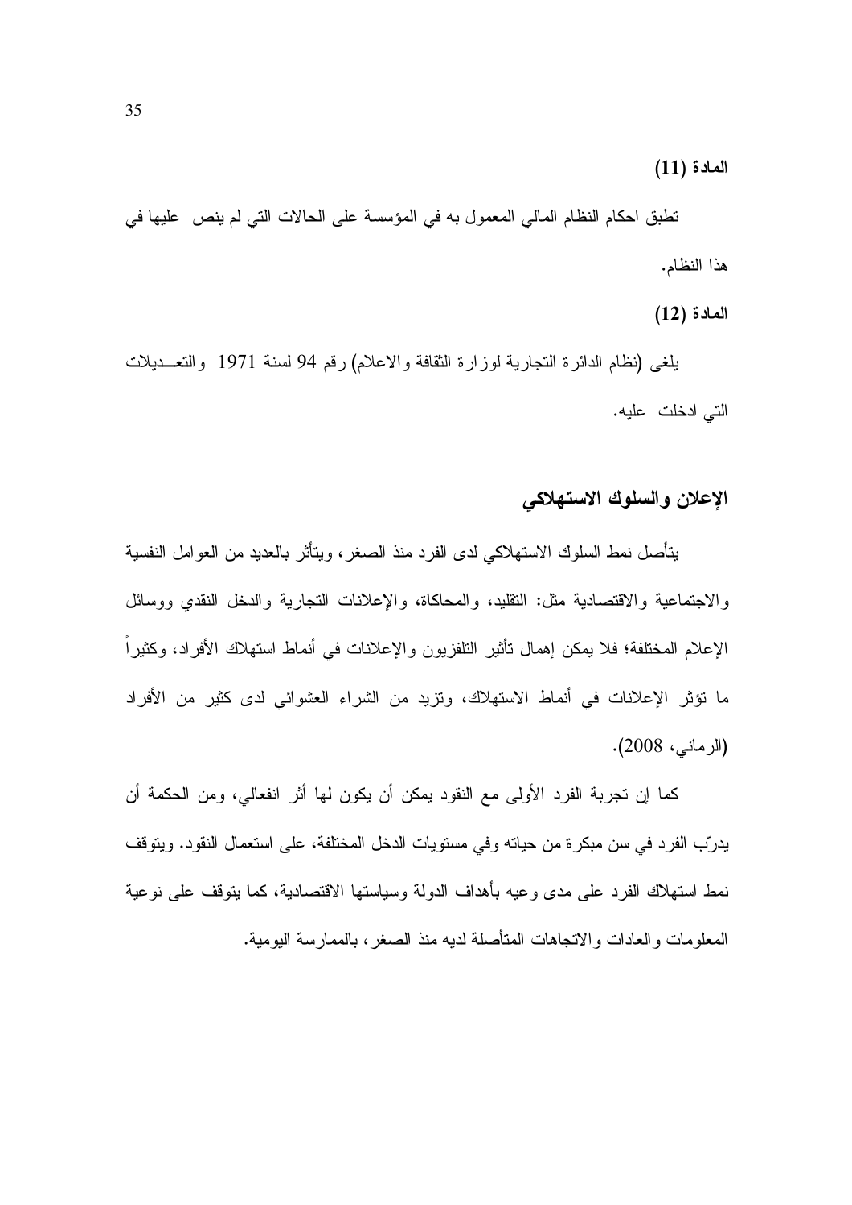**المادة (11)**

تطبق احكام النظام المالي المعمول به في المؤسسة على الحالات التي لم ينص عليها في هذا النظام.

**المادة (12)**

يلغى (نظام الدائرة التجارية لوزارة الثقافة والاعلام) رقم 94 لسنة 1971 والتعديلات التي ادخلت عليه.

## الإعلان والسلوك الاستهلاكي

يتأصل نمط السلوك الاستهلاكي لدى الفرد منذ الصغر، ويتأثر بالعديد من العوامل النفسية والاجتماعية والاقتصادية مثل: التقليد، والمحاكاة، والإعلانات التجارية والدخل النقدي ووسائل الإعلام المختلفة؛ فلا يمكن إهمال تأثير التلفزيون والإعلانات في أنماط استهلاك الأفراد، وكثيراً ما تؤثر الإعلانات في أنماط الاستهلاك، وتزيد من الشراء العشوائي لدى كثير من الأفراد (الرماني، 2008).

كما إن تجربة الفرد الأولى مع النقود يمكن أن يكون لها أثر انفعالي، ومن الحكمة أن يدرّب الفرد في سن مبكرة من حياته وفي مستويات الدخل المختلفة، على استعمال النقود. ويتوقف نمط استهلاك الفرد على مدى وعيه بأهداف الدولة وسياستها الاقتصادية، كما يتوقف على نوعية المعلومات والعادات والاتجاهات المتأصلة لديه منذ الصغر، بالممارسة اليومية.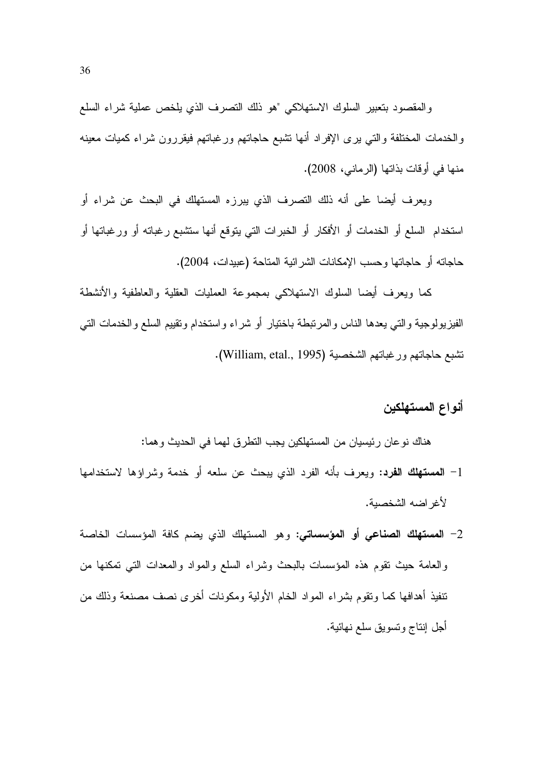والمقصود بتعبير السلوك الاستهلاكي "هو ذلك التصرف الذي يلخص عملية شراء السلع والخدمات المختلفة والتي يرى الإفراد أنها تشبع حاجاتهم ورغباتهم فيقررون شراء كميات معينه منها في أوقات بذاتها (الرماني، 2008).

ويعرف أيضا على أنه ذلك التصرف الذي يبرزه المستهلك في البحث عن شراء أو استخدام السلع أو الخدمات أو الأفكار أو الخبرات التي يتوقع أنها ستشبع رغباته أو ورغباتها أو حاجاته أو حاجاتها وحسب الإمكانات الشرائية المتاحة (عبيدات، 2004).

كما ويعرف أيضا السلوك الاستهلاكي بمجموعة العمليات العقلية والعاطفية والأنشطة الفيزيولوجية والتي يعدها الناس والمرتبطة باختيار أو شراء واستخدام وتقييم السلع والخدمات التي تشبع حاجاتهم ورغباتهم الشخصية (William, etal., 1995).

## أنواع المستهلكين

هناك نوعان رئيسيان من المستهلكين يجب التطرق لهما في الحديث وهما:

1- **المستهلك الفرد:** ويعرف بأنه الفرد الذي يبحث عن سلعه أو خدمة وشراؤها لاستخدامها لأغراضه الشخصية.

2- **المستهلك الصناعي أو المؤسساتي:** وهو المستهلك الذي يضم كافة المؤسسات الخاصة والعامة حيث تقوم هذه المؤسسات بالبحث وشراء السلع والمواد والمعدات التي تمكنها من تنفيذ أهدافها كما وتقوم بشراء المواد الخام الأولية ومكونات أخرى نصف مصنعة وذلك من أجل إنتاج وتسويق سلع نهائية.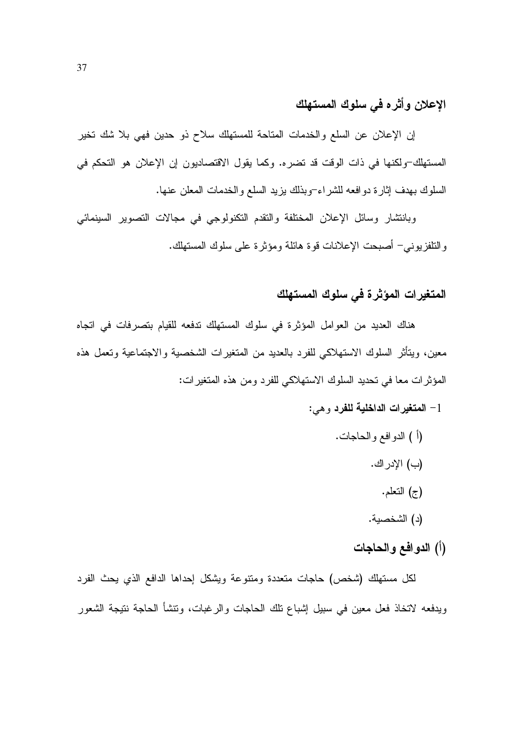## الإعلان وأثره في سلوك المستهلك

إن الإعلان عن السلع والخدمات المتاحة للمستهلك سلاح ذو حدين فهي بلا شك تخير المستهلك–ولكنها في ذات الوقت قد تضره. وكما يقول الاقتصاديون إن الإعلان هو التحكم في السلوك بهدف إثارة دوافعه للشراء–وبذلك يزيد السلع والخدمات المعلن عنها.

وبانتشار وسائل الإعلان المختلفة والتقدم التكنولوجي في مجالات التصوير السينمائي والتلفزيوني– أصبحت الإعلانات قوة هائلة ومؤثرة على سلوك المستهلك.

## المتغيرات المؤثرة في سلوك المستهلك

هناك العديد من العوامل المؤثرة في سلوك المستهلك تدفعه للقيام بتصرفات في اتجاه معين، ويتأثر السلوك الاستهلاكي للفرد بالعديد من المتغيرات الشخصية والاجتماعية وتعمل هذه المؤثرات معا في تحديد السلوك الاستهلاكي للفرد ومن هذه المتغيرات:

1- **المتغيرات الداخلية للفرد** وهي:

(أ ) الدوافع والحاجات.

(ب) الإدراك.

(ج) التعلم.

(د) الشخصية.

### (أ) الدوافع والحاجات

لكل مستهلك (شخص) حاجات متعددة ومتنوعة ويشكل إحداها الدافع الذي يحث الفرد ويدفعه لاتخاذ فعل معين في سبيل إشباع تلك الحاجات والرغبات، وتنشأ الحاجة نتيجة الشعور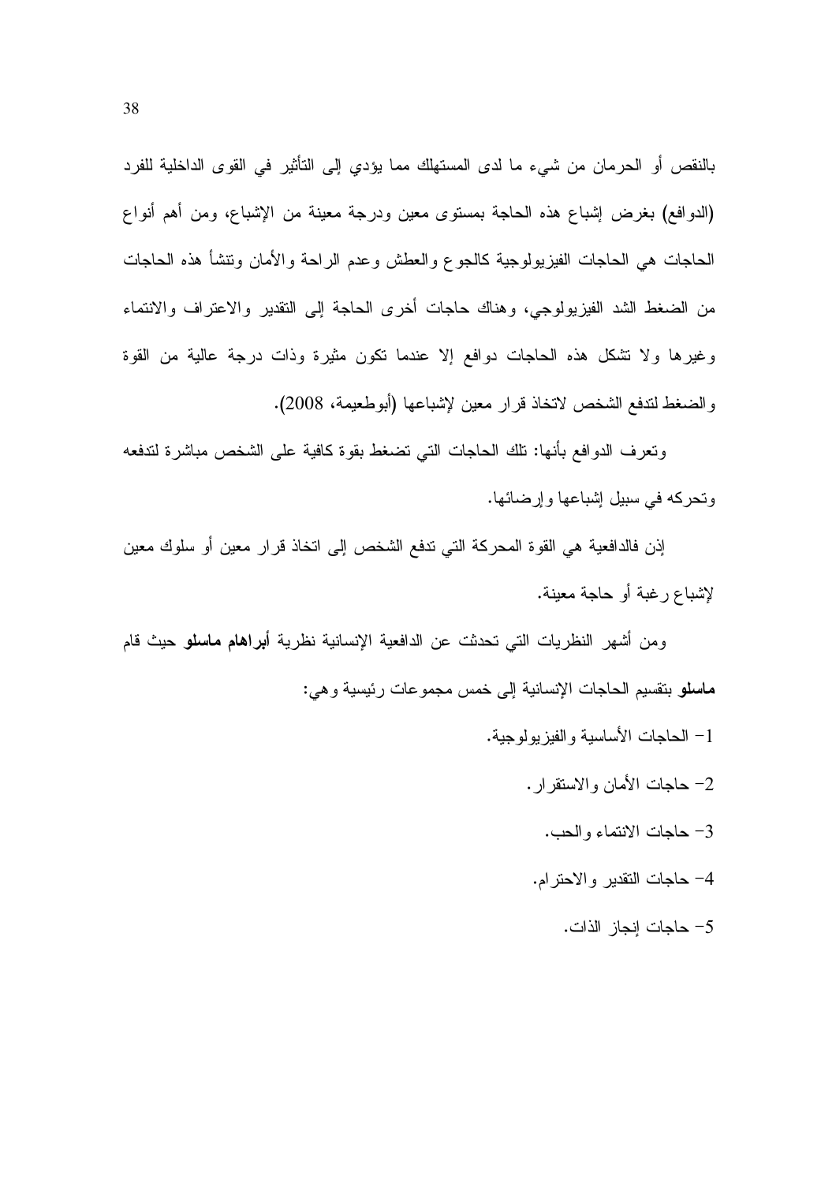بالنقص أو الحرمان من شيء ما لدى المستهلك مما يؤدي إلى التأثير في القوى الداخلية للفرد (الدوافع) بغرض إشباع هذه الحاجة بمستوى معين ودرجة معينة من الإشباع، ومن أهم أنواع الحاجات هي الحاجات الفيزيولوجية كالجوع والعطش وعدم الراحة والأمان وتنشأ هذه الحاجات من الضغط الشد الفيزيولوجي، وهناك حاجات أخرى الحاجة إلى التقدير والاعتراف والانتماء وغيرها ولا تشكل هذه الحاجات دوافع إلا عندما تكون مثيرة وذات درجة عالية من القوة والضغط لتدفع الشخص لاتخاذ قرار معين لإشباعها (أبوطعيمة، 2008).

وتعرف الدوافع بأنها: تلك الحاجات التي تضغط بقوة كافية على الشخص مباشرة لتدفعه وتحركه في سبيل إشباعها وإرضائها.

إذن فالدافعية هي القوة المحركة التي تدفع الشخص إلى اتخاذ قرار معين أو سلوك معين لإشباع رغبة أو حاجة معينة.

ومن أشهر النظريات التي تحدثت عن الدافعية الإنسانية نظرية **أبراهام ماسلو** حيث قام **ماسلو** بتقسيم الحاجات الإنسانية إلى خمس مجموعات رئيسية وهي:

1- الحاجات الأساسية والفيزيولوجية.

2- حاجات الأمان والاستقرار.

3- حاجات الانتماء والحب.

4- حاجات التقدير والاحترام.

5- حاجات إنجاز الذات.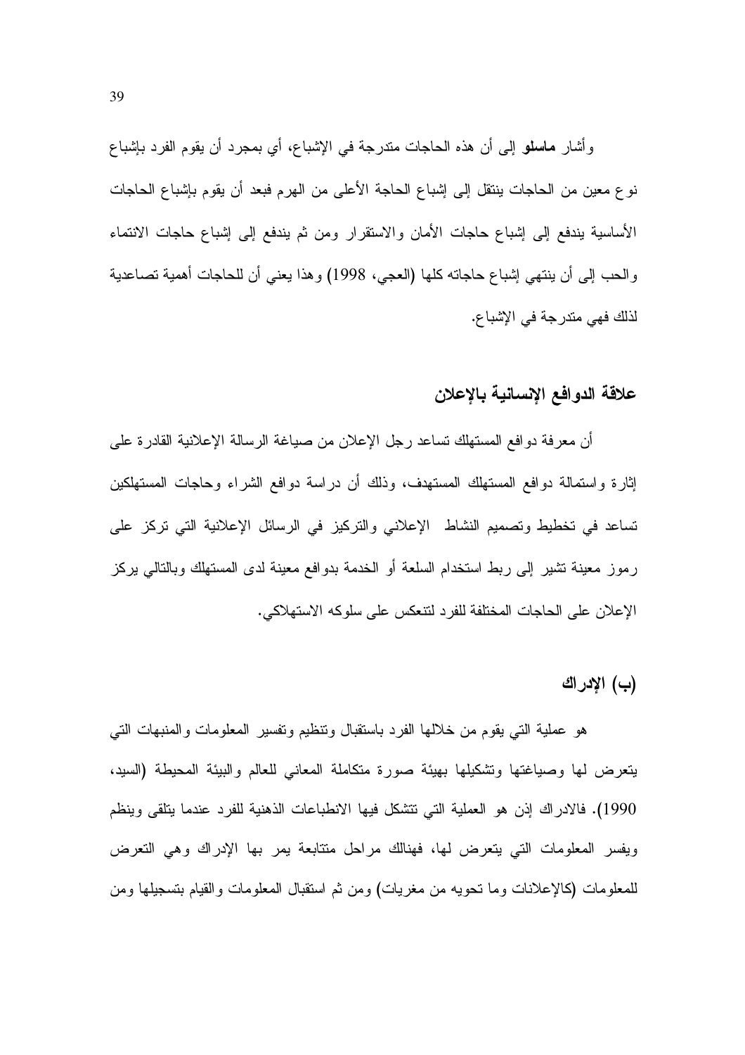وأشار **ماسلو** إلى أن هذه الحاجات متدرجة في الإشباع، أي بمجرد أن يقوم الفرد بإشباع نوع معين من الحاجات ينتقل إلى إشباع الحاجة الأعلى من الهرم فبعد أن يقوم بإشباع الحاجات الأساسية يندفع إلى إشباع حاجات الأمان والاستقرار ومن ثم يندفع إلى إشباع حاجات الانتماء والحب إلى أن ينتهي إشباع حاجاته كلها (العجي، 1998) وهذا يعني أن للحاجات أهمية تصاعدية لذلك فهي متدرجة في الإشباع.

## علاقة الدوافع الإنسانية بالإعلان

أن معرفة دوافع المستهلك تساعد رجل الإعلان من صياغة الرسالة الإعلانية القادرة على إثارة واستمالة دوافع المستهلك المستهدف، وذلك أن دراسة دوافع الشراء وحاجات المستهلكين تساعد في تخطيط وتصميم النشاط الإعلاني والتركيز في الرسائل الإعلانية التي تركز على رموز معينة تشير إلى ربط استخدام السلعة أو الخدمة بدوافع معينة لدى المستهلك وبالتالي يركز الإعلان على الحاجات المختلفة للفرد لتنعكس على سلوكه الاستهلاكي.

## (ب) الإدراك

هو عملية التي يقوم من خلالها الفرد باستقبال وتنظيم وتفسير المعلومات والمنبهات التي يتعرض لها وصياغتها وتشكيلها بهيئة صورة متكاملة المعاني للعالم والبيئة المحيطة (السيد، 1990). فالادراك إذن هو العملية التي تتشكل فيها الانطباعات الذهنية للفرد عندما يتلقى وينظم ويفسر المعلومات التي يتعرض لها، فهنالك مراحل متتابعة يمر بها الإدراك وهي التعرض للمعلومات (كالإعلانات وما تحويه من مغريات) ومن ثم استقبال المعلومات والقيام بتسجيلها ومن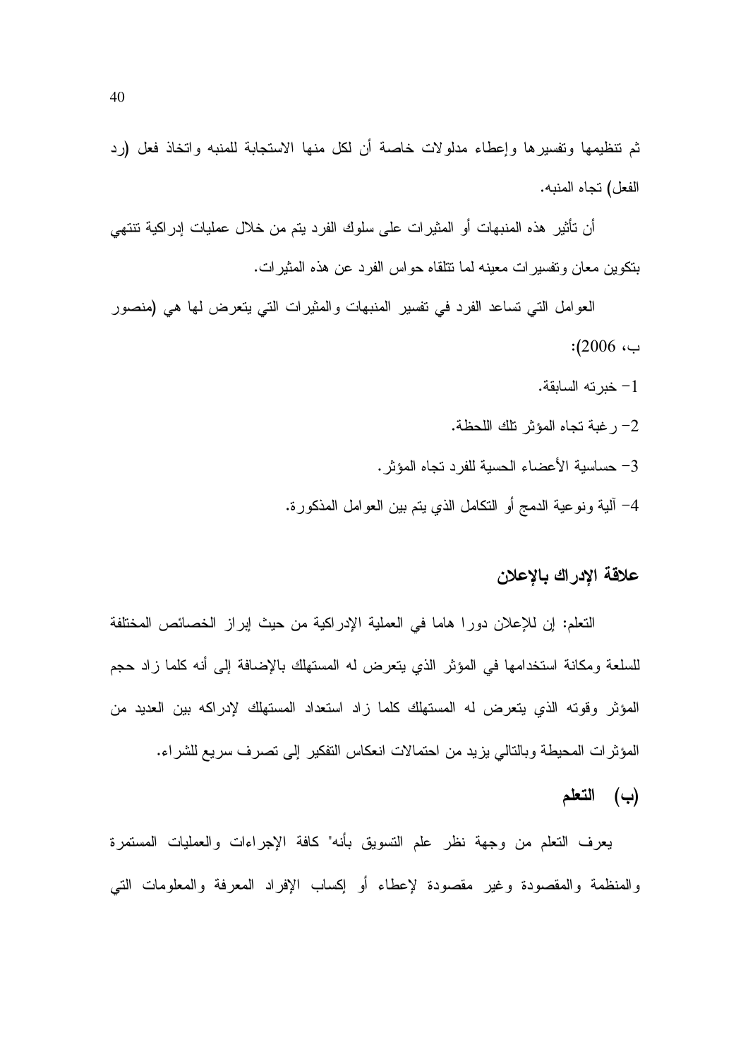ثم تنظيمها وتفسيرها وإعطاء مدلولات خاصة أن لكل منها الاستجابة للمنبه واتخاذ فعل (رد الفعل) تجاه المنبه.

أن تأثير هذه المنبهات أو المثيرات على سلوك الفرد يتم من خلال عمليات إدراكية تنتهي بتكوين معان وتفسيرات معينه لما تتلقاه حواس الفرد عن هذه المثيرات.

العوامل التي تساعد الفرد في تفسير المنبهات والمثيرات التي يتعرض لها هي (منصور ب، 2006):

1- خبرته السابقة.

2- رغبة تجاه المؤثر تلك اللحظة.

3- حساسية الأعضاء الحسية للفرد تجاه المؤثر.

4- آلية ونوعية الدمج أو التكامل الذي يتم بين العوامل المذكورة.

## علاقة الإدراك بالإعلان

التعلم: إن للإعلان دورا هاما في العملية الإدراكية من حيث إبراز الخصائص المختلفة للسلعة ومكانة استخدامها في المؤثر الذي يتعرض له المستهلك بالإضافة إلى أنه كلما زاد حجم المؤثر وقوته الذي يتعرض له المستهلك كلما زاد استعداد المستهلك لإدراكه بين العديد من المؤثرات المحيطة وبالتالي يزيد من احتمالات انعكاس التفكير إلى تصرف سريع للشراء.

## (ب) التعلم

يعرف التعلم من وجهة نظر علم التسويق بأنه" كافة الإجراءات والعمليات المستمرة والمنظمة والمقصودة وغير مقصودة لإعطاء أو إكساب الإفراد المعرفة والمعلومات التي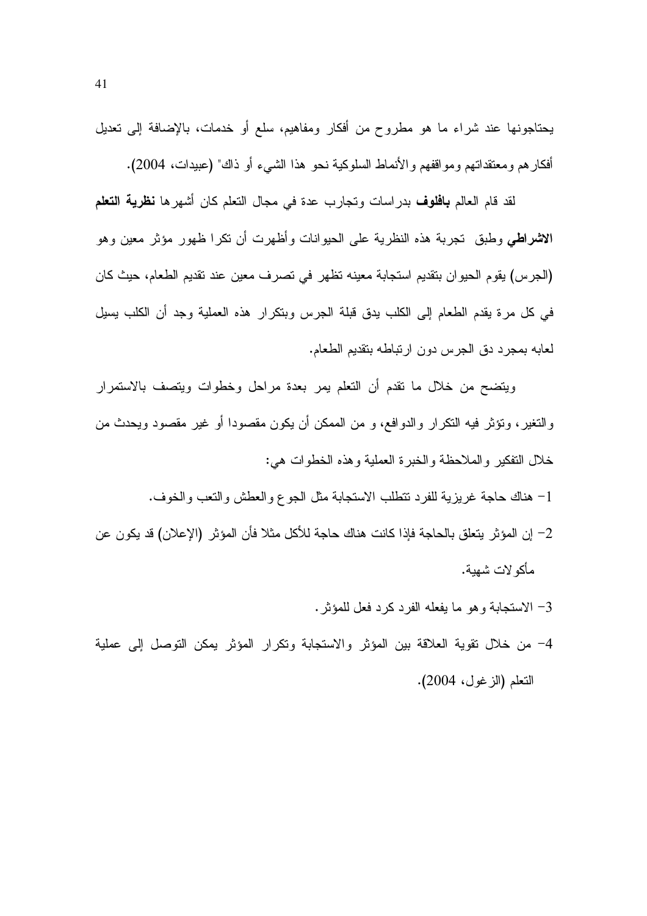يحتاجونها عند شراء ما هو مطروح من أفكار ومفاهيم، سلع أو خدمات، بالإضافة إلى تعديل أفكارهم ومعتقداتهم ومواقفهم والأنماط السلوكية نحو هذا الشيء أو ذاك" (عبيدات، 2004).

لقد قام العالم **بافلوف** بدراسات وتجارب عدة في مجال التعلم كان أشهرها **نظرية التعلم الاشراطي** وطبق تجربة هذه النظرية على الحيوانات وأظهرت أن تكرا ظهور مؤثر معين وهو (الجرس) يقوم الحيوان بتقديم استجابة معينه تظهر في تصرف معين عند تقديم الطعام، حيث كان في كل مرة يقدم الطعام إلى الكلب يدق قبلة الجرس وبتكرار هذه العملية وجد أن الكلب يسيل لعابه بمجرد دق الجرس دون ارتباطه بتقديم الطعام.

ويتضح من خلال ما تقدم أن التعلم يمر بعدة مراحل وخطوات ويتصف بالاستمرار والتغير، وتؤثر فيه التكرار والدوافع، و من الممكن أن يكون مقصودا أو غير مقصود ويحدث من خلال التفكير والملاحظة والخبرة العملية وهذه الخطوات هي:

1- هناك حاجة غريزية للفرد تتطلب الاستجابة مثل الجوع والعطش والتعب والخوف.

2- إن المؤثر يتعلق بالحاجة فإذا كانت هناك حاجة للأكل مثلا فأن المؤثر (الإعلان) قد يكون عن مأكولات شهية.

3- الاستجابة وهو ما يفعله الفرد كرد فعل للمؤثر.

4- من خلال تقوية العلاقة بين المؤثر والاستجابة وتكرار المؤثر يمكن التوصل إلى عملية التعلم (الزغول، 2004).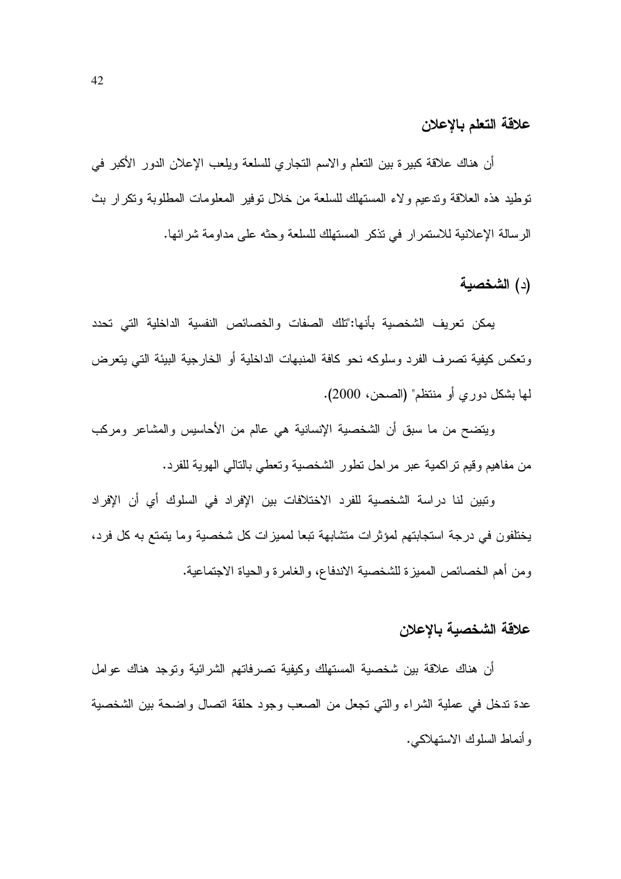### علاقة التعلم بالإعلان

أن هناك علاقة كبيرة بين التعلم والاسم التجاري للسلعة ويلعب الإعلان الدور الأكبر في توطيد هذه العلاقة وتدعيم ولاء المستهلك للسلعة من خلال توفير المعلومات المطلوبة وتكرار بث الرسالة الإعلانية للاستمرار في تذكر المستهلك للسلعة وحثه على مداومة شرائها.

### (د) الشخصية

يمكن تعريف الشخصية بأنها:"تلك الصفات والخصائص النفسية الداخلية التي تحدد وتعكس كيفية تصرف الفرد وسلوكه نحو كافة المنبهات الداخلية أو الخارجية البيئة التي يتعرض لها بشكل دوري أو منتظم" (الصحن، 2000).

ويتضح من ما سبق أن الشخصية الإنسانية هي عالم من الأحاسيس والمشاعر ومركب من مفاهيم وقيم تراكمية عبر مراحل تطور الشخصية وتعطي بالتالي الهوية للفرد.

وتبين لنا دراسة الشخصية للفرد الاختلافات بين الإفراد في السلوك أي أن الإفراد يختلفون في درجة استجابتهم لمؤثرات متشابهة تبعا لمميزات كل شخصية وما يتمتع به كل فرد، ومن أهم الخصائص المميزة للشخصية الاندفاع، والغامرة والحياة الاجتماعية.

### علاقة الشخصية بالإعلان

أن هناك علاقة بين شخصية المستهلك وكيفية تصرفاتهم الشرائية وتوجد هناك عوامل عدة تدخل في عملية الشراء والتي تجعل من الصعب وجود حلقة اتصال واضحة بين الشخصية وأنماط السلوك الاستهلاكي.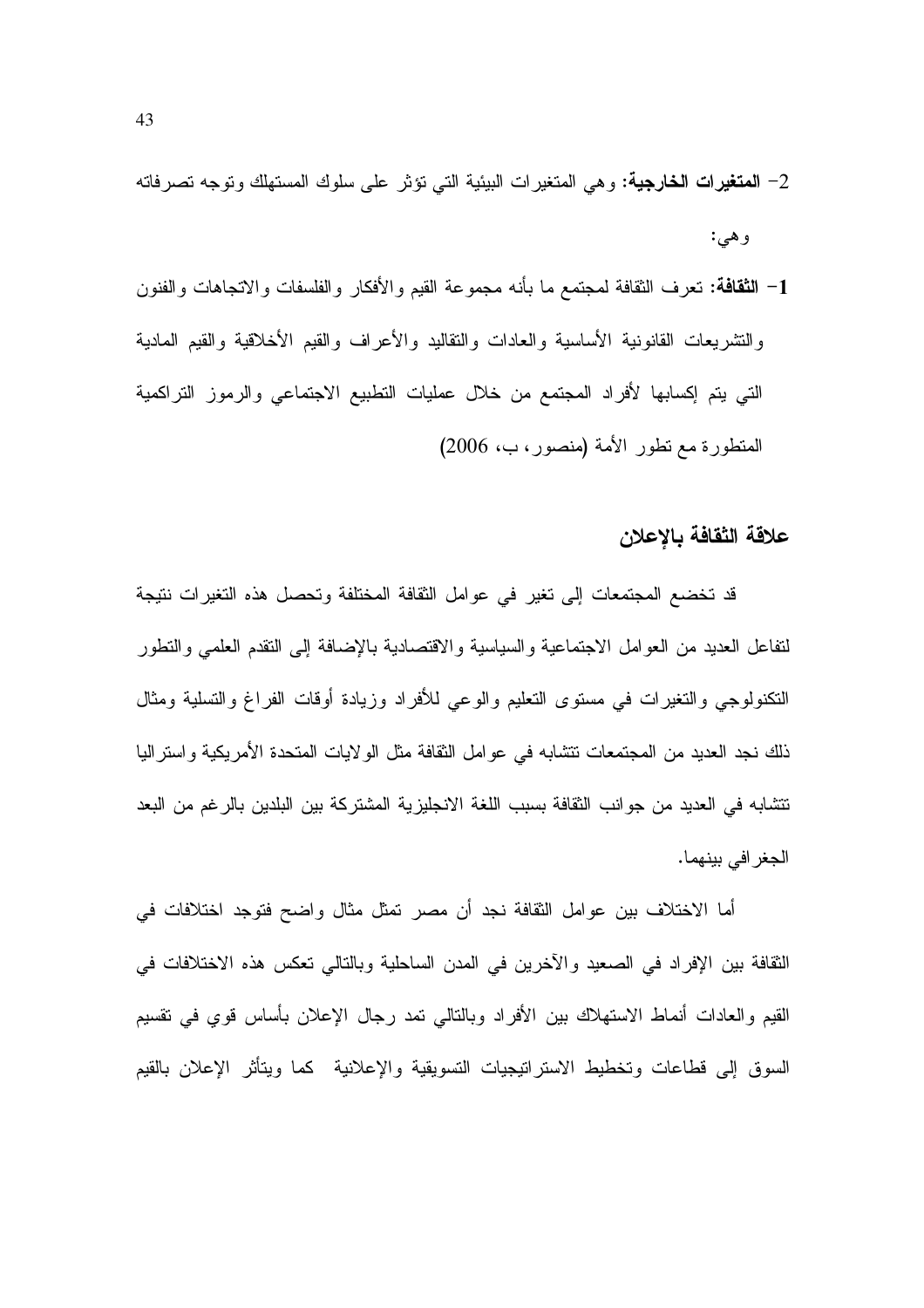2- **المتغيرات الخارجية:** وهي المتغيرات البيئية التي تؤثر على سلوك المستهلك وتوجه تصرفاته وهي:

1- **الثقافة:** تعرف الثقافة لمجتمع ما بأنه مجموعة القيم والأفكار والفلسفات والاتجاهات والفنون والتشريعات القانونية الأساسية والعادات والتقاليد والأعراف والقيم الأخلاقية والقيم المادية التي يتم إكسابها لأفراد المجتمع من خلال عمليات التطبيع الاجتماعي والرموز التراكمية المتطورة مع تطور الأمة (منصور، ب، 2006)

## علاقة الثقافة بالإعلان

قد تخضع المجتمعات إلى تغير في عوامل الثقافة المختلفة وتحصل هذه التغيرات نتيجة لتفاعل العديد من العوامل الاجتماعية والسياسية والاقتصادية بالإضافة إلى التقدم العلمي والتطور التكنولوجي والتغيرات في مستوى التعليم والوعي للأفراد وزيادة أوقات الفراغ والتسلية ومثال ذلك نجد العديد من المجتمعات تتشابه في عوامل الثقافة مثل الولايات المتحدة الأمريكية واستراليا تتشابه في العديد من جوانب الثقافة بسبب اللغة الانجليزية المشتركة بين البلدين بالرغم من البعد الجغرافي بينهما.

أما الاختلاف بين عوامل الثقافة نجد أن مصر تمثل مثال واضح فتوجد اختلافات في الثقافة بين الإفراد في الصعيد والآخرين في المدن الساحلية وبالتالي تعكس هذه الاختلافات في القيم والعادات أنماط الاستهلاك بين الأفراد وبالتالي تمد رجال الإعلان بأساس قوي في تقسيم السوق إلى قطاعات وتخطيط الاستراتيجيات التسويقية والإعلانية كما ويتأثر الإعلان بالقيم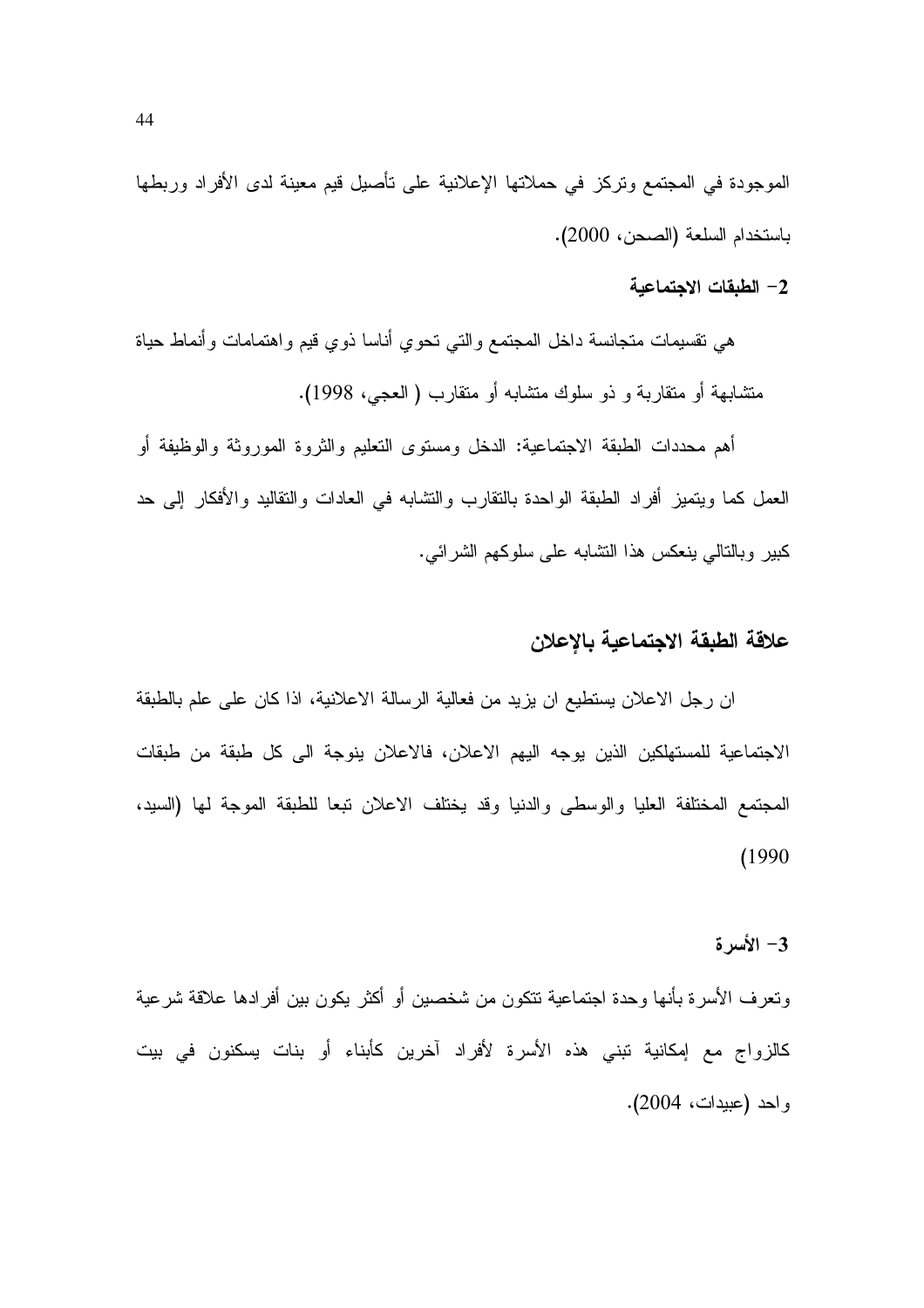الموجودة في المجتمع وتركز في حملاتها الإعلانية على تأصيل قيم معينة لدى الأفراد وربطها باستخدام السلعة (الصحن، 2000).

**2- الطبقات الاجتماعية**

هي تقسيمات متجانسة داخل المجتمع والتي تحوي أناسا ذوي قيم واهتمامات وأنماط حياة متشابهة أو متقاربة و ذو سلوك متشابه أو متقارب ( العجي، 1998).

أهم محددات الطبقة الاجتماعية: الدخل ومستوى التعليم والثروة الموروثة والوظيفة أو العمل كما ويتميز أفراد الطبقة الواحدة بالتقارب والتشابه في العادات والتقاليد والأفكار إلى حد كبير وبالتالي ينعكس هذا التشابه على سلوكهم الشرائي.

## علاقة الطبقة الاجتماعية بالإعلان

ان رجل الاعلان يستطيع ان يزيد من فعالية الرسالة الاعلانية، اذا كان على علم بالطبقة الاجتماعية للمستهلكين الذين يوجه اليهم الاعلان، فالاعلان ينوجة الى كل طبقة من طبقات المجتمع المختلفة العليا والوسطى والدنيا وقد يختلف الاعلان تبعا للطبقة الموجة لها (السيد، 1990)

**3- الأسرة**

وتعرف الأسرة بأنها وحدة اجتماعية تتكون من شخصين أو أكثر يكون بين أفرادها علاقة شرعية كالزواج مع إمكانية تبني هذه الأسرة لأفراد آخرين كأبناء أو بنات يسكنون في بيت واحد (عبيدات، 2004).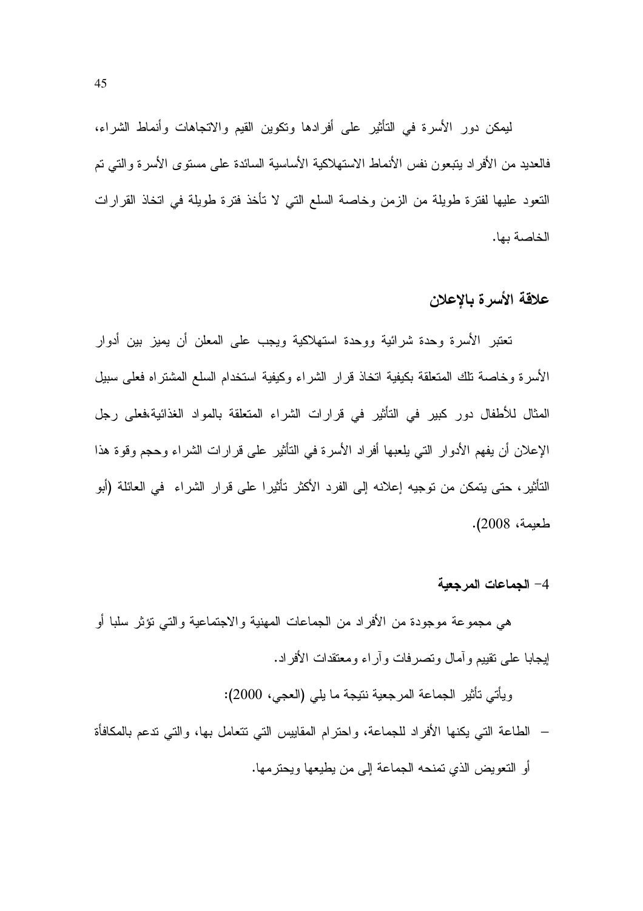ليمكن دور الأسرة في التأثير على أفرادها وتكوين القيم والاتجاهات وأنماط الشراء، فالعديد من الأفراد يتبعون نفس الأنماط الاستهلاكية الأساسية السائدة على مستوى الأسرة والتي تم التعود عليها لفترة طويلة من الزمن وخاصة السلع التي لا تأخذ فترة طويلة في اتخاذ القرارات الخاصة بها.

## علاقة الأسرة بالإعلان

تعتبر الأسرة وحدة شرائية ووحدة استهلاكية ويجب على المعلن أن يميز بين أدوار الأسرة وخاصة تلك المتعلقة بكيفية اتخاذ قرار الشراء وكيفية استخدام السلع المشتراه فعلى سبيل المثال للأطفال دور كبير في التأثير في قرارات الشراء المتعلقة بالمواد الغذائية،فعلى رجل الإعلان أن يفهم الأدوار التي يلعبها أفراد الأسرة في التأثير على قرارات الشراء وحجم وقوة هذا التأثير، حتى يتمكن من توجيه إعلانه إلى الفرد الأكثر تأثيرا على قرار الشراء في العائلة (أبو طعيمة، 2008).

### 4- الجماعات المرجعية

هي مجموعة موجودة من الأفراد من الجماعات المهنية والاجتماعية والتي تؤثر سلبا أو إيجابا على تقييم وآمال وتصرفات وآراء ومعتقدات الأفراد.

ويأتي تأثير الجماعة المرجعية نتيجة ما يلي (العجي، 2000):

- الطاعة التي يكنها الأفراد للجماعة، واحترام المقاييس التي تتعامل بها، والتي تدعم بالمكافأة أو التعويض الذي تمنحه الجماعة إلى من يطيعها ويحترمها.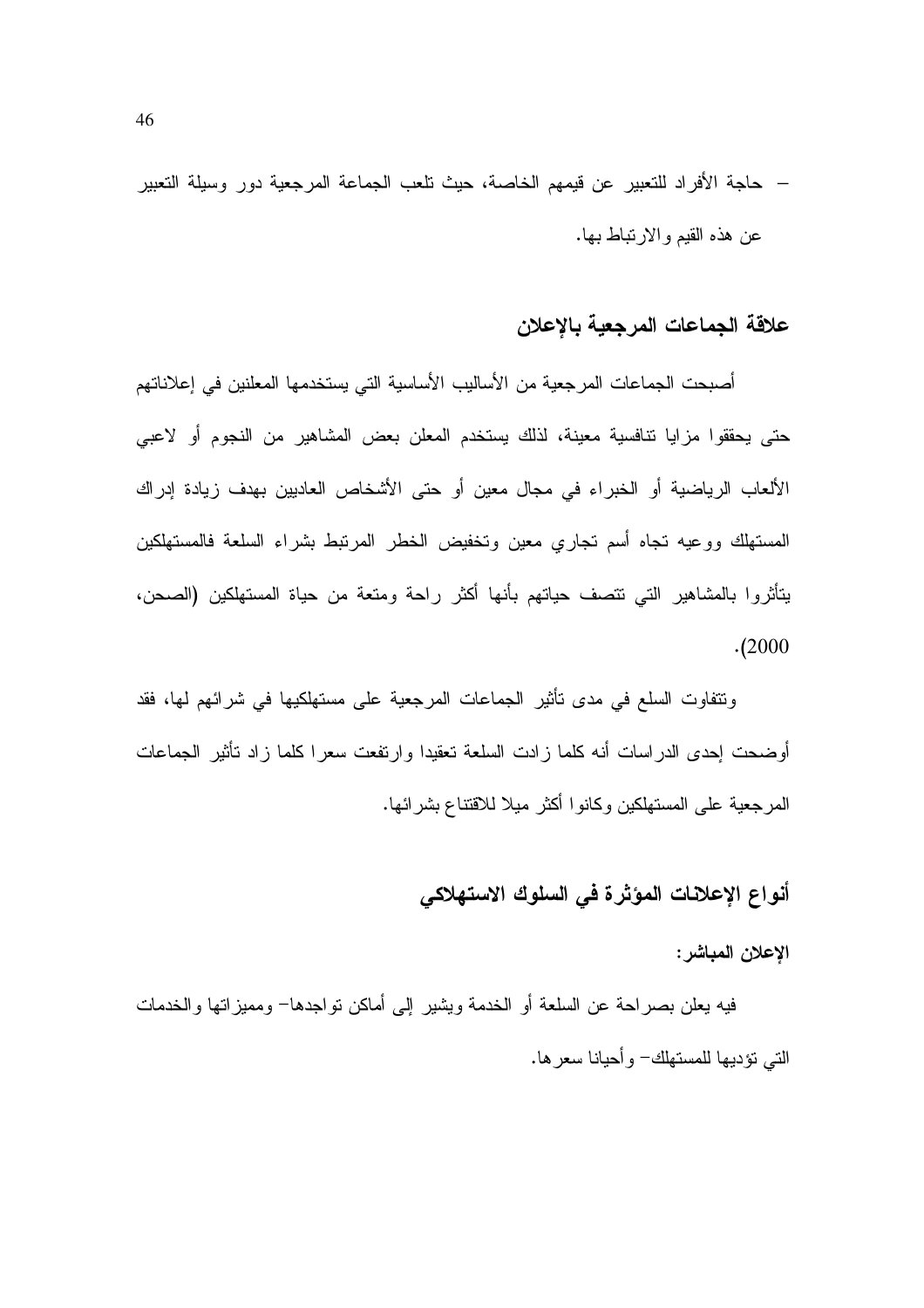- حاجة الأفراد للتعبير عن قيمهم الخاصة، حيث تلعب الجماعة المرجعية دور وسيلة التعبير عن هذه القيم والارتباط بها.

## علاقة الجماعات المرجعية بالإعلان

أصبحت الجماعات المرجعية من الأساليب الأساسية التي يستخدمها المعلنين في إعلاناتهم حتى يحققوا مزايا تنافسية معينة، لذلك يستخدم المعلن بعض المشاهير من النجوم أو لاعبي الألعاب الرياضية أو الخبراء في مجال معين أو حتى الأشخاص العاديين بهدف زيادة إدراك المستهلك ووعيه تجاه أسم تجاري معين وتخفيض الخطر المرتبط بشراء السلعة فالمستهلكين يتأثروا بالمشاهير التي تتصف حياتهم بأنها أكثر راحة ومتعة من حياة المستهلكين (الصحن، 2000).

وتتفاوت السلع في مدى تأثير الجماعات المرجعية على مستهلكيها في شرائهم لها، فقد أوضحت إحدى الدراسات أنه كلما زادت السلعة تعقيدا وارتفعت سعرا كلما زاد تأثير الجماعات المرجعية على المستهلكين وكانوا أكثر ميلا للاقتناع بشرائها.

## أنواع الإعلانات المؤثرة في السلوك الاستهلاكي

**الإعلان المباشر:**

فيه يعلن بصراحة عن السلعة أو الخدمة ويشير إلى أماكن تواجدها- ومميزاتها والخدمات التي تؤديها للمستهلك- وأحيانا سعرها.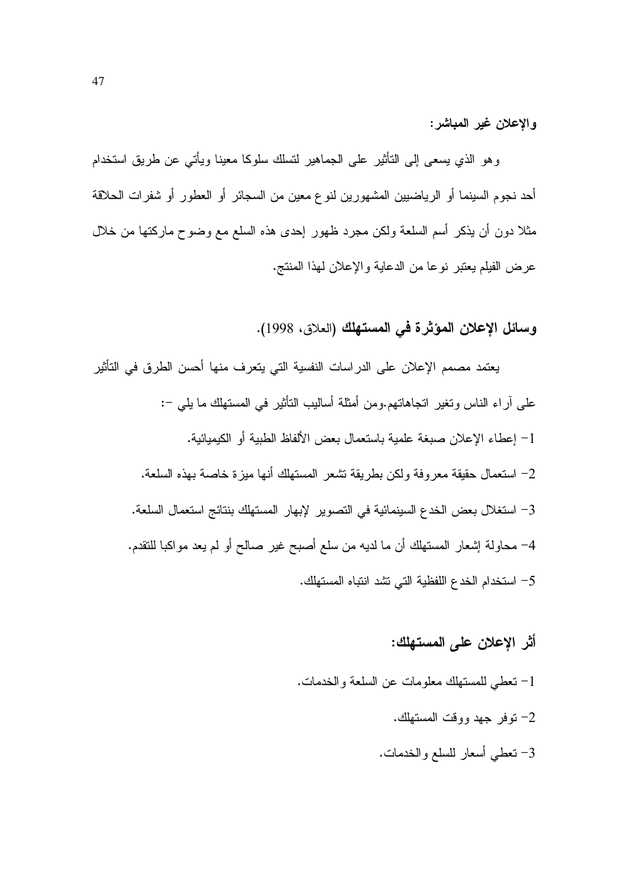**والإعلان غير المباشر:**

وهو الذي يسعى إلى التأثير على الجماهير لتسلك سلوكا معينا ويأتي عن طريق استخدام أحد نجوم السينما أو الرياضيين المشهورين لنوع معين من السجائر أو العطور أو شفرات الحلاقة مثلا دون أن يذكر أسم السلعة ولكن مجرد ظهور إحدى هذه السلع مع وضوح ماركتها من خلال عرض الفيلم يعتبر نوعا من الدعاية والإعلان لهذا المنتج.

**وسائل الإعلان المؤثرة في المستهلك** (العلاق، 1998).

يعتمد مصمم الإعلان على الدراسات النفسية التي يتعرف منها أحسن الطرق في التأثير على آراء الناس وتغير اتجاهاتهم.ومن أمثلة أساليب التأثير في المستهلك ما يلي -:

1- إعطاء الإعلان صبغة علمية باستعمال بعض الألفاظ الطبية أو الكيميائية.

2- استعمال حقيقة معروفة ولكن بطريقة تشعر المستهلك أنها ميزة خاصة بهذه السلعة.

3- استغلال بعض الخدع السينمائية في التصوير لإبهار المستهلك بنتائج استعمال السلعة.

4- محاولة إشعار المستهلك أن ما لديه من سلع أصبح غير صالح أو لم يعد مواكبا للتقدم.

5- استخدام الخدع اللفظية التي تشد انتباه المستهلك.

**أثر الإعلان على المستهلك:**

1- تعطي للمستهلك معلومات عن السلعة والخدمات.

2- توفر جهد ووقت المستهلك.

3- تعطي أسعار للسلع والخدمات.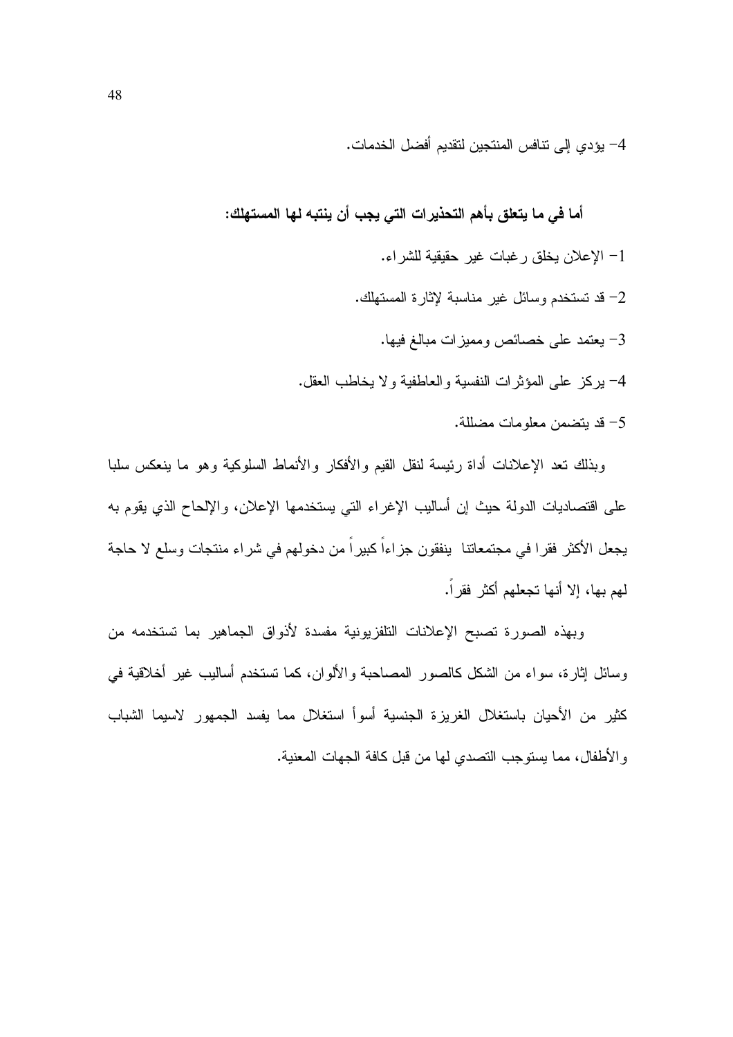4- يؤدي إلى تنافس المنتجين لتقديم أفضل الخدمات.

**أما في ما يتعلق بأهم التحذيرات التي يجب أن ينتبه لها المستهلك:**

1- الإعلان يخلق رغبات غير حقيقية للشراء.

2- قد تستخدم وسائل غير مناسبة لإثارة المستهلك.

3- يعتمد على خصائص ومميزات مبالغ فيها.

4- يركز على المؤثرات النفسية والعاطفية ولا يخاطب العقل.

5- قد يتضمن معلومات مضللة.

وبذلك تعد الإعلانات أداة رئيسة لنقل القيم والأفكار والأنماط السلوكية وهو ما ينعكس سلبا على اقتصاديات الدولة حيث إن أساليب الإغراء التي يستخدمها الإعلان، والإلحاح الذي يقوم به يجعل الأكثر فقرا في مجتمعاتنا ينفقون جزاءاً كبيراً من دخولهم في شراء منتجات وسلع لا حاجة لهم بها، إلا أنها تجعلهم أكثر فقراً.

وبهذه الصورة تصبح الإعلانات التلفزيونية مفسدة لأذواق الجماهير بما تستخدمه من وسائل إثارة، سواء من الشكل كالصور المصاحبة والألوان، كما تستخدم أساليب غير أخلاقية في كثير من الأحيان باستغلال الغريزة الجنسية أسوأ استغلال مما يفسد الجمهور لاسيما الشباب والأطفال، مما يستوجب التصدي لها من قبل كافة الجهات المعنية.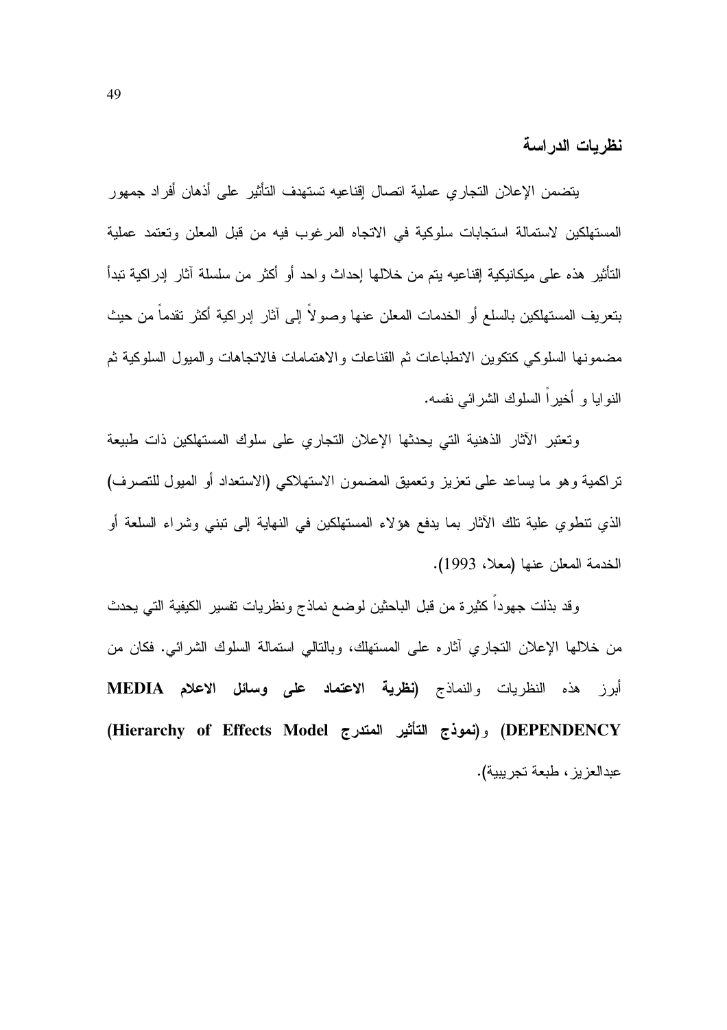## نظريات الدراسة

يتضمن الإعلان التجاري عملية اتصال إقناعيه تستهدف التأثير على أذهان أفراد جمهور المستهلكين لاستمالة استجابات سلوكية في الاتجاه المرغوب فيه من قبل المعلن وتعتمد عملية التأثير هذه على ميكانيكية إقناعيه يتم من خلالها إحداث واحد أو أكثر من سلسلة آثار إدراكية تبدأ بتعريف المستهلكين بالسلع أو الخدمات المعلن عنها وصولاً إلى آثار إدراكية أكثر تقدماً من حيث مضمونها السلوكي كتكوين الانطباعات ثم القناعات والاهتمامات فالاتجاهات والميول السلوكية ثم النوايا و أخيراً السلوك الشرائي نفسه.

وتعتبر الآثار الذهنية التي يحدثها الإعلان التجاري على سلوك المستهلكين ذات طبيعة تراكمية وهو ما يساعد على تعزيز وتعميق المضمون الاستهلاكي (الاستعداد أو الميول للتصرف) الذي تنطوي علية تلك الآثار بما يدفع هؤلاء المستهلكين في النهاية إلى تبني وشراء السلعة أو الخدمة المعلن عنها (معلا، 1993).

وقد بذلت جهوداً كثيرة من قبل الباحثين لوضع نماذج ونظريات تفسير الكيفية التي يحدث من خلالها الإعلان التجاري آثاره على المستهلك، وبالتالي استمالة السلوك الشرائي. فكان من أبرز هذه النظريات والنماذج (**نظرية الاعتماد على وسائل الاعلام MEDIA DEPENDENCY**) و(**نموذج التأثير المتدرج Hierarchy of Effects Model**) عبدالعزيز، طبعة تجريبية).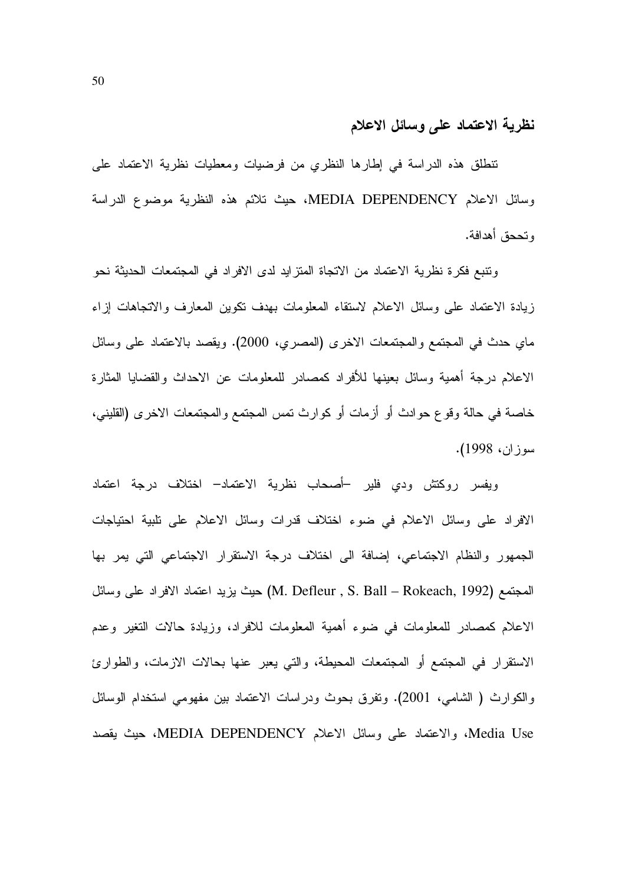## نظرية الاعتماد على وسائل الاعلام

تنطلق هذه الدراسة في إطارها النظري من فرضيات ومعطيات نظرية الاعتماد على وسائل الاعلام MEDIA DEPENDENCY، حيث تلائم هذه النظرية موضوع الدراسة وتحقق أهدافة.

وتنبع فكرة نظرية الاعتماد من الاتجاة المتزايد لدى الافراد في المجتمعات الحديثة نحو زيادة الاعتماد على وسائل الاعلام لاستقاء المعلومات بهدف تكوين المعارف والاتجاهات إزاء ماي حدث في المجتمع والمجتمعات الاخرى (المصري، 2000). ويقصد بالاعتماد على وسائل الاعلام درجة أهمية وسائل بعينها للأفراد كمصادر للمعلومات عن الاحداث والقضايا المثارة خاصة في حالة وقوع حوادث أو أزمات أو كوارث تمس المجتمع والمجتمعات الاخرى (القليني، سوزان، 1998).

ويفسر روكتش ودي فلير –أصحاب نظرية الاعتماد– اختلاف درجة اعتماد الافراد على وسائل الاعلام في ضوء اختلاف قدرات وسائل الاعلام على تلبية احتياجات الجمهور والنظام الاجتماعي، إضافة الى اختلاف درجة الاستقرار الاجتماعي التي يمر بها المجتمع (M. Defleur , S. Ball – Rokeach, 1992) حيث يزيد اعتماد الافراد على وسائل الاعلام كمصادر للمعلومات في ضوء أهمية المعلومات للافراد، وزيادة حالات التغير وعدم الاستقرار في المجتمع أو المجتمعات المحيطة، والتي يعبر عنها بحالات الازمات، والطوارئ والكوارث ( الشامي، 2001). وتفرق بحوث ودراسات الاعتماد بين مفهومي استخدام الوسائل Media Use، والاعتماد على وسائل الاعلام MEDIA DEPENDENCY، حيث يقصد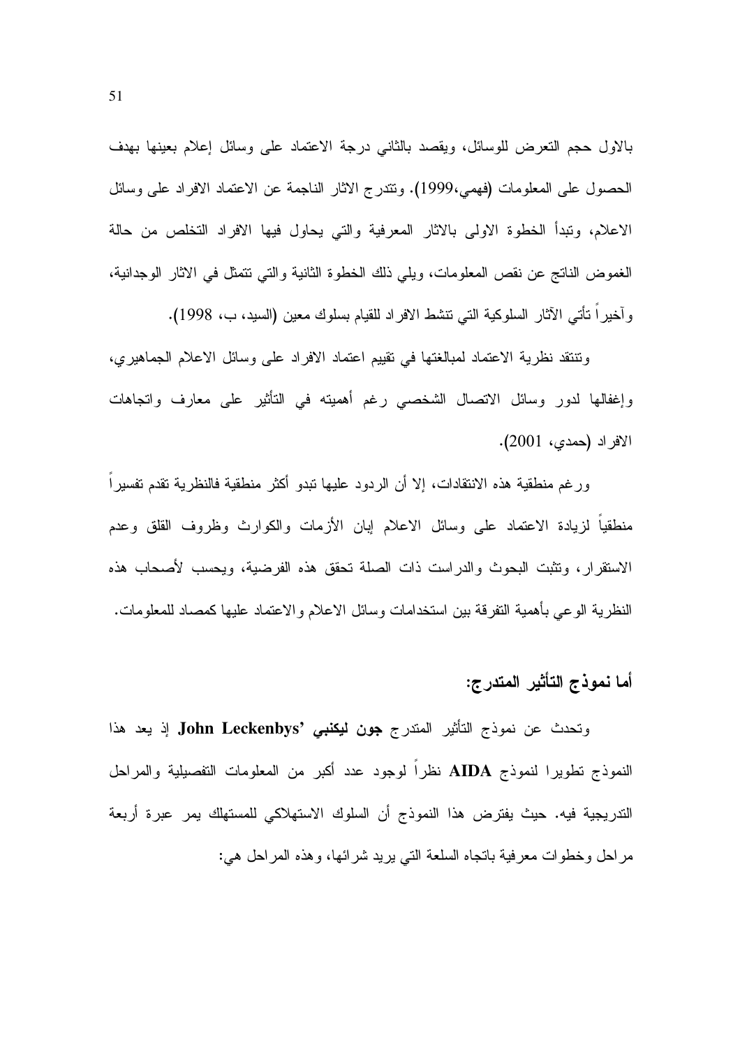بالاول حجم التعرض للوسائل، ويقصد بالثاني درجة الاعتماد على وسائل إعلام بعينها بهدف الحصول على المعلومات (فهمي،1999). وتتدرج الاثار الناجمة عن الاعتماد الافراد على وسائل الاعلام، وتبدأ الخطوة الاولى بالاثار المعرفية والتي يحاول فيها الافراد التخلص من حالة الغموض الناتج عن نقص المعلومات، ويلي ذلك الخطوة الثانية والتي تتمثل في الاثار الوجدانية، وآخيراً تأتي الآثار السلوكية التي تنشط الافراد للقيام بسلوك معين (السيد، ب، 1998).

وتنتقد نظرية الاعتماد لمبالغتها في تقييم اعتماد الافراد على وسائل الاعلام الجماهيري، وإغفالها لدور وسائل الاتصال الشخصي رغم أهميته في التأثير على معارف واتجاهات الافراد (حمدي، 2001).

ورغم منطقية هذه الانتقادات، إلا أن الردود عليها تبدو أكثر منطقية فالنظرية تقدم تفسيراً منطقياً لزيادة الاعتماد على وسائل الاعلام إبان الأزمات والكوارث وظروف القلق وعدم الاستقرار، وتثبت البحوث والدراسات ذات الصلة تحقق هذه الفرضية، ويحسب لأصحاب هذه النظرية الوعي بأهمية التفرقة بين استخدامات وسائل الاعلام والاعتماد عليها كمصادر للمعلومات.

## أما نموذج التأثير المتدرج:

وتحدث عن نموذج التأثير المتدرج **جون ليكنبي John Leckenbys’** إذ يعد هذا النموذج تطويرا لنموذج **AIDA** نظراً لوجود عدد أكبر من المعلومات التفصيلية والمراحل التدريجية فيه. حيث يفترض هذا النموذج أن السلوك الاستهلاكي للمستهلك يمر عبرة أربعة مراحل وخطوات معرفية باتجاه السلعة التي يريد شرائها، وهذه المراحل هي: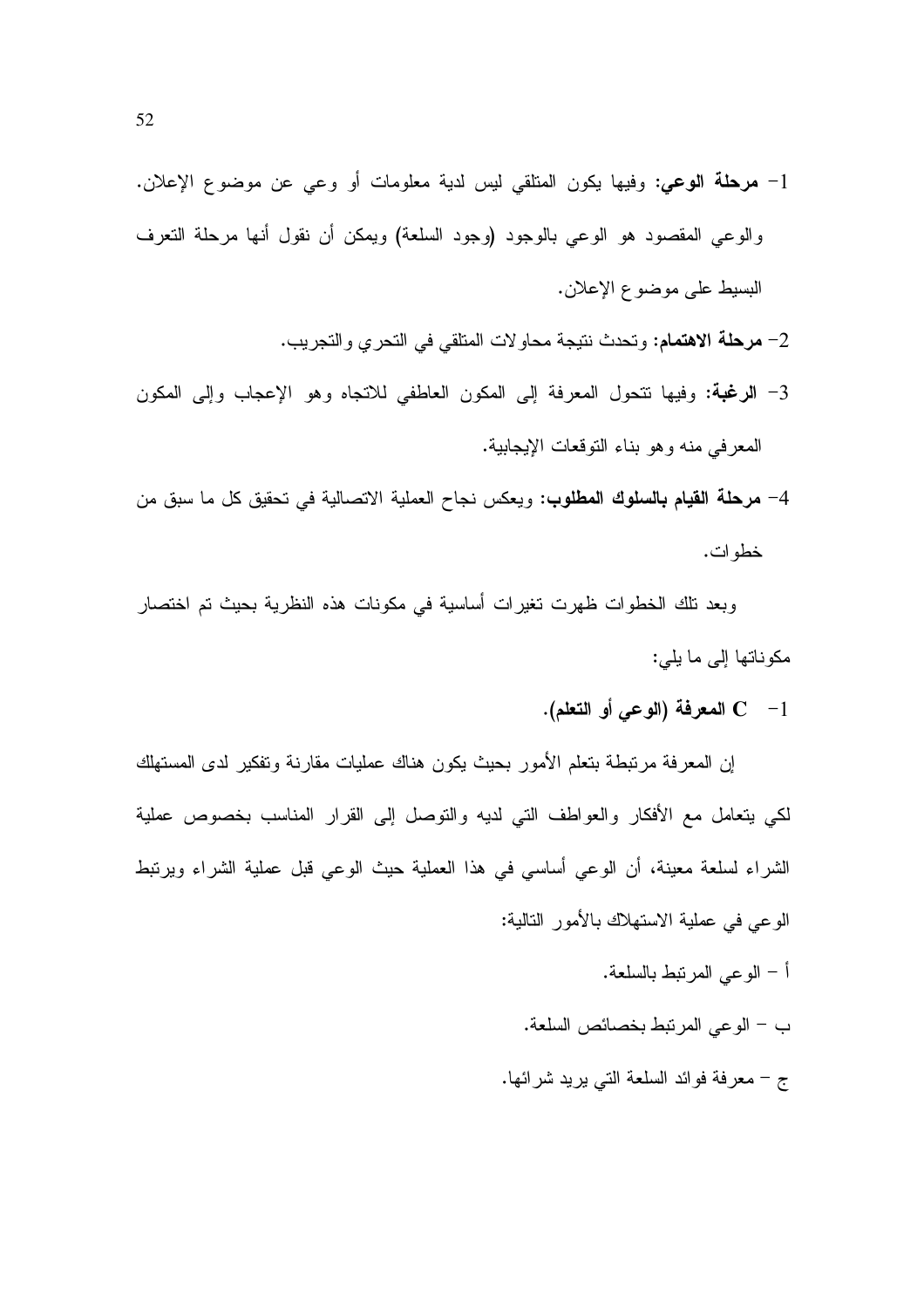1- **مرحلة الوعي:** وفيها يكون المتلقي ليس لدية معلومات أو وعي عن موضوع الإعلان. والوعي المقصود هو الوعي بالوجود (وجود السلعة) ويمكن أن نقول أنها مرحلة التعرف البسيط على موضوع الإعلان.

2- **مرحلة الاهتمام:** وتحدث نتيجة محاولات المتلقي في التحري والتجريب.

3- **الرغبة:** وفيها تتحول المعرفة إلى المكون العاطفي للاتجاه وهو الإعجاب وإلى المكون المعرفي منه وهو بناء التوقعات الإيجابية.

4- **مرحلة القيام بالسلوك المطلوب:** ويعكس نجاح العملية الاتصالية في تحقيق كل ما سبق من خطوات.

وبعد تلك الخطوات ظهرت تغيرات أساسية في مكونات هذه النظرية بحيث تم اختصار مكوناتها إلى ما يلي:

1- **C المعرفة (الوعي أو التعلم).**

إن المعرفة مرتبطة بتعلم الأمور بحيث يكون هناك عمليات مقارنة وتفكير لدى المستهلك لكي يتعامل مع الأفكار والعواطف التي لديه والتوصل إلى القرار المناسب بخصوص عملية الشراء لسلعة معينة، أن الوعي أساسي في هذا العملية حيث الوعي قبل عملية الشراء ويرتبط الوعي في عملية الاستهلاك بالأمور التالية:

أ - الوعي المرتبط بالسلعة.

ب - الوعي المرتبط بخصائص السلعة.

ج - معرفة فوائد السلعة التي يريد شرائها.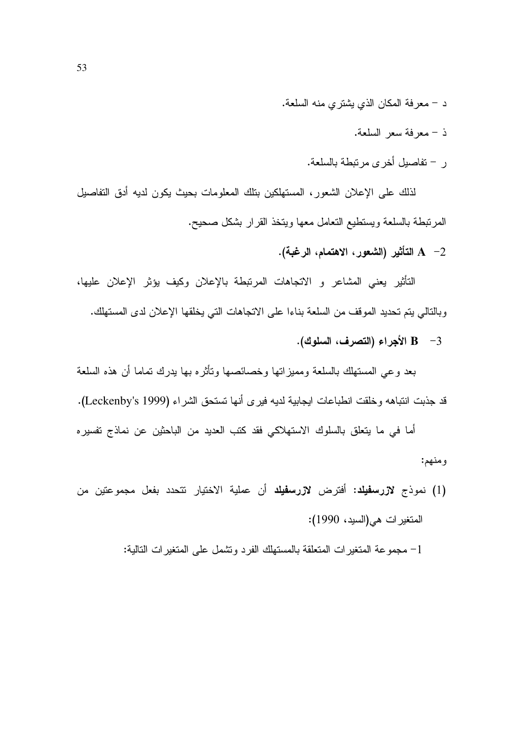د – معرفة المكان الذي يشتري منه السلعة.

ذ – معرفة سعر السلعة.

ر – تفاصيل أخرى مرتبطة بالسلعة.

لذلك على الإعلان الشعور، المستهلكين بتلك المعلومات بحيث يكون لديه أدق التفاصيل المرتبطة بالسلعة ويستطيع التعامل معها ويتخذ القرار بشكل صحيح.

**2- A التأثير (الشعور، الاهتمام، الرغبة).**

التأثير يعني المشاعر و الاتجاهات المرتبطة بالإعلان وكيف يؤثر الإعلان عليها، وبالتالي يتم تحديد الموقف من السلعة بناءا على الاتجاهات التي يخلقها الإعلان لدى المستهلك.

**3- B الأجراء (التصرف، السلوك).**

بعد وعي المستهلك بالسلعة ومميزاتها وخصائصها وتأثره بها يدرك تماما أن هذه السلعة قد جذبت انتباهه وخلقت انطباعات ايجابية لديه فيرى أنها تستحق الشراء (Leckenby's 1999).

أما في ما يتعلق بالسلوك الاستهلاكي فقد كتب العديد من الباحثين عن نماذج تفسيره ومنهم:

(1) نموذج **لازرسفيلد**: أفترض **لازرسفيلد** أن عملية الاختيار تتحدد بفعل مجموعتين من المتغيرات هي(السيد، 1990):

1- مجموعة المتغيرات المتعلقة بالمستهلك الفرد وتشمل على المتغيرات التالية: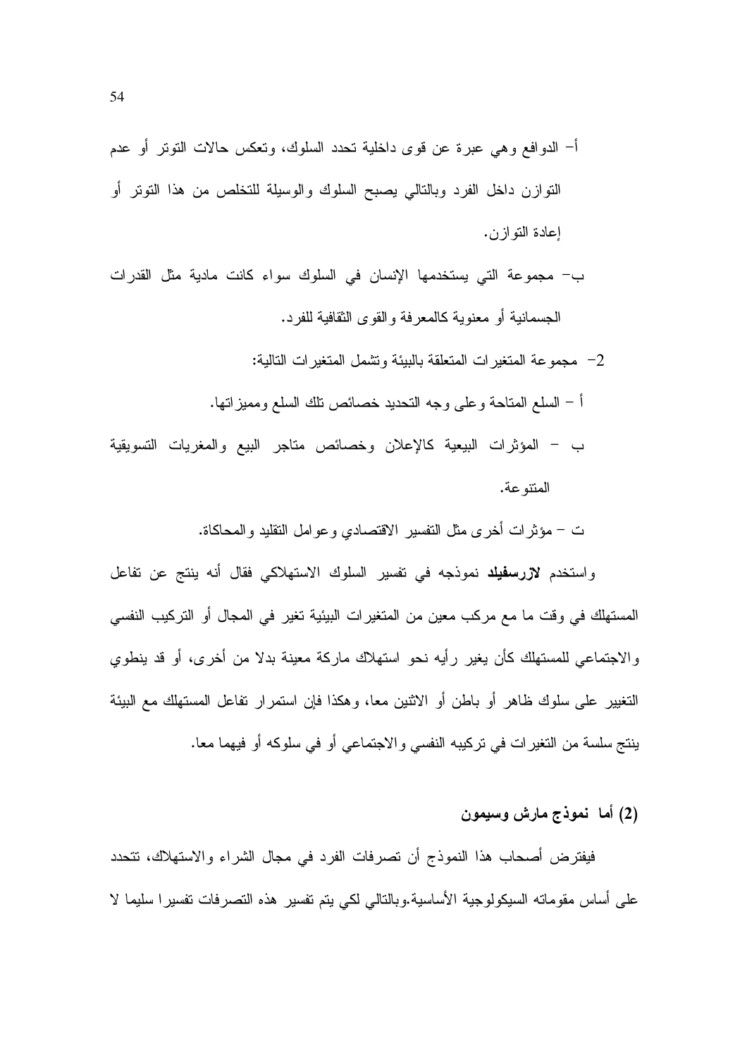أ- الدوافع وهي عبرة عن قوى داخلية تحدد السلوك، وتعكس حالات التوتر أو عدم التوازن داخل الفرد وبالتالي يصبح السلوك والوسيلة للتخلص من هذا التوتر أو إعادة التوازن.

ب- مجموعة التي يستخدمها الإنسان في السلوك سواء كانت مادية مثل القدرات الجسمانية أو معنوية كالمعرفة والقوى الثقافية للفرد.

2- مجموعة المتغيرات المتعلقة بالبيئة وتشمل المتغيرات التالية:

أ – السلع المتاحة وعلى وجه التحديد خصائص تلك السلع ومميزاتها.

ب – المؤثرات البيعية كالإعلان وخصائص متاجر البيع والمغريات التسويقية المتنوعة.

ت – مؤثرات أخرى مثل التفسير الاقتصادي وعوامل التقليد والمحاكاة.

واستخدم **لازرسفيلد** نموذجه في تفسير السلوك الاستهلاكي فقال أنه ينتج عن تفاعل المستهلك في وقت ما مع مركب معين من المتغيرات البيئية تغير في المجال أو التركيب النفسي والاجتماعي للمستهلك كأن يغير رأيه نحو استهلاك ماركة معينة بدلا من أخرى، أو قد ينطوي التغيير على سلوك ظاهر أو باطن أو الاثنين معا، وهكذا فإن استمرار تفاعل المستهلك مع البيئة ينتج سلسة من التغيرات في تركيبه النفسي والاجتماعي أو في سلوكه أو فيهما معا.

**(2) أما نموذج مارش وسيمون**

فيفترض أصحاب هذا النموذج أن تصرفات الفرد في مجال الشراء والاستهلاك، تتحدد على أساس مقوماته السيكولوجية الأساسية.وبالتالي لكي يتم تفسير هذه التصرفات تفسيرا سليما لا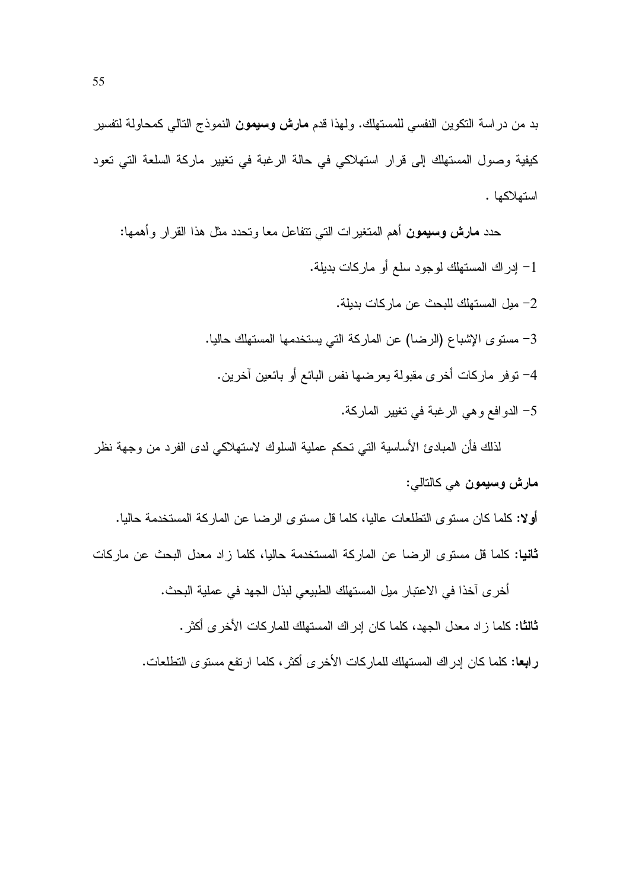بد من دراسة التكوين النفسي للمستهلك. ولهذا قدم **مارش وسيمون** النموذج التالي كمحاولة لتفسير كيفية وصول المستهلك إلى قرار استهلاكي في حالة الرغبة في تغيير ماركة السلعة التي تعود استهلاكها .

حدد **مارش وسيمون** أهم المتغيرات التي تتفاعل معا وتحدد مثل هذا القرار وأهمها:

1- إدراك المستهلك لوجود سلع أو ماركات بديلة.

2- ميل المستهلك للبحث عن ماركات بديلة.

3- مستوى الإشباع (الرضا) عن الماركة التي يستخدمها المستهلك حاليا.

4- توفر ماركات أخرى مقبولة يعرضها نفس البائع أو بائعين آخرين.

5- الدوافع وهي الرغبة في تغيير الماركة.

لذلك فأن المبادئ الأساسية التي تحكم عملية السلوك لاستهلاكي لدى الفرد من وجهة نظر **مارش وسيمون** هي كالتالي:

**أولا:** كلما كان مستوى التطلعات عاليا، كلما قل مستوى الرضا عن الماركة المستخدمة حاليا.

**ثانيا:** كلما قل مستوى الرضا عن الماركة المستخدمة حاليا، كلما زاد معدل البحث عن ماركات أخرى آخذا في الاعتبار ميل المستهلك الطبيعي لبذل الجهد في عملية البحث.

**ثالثا:** كلما زاد معدل الجهد، كلما كان إدراك المستهلك للماركات الأخرى أكثر.

**رابعا:** كلما كان إدراك المستهلك للماركات الأخرى أكثر، كلما ارتفع مستوى التطلعات.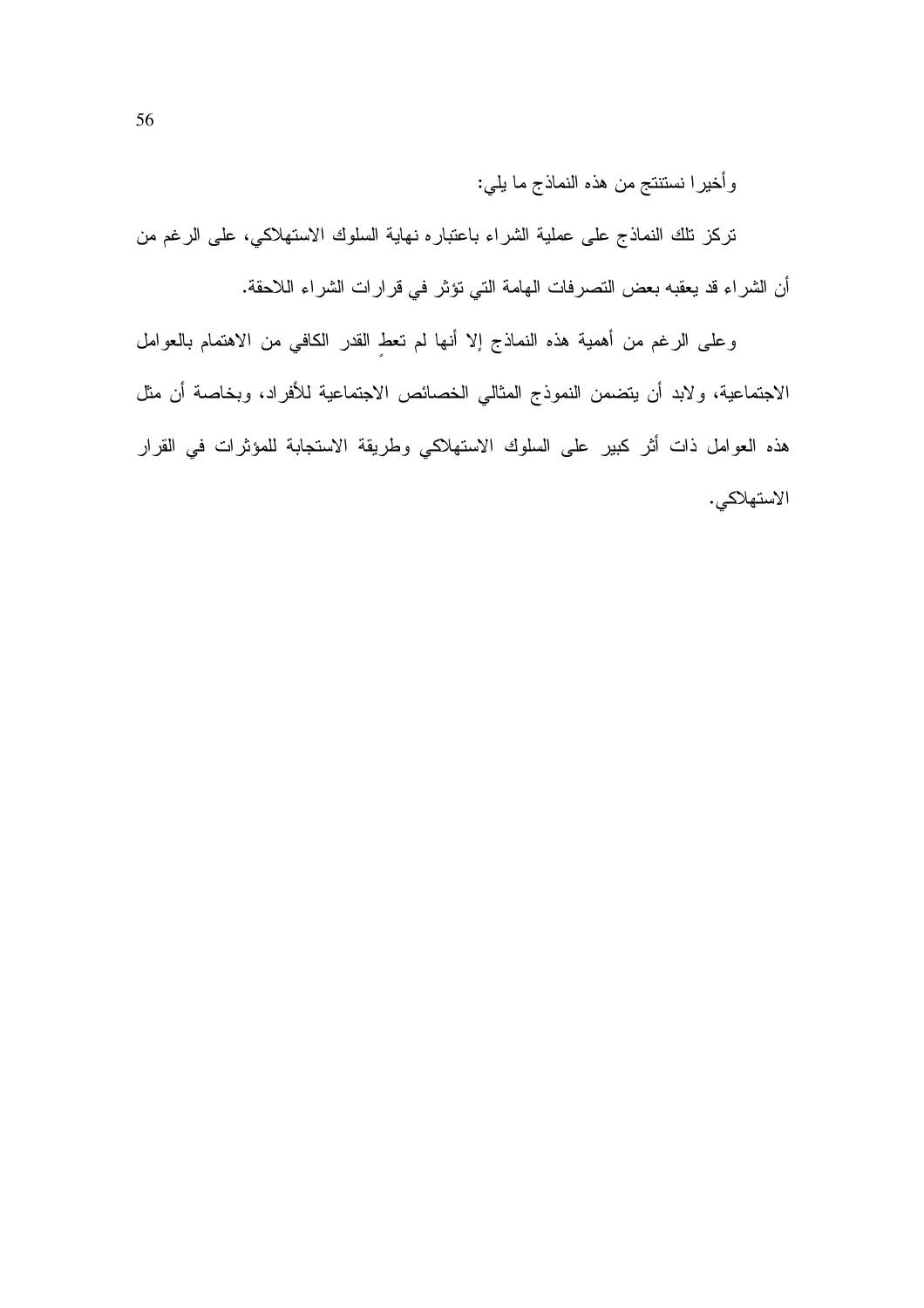وأخيرا نستنتج من هذه النماذج ما يلي:

تركز تلك النماذج على عملية الشراء باعتباره نهاية السلوك الاستهلاكي، على الرغم من أن الشراء قد يعقبه بعض التصرفات الهامة التي تؤثر في قرارات الشراء اللاحقة.

وعلى الرغم من أهمية هذه النماذج إلا أنها لم تعطِ القدر الكافي من الاهتمام بالعوامل الاجتماعية، ولابد أن يتضمن النموذج المثالي الخصائص الاجتماعية للأفراد، وبخاصة أن مثل هذه العوامل ذات أثر كبير على السلوك الاستهلاكي وطريقة الاستجابة للمؤثرات في القرار الاستهلاكي.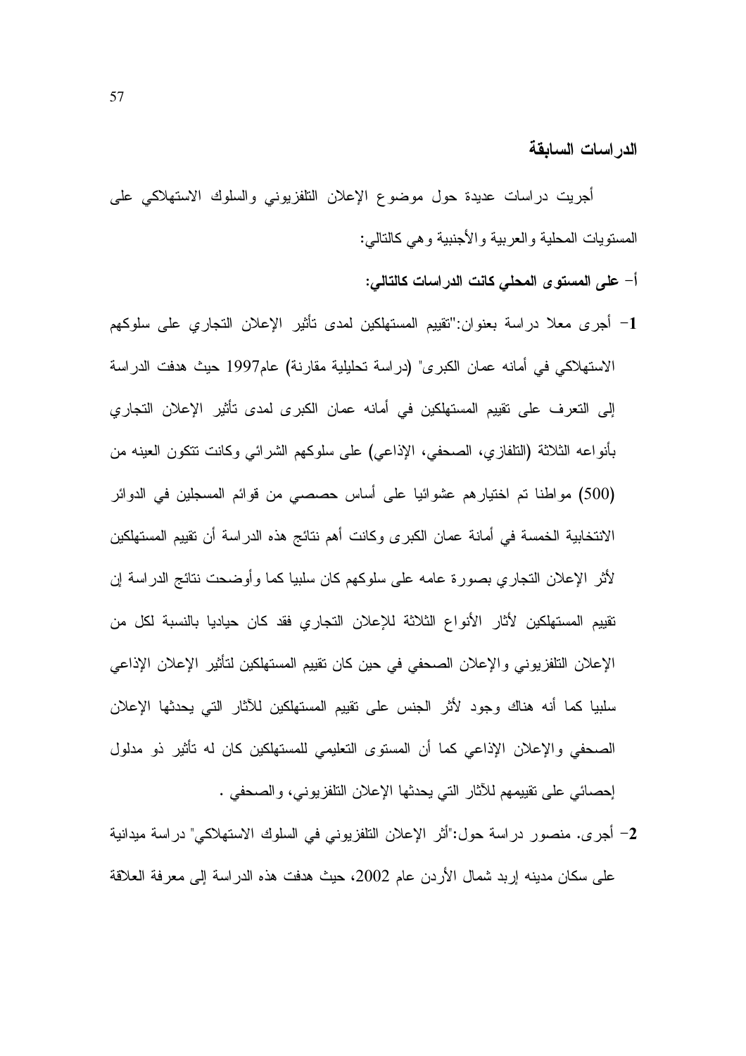## الدراسات السابقة

أجريت دراسات عديدة حول موضوع الإعلان التلفزيوني والسلوك الاستهلاكي على المستويات المحلية والعربية والأجنبية وهي كالتالي:

**أ- على المستوى المحلي كانت الدراسات كالتالي:**

**1-** أجرى معلا دراسة بعنوان:"تقييم المستهلكين لمدى تأثير الإعلان التجاري على سلوكهم الاستهلاكي في أمانه عمان الكبرى" (دراسة تحليلية مقارنة) عام1997 حيث هدفت الدراسة إلى التعرف على تقييم المستهلكين في أمانه عمان الكبرى لمدى تأثير الإعلان التجاري بأنواعه الثلاثة (التلفازي، الصحفي، الإذاعي) على سلوكهم الشرائي وكانت تتكون العينه من (500) مواطنا تم اختيارهم عشوائيا على أساس حصصي من قوائم المسجلين في الدوائر الانتخابية الخمسة في أمانة عمان الكبرى وكانت أهم نتائج هذه الدراسة أن تقييم المستهلكين لأثر الإعلان التجاري بصورة عامه على سلوكهم كان سلبيا كما وأوضحت نتائج الدراسة إن تقييم المستهلكين لأثار الأنواع الثلاثة للإعلان التجاري فقد كان حياديا بالنسبة لكل من الإعلان التلفزيوني والإعلان الصحفي في حين كان تقييم المستهلكين لتأثير الإعلان الإذاعي سلبيا كما أنه هناك وجود لأثر الجنس على تقييم المستهلكين للآثار التي يحدثها الإعلان الصحفي والإعلان الإذاعي كما أن المستوى التعليمي للمستهلكين كان له تأثير ذو مدلول إحصائي على تقييمهم للآثار التي يحدثها الإعلان التلفزيوني، والصحفي .

**2-** أجرى. منصور دراسة حول:"أثر الإعلان التلفزيوني في السلوك الاستهلاكي" دراسة ميدانية على سكان مدينه إربد شمال الأردن عام 2002، حيث هدفت هذه الدراسة إلى معرفة العلاقة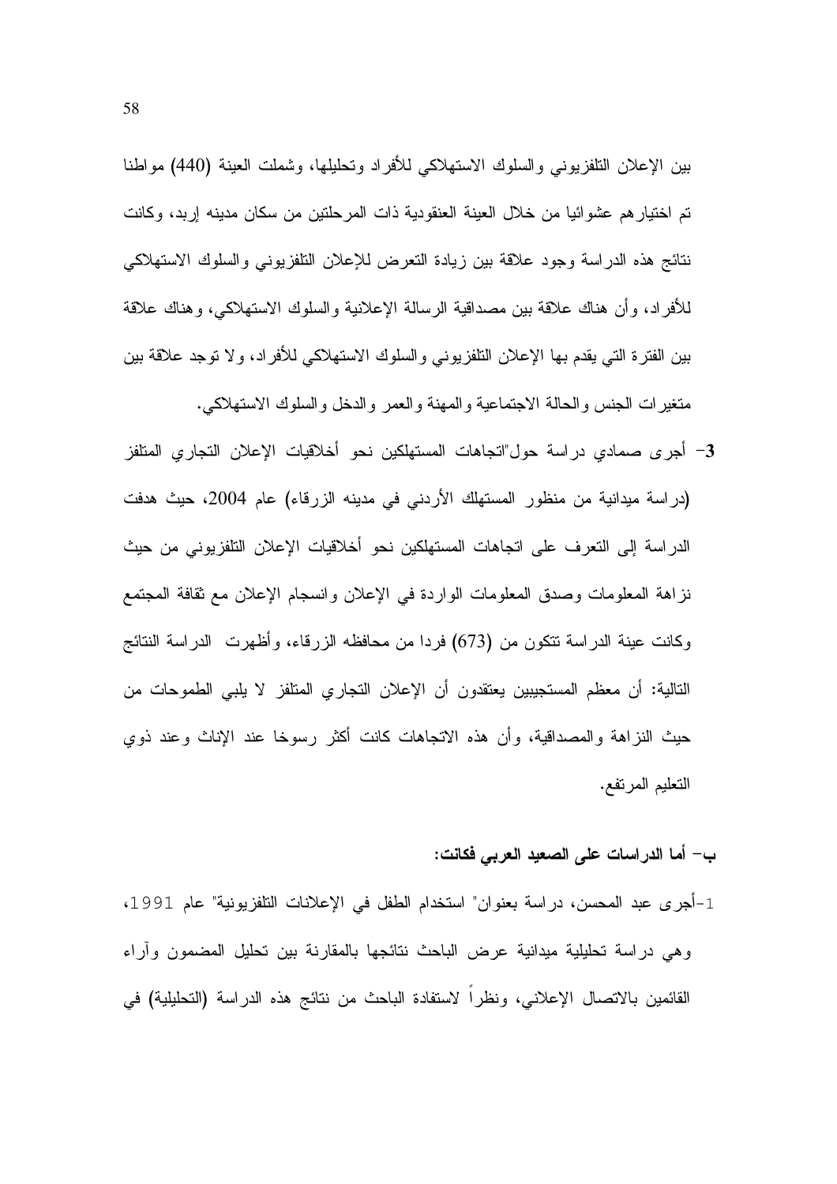بين الإعلان التلفزيوني والسلوك الاستهلاكي للأفراد وتحليلها، وشملت العينة (440) مواطنا تم اختيارهم عشوائيا من خلال العينة العنقودية ذات المرحلتين من سكان مدينه إربد، وكانت نتائج هذه الدراسة وجود علاقة بين زيادة التعرض للإعلان التلفزيوني والسلوك الاستهلاكي للأفراد، وأن هناك علاقة بين مصداقية الرسالة الإعلانية والسلوك الاستهلاكي، وهناك علاقة بين الفترة التي يقدم بها الإعلان التلفزيوني والسلوك الاستهلاكي للأفراد، ولا توجد علاقة بين متغيرات الجنس والحالة الاجتماعية والمهنة والعمر والدخل والسلوك الاستهلاكي.

**3**- أجرى صمادي دراسة حول"اتجاهات المستهلكين نحو أخلاقيات الإعلان التجاري المتلفز (دراسة ميدانية من منظور المستهلك الأردني في مدينه الزرقاء) عام 2004، حيث هدفت الدراسة إلى التعرف على اتجاهات المستهلكين نحو أخلاقيات الإعلان التلفزيوني من حيث نزاهة المعلومات وصدق المعلومات الواردة في الإعلان وانسجام الإعلان مع ثقافة المجتمع وكانت عينة الدراسة تتكون من (673) فردا من محافظه الزرقاء، وأظهرت الدراسة النتائج التالية: أن معظم المستجيبين يعتقدون أن الإعلان التجاري المتلفز لا يلبي الطموحات من حيث النزاهة والمصداقية، وأن هذه الاتجاهات كانت أكثر رسوخا عند الإناث وعند ذوي التعليم المرتفع.

**ب- أما الدراسات على الصعيد العربي فكانت:**

1-أجرى عبد المحسن، دراسة بعنوان" استخدام الطفل في الإعلانات التلفزيونية" عام 1991، وهي دراسة تحليلية ميدانية عرض الباحث نتائجها بالمقارنة بين تحليل المضمون وآراء القائمين بالاتصال الإعلاني، ونظراً لاستفادة الباحث من نتائج هذه الدراسة (التحليلية) في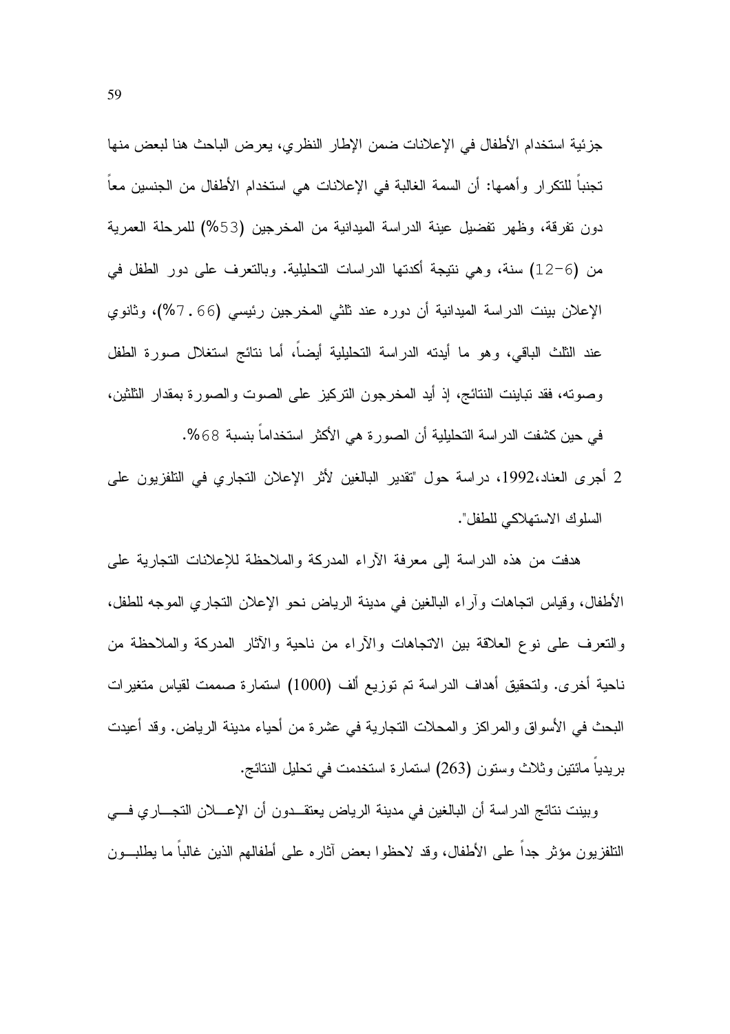جزئية استخدام الأطفال في الإعلانات ضمن الإطار النظري، يعرض الباحث هنا لبعض منها تجنباً للتكرار وأهمها: أن السمة الغالبة في الإعلانات هي استخدام الأطفال من الجنسين معاً دون تفرقة، وظهر تفضيل عينة الدراسة الميدانية من المخرجين (53%) للمرحلة العمرية من (6-12) سنة، وهي نتيجة أكدتها الدراسات التحليلية. وبالتعرف على دور الطفل في الإعلان بينت الدراسة الميدانية أن دوره عند ثلثي المخرجين رئيسي (66.7%)، وثانوي عند الثلث الباقي، وهو ما أيدته الدراسة التحليلية أيضاً، أما نتائج استغلال صورة الطفل وصوته، فقد تباينت النتائج، إذ أيد المخرجون التركيز على الصوت والصورة بمقدار الثلثين، في حين كشفت الدراسة التحليلية أن الصورة هي الأكثر استخداماً بنسبة 68%.

2 أجرى العناد،1992، دراسة حول "تقدير البالغين لأثر الإعلان التجاري في التلفزيون على السلوك الاستهلاكي للطفل".

هدفت من هذه الدراسة إلى معرفة الآراء المدركة والملاحظة للإعلانات التجارية على الأطفال، وقياس اتجاهات وآراء البالغين في مدينة الرياض نحو الإعلان التجاري الموجه للطفل، والتعرف على نوع العلاقة بين الاتجاهات والآراء من ناحية والآثار المدركة والملاحظة من ناحية أخرى. ولتحقيق أهداف الدراسة تم توزيع ألف (1000) استمارة صممت لقياس متغيرات البحث في الأسواق والمراكز والمحلات التجارية في عشرة من أحياء مدينة الرياض. وقد أعيدت بريدياً مائتين وثلاث وستون (263) استمارة استخدمت في تحليل النتائج.

وبينت نتائج الدراسة أن البالغين في مدينة الرياض يعتقدون أن الإعلان التجاري في التلفزيون مؤثر جداً على الأطفال، وقد لاحظوا بعض آثاره على أطفالهم الذين غالباً ما يطلبون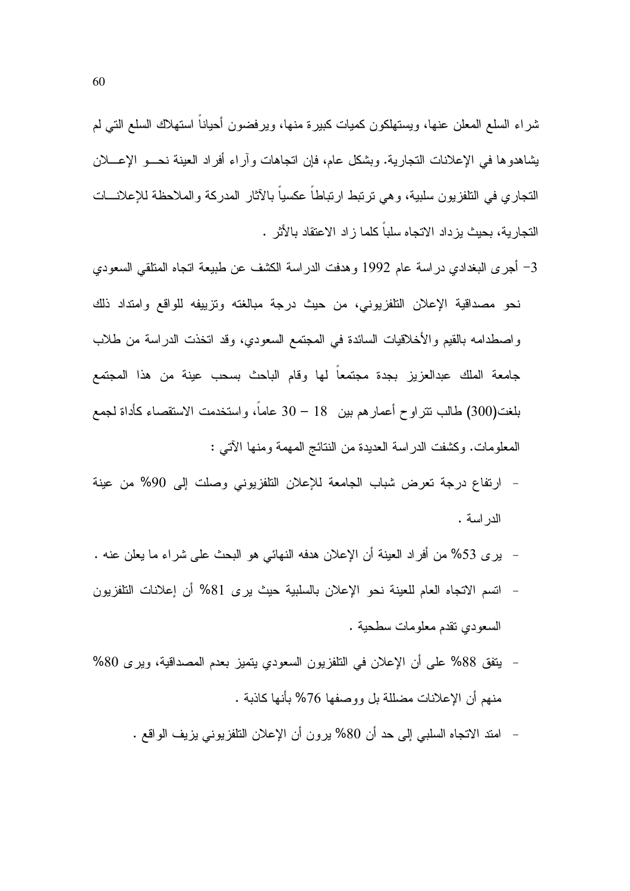شراء السلع المعلن عنها، ويستهلكون كميات كبيرة منها، ويرفضون أحياناً استهلاك السلع التي لم يشاهدوها في الإعلانات التجارية. وبشكل عام، فإن اتجاهات وآراء أفراد العينة نحو الإعلان التجاري في التلفزيون سلبية، وهي ترتبط ارتباطاً عكسياً بالآثار المدركة والملاحظة للإعلانات التجارية، بحيث يزداد الاتجاه سلباً كلما زاد الاعتقاد بالأثر .

3- أجرى البغدادي دراسة عام 1992 وهدفت الدراسة الكشف عن طبيعة اتجاه المتلقي السعودي نحو مصداقية الإعلان التلفزيوني، من حيث درجة مبالغته وتزييفه للواقع وامتداد ذلك واصطدامه بالقيم والأخلاقيات السائدة في المجتمع السعودي، وقد اتخذت الدراسة من طلاب جامعة الملك عبدالعزيز بجدة مجتمعاً لها وقام الباحث بسحب عينة من هذا المجتمع بلغت(300) طالب تتراوح أعمارهم بين 18 – 30 عاماً، واستخدمت الاستقصاء كأداة لجمع المعلومات. وكشفت الدراسة العديدة من النتائج المهمة ومنها الآتي :

- ارتفاع درجة تعرض شباب الجامعة للإعلان التلفزيوني وصلت إلى 90% من عينة الدراسة .
- يرى 53% من أفراد العينة أن الإعلان هدفه النهائي هو البحث على شراء ما يعلن عنه .
- اتسم الاتجاه العام للعينة نحو الإعلان بالسلبية حيث يرى 81% أن إعلانات التلفزيون السعودي تقدم معلومات سطحية .
- يتفق 88% على أن الإعلان في التلفزيون السعودي يتميز بعدم المصداقية، ويرى 80% منهم أن الإعلانات مضللة بل ووصفها 76% بأنها كاذبة .
- امتد الاتجاه السلبي إلى حد أن 80% يرون أن الإعلان التلفزيوني يزيف الواقع .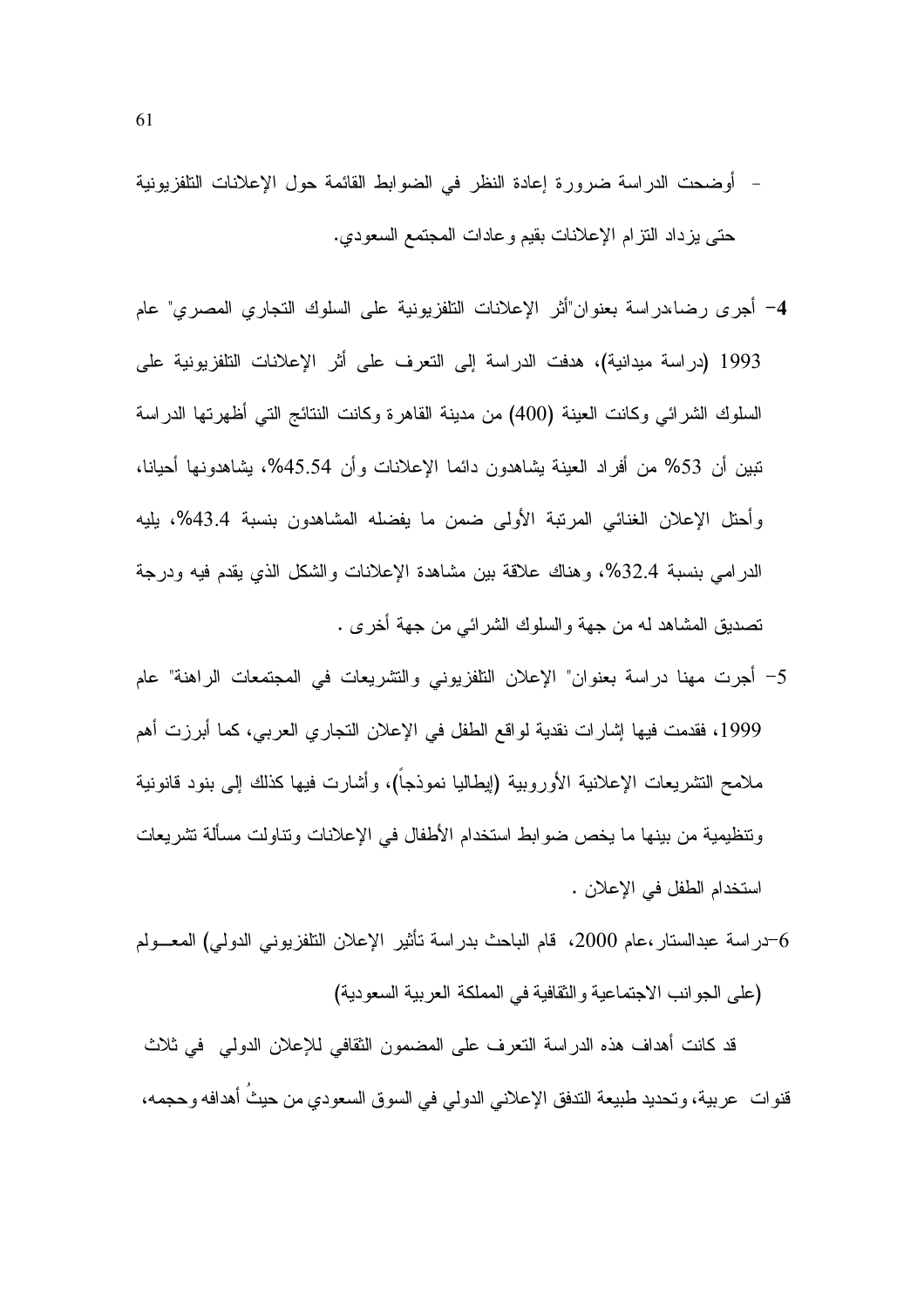- أوضحت الدراسة ضرورة إعادة النظر في الضوابط القائمة حول الإعلانات التلفزيونية حتى يزداد التزام الإعلانات بقيم وعادات المجتمع السعودي.

**4-** أجرى رضا،دراسة بعنوان"أثر الإعلانات التلفزيونية على السلوك التجاري المصري" عام 1993 (دراسة ميدانية)، هدفت الدراسة إلى التعرف على أثر الإعلانات التلفزيونية على السلوك الشرائي وكانت العينة (400) من مدينة القاهرة وكانت النتائج التي أظهرتها الدراسة تبين أن 53% من أفراد العينة يشاهدون دائما الإعلانات وأن 45.54%، يشاهدونها أحيانا، وأحتل الإعلان الغنائي المرتبة الأولى ضمن ما يفضله المشاهدون بنسبة 43.4%، يليه الدرامي بنسبة 32.4%، وهناك علاقة بين مشاهدة الإعلانات والشكل الذي يقدم فيه ودرجة تصديق المشاهد له من جهة والسلوك الشرائي من جهة أخرى .

5- أجرت مهنا دراسة بعنوان" الإعلان التلفزيوني والتشريعات في المجتمعات الراهنة" عام 1999، فقدمت فيها إشارات نقدية لواقع الطفل في الإعلان التجاري العربي، كما أبرزت أهم ملامح التشريعات الإعلانية الأوروبية (إيطاليا نموذجاً)، وأشارت فيها كذلك إلى بنود قانونية وتنظيمية من بينها ما يخص ضوابط استخدام الأطفال في الإعلانات وتناولت مسألة تشريعات استخدام الطفل في الإعلان .

6-دراسة عبدالستار،عام 2000، قام الباحث بدراسة تأثير الإعلان التلفزيوني الدولي) المعـــولم (على الجوانب الاجتماعية والثقافية في المملكة العربية السعودية)

قد كانت أهداف هذه الدراسة التعرف على المضمون الثقافي للإعلان الدولي في ثلاث قنوات عربية، وتحديد طبيعة التدفق الإعلاني الدولي في السوق السعودي من حيثُ أهدافه وحجمه،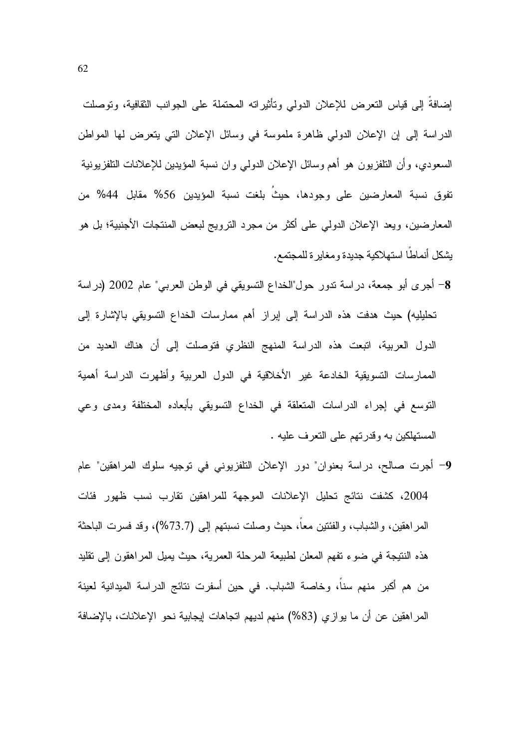إضافةً إلى قياس التعرض للإعلان الدولي وتأثيراته المحتملة على الجوانب الثقافية، وتوصلت الدراسة إلى إن الإعلان الدولي ظاهرة ملموسة في وسائل الإعلان التي يتعرض لها المواطن السعودي، وأن التلفزيون هو أهم وسائل الإعلان الدولي وان نسبة المؤيدين للإعلانات التلفزيونية تفوق نسبة المعارضين على وجودها، حيثُ بلغت نسبة المؤيدين 56% مقابل 44% من المعارضين، ويعد الإعلان الدولي على أكثر من مجرد الترويج لبعض المنتجات الأجنبية؛ بل هو يشكل أنماطًا استهلاكية جديدة ومغايرة للمجتمع.

8- أجرى أبو جمعة، دراسة تدور حول"الخداع التسويقي في الوطن العربي" عام 2002 (دراسة تحليليه) حيث هدفت هذه الدراسة إلى إبراز أهم ممارسات الخداع التسويقي بالإشارة إلى الدول العربية، اتبعت هذه الدراسة المنهج النظري فتوصلت إلى أن هناك العديد من الممارسات التسويقية الخادعة غير الأخلاقية في الدول العربية وأظهرت الدراسة أهمية التوسع في إجراء الدراسات المتعلقة في الخداع التسويقي بأبعاده المختلفة ومدى وعي المستهلكين به وقدرتهم على التعرف عليه .

9- أجرت صالح، دراسة بعنوان" دور الإعلان التلفزيوني في توجيه سلوك المراهقين" عام 2004، كشفت نتائج تحليل الإعلانات الموجهة للمراهقين تقارب نسب ظهور فئات المراهقين، والشباب، والفئتين معاً، حيث وصلت نسبتهم إلى (73.7%)، وقد فسرت الباحثة هذه النتيجة في ضوء تفهم المعلن لطبيعة المرحلة العمرية، حيث يميل المراهقون إلى تقليد من هم أكبر منهم سناً، وخاصة الشباب. في حين أسفرت نتائج الدراسة الميدانية لعينة المراهقين عن أن ما يوازي (83%) منهم لديهم اتجاهات إيجابية نحو الإعلانات، بالإضافة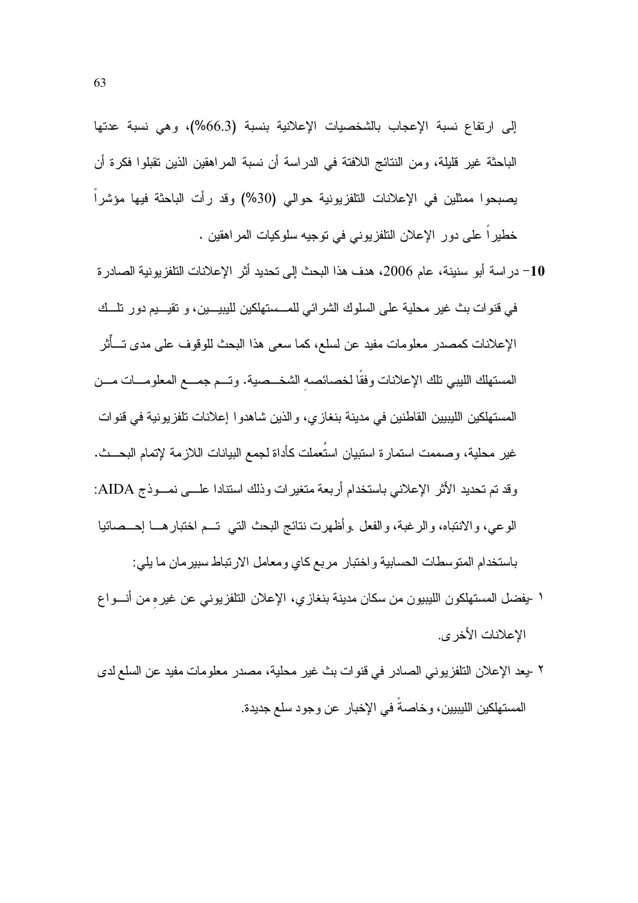إلى ارتفاع نسبة الإعجاب بالشخصيات الإعلانية بنسبة (66.3%)، وهي نسبة عدتها الباحثة غير قليلة، ومن النتائج اللافتة في الدراسة أن نسبة المراهقين الذين تقبلوا فكرة أن يصبحوا ممثلين في الإعلانات التلفزيونية حوالي (30%) وقد رأت الباحثة فيها مؤشراً خطيراً على دور الإعلان التلفزيوني في توجيه سلوكيات المراهقين .

**10**- دراسة أبو سنينة، عام 2006، هدف هذا البحث إلى تحديد أثر الإعلانات التلفزيونية الصادرة في قنوات بث غير محلية على السلوك الشرائي للمستهلكين الليبيين، و تقييم دور تلك الإعلانات كمصدر معلومات مفيد عن لسلع، كما سعى هذا البحث للوقوف على مدى تأثر المستهلك الليبي تلك الإعلانات وفقًا لخصائصه الشخصية. وتم جمع المعلومات من المستهلكين الليبيين القاطنين في مدينة بنغازي، والذين شاهدوا إعلانات تلفزيونية في قنوات غير محلية، وصممت استمارة استبيان استُعملت كأداة لجمع البيانات اللازمة لإتمام البحث. وقد تم تحديد الأثر الإعلاني باستخدام أربعة متغيرات وذلك استنادا على نموذج AIDA: الوعي، والانتباه، والرغبة، والفعل .وأظهرت نتائج البحث التي تم اختبارها إحصائيا باستخدام المتوسطات الحسابية واختبار مربع كاي ومعامل الارتباط سبيرمان ما يلي:

١ -يفضل المستهلكون الليبيون من سكان مدينة بنغازي، الإعلان التلفزيوني عن غيرهِ من أنواع الإعلانات الأخرى.

٢ -يعد الإعلان التلفزيوني الصادر في قنوات بث غير محلية، مصدر معلومات مفيد عن السلع لدى المستهلكين الليبيين، وخاصةً في الإخبار عن وجود سلع جديدة.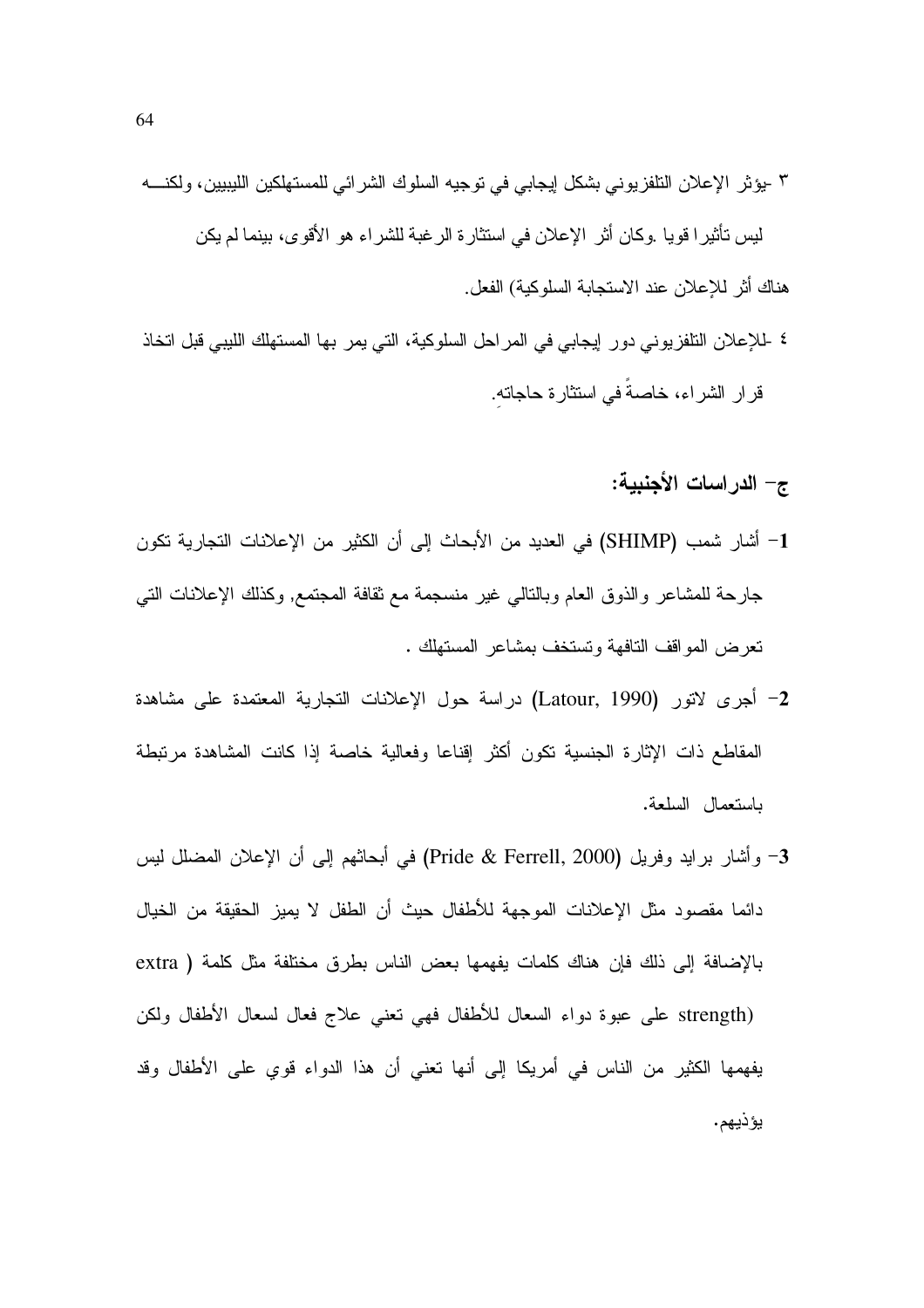٣ -يؤثر الإعلان التلفزيوني بشكل إيجابي في توجيه السلوك الشرائي للمستهلكين الليبيين، ولكنه ليس تأثيرا قويا .وكان أثر الإعلان في استثارة الرغبة للشراء هو الأقوى، بينما لم يكن هناك أثر للإعلان عند الاستجابة السلوكية) الفعل.

٤ -للإعلان التلفزيوني دور إيجابي في المراحل السلوكية، التي يمر بها المستهلك الليبي قبل اتخاذ قرار الشراء، خاصةً في استثارة حاجاتهِ.

## ج- الدراسات الأجنبية:

**1-** أشار شمب (SHIMP) في العديد من الأبحاث إلى أن الكثير من الإعلانات التجارية تكون جارحة للمشاعر والذوق العام وبالتالي غير منسجمة مع ثقافة المجتمع, وكذلك الإعلانات التي تعرض المواقف التافهة وتستخف بمشاعر المستهلك .

**2-** أجرى لاتور (Latour, 1990) دراسة حول الإعلانات التجارية المعتمدة على مشاهدة المقاطع ذات الإثارة الجنسية تكون أكثر إقناعا وفعالية خاصة إذا كانت المشاهدة مرتبطة باستعمال السلعة.

**3-** وأشار برايد وفريل (Pride & Ferrell, 2000) في أبحاثهم إلى أن الإعلان المضلل ليس دائما مقصود مثل الإعلانات الموجهة للأطفال حيث أن الطفل لا يميز الحقيقة من الخيال بالإضافة إلى ذلك فإن هناك كلمات يفهمها بعض الناس بطرق مختلفة مثل كلمة ( extra strength) على عبوة دواء السعال للأطفال فهي تعني علاج فعال لسعال الأطفال ولكن يفهمها الكثير من الناس في أمريكا إلى أنها تعني أن هذا الدواء قوي على الأطفال وقد يؤذيهم.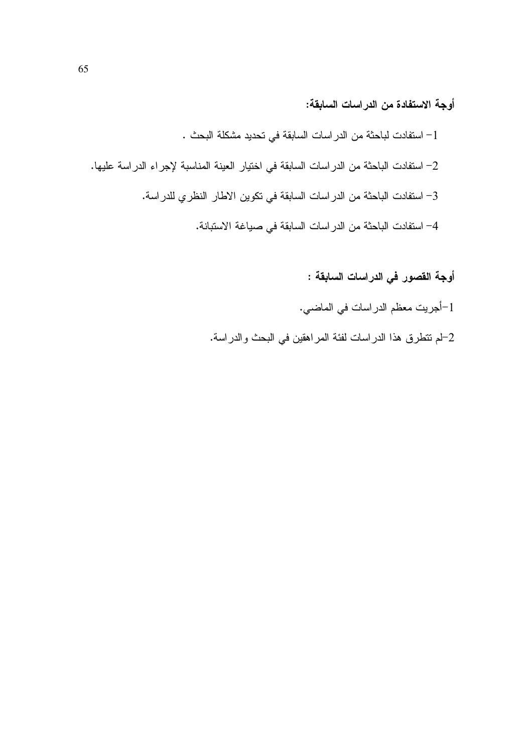**أوجة الاستفادة من الدراسات السابقة:**

1- استفادت لباحثة من الدراسات السابقة في تحديد مشكلة البحث .

2- استفادت الباحثة من الدراسات السابقة في اختيار العينة المناسبة لإجراء الدراسة عليها.

3- استفادت الباحثة من الدراسات السابقة في تكوين الاطار النظري للدراسة.

4- استفادت الباحثة من الدراسات السابقة في صياغة الاستبانة.

**أوجة القصور في الدراسات السابقة :**

1-أجريت معظم الدراسات في الماضي.

2-لم تتطرق هذا الدراسات لفئة المراهقين في البحث والدراسة.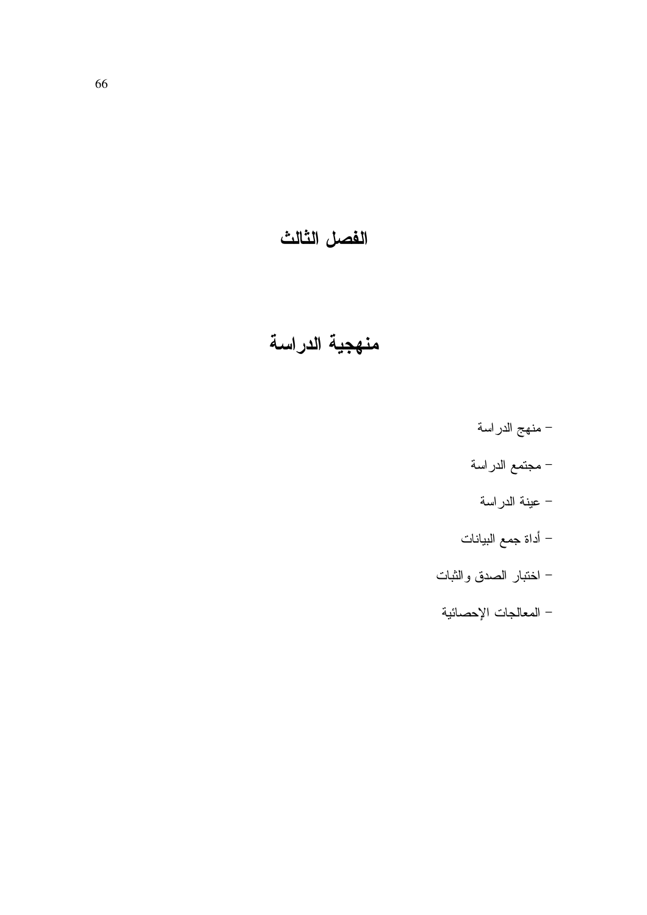# الفصل الثالث

# منهجية الدراسة

- منهج الدراسة
- مجتمع الدراسة
- عينة الدراسة
- أداة جمع البيانات
- اختبار الصدق والثبات
- المعالجات الإحصائية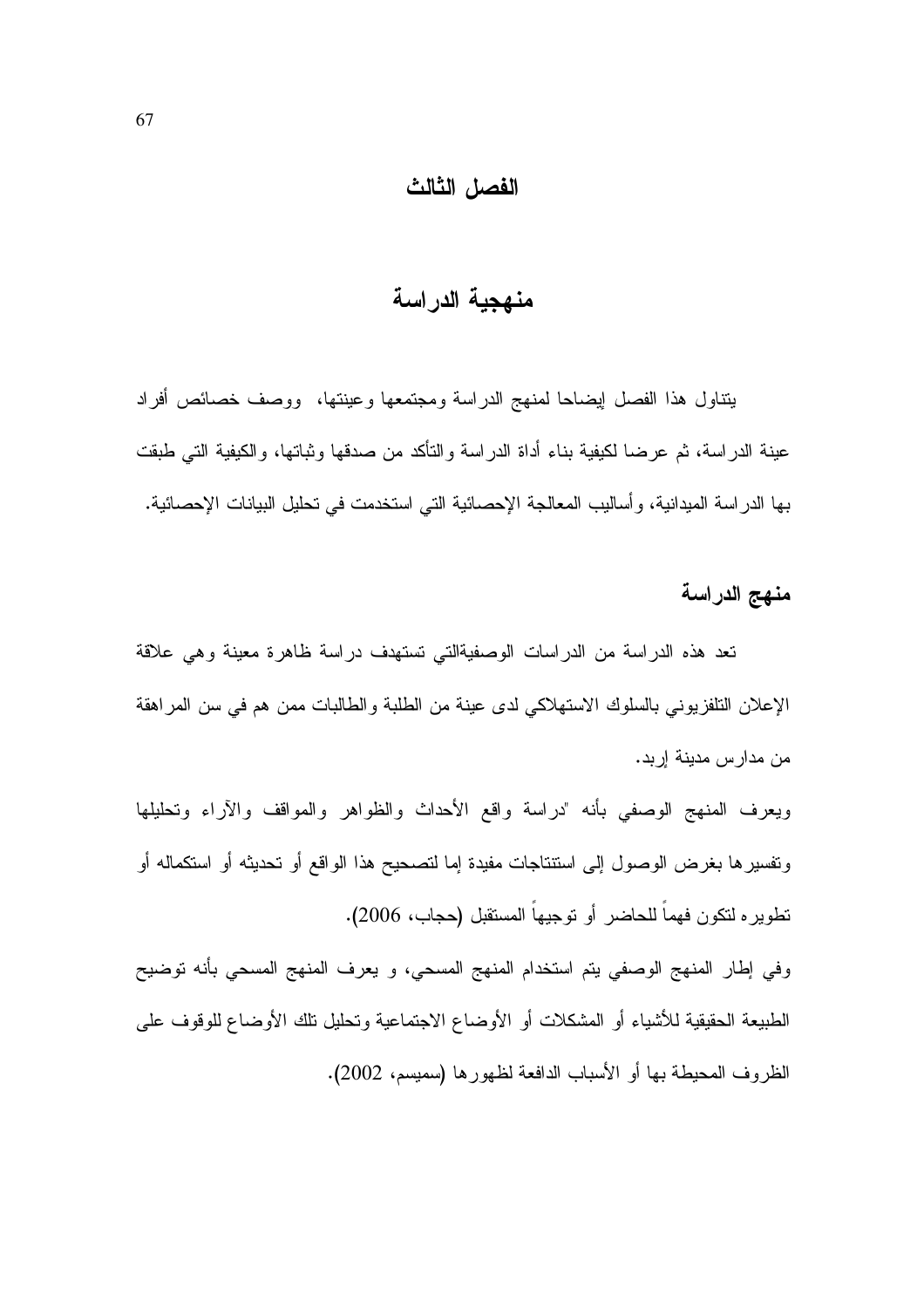# الفصل الثالث

## منهجية الدراسة

يتناول هذا الفصل إيضاحا لمنهج الدراسة ومجتمعها وعينتها، ووصف خصائص أفراد عينة الدراسة، ثم عرضا لكيفية بناء أداة الدراسة والتأكد من صدقها وثباتها، والكيفية التي طبقت بها الدراسة الميدانية، وأساليب المعالجة الإحصائية التي استخدمت في تحليل البيانات الإحصائية.

### منهج الدراسة

تعد هذه الدراسة من الدراسات الوصفيةالتي تستهدف دراسة ظاهرة معينة وهي علاقة الإعلان التلفزيوني بالسلوك الاستهلاكي لدى عينة من الطلبة والطالبات ممن هم في سن المراهقة من مدارس مدينة إربد.

ويعرف المنهج الوصفي بأنه "دراسة واقع الأحداث والظواهر والمواقف والآراء وتحليلها وتفسيرها بغرض الوصول إلى استنتاجات مفيدة إما لتصحيح هذا الواقع أو تحديثه أو استكماله أو تطويره لتكون فهماً للحاضر أو توجيهاً المستقبل (حجاب، 2006).

وفي إطار المنهج الوصفي يتم استخدام المنهج المسحي، و يعرف المنهج المسحي بأنه توضيح الطبيعة الحقيقية للأشياء أو المشكلات أو الأوضاع الاجتماعية وتحليل تلك الأوضاع للوقوف على الظروف المحيطة بها أو الأسباب الدافعة لظهورها (سميسم، 2002).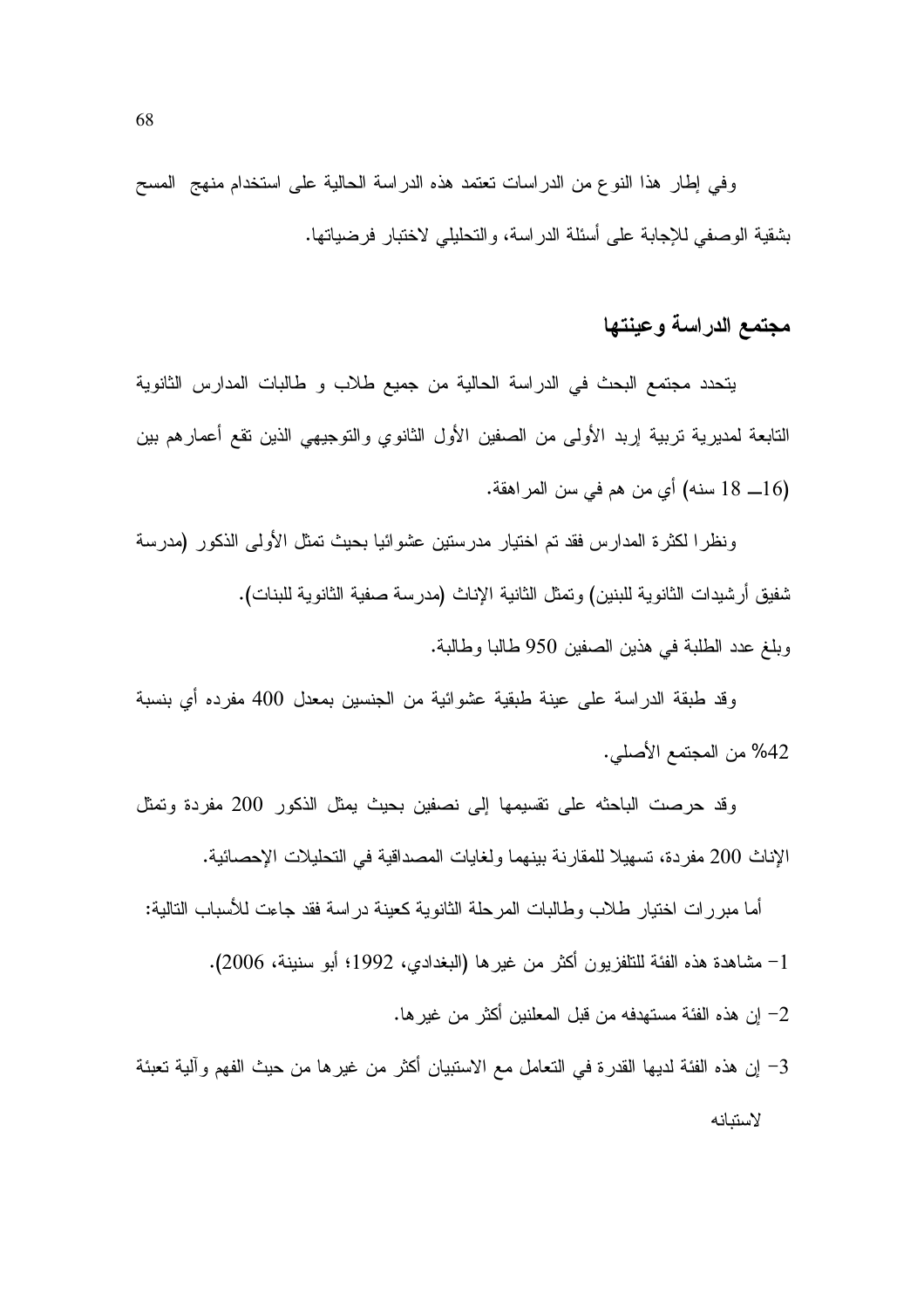وفي إطار هذا النوع من الدراسات تعتمد هذه الدراسة الحالية على استخدام منهج المسح بشقية الوصفي للإجابة على أسئلة الدراسة، والتحليلي لاختبار فرضياتها.

## مجتمع الدراسة وعينتها

يتحدد مجتمع البحث في الدراسة الحالية من جميع طلاب و طالبات المدارس الثانوية التابعة لمديرية تربية إربد الأولى من الصفين الأول الثانوي والتوجيهي الذين تقع أعمارهم بين (16ــ 18 سنه) أي من هم في سن المراهقة.

ونظرا لكثرة المدارس فقد تم اختيار مدرستين عشوائيا بحيث تمثل الأولى الذكور (مدرسة شفيق أرشيدات الثانوية للبنين) وتمثل الثانية الإناث (مدرسة صفية الثانوية للبنات).

وبلغ عدد الطلبة في هذين الصفين 950 طالبا وطالبة.

وقد طبقة الدراسة على عينة طبقية عشوائية من الجنسين بمعدل 400 مفرده أي بنسبة 42% من المجتمع الأصلي.

وقد حرصت الباحثه على تقسيمها إلى نصفين بحيث يمثل الذكور 200 مفردة وتمثل الإناث 200 مفردة، تسهيلا للمقارنة بينهما ولغايات المصداقية في التحليلات الإحصائية.

أما مبررات اختيار طلاب وطالبات المرحلة الثانوية كعينة دراسة فقد جاءت للأسباب التالية:

1- مشاهدة هذه الفئة للتلفزيون أكثر من غيرها (البغدادي، 1992؛ أبو سنينة، 2006).

2- إن هذه الفئة مستهدفه من قبل المعلنين أكثر من غيرها.

3- إن هذه الفئة لديها القدرة في التعامل مع الاستبيان أكثر من غيرها من حيث الفهم وآلية تعبئة لاستبانه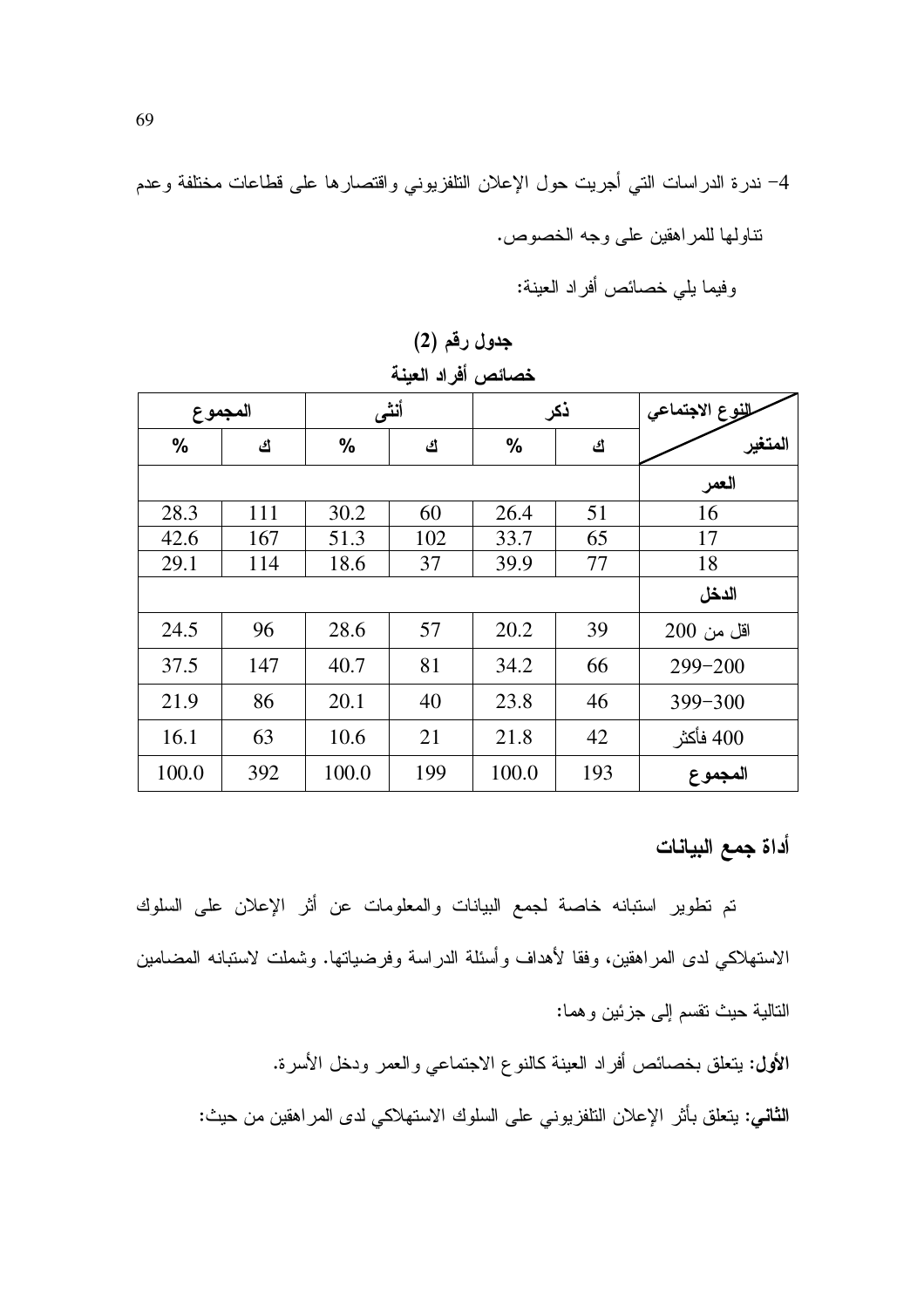4- ندرة الدراسات التي أجريت حول الإعلان التلفزيوني واقتصارها على قطاعات مختلفة وعدم تناولها للمراهقين على وجه الخصوص.

وفيما يلي خصائص أفراد العينة:

**جدول رقم (2)**

**خصائص أفراد العينة**

| النوع الاجتماعي / المتغير | ذكر | | أنثى | | المجموع | |
|---|---|---|---|---|---|---|
| | ك | % | ك | % | ك | % |
| **العمر** | | | | | | |
| 16 | 51 | 26.4 | 60 | 30.2 | 111 | 28.3 |
| 17 | 65 | 33.7 | 102 | 51.3 | 167 | 42.6 |
| 18 | 77 | 39.9 | 37 | 18.6 | 114 | 29.1 |
| **الدخل** | | | | | | |
| اقل من 200 | 39 | 20.2 | 57 | 28.6 | 96 | 24.5 |
| 200-299 | 66 | 34.2 | 81 | 40.7 | 147 | 37.5 |
| 300-399 | 46 | 23.8 | 40 | 20.1 | 86 | 21.9 |
| 400 فأكثر | 42 | 21.8 | 21 | 10.6 | 63 | 16.1 |
| **المجموع** | 193 | 100.0 | 199 | 100.0 | 392 | 100.0 |

## أداة جمع البيانات

تم تطوير استبانه خاصة لجمع البيانات والمعلومات عن أثر الإعلان على السلوك الاستهلاكي لدى المراهقين، وفقا لأهداف وأسئلة الدراسة وفرضياتها. وشملت لاستبانه المضامين التالية حيث تقسم إلى جزئين وهما:

**الأول:** يتعلق بخصائص أفراد العينة كالنوع الاجتماعي والعمر ودخل الأسرة.

**الثاني:** يتعلق بأثر الإعلان التلفزيوني على السلوك الاستهلاكي لدى المراهقين من حيث: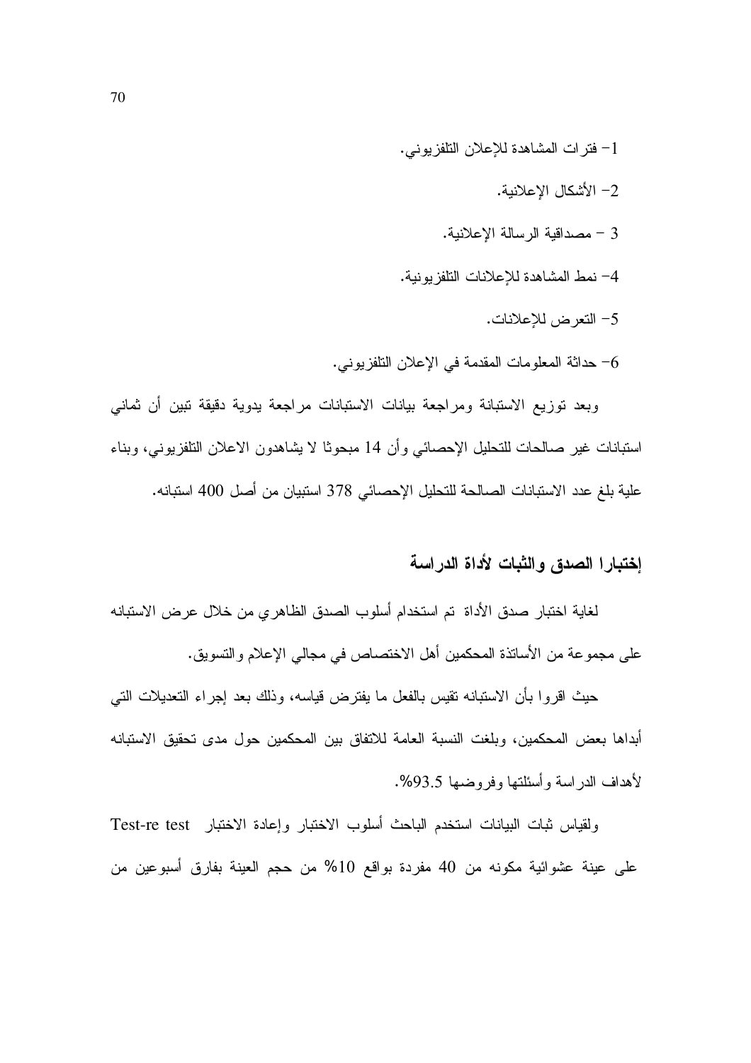1- فترات المشاهدة للإعلان التلفزيوني.

2- الأشكال الإعلانية.

3 – مصداقية الرسالة الإعلانية.

4- نمط المشاهدة للإعلانات التلفزيونية.

5- التعرض للإعلانات.

6- حداثة المعلومات المقدمة في الإعلان التلفزيوني.

وبعد توزيع الاستبانة ومراجعة بيانات الاستبانات مراجعة يدوية دقيقة تبين أن ثماني استبانات غير صالحات للتحليل الإحصائي وأن 14 مبحوثا لا يشاهدون الاعلان التلفزيوني، وبناء علية بلغ عدد الاستبانات الصالحة للتحليل الإحصائي 378 استبيان من أصل 400 استبانه.

## إختبارا الصدق والثبات لأداة الدراسة

لغاية اختبار صدق الأداة تم استخدام أسلوب الصدق الظاهري من خلال عرض الاستبانه على مجموعة من الأساتذة المحكمين أهل الاختصاص في مجالي الإعلام والتسويق.

حيث اقروا بأن الاستبانه تقيس بالفعل ما يفترض قياسه، وذلك بعد إجراء التعديلات التي أبداها بعض المحكمين، وبلغت النسبة العامة للاتفاق بين المحكمين حول مدى تحقيق الاستبانه لأهداف الدراسة وأسئلتها وفروضها 93.5%.

ولقياس ثبات البيانات استخدم الباحث أسلوب الاختبار وإعادة الاختبار Test-re test على عينة عشوائية مكونه من 40 مفردة بواقع 10% من حجم العينة بفارق أسبوعين من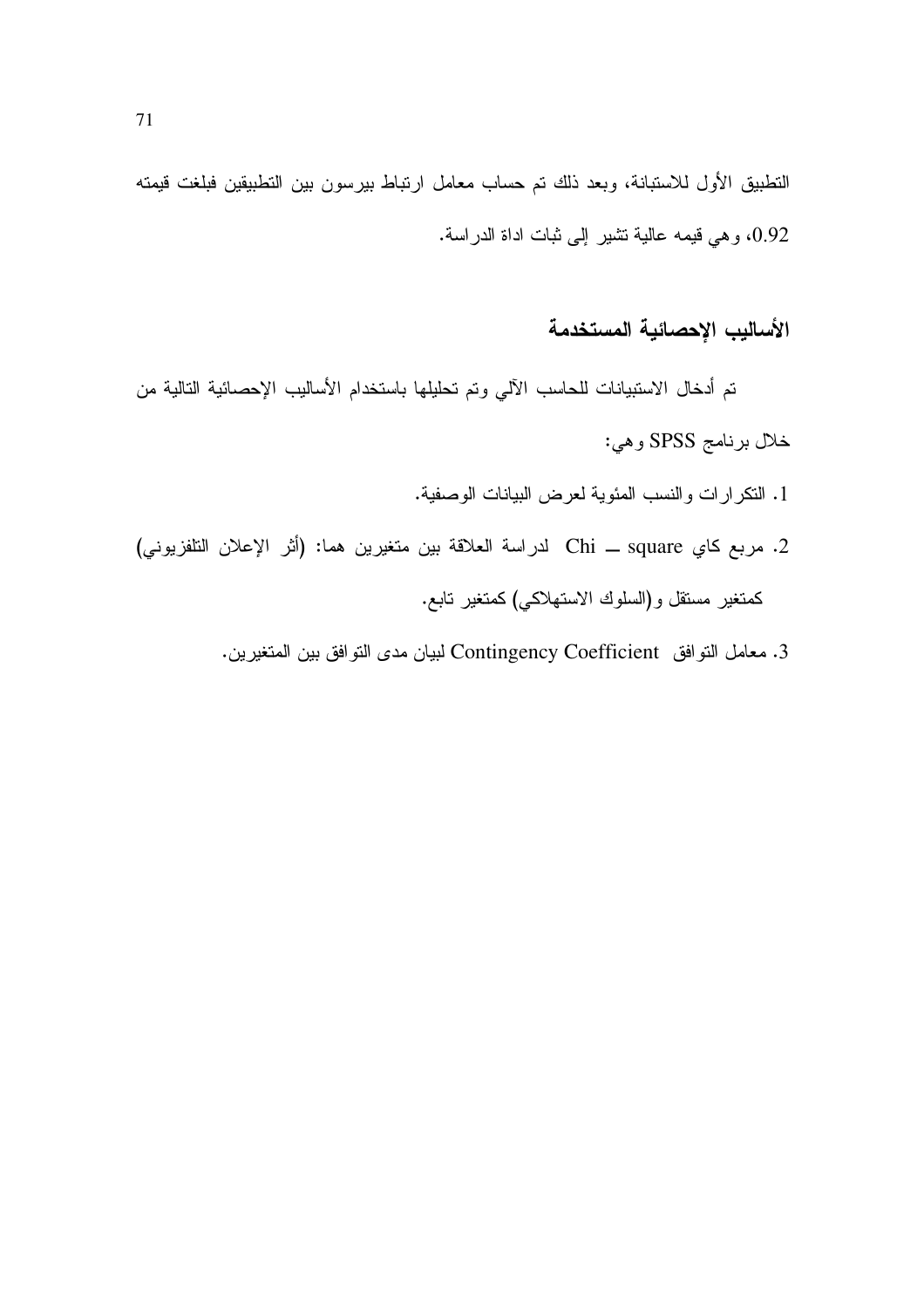التطبيق الأول للاستبانة، وبعد ذلك تم حساب معامل ارتباط بيرسون بين التطبيقين فبلغت قيمته 0.92، وهي قيمه عالية تشير إلى ثبات اداة الدراسة.

## الأساليب الإحصائية المستخدمة

تم أدخال الاستبيانات للحاسب الآلي وتم تحليلها باستخدام الأساليب الإحصائية التالية من خلال برنامج SPSS وهي:

1. التكرارات والنسب المئوية لعرض البيانات الوصفية.
2. مربع كاي Chi – square لدراسة العلاقة بين متغيرين هما: (أثر الإعلان التلفزيوني) كمتغير مستقل و(السلوك الاستهلاكي) كمتغير تابع.
3. معامل التوافق Contingency Coefficient لبيان مدى التوافق بين المتغيرين.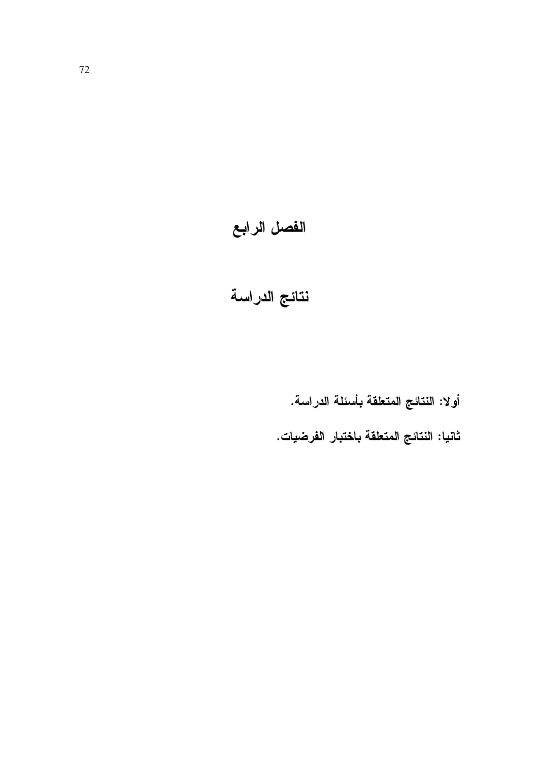# الفصل الرابع

# نتائج الدراسة

**أولا: النتائج المتعلقة بأسئلة الدراسة.**

**ثانيا: النتائج المتعلقة باختبار الفرضيات.**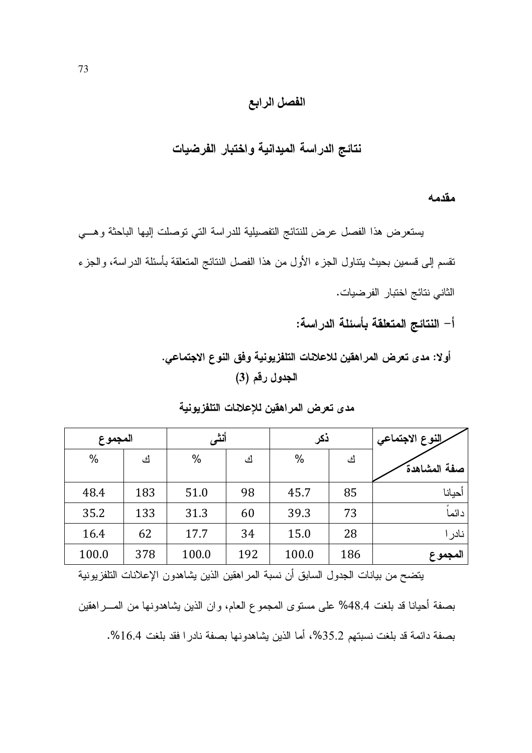# الفصل الرابع

## نتائج الدراسة الميدانية واختبار الفرضيات

### مقدمه

يستعرض هذا الفصل عرض للنتائج التفصيلية للدراسة التي توصلت إليها الباحثة وهـــي تقسم إلى قسمين بحيث يتناول الجزء الأول من هذا الفصل النتائج المتعلقة بأسئلة الدراسة، والجزء الثاني نتائج اختبار الفرضيات.

### أ- النتائج المتعلقة بأسئلة الدراسة:

**أولا: مدى تعرض المراهقين للاعلانات التلفزيونية وفق النوع الاجتماعي.**

**الجدول رقم (3)**

**مدى تعرض المراهقين للإعلانات التلفزيونية**

| النوع الاجتماعي / صفة المشاهدة | ذكر | | أنثى | | المجموع | |
|---|---|---|---|---|---|---|
| | ك | % | ك | % | ك | % |
| أحيانا | 85 | 45.7 | 98 | 51.0 | 183 | 48.4 |
| دائماً | 73 | 39.3 | 60 | 31.3 | 133 | 35.2 |
| نادرا | 28 | 15.0 | 34 | 17.7 | 62 | 16.4 |
| **المجموع** | 186 | 100.0 | 192 | 100.0 | 378 | 100.0 |

يتضح من بيانات الجدول السابق أن نسبة المراهقين الذين يشاهدون الإعلانات التلفزيونية بصفة أحيانا قد بلغت 48.4% على مستوى المجموع العام، وان الذين يشاهدونها من المـــراهقين بصفة دائمة قد بلغت نسبتهم 35.2%، أما الذين يشاهدونها بصفة نادرا فقد بلغت 16.4%.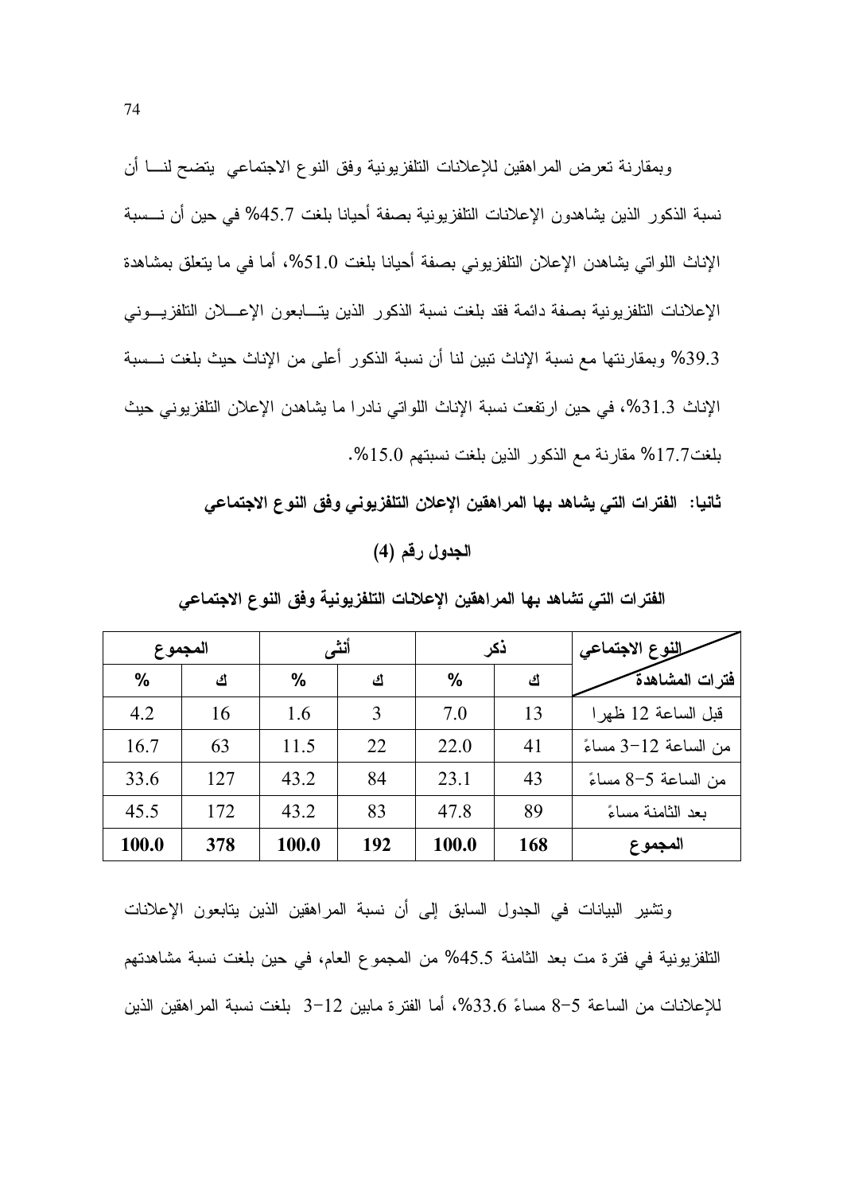وبمقارنة تعرض المراهقين للإعلانات التلفزيونية وفق النوع الاجتماعي يتضح لنـــا أن نسبة الذكور الذين يشاهدون الإعلانات التلفزيونية بصفة أحيانا بلغت 45.7% في حين أن نـــسبة الإناث اللواتي يشاهدن الإعلان التلفزيوني بصفة أحيانا بلغت 51.0%، أما في ما يتعلق بمشاهدة الإعلانات التلفزيونية بصفة دائمة فقد بلغت نسبة الذكور الذين يتـــابعون الإعـــلان التلفزيـــوني 39.3% وبمقارنتها مع نسبة الإناث تبين لنا أن نسبة الذكور أعلى من الإناث حيث بلغت نـــسبة الإناث 31.3%، في حين ارتفعت نسبة الإناث اللواتي نادرا ما يشاهدن الإعلان التلفزيوني حيث بلغت17.7% مقارنة مع الذكور الذين بلغت نسبتهم 15.0%.

**ثانيا: الفترات التي يشاهد بها المراهقين الإعلان التلفزيوني وفق النوع الاجتماعي**

**الجدول رقم (4)**

**الفترات التي تشاهد بها المراهقين الإعلانات التلفزيونية وفق النوع الاجتماعي**

| النوع الاجتماعي / فترات المشاهدة | ذكر | | أنثى | | المجموع | |
|---|---|---|---|---|---|---|
| | ك | % | ك | % | ك | % |
| قبل الساعة 12 ظهرا | 13 | 7.0 | 3 | 1.6 | 16 | 4.2 |
| من الساعة 12-3 مساءً | 41 | 22.0 | 22 | 11.5 | 63 | 16.7 |
| من الساعة 5-8 مساءً | 43 | 23.1 | 84 | 43.2 | 127 | 33.6 |
| بعد الثامنة مساءً | 89 | 47.8 | 83 | 43.2 | 172 | 45.5 |
| **المجموع** | **168** | **100.0** | **192** | **100.0** | **378** | **100.0** |

وتشير البيانات في الجدول السابق إلى أن نسبة المراهقين الذين يتابعون الإعلانات التلفزيونية في فترة مت بعد الثامنة 45.5% من المجموع العام، في حين بلغت نسبة مشاهدتهم للإعلانات من الساعة 5-8 مساءً 33.6%، أما الفترة مابين 12-3 بلغت نسبة المراهقين الذين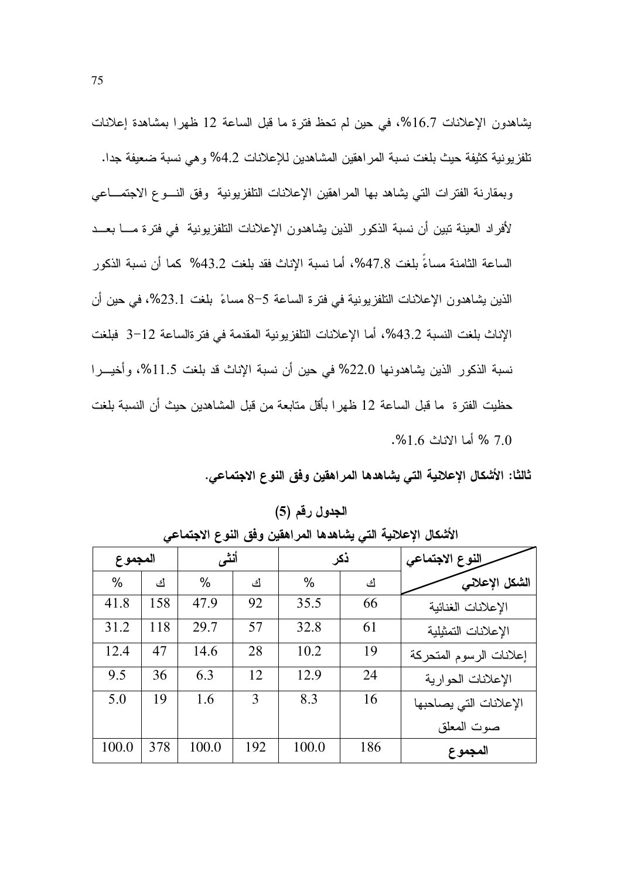يشاهدون الإعلانات 16.7%، في حين لم تحظ فترة ما قبل الساعة 12 ظهرا بمشاهدة إعلانات تلفزيونية كثيفة حيث بلغت نسبة المراهقين المشاهدين للإعلانات 4.2% وهي نسبة ضعيفة جدا.

وبمقارنة الفترات التي يشاهد بها المراهقين الإعلانات التلفزيونية وفق النوع الاجتماعي لأفراد العينة تبين أن نسبة الذكور الذين يشاهدون الإعلانات التلفزيونية في فترة ما بعد الساعة الثامنة مساءً بلغت 47.8%، أما نسبة الإناث فقد بلغت 43.2% كما أن نسبة الذكور الذين يشاهدون الإعلانات التلفزيونية في فترة الساعة 5-8 مساءً بلغت 23.1%، في حين أن الإناث بلغت النسبة 43.2%، أما الإعلانات التلفزيونية المقدمة في فترةالساعة 12-3 فبلغت نسبة الذكور الذين يشاهدونها 22.0% في حين أن نسبة الإناث قد بلغت 11.5%، وأخيرا حظيت الفترة ما قبل الساعة 12 ظهرا بأقل متابعة من قبل المشاهدين حيث أن النسبة بلغت 7.0 % أما الاناث 1.6%.

**ثالثا: الأشكال الإعلانية التي يشاهدها المراهقين وفق النوع الاجتماعي.**

**الجدول رقم (5)**

**الأشكال الإعلانية التي يشاهدها المراهقين وفق النوع الاجتماعي**

| النوع الاجتماعي / الشكل الإعلاني | ذكر | | أنثى | | المجموع | |
|---|---|---|---|---|---|---|
| | ك | % | ك | % | ك | % |
| الإعلانات الغنائية | 66 | 35.5 | 92 | 47.9 | 158 | 41.8 |
| الإعلانات التمثيلية | 61 | 32.8 | 57 | 29.7 | 118 | 31.2 |
| إعلانات الرسوم المتحركة | 19 | 10.2 | 28 | 14.6 | 47 | 12.4 |
| الإعلانات الحوارية | 24 | 12.9 | 12 | 6.3 | 36 | 9.5 |
| الإعلانات التي يصاحبها صوت المعلق | 16 | 8.3 | 3 | 1.6 | 19 | 5.0 |
| **المجموع** | 186 | 100.0 | 192 | 100.0 | 378 | 100.0 |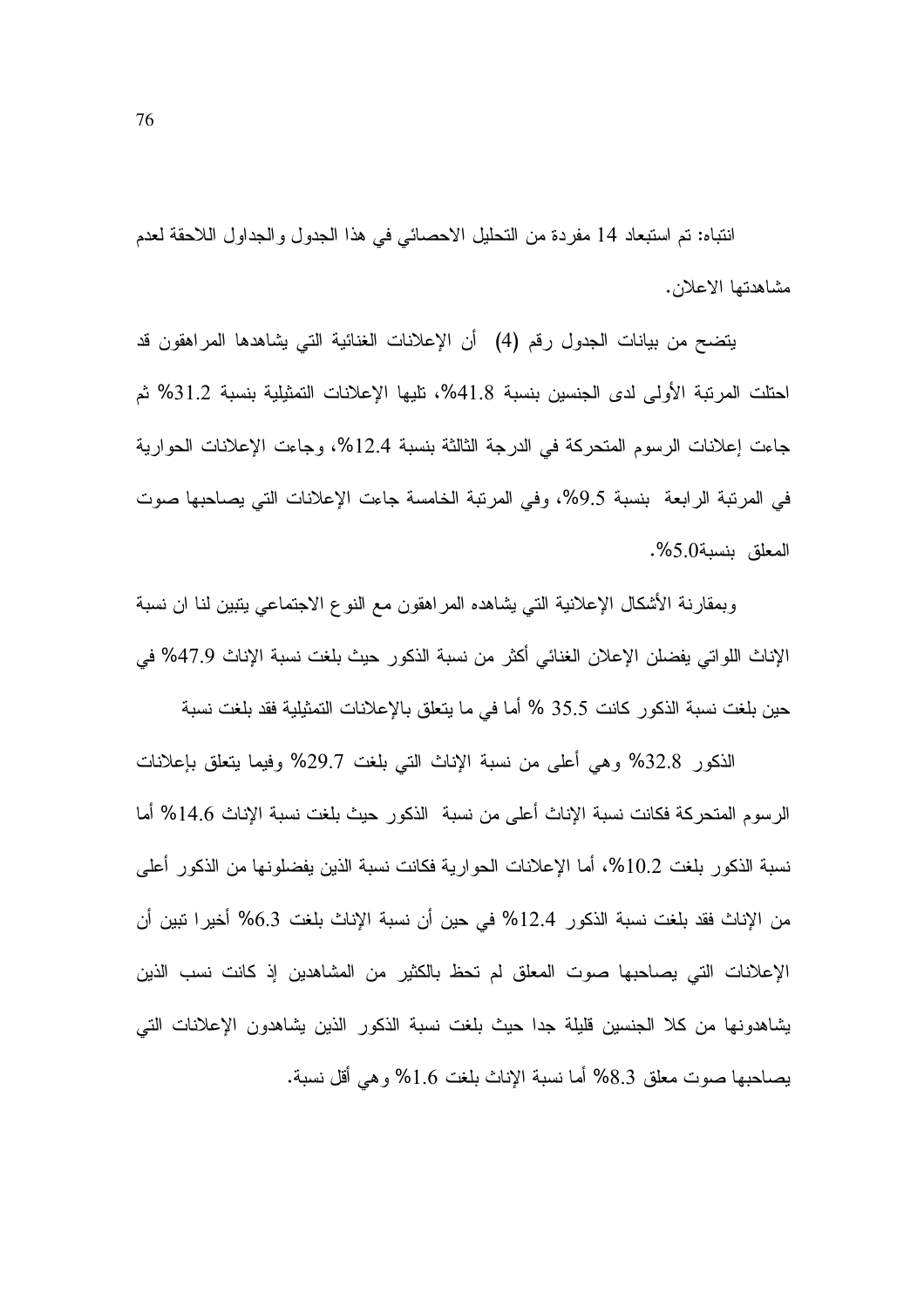انتباه: تم استبعاد 14 مفردة من التحليل الاحصائي في هذا الجدول والجداول اللاحقة لعدم مشاهدتها الاعلان.

يتضح من بيانات الجدول رقم (4) أن الإعلانات الغنائية التي يشاهدها المراهقون قد احتلت المرتبة الأولى لدى الجنسين بنسبة 41.8%، تليها الإعلانات التمثيلية بنسبة 31.2% ثم جاءت إعلانات الرسوم المتحركة في الدرجة الثالثة بنسبة 12.4%، وجاءت الإعلانات الحوارية في المرتبة الرابعة بنسبة 9.5%، وفي المرتبة الخامسة جاءت الإعلانات التي يصاحبها صوت المعلق بنسبة5.0%.

وبمقارنة الأشكال الإعلانية التي يشاهده المراهقون مع النوع الاجتماعي يتبين لنا ان نسبة الإناث اللواتي يفضلن الإعلان الغنائي أكثر من نسبة الذكور حيث بلغت نسبة الإناث 47.9% في حين بلغت نسبة الذكور كانت 35.5 % أما في ما يتعلق بالإعلانات التمثيلية فقد بلغت نسبة الذكور 32.8% وهي أعلى من نسبة الإناث التي بلغت 29.7% وفيما يتعلق بإعلانات الرسوم المتحركة فكانت نسبة الإناث أعلى من نسبة الذكور حيث بلغت نسبة الإناث 14.6% أما نسبة الذكور بلغت 10.2%، أما الإعلانات الحوارية فكانت نسبة الذين يفضلونها من الذكور أعلى من الإناث فقد بلغت نسبة الذكور 12.4% في حين أن نسبة الإناث بلغت 6.3% أخيرا تبين أن الإعلانات التي يصاحبها صوت المعلق لم تحظ بالكثير من المشاهدين إذ كانت نسب الذين يشاهدونها من كلا الجنسين قليلة جدا حيث بلغت نسبة الذكور الذين يشاهدون الإعلانات التي يصاحبها صوت معلق 8.3% أما نسبة الإناث بلغت 1.6% وهي أقل نسبة.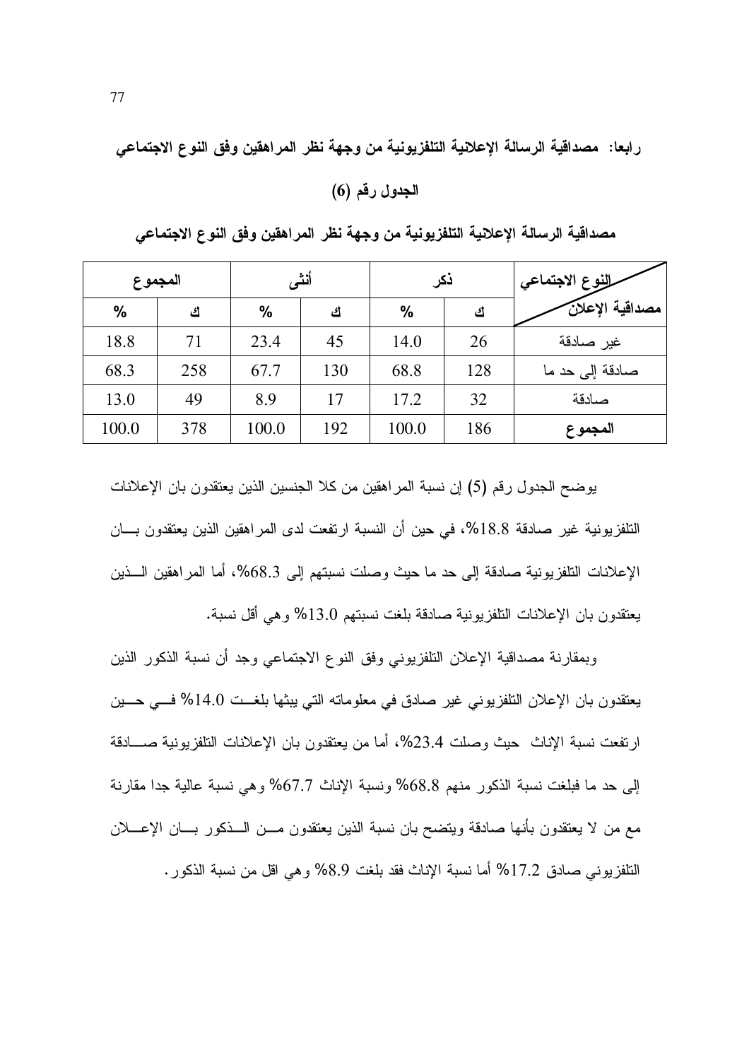**رابعا: مصداقية الرسالة الإعلانية التلفزيونية من وجهة نظر المراهقين وفق النوع الاجتماعي**

**الجدول رقم (6)**

**مصداقية الرسالة الإعلانية التلفزيونية من وجهة نظر المراهقين وفق النوع الاجتماعي**

| النوع الاجتماعي / مصداقية الإعلان | ذكر | | أنثى | | المجموع | |
|---|---|---|---|---|---|---|
| | ك | % | ك | % | ك | % |
| غير صادقة | 26 | 14.0 | 45 | 23.4 | 71 | 18.8 |
| صادقة إلى حد ما | 128 | 68.8 | 130 | 67.7 | 258 | 68.3 |
| صادقة | 32 | 17.2 | 17 | 8.9 | 49 | 13.0 |
| **المجموع** | 186 | 100.0 | 192 | 100.0 | 378 | 100.0 |

يوضح الجدول رقم (5) إن نسبة المراهقين من كلا الجنسين الذين يعتقدون بان الإعلانات التلفزيونية غير صادقة 18.8%، في حين أن النسبة ارتفعت لدى المراهقين الذين يعتقدون بان الإعلانات التلفزيونية صادقة إلى حد ما حيث وصلت نسبتهم إلى 68.3%، أما المراهقين الذين يعتقدون بان الإعلانات التلفزيونية صادقة بلغت نسبتهم 13.0% وهي أقل نسبة.

وبمقارنة مصداقية الإعلان التلفزيوني وفق النوع الاجتماعي وجد أن نسبة الذكور الذين يعتقدون بان الإعلان التلفزيوني غير صادق في معلوماته التي يبثها بلغت 14.0% في حين ارتفعت نسبة الإناث حيث وصلت 23.4%، أما من يعتقدون بان الإعلانات التلفزيونية صادقة إلى حد ما فبلغت نسبة الذكور منهم 68.8% ونسبة الإناث 67.7% وهي نسبة عالية جدا مقارنة مع من لا يعتقدون بأنها صادقة ويتضح بان نسبة الذين يعتقدون من الذكور بان الإعلان التلفزيوني صادق 17.2% أما نسبة الإناث فقد بلغت 8.9% وهي اقل من نسبة الذكور.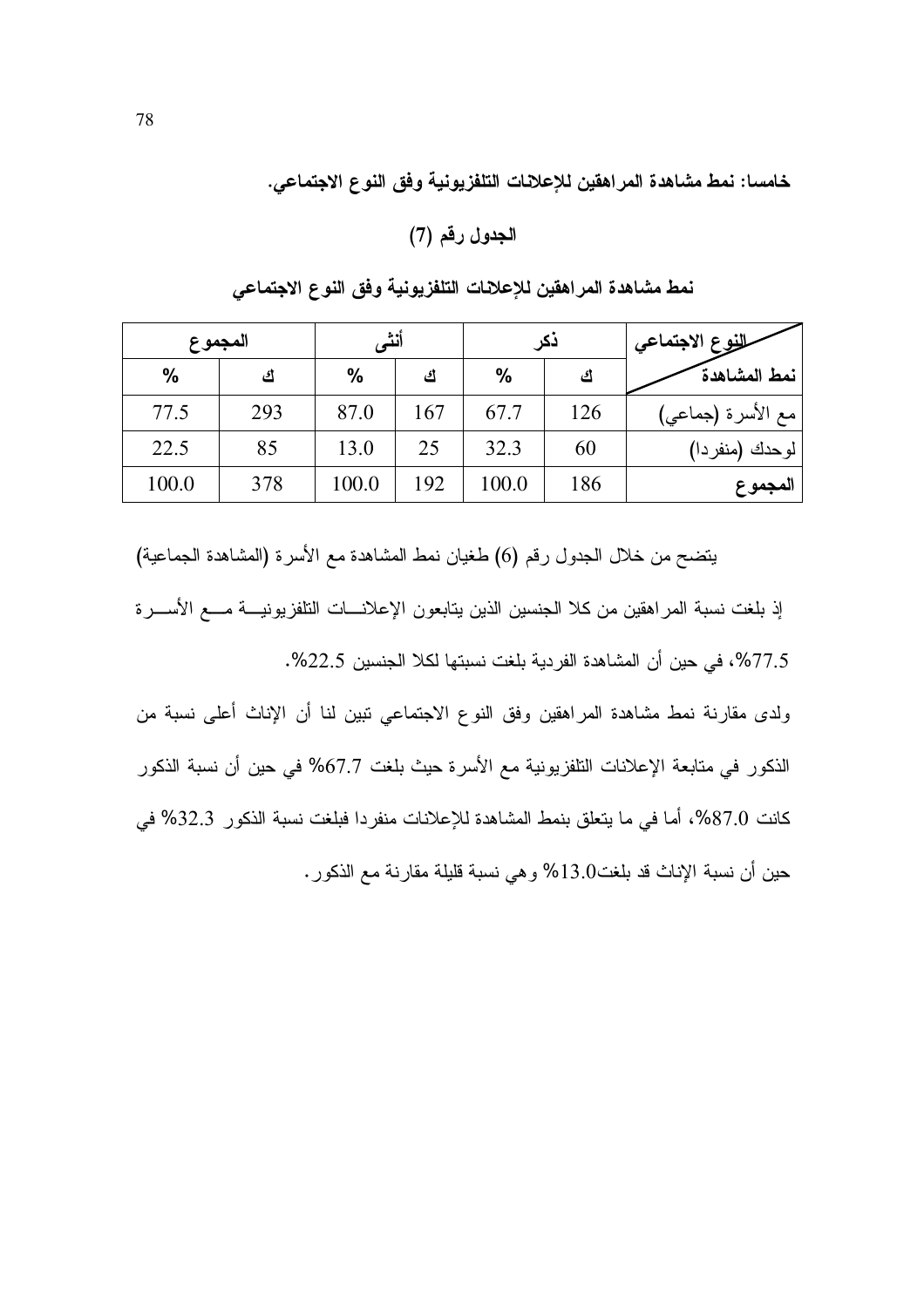**خامسا: نمط مشاهدة المراهقين للإعلانات التلفزيونية وفق النوع الاجتماعي.**

**الجدول رقم (7)**

**نمط مشاهدة المراهقين للإعلانات التلفزيونية وفق النوع الاجتماعي**

| النوع الاجتماعي / نمط المشاهدة | ذكر | | أنثى | | المجموع | |
|---|---|---|---|---|---|---|
| | ك | % | ك | % | ك | % |
| مع الأسرة (جماعي) | 126 | 67.7 | 167 | 87.0 | 293 | 77.5 |
| لوحدك (منفردا) | 60 | 32.3 | 25 | 13.0 | 85 | 22.5 |
| **المجموع** | 186 | 100.0 | 192 | 100.0 | 378 | 100.0 |

يتضح من خلال الجدول رقم (6) طغيان نمط المشاهدة مع الأسرة (المشاهدة الجماعية) إذ بلغت نسبة المراهقين من كلا الجنسين الذين يتابعون الإعلانات التلفزيونية مع الأسرة 77.5%، في حين أن المشاهدة الفردية بلغت نسبتها لكلا الجنسين 22.5%.

ولدى مقارنة نمط مشاهدة المراهقين وفق النوع الاجتماعي تبين لنا أن الإناث أعلى نسبة من الذكور في متابعة الإعلانات التلفزيونية مع الأسرة حيث بلغت 67.7% في حين أن نسبة الذكور كانت 87.0%، أما في ما يتعلق بنمط المشاهدة للإعلانات منفردا فبلغت نسبة الذكور 32.3% في حين أن نسبة الإناث قد بلغت13.0% وهي نسبة قليلة مقارنة مع الذكور.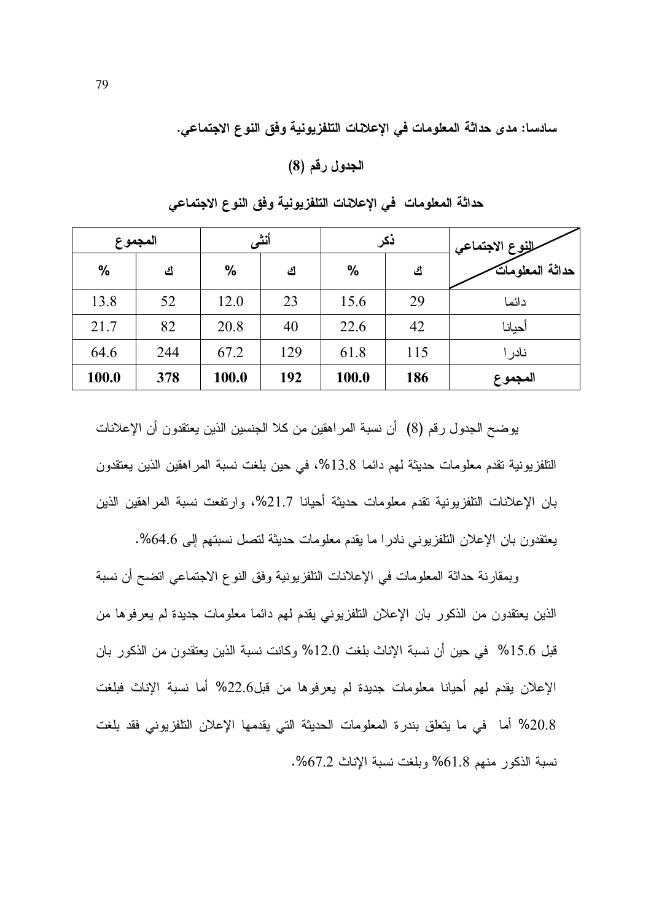**سادسا: مدى حداثة المعلومات في الإعلانات التلفزيونية وفق النوع الاجتماعي.**

**الجدول رقم (8)**

**حداثة المعلومات في الإعلانات التلفزيونية وفق النوع الاجتماعي**

| النوع الاجتماعي / حداثة المعلومات | ذكر | | أنثى | | المجموع | |
|---|---|---|---|---|---|---|
| | ك | % | ك | % | ك | % |
| دائما | 29 | 15.6 | 23 | 12.0 | 52 | 13.8 |
| أحيانا | 42 | 22.6 | 40 | 20.8 | 82 | 21.7 |
| نادرا | 115 | 61.8 | 129 | 67.2 | 244 | 64.6 |
| **المجموع** | **186** | **100.0** | **192** | **100.0** | **378** | **100.0** |

يوضح الجدول رقم (8) أن نسبة المراهقين من كلا الجنسين الذين يعتقدون أن الإعلانات التلفزيونية تقدم معلومات حديثة لهم دائما 13.8%، في حين بلغت نسبة المراهقين الذين يعتقدون بان الإعلانات التلفزيونية تقدم معلومات حديثة أحيانا 21.7%، وارتفعت نسبة المراهقين الذين يعتقدون بان الإعلان التلفزيوني نادرا ما يقدم معلومات حديثة لتصل نسبتهم إلى 64.6%.

وبمقارنة حداثة المعلومات في الإعلانات التلفزيونية وفق النوع الاجتماعي اتضح أن نسبة الذين يعتقدون من الذكور بان الإعلان التلفزيوني يقدم لهم دائما معلومات جديدة لم يعرفوها من قبل 15.6% في حين أن نسبة الإناث بلغت 12.0% وكانت نسبة الذين يعتقدون من الذكور بان الإعلان يقدم لهم أحيانا معلومات جديدة لم يعرفوها من قبل22.6% أما نسبة الإناث فبلغت 20.8% أما في ما يتعلق بندرة المعلومات الحديثة التي يقدمها الإعلان التلفزيوني فقد بلغت نسبة الذكور منهم 61.8% وبلغت نسبة الإناث 67.2%.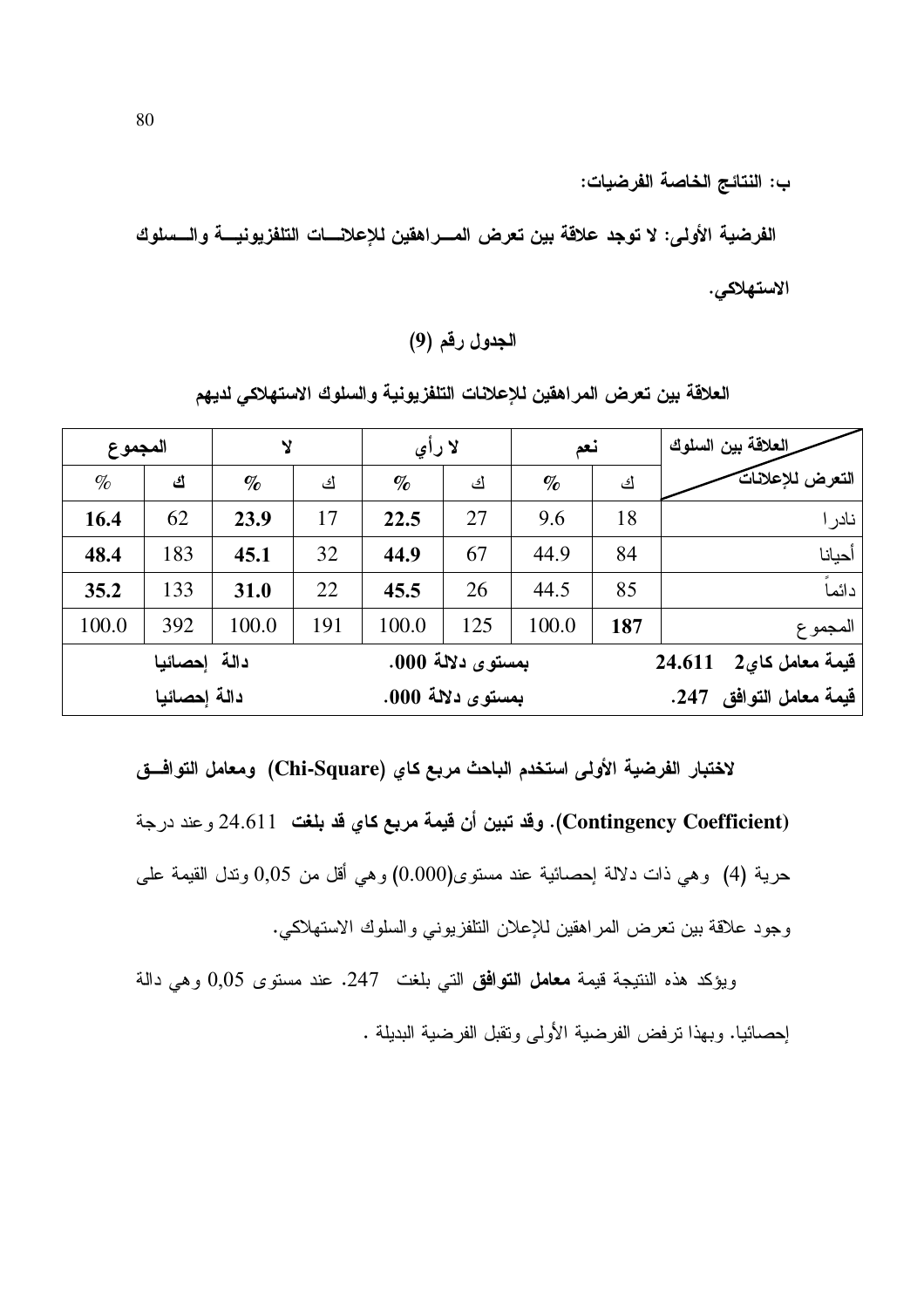**ب: النتائج الخاصة الفرضيات:**

**الفرضية الأولى: لا توجد علاقة بين تعرض المــراهقين للإعلانــات التلفزيونيــة والــسلوك الاستهلاكي.**

**الجدول رقم (9)**

**العلاقة بين تعرض المراهقين للإعلانات التلفزيونية والسلوك الاستهلاكي لديهم**

| العلاقة بين السلوك / التعرض للإعلانات | نعم | | لا رأي | | لا | | المجموع | |
|---|---|---|---|---|---|---|---|---|
| | ك | % | ك | % | ك | % | ك | % |
| نادرا | 18 | 9.6 | 27 | **22.5** | 17 | **23.9** | 62 | **16.4** |
| أحيانا | 84 | 44.9 | 67 | **44.9** | 32 | **45.1** | 183 | **48.4** |
| دائماً | 85 | 44.5 | 26 | **45.5** | 22 | **31.0** | 133 | **35.2** |
| المجموع | **187** | 100.0 | 125 | 100.0 | 191 | 100.0 | 392 | 100.0 |
| **قيمة معامل كاي2 24.611** | | | **بمستوى دلالة 000.** | | | | **دالة إحصائيا** | |
| **قيمة معامل التوافق 247.** | | | **بمستوى دلالة 000.** | | | | **دالة إحصائيا** | |

**لاختبار الفرضية الأولى استخدم الباحث مربع كاي (Chi-Square) ومعامل التوافــق (Contingency Coefficient). وقد تبين أن قيمة مربع كاي قد بلغت** 24.611 وعند درجة حرية (4) وهي ذات دلالة إحصائية عند مستوى(0.000) وهي أقل من 0,05 وتدل القيمة على وجود علاقة بين تعرض المراهقين للإعلان التلفزيوني والسلوك الاستهلاكي.

ويؤكد هذه النتيجة قيمة **معامل التوافق** التي بلغت 247. عند مستوى 0,05 وهي دالة إحصائيا. وبهذا ترفض الفرضية الأولى وتقبل الفرضية البديلة .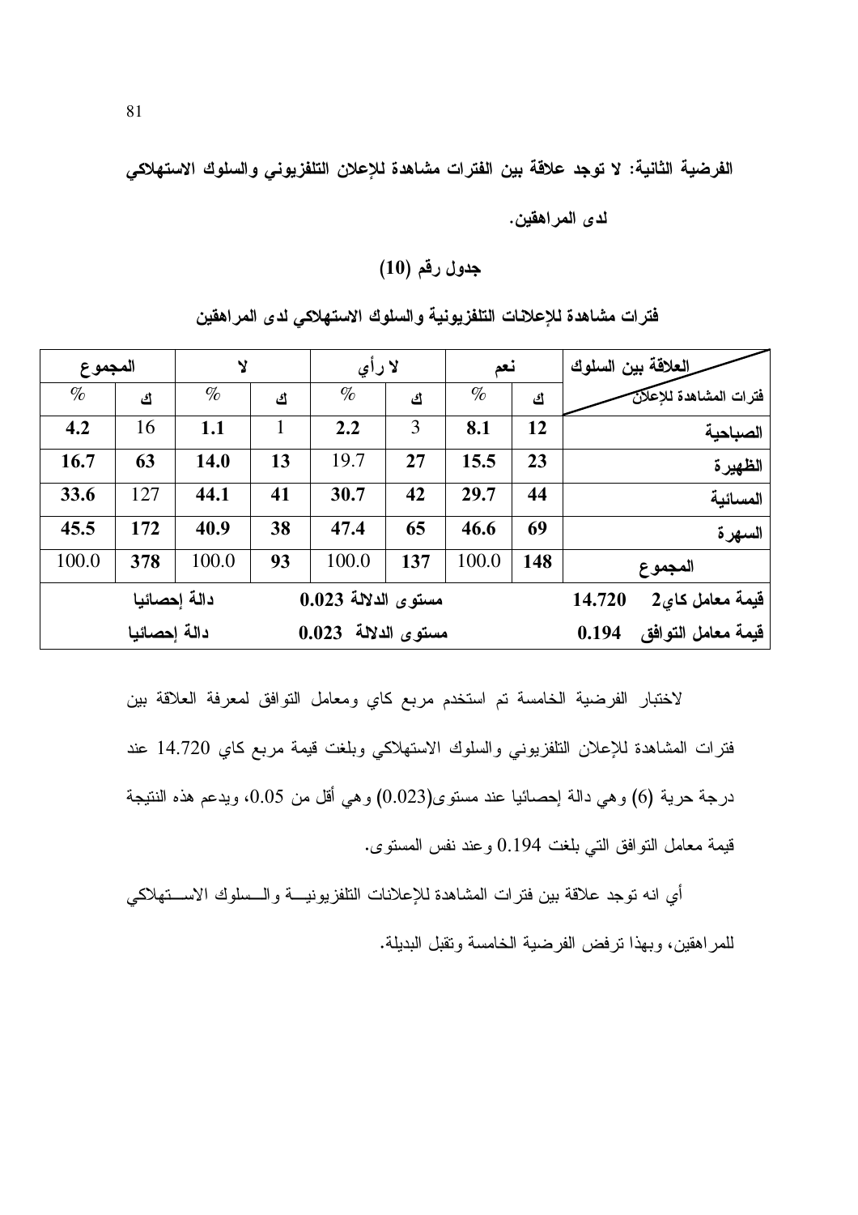**الفرضية الثانية: لا توجد علاقة بين الفترات مشاهدة للإعلان التلفزيوني والسلوك الاستهلاكي لدى المراهقين.**

**جدول رقم (10)**

**فترات مشاهدة للإعلانات التلفزيونية والسلوك الاستهلاكي لدى المراهقين**

| العلاقة بين السلوك / فترات المشاهدة للإعلان | نعم | | لا رأي | | لا | | المجموع | |
|---|---|---|---|---|---|---|---|---|
| | ك | % | ك | % | ك | % | ك | % |
| الصباحية | 12 | 8.1 | 3 | 2.2 | 1 | 1.1 | 16 | 4.2 |
| الظهيرة | 23 | 15.5 | 27 | 19.7 | 13 | 14.0 | 63 | 16.7 |
| المسائية | 44 | 29.7 | 42 | 30.7 | 41 | 44.1 | 127 | 33.6 |
| السهرة | 69 | 46.6 | 65 | 47.4 | 38 | 40.9 | 172 | 45.5 |
| المجموع | 148 | 100.0 | 137 | 100.0 | 93 | 100.0 | 378 | 100.0 |
| قيمة معامل كاي2 14.720 | | | مستوى الدلالة 0.023 | | | | دالة إحصائيا | |
| قيمة معامل التوافق 0.194 | | | مستوى الدلالة 0.023 | | | | دالة إحصائيا | |

لاختبار الفرضية الخامسة تم استخدم مربع كاي ومعامل التوافق لمعرفة العلاقة بين فترات المشاهدة للإعلان التلفزيوني والسلوك الاستهلاكي وبلغت قيمة مربع كاي 14.720 عند درجة حرية (6) وهي دالة إحصائيا عند مستوى(0.023) وهي أقل من 0.05، ويدعم هذه النتيجة قيمة معامل التوافق التي بلغت 0.194 وعند نفس المستوى.

أي انه توجد علاقة بين فترات المشاهدة للإعلانات التلفزيونيـــة والـــسلوك الاســـتهلاكي للمراهقين، وبهذا ترفض الفرضية الخامسة وتقبل البديلة.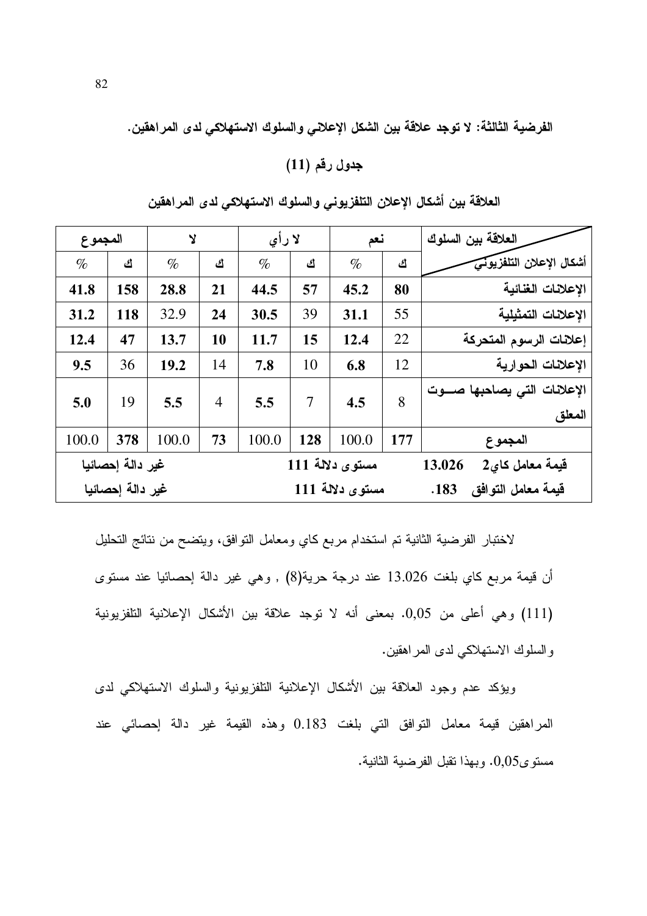**الفرضية الثالثة: لا توجد علاقة بين الشكل الإعلاني والسلوك الاستهلاكي لدى المراهقين.**

**جدول رقم (11)**

**العلاقة بين أشكال الإعلان التلفزيوني والسلوك الاستهلاكي لدى المراهقين**

| العلاقة بين السلوك / أشكال الإعلان التلفزيوني | نعم | | لا رأي | | لا | | المجموع | |
|---|---|---|---|---|---|---|---|---|
| | ك | % | ك | % | ك | % | ك | % |
| الإعلانات الغنائية | 80 | 45.2 | 57 | 44.5 | 21 | 28.8 | 158 | 41.8 |
| الإعلانات التمثيلية | 55 | 31.1 | 39 | 30.5 | 24 | 32.9 | 118 | 31.2 |
| إعلانات الرسوم المتحركة | 22 | 12.4 | 15 | 11.7 | 10 | 13.7 | 47 | 12.4 |
| الإعلانات الحوارية | 12 | 6.8 | 10 | 7.8 | 14 | 19.2 | 36 | 9.5 |
| الإعلانات التي يصاحبها صوت المعلق | 8 | 4.5 | 7 | 5.5 | 4 | 5.5 | 19 | 5.0 |
| المجموع | 177 | 100.0 | 128 | 100.0 | 73 | 100.0 | 378 | 100.0 |
| قيمة معامل كاي2 13.026 | | | مستوى دلالة 111 | | | | غير دالة إحصائيا | |
| قيمة معامل التوافق 183. | | | مستوى دلالة 111 | | | | غير دالة إحصائيا | |

لاختبار الفرضية الثانية تم استخدام مربع كاي ومعامل التوافق، ويتضح من نتائج التحليل أن قيمة مربع كاي بلغت 13.026 عند درجة حرية(8) , وهي غير دالة إحصائيا عند مستوى (111) وهي أعلى من 0,05. بمعنى أنه لا توجد علاقة بين الأشكال الإعلانية التلفزيونية والسلوك الاستهلاكي لدى المراهقين.

ويؤكد عدم وجود العلاقة بين الأشكال الإعلانية التلفزيونية والسلوك الاستهلاكي لدى المراهقين قيمة معامل التوافق التي بلغت 0.183 وهذه القيمة غير دالة إحصائي عند مستوى0,05. وبهذا تقبل الفرضية الثانية.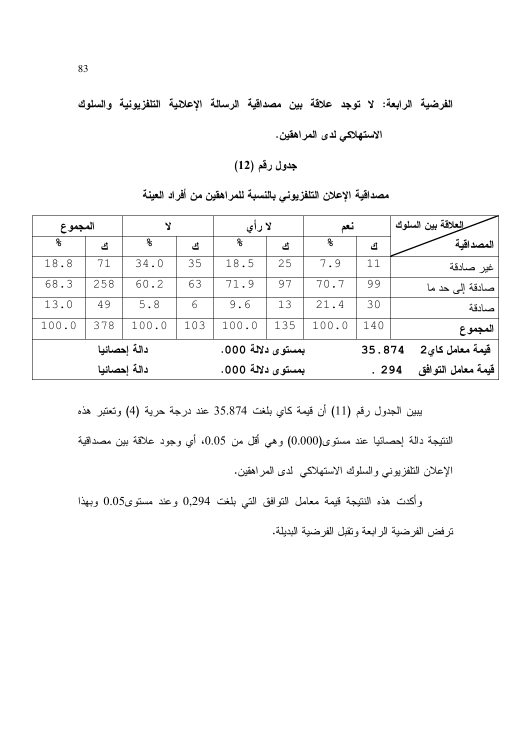**الفرضية الرابعة: لا توجد علاقة بين مصداقية الرسالة الإعلانية التلفزيونية والسلوك الاستهلاكي لدى المراهقين.**

**جدول رقم (12)**

**مصداقية الإعلان التلفزيوني بالنسبة للمراهقين من أفراد العينة**

| العلاقة بين السلوك / المصداقية | نعم | | لا رأي | | لا | | المجموع | |
|---|---|---|---|---|---|---|---|---|
| | ك | % | ك | % | ك | % | ك | % |
| غير صادقة | 11 | 7.9 | 25 | 18.5 | 35 | 34.0 | 71 | 18.8 |
| صادقة إلى حد ما | 99 | 70.7 | 97 | 71.9 | 63 | 60.2 | 258 | 68.3 |
| صادقة | 30 | 21.4 | 13 | 9.6 | 6 | 5.8 | 49 | 13.0 |
| **المجموع** | 140 | 100.0 | 135 | 100.0 | 103 | 100.0 | 378 | 100.0 |
| **قيمة معامل كاي2** | 35.874 | | بمستوى دلالة .000 | | | | دالة إحصائيا | |
| **قيمة معامل التوافق** | 294 . | | بمستوى دلالة .000 | | | | دالة إحصائيا | |

يبين الجدول رقم (11) أن قيمة كاي بلغت 35.874 عند درجة حرية (4) وتعتبر هذه النتيجة دالة إحصائيا عند مستوى(0.000) وهي أقل من 0.05، أي وجود علاقة بين مصداقية الإعلان التلفزيوني والسلوك الاستهلاكي لدى المراهقين.

وأكدت هذه النتيجة قيمة معامل التوافق التي بلغت 0,294 وعند مستوى0.05 وبهذا ترفض الفرضية الرابعة وتقبل الفرضية البديلة.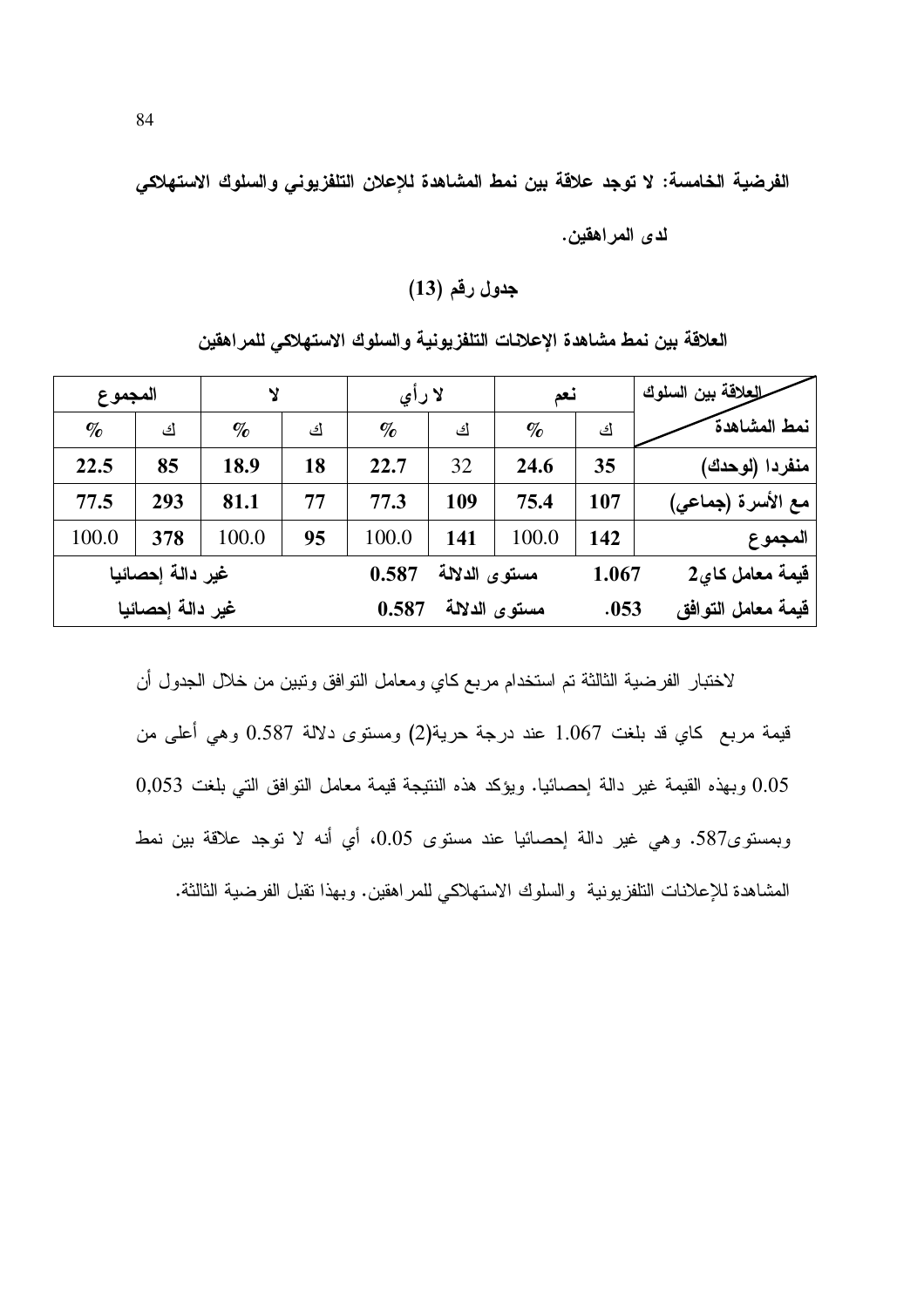**الفرضية الخامسة: لا توجد علاقة بين نمط المشاهدة للإعلان التلفزيوني والسلوك الاستهلاكي لدى المراهقين.**

**جدول رقم (13)**

**العلاقة بين نمط مشاهدة الإعلانات التلفزيونية والسلوك الاستهلاكي للمراهقين**

| العلاقة بين السلوك / نمط المشاهدة | نعم | | لا رأي | | لا | | المجموع | |
|---|---|---|---|---|---|---|---|---|
| | ك | % | ك | % | ك | % | ك | % |
| **منفردا (لوحدك)** | **35** | **24.6** | 32 | **22.7** | **18** | **18.9** | **85** | **22.5** |
| **مع الأسرة (جماعي)** | **107** | **75.4** | **109** | **77.3** | **77** | **81.1** | **293** | **77.5** |
| **المجموع** | **142** | 100.0 | **141** | 100.0 | **95** | 100.0 | **378** | 100.0 |
| **قيمة معامل كاي2** | **1.067** | | **مستوى الدلالة** | **0.587** | **غير دالة إحصائيا** | | | |
| **قيمة معامل التوافق** | **.053** | | **مستوى الدلالة** | **0.587** | **غير دالة إحصائيا** | | | |

لاختبار الفرضية الثالثة تم استخدام مربع كاي ومعامل التوافق وتبين من خلال الجدول أن قيمة مربع كاي قد بلغت 1.067 عند درجة حرية(2) ومستوى دلالة 0.587 وهي أعلى من 0.05 وبهذه القيمة غير دالة إحصائيا. ويؤكد هذه النتيجة قيمة معامل التوافق التي بلغت 0,053 وبمستوى587. وهي غير دالة إحصائيا عند مستوى 0.05، أي أنه لا توجد علاقة بين نمط المشاهدة للإعلانات التلفزيونية والسلوك الاستهلاكي للمراهقين. وبهذا تقبل الفرضية الثالثة.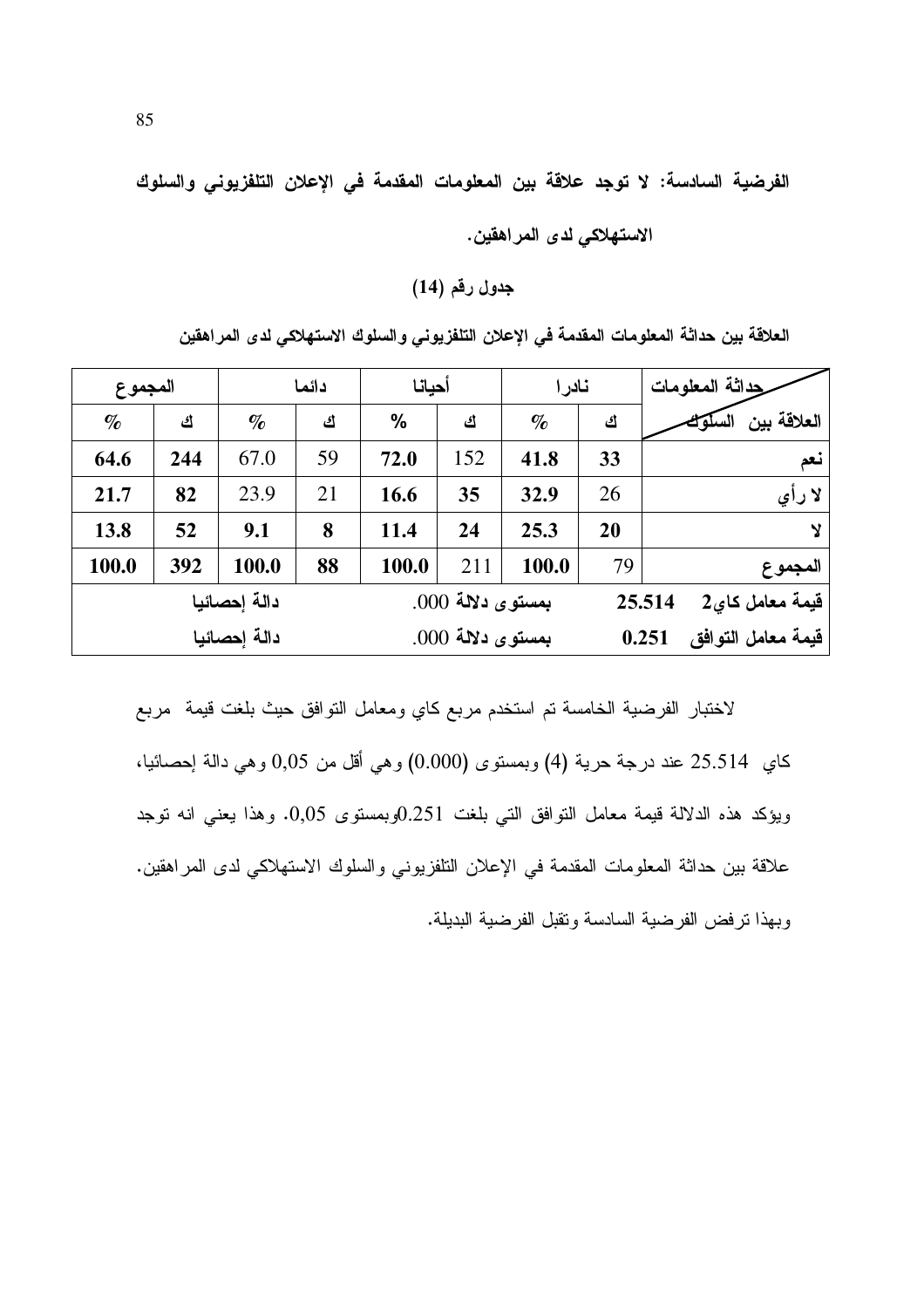**الفرضية السادسة: لا توجد علاقة بين المعلومات المقدمة في الإعلان التلفزيوني والسلوك الاستهلاكي لدى المراهقين.**

**جدول رقم (14)**

**العلاقة بين حداثة المعلومات المقدمة في الإعلان التلفزيوني والسلوك الاستهلاكي لدى المراهقين**

| حداثة المعلومات / العلاقة بين السلوك | نادرا | | أحيانا | | دائما | | المجموع | |
|---|---|---|---|---|---|---|---|---|
| | ك | % | ك | % | ك | % | ك | % |
| نعم | 33 | 41.8 | 152 | 72.0 | 59 | 67.0 | 244 | 64.6 |
| لا رأي | 26 | 32.9 | 35 | 16.6 | 21 | 23.9 | 82 | 21.7 |
| لا | 20 | 25.3 | 24 | 11.4 | 8 | 9.1 | 52 | 13.8 |
| المجموع | 79 | 100.0 | 211 | 100.0 | 88 | 100.0 | 392 | 100.0 |
| قيمة معامل كاي2 | 25.514 | | بمستوى دلالة .000 | | | | دالة إحصائيا | |
| قيمة معامل التوافق | 0.251 | | بمستوى دلالة .000 | | | | دالة إحصائيا | |

لاختبار الفرضية الخامسة تم استخدم مربع كاي ومعامل التوافق حيث بلغت قيمة مربع كاي 25.514 عند درجة حرية (4) وبمستوى (0.000) وهي أقل من 0,05 وهي دالة إحصائيا، ويؤكد هذه الدلالة قيمة معامل التوافق التي بلغت 0.251وبمستوى 0,05. وهذا يعني انه توجد علاقة بين حداثة المعلومات المقدمة في الإعلان التلفزيوني والسلوك الاستهلاكي لدى المراهقين. وبهذا ترفض الفرضية السادسة وتقبل الفرضية البديلة.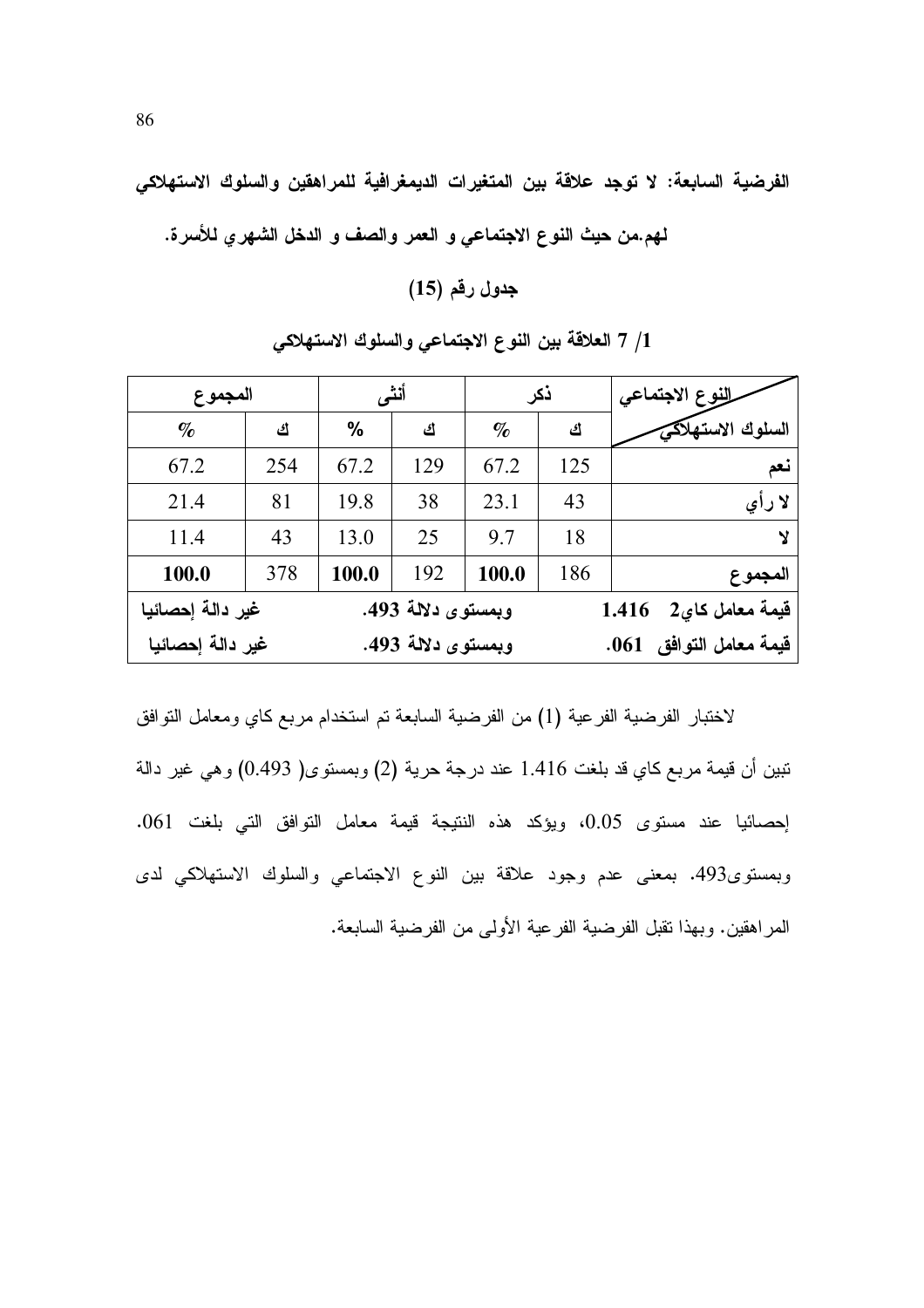**الفرضية السابعة: لا توجد علاقة بين المتغيرات الديمغرافية للمراهقين والسلوك الاستهلاكي لهم.من حيث النوع الاجتماعي و العمر والصف و الدخل الشهري للأسرة.**

**جدول رقم (15)**

**1/ 7 العلاقة بين النوع الاجتماعي والسلوك الاستهلاكي**

| النوع الاجتماعي / السلوك الاستهلاكي | ذكر | | أنثى | | المجموع | |
|---|---|---|---|---|---|---|
| | ك | % | ك | % | ك | % |
| **نعم** | 125 | 67.2 | 129 | 67.2 | 254 | 67.2 |
| **لا رأي** | 43 | 23.1 | 38 | 19.8 | 81 | 21.4 |
| **لا** | 18 | 9.7 | 25 | 13.0 | 43 | 11.4 |
| **المجموع** | 186 | **100.0** | 192 | **100.0** | 378 | **100.0** |
| **قيمة معامل كاي2 1.416** | | **وبمستوى دلالة 493.** | | | **غير دالة إحصائيا** | |
| **قيمة معامل التوافق 061.** | | **وبمستوى دلالة 493.** | | | **غير دالة إحصائيا** | |

لاختبار الفرضية الفرعية (1) من الفرضية السابعة تم استخدام مربع كاي ومعامل التوافق تبين أن قيمة مربع كاي قد بلغت 1.416 عند درجة حرية (2) وبمستوى( 0.493) وهي غير دالة إحصائيا عند مستوى 0.05، ويؤكد هذه النتيجة قيمة معامل التوافق التي بلغت 061. وبمستوى493. بمعنى عدم وجود علاقة بين النوع الاجتماعي والسلوك الاستهلاكي لدى المراهقين. وبهذا تقبل الفرضية الفرعية الأولى من الفرضية السابعة.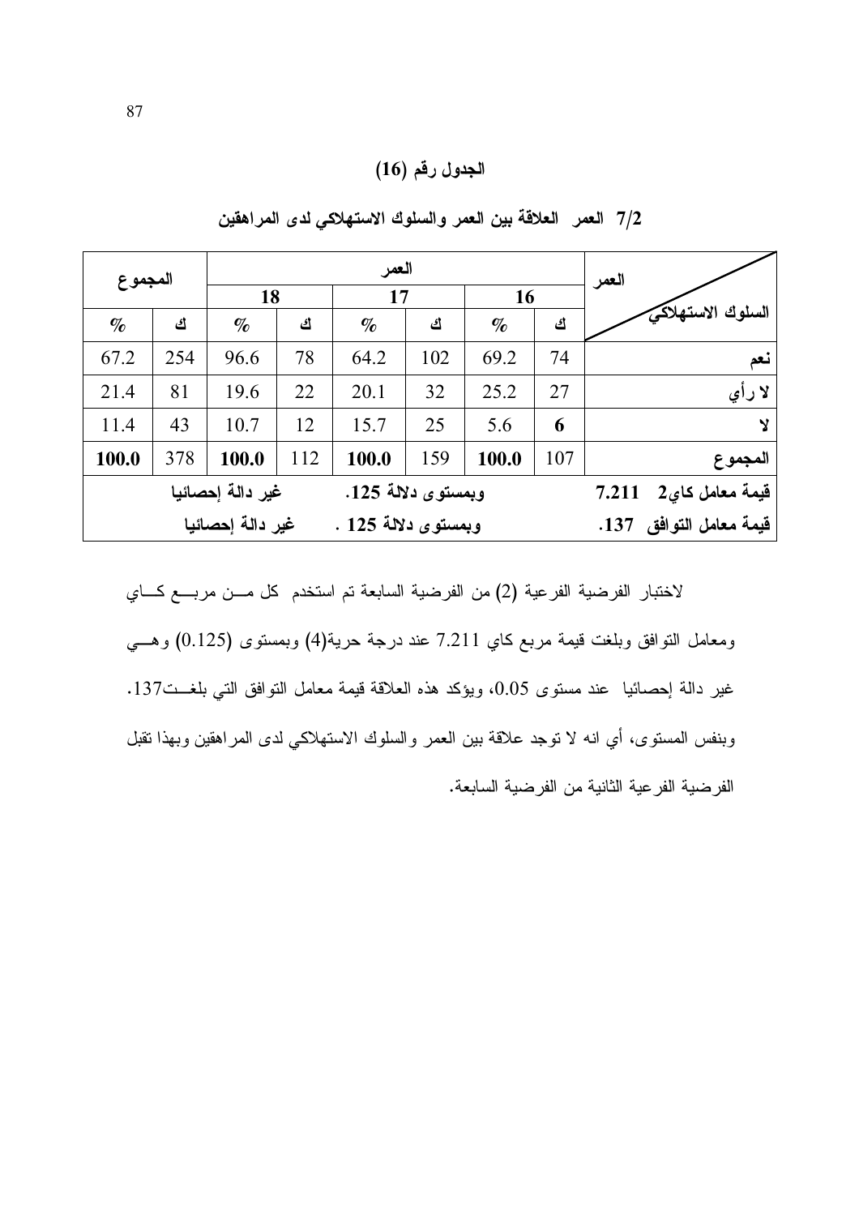## الجدول رقم (16)

### 7/2 العمر العلاقة بين العمر والسلوك الاستهلاكي لدى المراهقين

| السلوك الاستهلاكي / العمر | 16 | | 17 | | 18 | | المجموع | |
|---|---|---|---|---|---|---|---|---|
| | ك | % | ك | % | ك | % | ك | % |
| نعم | 74 | 69.2 | 102 | 64.2 | 78 | 96.6 | 254 | 67.2 |
| لا رأي | 27 | 25.2 | 32 | 20.1 | 22 | 19.6 | 81 | 21.4 |
| لا | **6** | 5.6 | 25 | 15.7 | 12 | 10.7 | 43 | 11.4 |
| **المجموع** | 107 | **100.0** | 159 | **100.0** | 112 | **100.0** | 378 | **100.0** |
| **قيمة معامل كاي2 7.211** | **وبمستوى دلالة 125.** | | | | **غير دالة إحصائيا** | | | |
| **قيمة معامل التوافق 137.** | **وبمستوى دلالة 125 .** | | | | **غير دالة إحصائيا** | | | |

لاختبار الفرضية الفرعية (2) من الفرضية السابعة تم استخدم كل من مربع كاي ومعامل التوافق وبلغت قيمة مربع كاي 7.211 عند درجة حرية(4) وبمستوى (0.125) وهي غير دالة إحصائيا عند مستوى 0.05، ويؤكد هذه العلاقة قيمة معامل التوافق التي بلغت137. وبنفس المستوى، أي انه لا توجد علاقة بين العمر والسلوك الاستهلاكي لدى المراهقين وبهذا تقبل الفرضية الفرعية الثانية من الفرضية السابعة.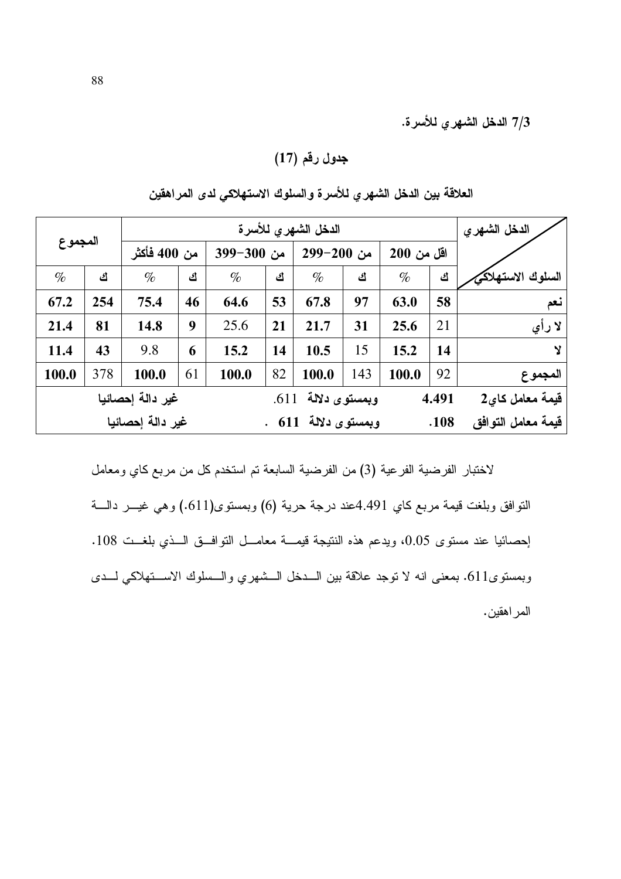**7/3 الدخل الشهري للأسرة.**

**جدول رقم (17)**

**العلاقة بين الدخل الشهري للأسرة والسلوك الاستهلاكي لدى المراهقين**

| الدخل الشهري / السلوك الاستهلاكي | الدخل الشهري للأسرة | | | | | | | | المجموع | |
|---|---|---|---|---|---|---|---|---|---|---|
| | اقل من 200 | | من 200-299 | | من 300-399 | | من 400 فأكثر | | | |
| | ك | % | ك | % | ك | % | ك | % | ك | % |
| نعم | 58 | 63.0 | 97 | 67.8 | 53 | 64.6 | 46 | 75.4 | 254 | 67.2 |
| لا رأي | 21 | 25.6 | 31 | 21.7 | 21 | 25.6 | 9 | 14.8 | 81 | 21.4 |
| لا | 14 | 15.2 | 15 | 10.5 | 14 | 15.2 | 6 | 9.8 | 43 | 11.4 |
| المجموع | 92 | 100.0 | 143 | 100.0 | 82 | 100.0 | 61 | 100.0 | 378 | 100.0 |
| قيمة معامل كاي2 | 4.491 | | وبمستوى دلالة | .611 | | | غير دالة إحصائيا | | | |
| قيمة معامل التوافق | .108 | | وبمستوى دلالة | 611 . | | | غير دالة إحصائيا | | | |

لاختبار الفرضية الفرعية (3) من الفرضية السابعة تم استخدم كل من مربع كاي ومعامل التوافق وبلغت قيمة مربع كاي 4.491عند درجة حرية (6) وبمستوى(611.) وهي غير دالة إحصائيا عند مستوى 0.05، ويدعم هذه النتيجة قيمة معامل التوافق الذي بلغت 108. وبمستوى611. بمعنى انه لا توجد علاقة بين الدخل الشهري والسلوك الاستهلاكي لدى المراهقين.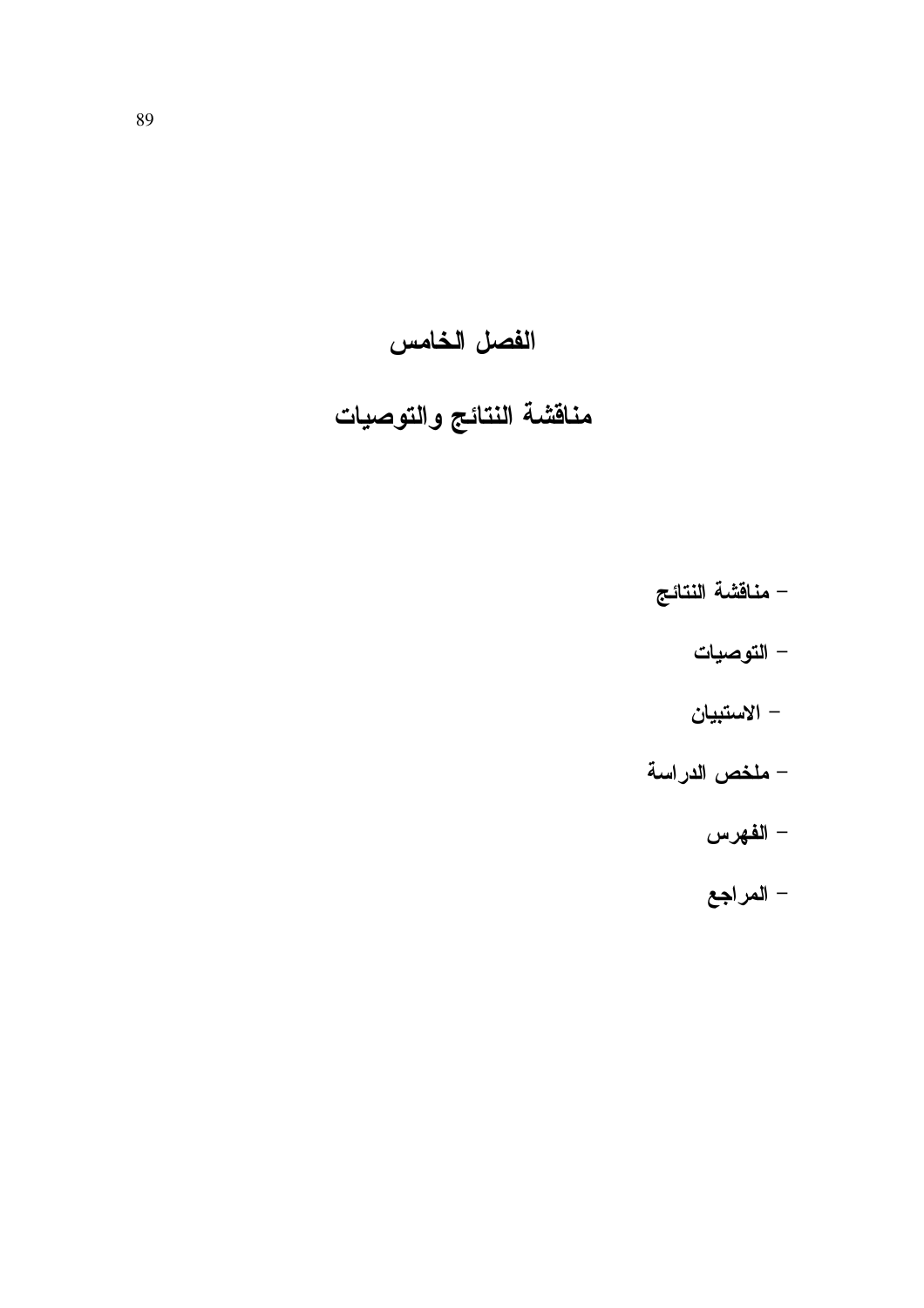# الفصل الخامس

## مناقشة النتائج والتوصيات

- مناقشة النتائج
- التوصيات
- الاستبيان
- ملخص الدراسة
- الفهرس
- المراجع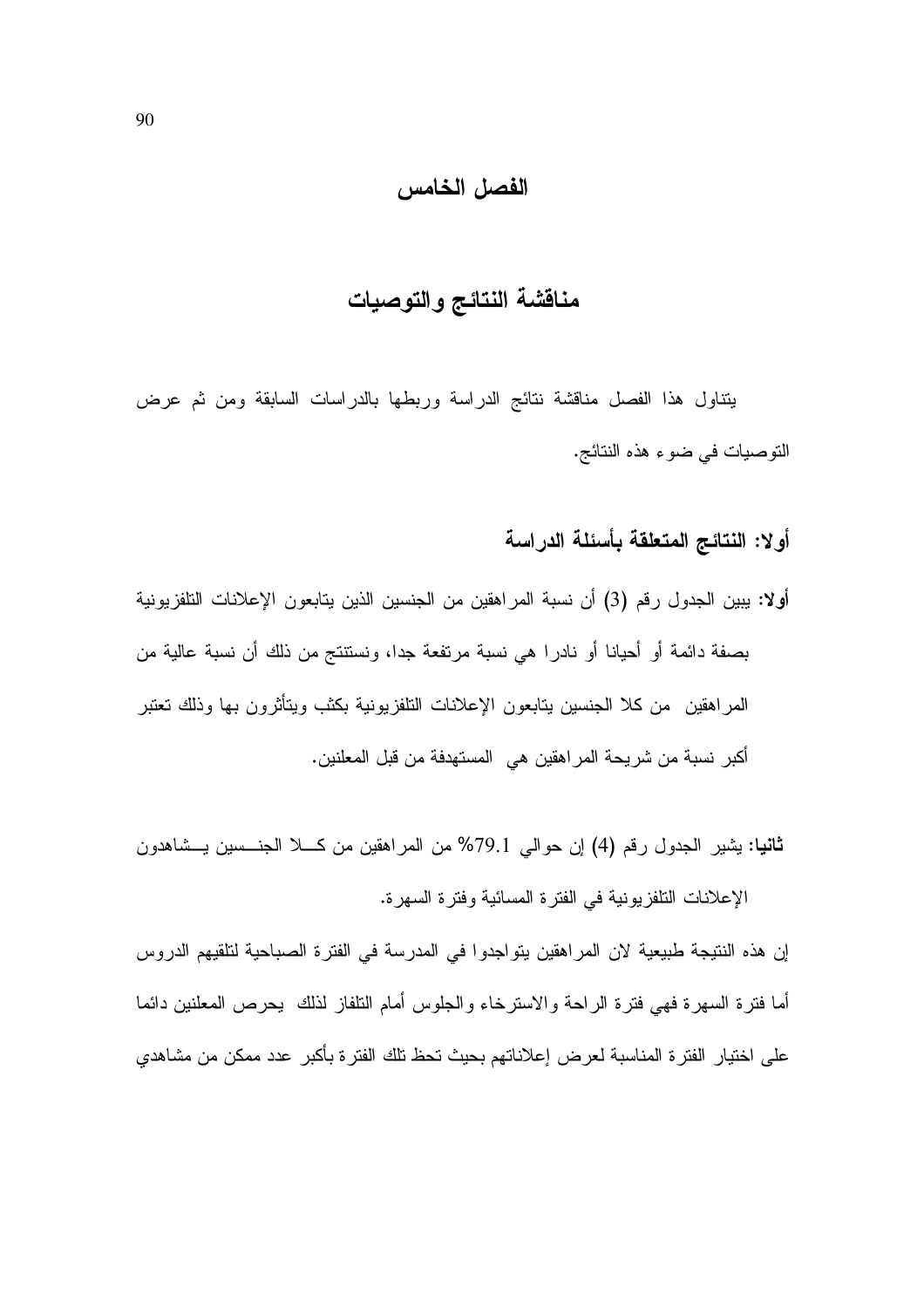# الفصل الخامس

## مناقشة النتائج والتوصيات

يتناول هذا الفصل مناقشة نتائج الدراسة وربطها بالدراسات السابقة ومن ثم عرض التوصيات في ضوء هذه النتائج.

### أولا: النتائج المتعلقة بأسئلة الدراسة

**أولا:** يبين الجدول رقم (3) أن نسبة المراهقين من الجنسين الذين يتابعون الإعلانات التلفزيونية بصفة دائمة أو أحيانا أو نادرا هي نسبة مرتفعة جدا، ونستنتج من ذلك أن نسبة عالية من المراهقين من كلا الجنسين يتابعون الإعلانات التلفزيونية بكثب ويتأثرون بها وذلك تعتبر أكبر نسبة من شريحة المراهقين هي المستهدفة من قبل المعلنين.

**ثانيا:** يشير الجدول رقم (4) إن حوالي 79.1% من المراهقين من كلا الجنسين يشاهدون الإعلانات التلفزيونية في الفترة المسائية وفترة السهرة.

إن هذه النتيجة طبيعية لان المراهقين يتواجدوا في المدرسة في الفترة الصباحية لتلقيهم الدروس أما فترة السهرة فهي فترة الراحة والاسترخاء والجلوس أمام التلفاز لذلك يحرص المعلنين دائما على اختيار الفترة المناسبة لعرض إعلاناتهم بحيث تحظ تلك الفترة بأكبر عدد ممكن من مشاهدي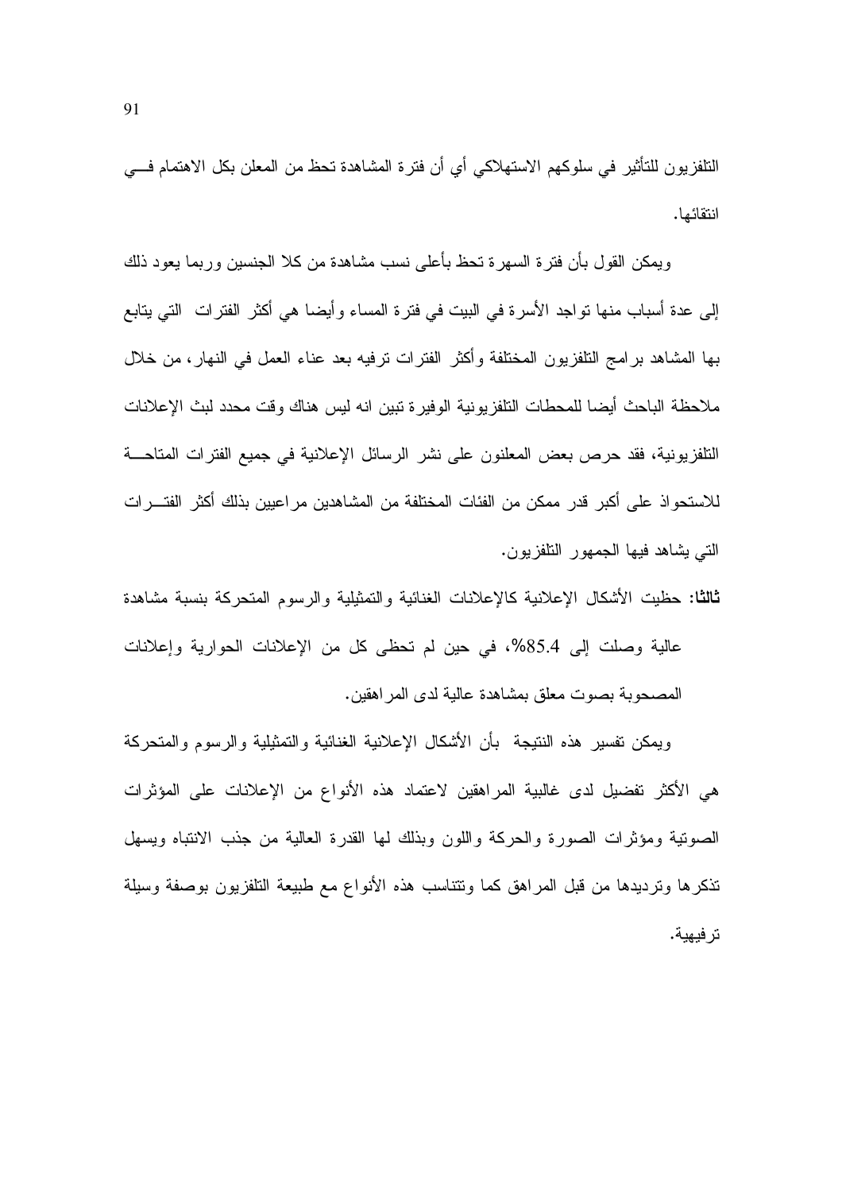التلفزيون للتأثير في سلوكهم الاستهلاكي أي أن فترة المشاهدة تحظ من المعلن بكل الاهتمام فـــي انتقائها.

ويمكن القول بأن فترة السهرة تحظ بأعلى نسب مشاهدة من كلا الجنسين وربما يعود ذلك إلى عدة أسباب منها تواجد الأسرة في البيت في فترة المساء وأيضا هي أكثر الفترات التي يتابع بها المشاهد برامج التلفزيون المختلفة وأكثر الفترات ترفيه بعد عناء العمل في النهار، من خلال ملاحظة الباحث أيضا للمحطات التلفزيونية الوفيرة تبين انه ليس هناك وقت محدد لبث الإعلانات التلفزيونية، فقد حرص بعض المعلنون على نشر الرسائل الإعلانية في جميع الفترات المتاحـــة للاستحواذ على أكبر قدر ممكن من الفئات المختلفة من المشاهدين مراعيين بذلك أكثر الفتـــرات التي يشاهد فيها الجمهور التلفزيون.

**ثالثا:** حظيت الأشكال الإعلانية كالإعلانات الغنائية والتمثيلية والرسوم المتحركة بنسبة مشاهدة عالية وصلت إلى 85.4%، في حين لم تحظى كل من الإعلانات الحوارية وإعلانات المصحوبة بصوت معلق بمشاهدة عالية لدى المراهقين.

ويمكن تفسير هذه النتيجة بأن الأشكال الإعلانية الغنائية والتمثيلية والرسوم والمتحركة هي الأكثر تفضيل لدى غالبية المراهقين لاعتماد هذه الأنواع من الإعلانات على المؤثرات الصوتية ومؤثرات الصورة والحركة واللون وبذلك لها القدرة العالية من جذب الانتباه ويسهل تذكرها وترديدها من قبل المراهق كما وتتناسب هذه الأنواع مع طبيعة التلفزيون بوصفة وسيلة ترفيهية.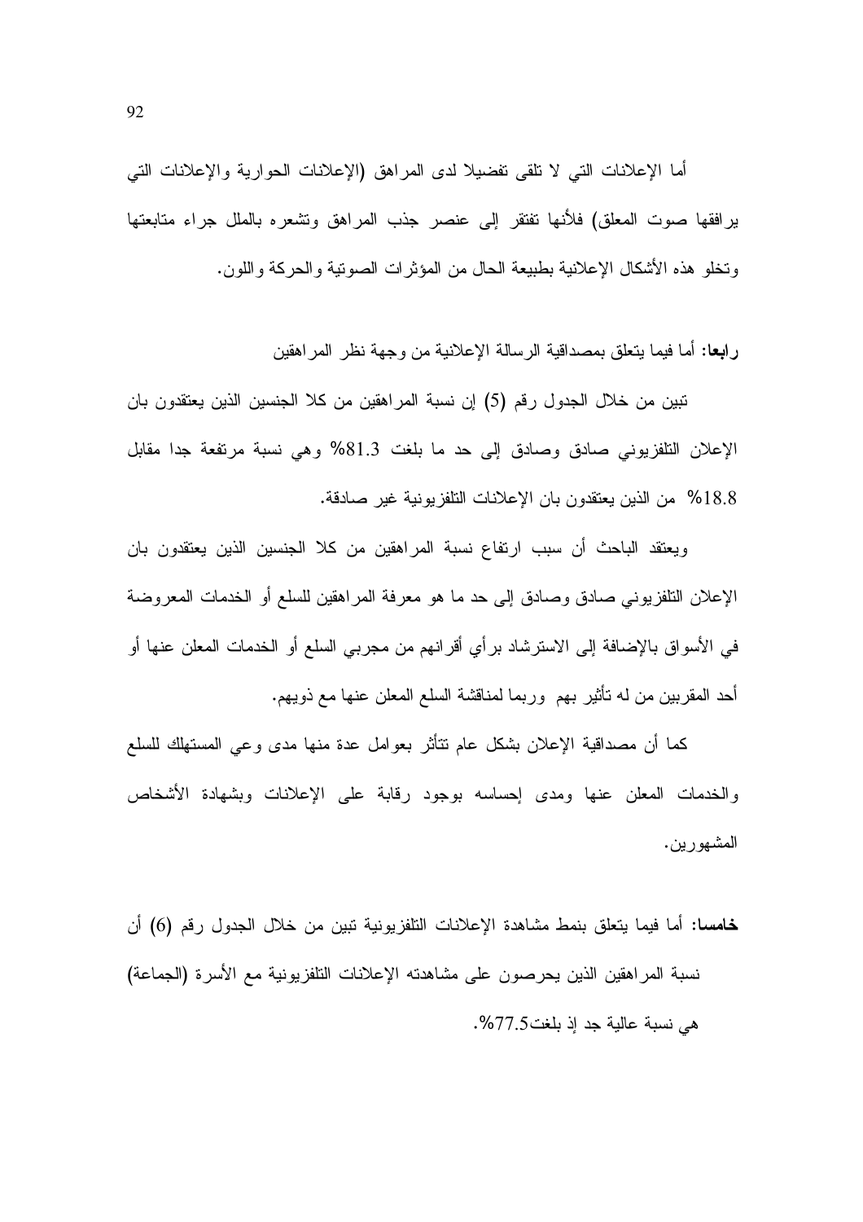أما الإعلانات التي لا تلقى تفضيلا لدى المراهق (الإعلانات الحوارية والإعلانات التي يرافقها صوت المعلق) فلأنها تفتقر إلى عنصر جذب المراهق وتشعره بالملل جراء متابعتها وتخلو هذه الأشكال الإعلانية بطبيعة الحال من المؤثرات الصوتية والحركة واللون.

**رابعا:** أما فيما يتعلق بمصداقية الرسالة الإعلانية من وجهة نظر المراهقين

تبين من خلال الجدول رقم (5) إن نسبة المراهقين من كلا الجنسين الذين يعتقدون بان الإعلان التلفزيوني صادق وصادق إلى حد ما بلغت 81.3% وهي نسبة مرتفعة جدا مقابل 18.8% من الذين يعتقدون بان الإعلانات التلفزيونية غير صادقة.

ويعتقد الباحث أن سبب ارتفاع نسبة المراهقين من كلا الجنسين الذين يعتقدون بان الإعلان التلفزيوني صادق وصادق إلى حد ما هو معرفة المراهقين للسلع أو الخدمات المعروضة في الأسواق بالإضافة إلى الاسترشاد برأي أقرانهم من مجربي السلع أو الخدمات المعلن عنها أو أحد المقربين من له تأثير بهم وربما لمناقشة السلع المعلن عنها مع ذويهم.

كما أن مصداقية الإعلان بشكل عام تتأثر بعوامل عدة منها مدى وعي المستهلك للسلع والخدمات المعلن عنها ومدى إحساسه بوجود رقابة على الإعلانات وبشهادة الأشخاص المشهورين.

**خامسا:** أما فيما يتعلق بنمط مشاهدة الإعلانات التلفزيونية تبين من خلال الجدول رقم (6) أن نسبة المراهقين الذين يحرصون على مشاهدته الإعلانات التلفزيونية مع الأسرة (الجماعة) هي نسبة عالية جد إذ بلغت77.5%.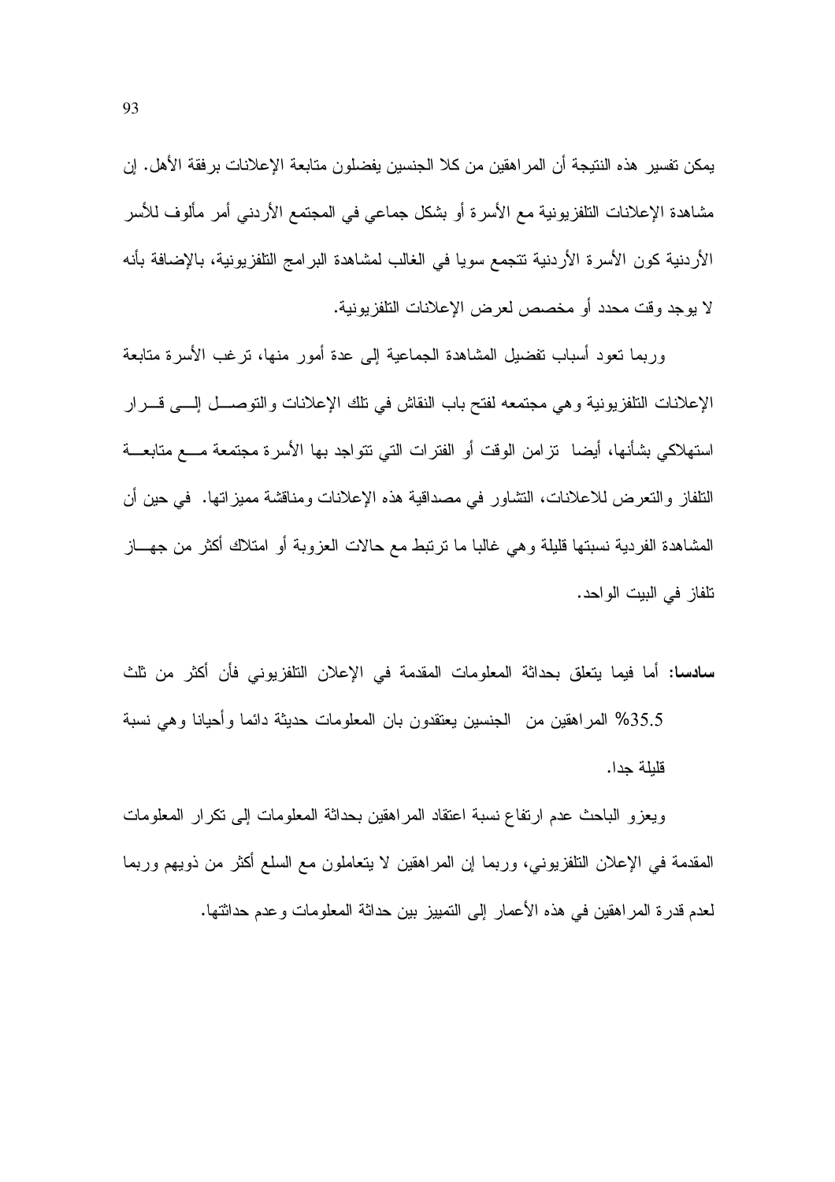يمكن تفسير هذه النتيجة أن المراهقين من كلا الجنسين يفضلون متابعة الإعلانات برفقة الأهل. إن مشاهدة الإعلانات التلفزيونية مع الأسرة أو بشكل جماعي في المجتمع الأردني أمر مألوف للأسر الأردنية كون الأسرة الأردنية تتجمع سويا في الغالب لمشاهدة البرامج التلفزيونية، بالإضافة بأنه لا يوجد وقت محدد أو مخصص لعرض الإعلانات التلفزيونية.

وربما تعود أسباب تفضيل المشاهدة الجماعية إلى عدة أمور منها، ترغب الأسرة متابعة الإعلانات التلفزيونية وهي مجتمعه لفتح باب النقاش في تلك الإعلانات والتوصل إلى قرار استهلاكي بشأنها، أيضا تزامن الوقت أو الفترات التي تتواجد بها الأسرة مجتمعة مع متابعة التلفاز والتعرض للاعلانات، التشاور في مصداقية هذه الإعلانات ومناقشة مميزاتها. في حين أن المشاهدة الفردية نسبتها قليلة وهي غالبا ما ترتبط مع حالات العزوبة أو امتلاك أكثر من جهاز تلفاز في البيت الواحد.

**سادسا:** أما فيما يتعلق بحداثة المعلومات المقدمة في الإعلان التلفزيوني فأن أكثر من ثلث 35.5% المراهقين من الجنسين يعتقدون بان المعلومات حديثة دائما وأحيانا وهي نسبة قليلة جدا.

ويعزو الباحث عدم ارتفاع نسبة اعتقاد المراهقين بحداثة المعلومات إلى تكرار المعلومات المقدمة في الإعلان التلفزيوني، وربما إن المراهقين لا يتعاملون مع السلع أكثر من ذويهم وربما لعدم قدرة المراهقين في هذه الأعمار إلى التمييز بين حداثة المعلومات وعدم حداثتها.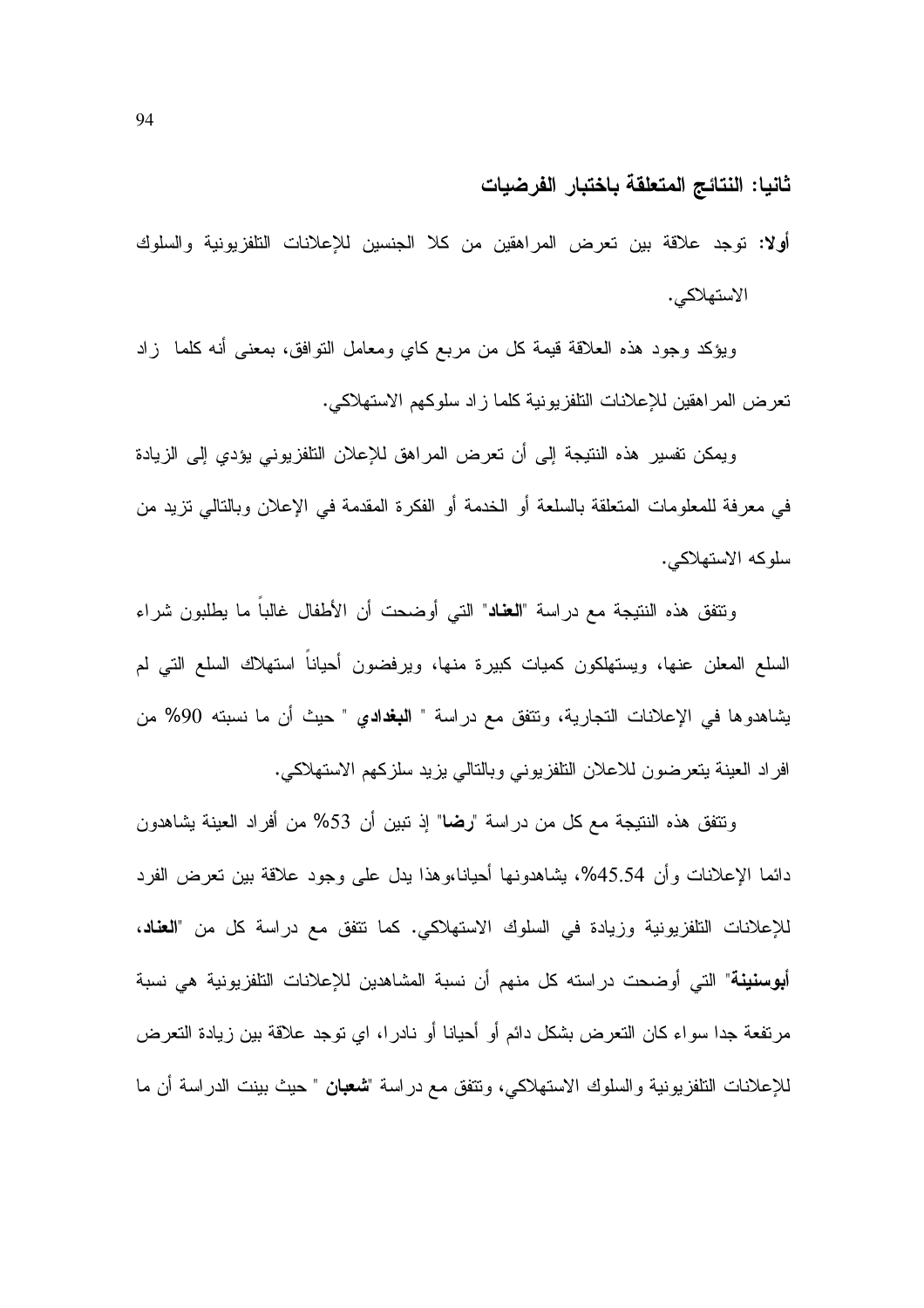## ثانيا: النتائج المتعلقة باختبار الفرضيات

**أولا:** توجد علاقة بين تعرض المراهقين من كلا الجنسين للإعلانات التلفزيونية والسلوك الاستهلاكي.

ويؤكد وجود هذه العلاقة قيمة كل من مربع كاي ومعامل التوافق، بمعنى أنه كلما زاد تعرض المراهقين للإعلانات التلفزيونية كلما زاد سلوكهم الاستهلاكي.

ويمكن تفسير هذه النتيجة إلى أن تعرض المراهق للإعلان التلفزيوني يؤدي إلى الزيادة في معرفة للمعلومات المتعلقة بالسلعة أو الخدمة أو الفكرة المقدمة في الإعلان وبالتالي تزيد من سلوكه الاستهلاكي.

وتتفق هذه النتيجة مع دراسة "**العناد**" التي أوضحت أن الأطفال غالباً ما يطلبون شراء السلع المعلن عنها، ويستهلكون كميات كبيرة منها، ويرفضون أحياناً استهلاك السلع التي لم يشاهدوها في الإعلانات التجارية، وتتفق مع دراسة " **البغدادي** " حيث أن ما نسبته 90% من افراد العينة يتعرضون للاعلان التلفزيوني وبالتالي يزيد سلزكهم الاستهلاكي.

وتتفق هذه النتيجة مع كل من دراسة "**رضا**" إذ تبين أن 53% من أفراد العينة يشاهدون دائما الإعلانات وأن 45.54%، يشاهدونها أحيانا،وهذا يدل على وجود علاقة بين تعرض الفرد للإعلانات التلفزيونية وزيادة في السلوك الاستهلاكي. كما تتفق مع دراسة كل من "**العناد، أبوسنينة**" التي أوضحت دراسته كل منهم أن نسبة المشاهدين للإعلانات التلفزيونية هي نسبة مرتفعة جدا سواء كان التعرض بشكل دائم أو أحيانا أو نادرا، اي توجد علاقة بين زيادة التعرض للإعلانات التلفزيونية والسلوك الاستهلاكي، وتتفق مع دراسة "**شعبان** " حيث بينت الدراسة أن ما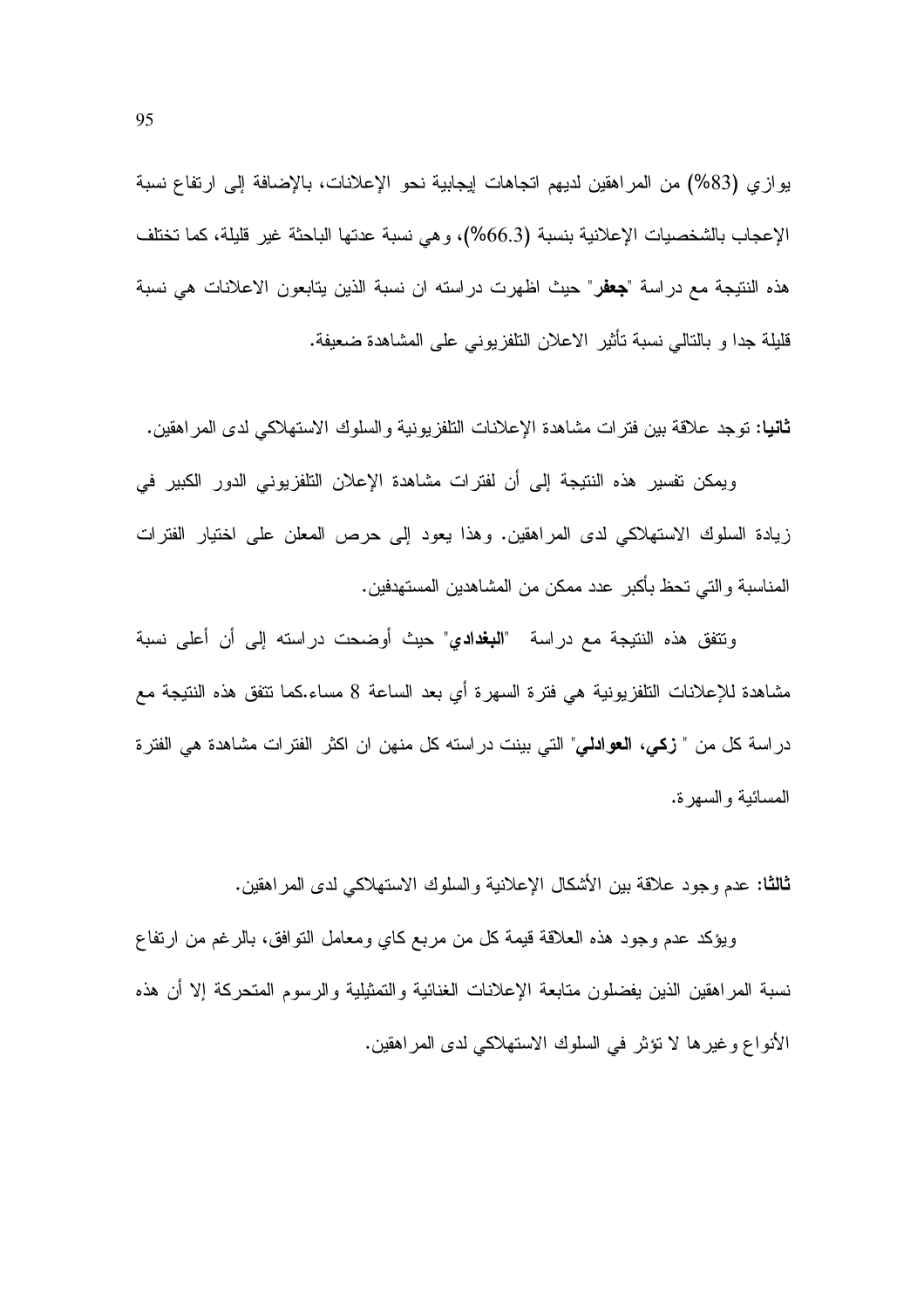يوازي (83%) من المراهقين لديهم اتجاهات إيجابية نحو الإعلانات، بالإضافة إلى ارتفاع نسبة الإعجاب بالشخصيات الإعلانية بنسبة (66.3%)، وهي نسبة عدتها الباحثة غير قليلة، كما تختلف هذه النتيجة مع دراسة "**جعفر**" حيث اظهرت دراسته ان نسبة الذين يتابعون الاعلانات هي نسبة قليلة جدا و بالتالي نسبة تأثير الاعلان التلفزيوني على المشاهدة ضعيفة.

**ثانيا:** توجد علاقة بين فترات مشاهدة الإعلانات التلفزيونية والسلوك الاستهلاكي لدى المراهقين.

ويمكن تفسير هذه النتيجة إلى أن لفترات مشاهدة الإعلان التلفزيوني الدور الكبير في زيادة السلوك الاستهلاكي لدى المراهقين. وهذا يعود إلى حرص المعلن على اختيار الفترات المناسبة والتي تحظ بأكبر عدد ممكن من المشاهدين المستهدفين.

وتتفق هذه النتيجة مع دراسة "**البغدادي**" حيث أوضحت دراسته إلى أن أعلى نسبة مشاهدة للإعلانات التلفزيونية هي فترة السهرة أي بعد الساعة 8 مساء.كما تتفق هذه النتيجة مع دراسة كل من " **زكي، العوادلي**" التي بينت دراسته كل منهن ان اكثر الفترات مشاهدة هي الفترة المسائية والسهرة.

**ثالثا:** عدم وجود علاقة بين الأشكال الإعلانية والسلوك الاستهلاكي لدى المراهقين.

ويؤكد عدم وجود هذه العلاقة قيمة كل من مربع كاي ومعامل التوافق، بالرغم من ارتفاع نسبة المراهقين الذين يفضلون متابعة الإعلانات الغنائية والتمثيلية والرسوم المتحركة إلا أن هذه الأنواع وغيرها لا تؤثر في السلوك الاستهلاكي لدى المراهقين.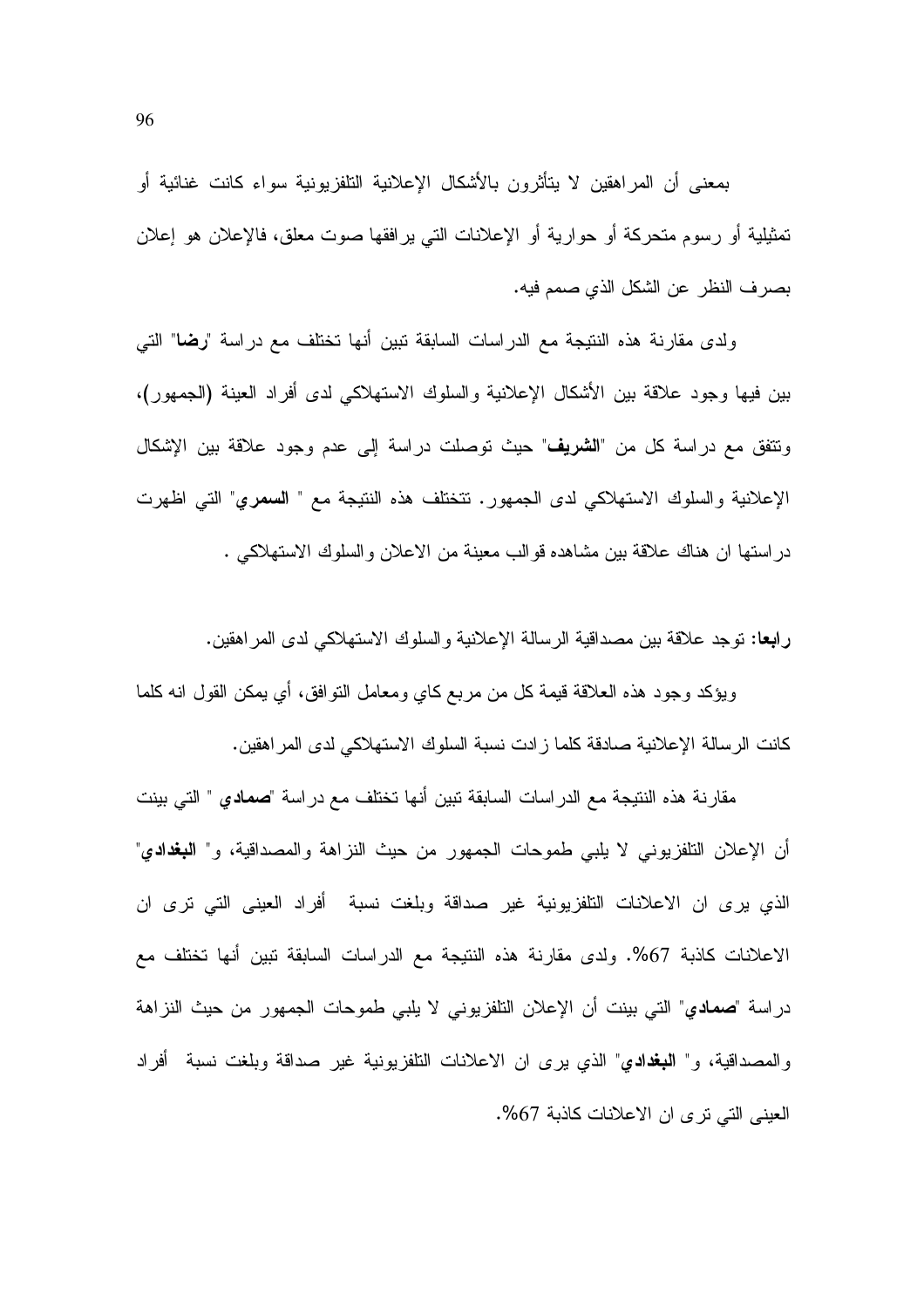بمعنى أن المراهقين لا يتأثرون بالأشكال الإعلانية التلفزيونية سواء كانت غنائية أو تمثيلية أو رسوم متحركة أو حوارية أو الإعلانات التي يرافقها صوت معلق، فالإعلان هو إعلان بصرف النظر عن الشكل الذي صمم فيه.

ولدى مقارنة هذه النتيجة مع الدراسات السابقة تبين أنها تختلف مع دراسة "**رضا**" التي بين فيها وجود علاقة بين الأشكال الإعلانية والسلوك الاستهلاكي لدى أفراد العينة (الجمهور)، وتتفق مع دراسة كل من "**الشريف**" حيث توصلت دراسة إلى عدم وجود علاقة بين الإشكال الإعلانية والسلوك الاستهلاكي لدى الجمهور. تتختلف هذه النتيجة مع " **السمري**" التي اظهرت دراستها ان هناك علاقة بين مشاهده قوالب معينة من الاعلان والسلوك الاستهلاكي .

**رابعا:** توجد علاقة بين مصداقية الرسالة الإعلانية والسلوك الاستهلاكي لدى المراهقين.

ويؤكد وجود هذه العلاقة قيمة كل من مربع كاي ومعامل التوافق، أي يمكن القول انه كلما كانت الرسالة الإعلانية صادقة كلما زادت نسبة السلوك الاستهلاكي لدى المراهقين.

مقارنة هذه النتيجة مع الدراسات السابقة تبين أنها تختلف مع دراسة "**صمادي** " التي بينت أن الإعلان التلفزيوني لا يلبي طموحات الجمهور من حيث النزاهة والمصداقية، و" **البغدادي**" الذي يرى ان الاعلانات التلفزيونية غير صداقة وبلغت نسبة أفراد العينى التي ترى ان الاعلانات كاذبة 67%. ولدى مقارنة هذه النتيجة مع الدراسات السابقة تبين أنها تختلف مع دراسة "**صمادي**" التي بينت أن الإعلان التلفزيوني لا يلبي طموحات الجمهور من حيث النزاهة والمصداقية، و" **البغدادي**" الذي يرى ان الاعلانات التلفزيونية غير صداقة وبلغت نسبة أفراد العينى التي ترى ان الاعلانات كاذبة 67%.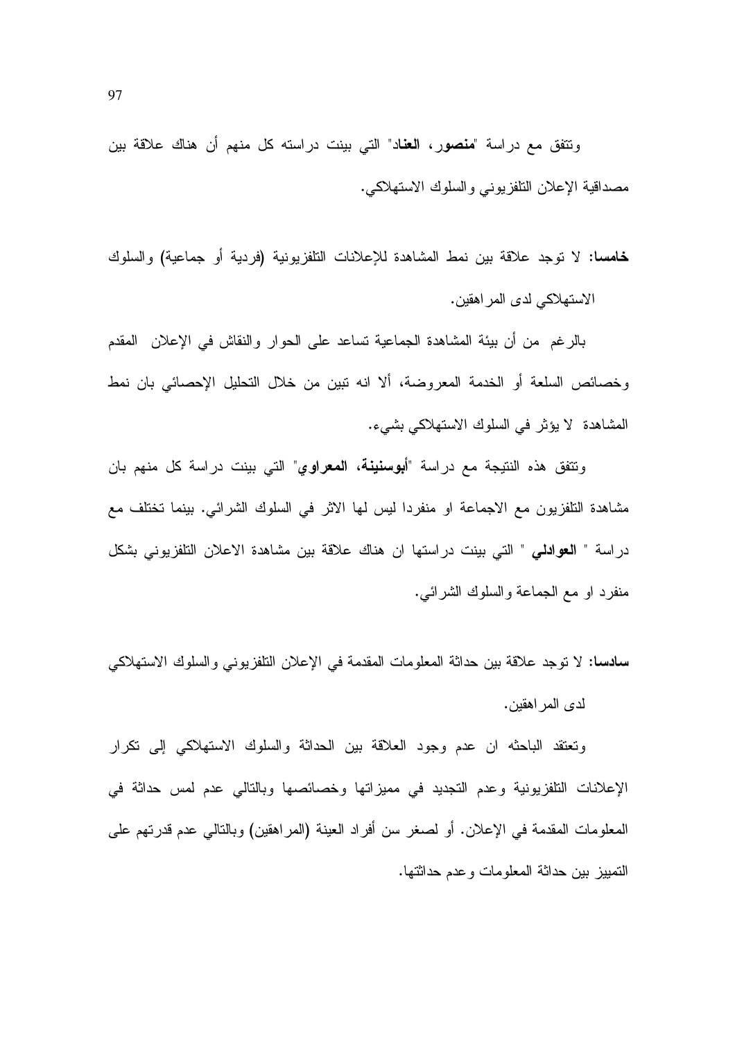وتتفق مع دراسة "**منصور، العناد**" التي بينت دراسته كل منهم أن هناك علاقة بين مصداقية الإعلان التلفزيوني والسلوك الاستهلاكي.

**خامسا:** لا توجد علاقة بين نمط المشاهدة للإعلانات التلفزيونية (فردية أو جماعية) والسلوك الاستهلاكي لدى المراهقين.

بالرغم من أن بيئة المشاهدة الجماعية تساعد على الحوار والنقاش في الإعلان المقدم وخصائص السلعة أو الخدمة المعروضة، ألا انه تبين من خلال التحليل الإحصائي بان نمط المشاهدة لا يؤثر في السلوك الاستهلاكي بشيء.

وتتفق هذه النتيجة مع دراسة "**أبوسنينة، المعراوي**" التي بينت دراسة كل منهم بان مشاهدة التلفزيون مع الاجماعة او منفردا ليس لها الاثر في السلوك الشرائي. بينما تختلف مع دراسة " **العوادلي** " التي بينت دراستها ان هناك علاقة بين مشاهدة الاعلان التلفزيوني بشكل منفرد او مع الجماعة والسلوك الشرائي.

**سادسا:** لا توجد علاقة بين حداثة المعلومات المقدمة في الإعلان التلفزيوني والسلوك الاستهلاكي لدى المراهقين.

وتعتقد الباحثه ان عدم وجود العلاقة بين الحداثة والسلوك الاستهلاكي إلى تكرار الإعلانات التلفزيونية وعدم التجديد في مميزاتها وخصائصها وبالتالي عدم لمس حداثة في المعلومات المقدمة في الإعلان. أو لصغر سن أفراد العينة (المراهقين) وبالتالي عدم قدرتهم على التمييز بين حداثة المعلومات وعدم حداثتها.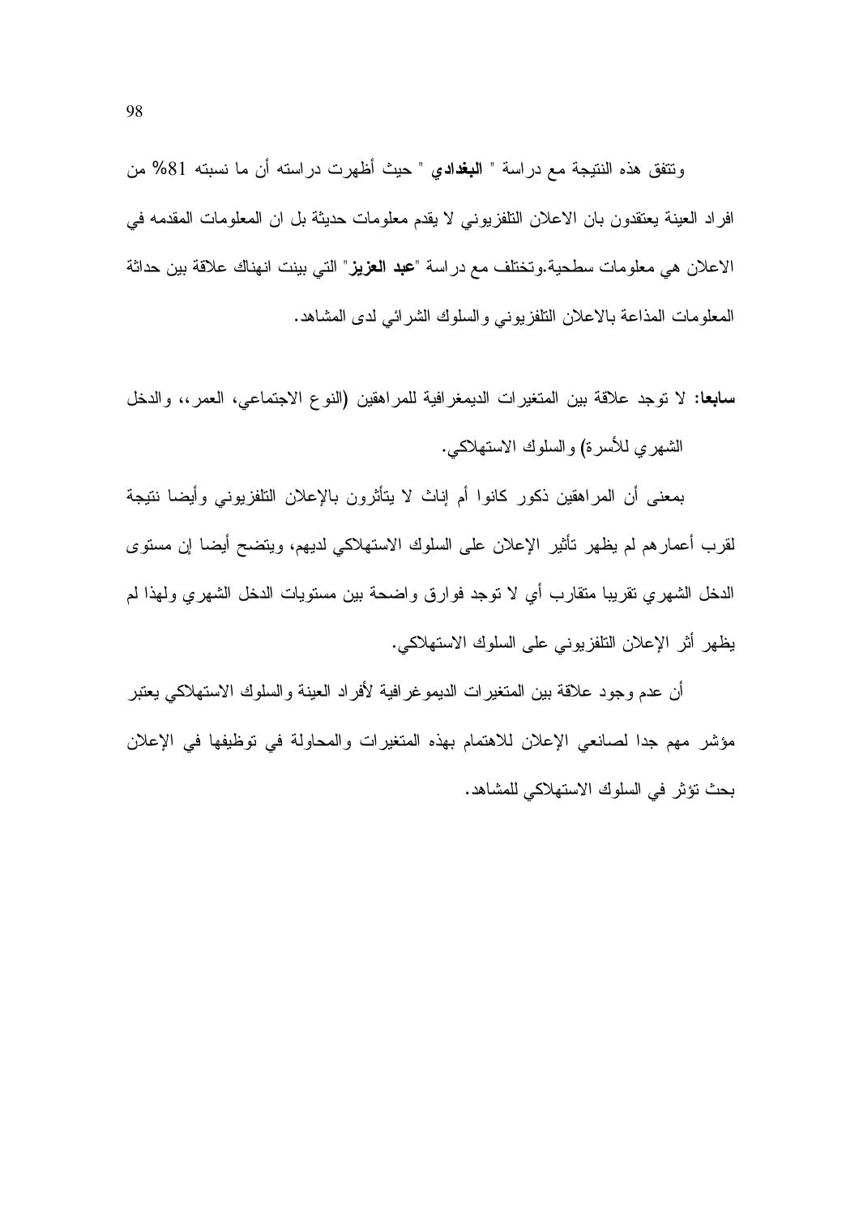وتتفق هذه النتيجة مع دراسة " **البغدادي** " حيث أظهرت دراسته أن ما نسبته 81% من افراد العينة يعتقدون بان الاعلان التلفزيوني لا يقدم معلومات حديثة بل ان المعلومات المقدمه في الاعلان هي معلومات سطحية.وتختلف مع دراسة "**عبد العزيز**" التي بينت انهناك علاقة بين حداثة المعلومات المذاعة بالاعلان التلفزيوني والسلوك الشرائي لدى المشاهد.

**سابعا:** لا توجد علاقة بين المتغيرات الديمغرافية للمراهقين (النوع الاجتماعي، العمر،، والدخل الشهري للأسرة) والسلوك الاستهلاكي.

بمعنى أن المراهقين ذكور كانوا أم إناث لا يتأثرون بالإعلان التلفزيوني وأيضا نتيجة لقرب أعمارهم لم يظهر تأثير الإعلان على السلوك الاستهلاكي لديهم، ويتضح أيضا إن مستوى الدخل الشهري تقريبا متقارب أي لا توجد فوارق واضحة بين مستويات الدخل الشهري ولهذا لم يظهر أثر الإعلان التلفزيوني على السلوك الاستهلاكي.

أن عدم وجود علاقة بين المتغيرات الديموغرافية لأفراد العينة والسلوك الاستهلاكي يعتبر مؤشر مهم جدا لصانعي الإعلان للاهتمام بهذه المتغيرات والمحاولة في توظيفها في الإعلان بحث تؤثر في السلوك الاستهلاكي للمشاهد.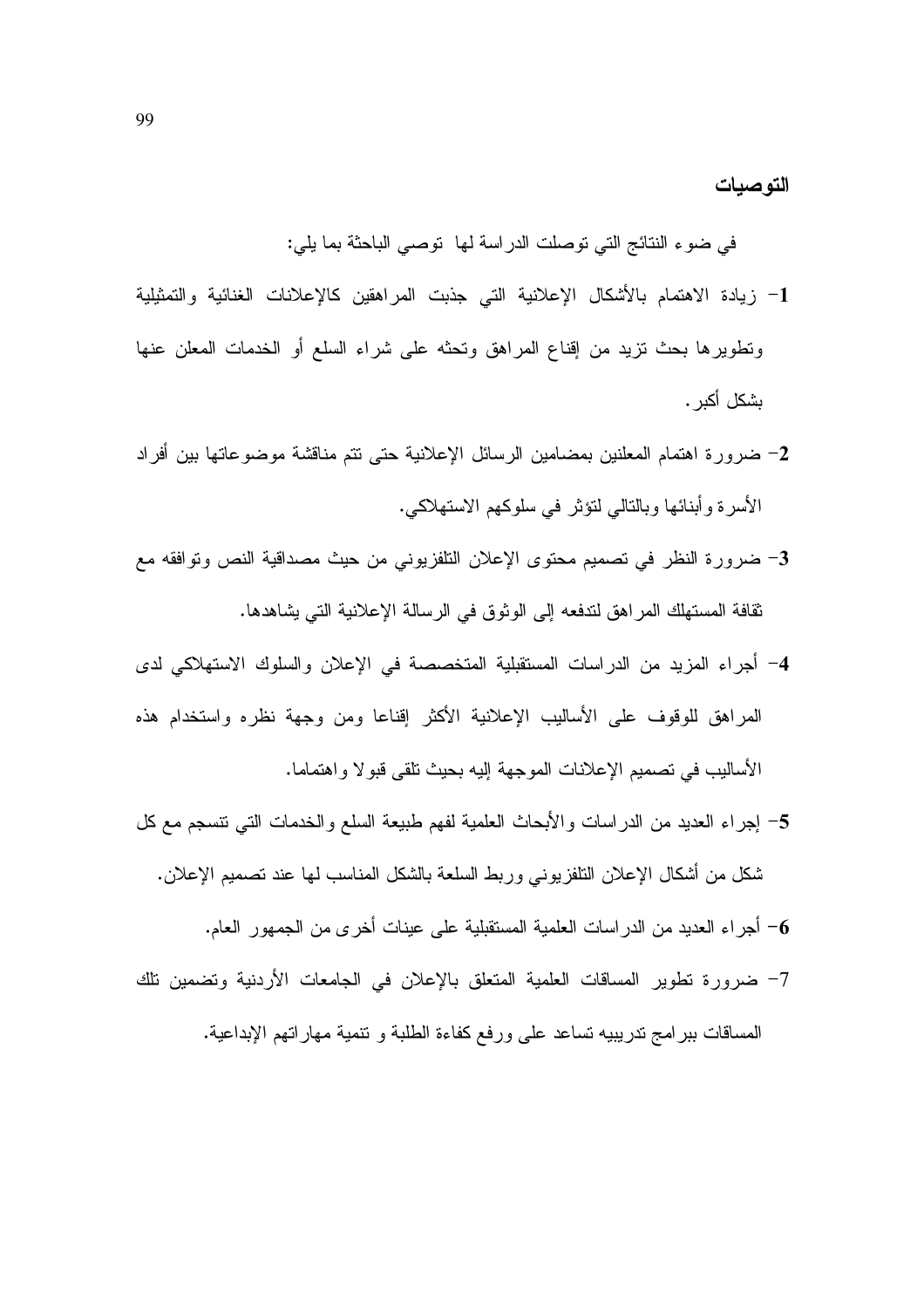## التوصيات

في ضوء النتائج التي توصلت الدراسة لها توصي الباحثة بما يلي:

1- زيادة الاهتمام بالأشكال الإعلانية التي جذبت المراهقين كالإعلانات الغنائية والتمثيلية وتطويرها بحث تزيد من إقناع المراهق وتحثه على شراء السلع أو الخدمات المعلن عنها بشكل أكبر.

2- ضرورة اهتمام المعلنين بمضامين الرسائل الإعلانية حتى تتم مناقشة موضوعاتها بين أفراد الأسرة وأبنائها وبالتالي لتؤثر في سلوكهم الاستهلاكي.

3- ضرورة النظر في تصميم محتوى الإعلان التلفزيوني من حيث مصداقية النص وتوافقه مع ثقافة المستهلك المراهق لتدفعه إلى الوثوق في الرسالة الإعلانية التي يشاهدها.

4- أجراء المزيد من الدراسات المستقبلية المتخصصة في الإعلان والسلوك الاستهلاكي لدى المراهق للوقوف على الأساليب الإعلانية الأكثر إقناعا ومن وجهة نظره واستخدام هذه الأساليب في تصميم الإعلانات الموجهة إليه بحيث تلقى قبولا واهتماما.

5- إجراء العديد من الدراسات والأبحاث العلمية لفهم طبيعة السلع والخدمات التي تنسجم مع كل شكل من أشكال الإعلان التلفزيوني وربط السلعة بالشكل المناسب لها عند تصميم الإعلان.

6- أجراء العديد من الدراسات العلمية المستقبلية على عينات أخرى من الجمهور العام.

7- ضرورة تطوير المساقات العلمية المتعلق بالإعلان في الجامعات الأردنية وتضمين تلك المساقات ببرامج تدريبيه تساعد على ورفع كفاءة الطلبة و تنمية مهاراتهم الإبداعية.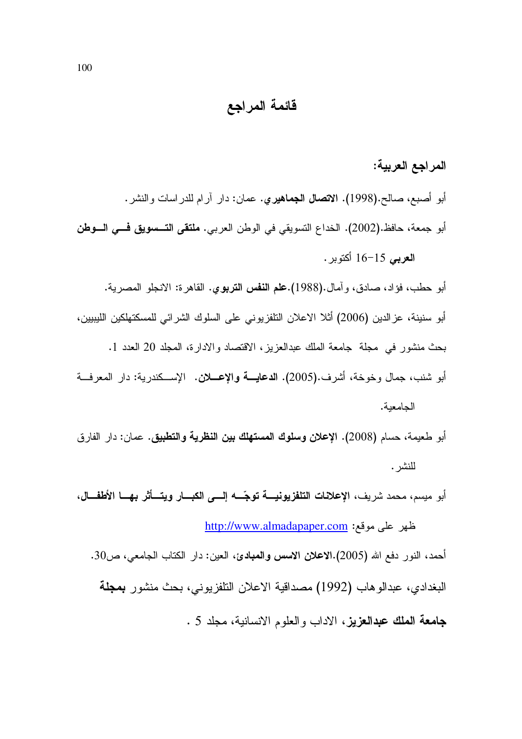# قائمة المراجع

## المراجع العربية:

أبو أصبع، صالح.(1998). **الاتصال الجماهيري**. عمان: دار آرام للدراسات والنشر.

أبو جمعة، حافظ.(2002). الخداع التسويقي في الوطن العربي. **ملتقى التسويق في الوطن العربي** 15-16 أكتوبر.

أبو حطب، فؤاد، صادق، وآمال.(1988).**علم النفس التربوي**. القاهرة: الانجلو المصرية.

أبو سنينة، عزالدين (2006) أثلا الاعلان التلفزيوني على السلوك الشرائي للمسكتهلكين الليبيين، بحث منشور في مجلة جامعة الملك عبدالعزيز، الاقتصاد والادارة، المجلد 20 العدد 1.

أبو شنب، جمال وخوخة، أشرف.(2005). **الدعاية والإعلان**. الإسكندرية: دار المعرفة الجامعية.

أبو طعيمة، حسام (2008). **الإعلان وسلوك المستهلك بين النظرية والتطبيق**. عمان: دار الفارق للنشر.

أبو ميسم، محمد شريف، **الإعلانات التلفزيونية توجّه إلى الكبار ويتأثر بها الأطفال**، ظهر على موقع: http://www.almadapaper.com

أحمد، النور دفع الله (2005).**الاعلان الاسس والمبادئ**، العين: دار الكتاب الجامعي، ص30.

البغدادي، عبدالوهاب (1992) مصداقية الاعلان التلفزيوني، بحث منشور **بمجلة جامعة الملك عبدالعزيز**، الاداب والعلوم الانسانية، مجلد 5 .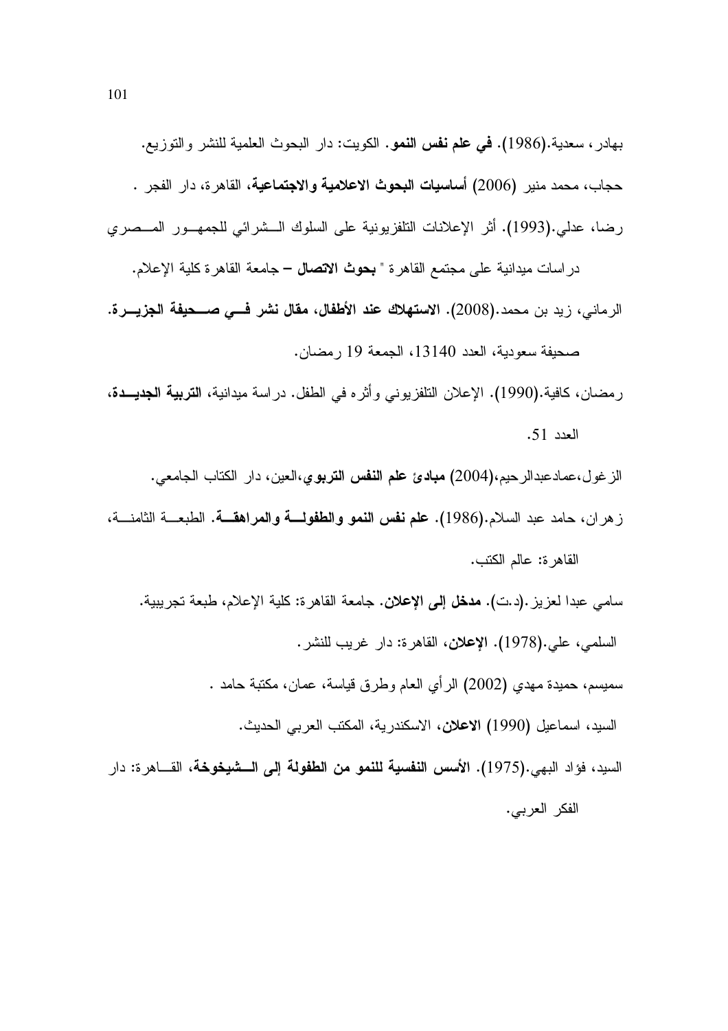بهادر، سعدية.(1986). **في علم نفس النمو**. الكويت: دار البحوث العلمية للنشر والتوزيع.

حجاب، محمد منير (2006) **أساسيات البحوث الاعلامية والاجتماعية**، القاهرة، دار الفجر .

رضا، عدلي.(1993). أثر الإعلانات التلفزيونية على السلوك الشرائي للجمهور المصري دراسات ميدانية على مجتمع القاهرة " **بحوث الاتصال** – جامعة القاهرة كلية الإعلام.

الرماني، زيد بن محمد.(2008). **الاستهلاك عند الأطفال، مقال نشر في صحيفة الجزيرة.** صحيفة سعودية، العدد 13140، الجمعة 19 رمضان.

رمضان، كافية.(1990). الإعلان التلفزيوني وأثره في الطفل. دراسة ميدانية، **التربية الجديدة**، العدد 51.

الزغول،عمادعبدالرحيم،(2004) **مبادئ علم النفس التربوي**،العين، دار الكتاب الجامعي.

زهران، حامد عبد السلام.(1986). **علم نفس النمو والطفولة والمراهقة**. الطبعة الثامنة، القاهرة: عالم الكتب.

سامي عبدا لعزيز.(د.ت). **مدخل إلى الإعلان**. جامعة القاهرة: كلية الإعلام، طبعة تجريبية.

السلمي، علي.(1978). **الإعلان**، القاهرة: دار غريب للنشر.

سميسم، حميدة مهدي (2002) الرأي العام وطرق قياسة، عمان، مكتبة حامد .

السيد، اسماعيل (1990) **الاعلان**، الاسكندرية، المكتب العربي الحديث.

السيد، فؤاد البهي.(1975). **الأسس النفسية للنمو من الطفولة إلى الشيخوخة**، القاهرة: دار الفكر العربي.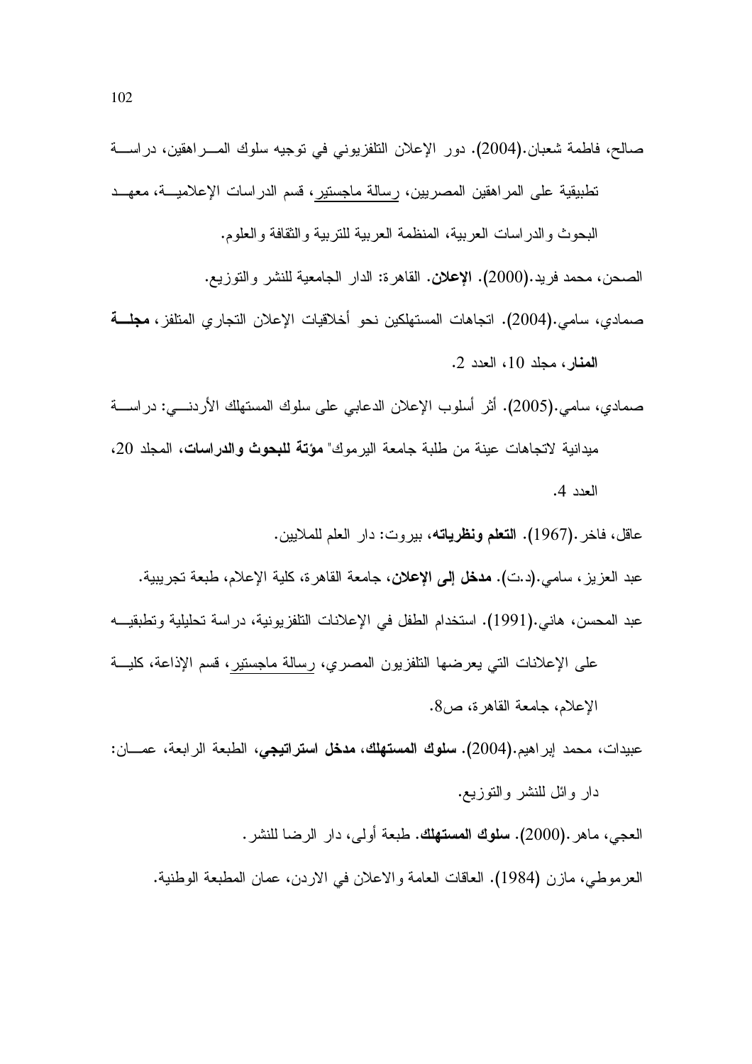صالح، فاطمة شعبان.(2004). دور الإعلان التلفزيوني في توجيه سلوك المراهقين، دراسة تطبيقية على المراهقين المصريين، رسالة ماجستير، قسم الدراسات الإعلامية، معهد البحوث والدراسات العربية، المنظمة العربية للتربية والثقافة والعلوم.

الصحن، محمد فريد.(2000). **الإعلان**. القاهرة: الدار الجامعية للنشر والتوزيع.

صمادي، سامي.(2004). اتجاهات المستهلكين نحو أخلاقيات الإعلان التجاري المتلفز، **مجلة المنار**، مجلد 10، العدد 2.

صمادي، سامي.(2005). أثر أسلوب الإعلان الدعابي على سلوك المستهلك الأردني: دراسة ميدانية لاتجاهات عينة من طلبة جامعة اليرموك" **مؤتة للبحوث والدراسات**، المجلد 20، العدد 4.

عاقل، فاخر.(1967). **التعلم ونظرياته**، بيروت: دار العلم للملايين.

عبد العزيز، سامي.(د.ت). **مدخل إلى الإعلان**، جامعة القاهرة، كلية الإعلام، طبعة تجريبية.

عبد المحسن، هاني.(1991). استخدام الطفل في الإعلانات التلفزيونية، دراسة تحليلية وتطبيقية على الإعلانات التي يعرضها التلفزيون المصري، رسالة ماجستير، قسم الإذاعة، كلية الإعلام، جامعة القاهرة، ص8.

عبيدات، محمد إبراهيم.(2004). **سلوك المستهلك، مدخل استراتيجي**، الطبعة الرابعة، عمان: دار وائل للنشر والتوزيع.

العجي، ماهر.(2000). **سلوك المستهلك**. طبعة أولى، دار الرضا للنشر.

العرموطي، مازن (1984). العلاقات العامة والاعلان في الاردن، عمان المطبعة الوطنية.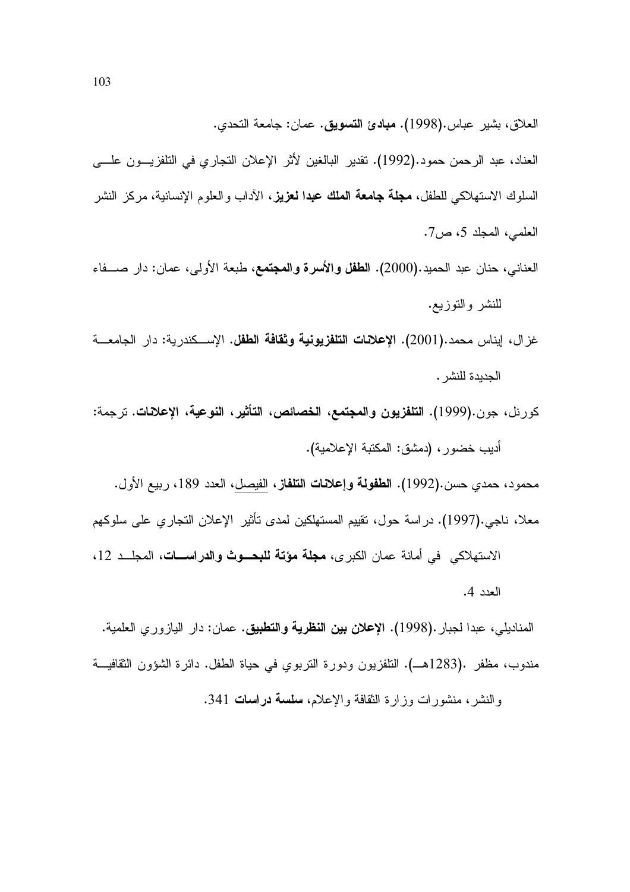العلاق، بشير عباس.(1998). **مبادئ التسويق**. عمان: جامعة التحدي.

العناد، عبد الرحمن حمود.(1992). تقدير البالغين لأثر الإعلان التجاري في التلفزيون على السلوك الاستهلاكي للطفل، **مجلة جامعة الملك عبدا لعزيز**، الآداب والعلوم الإنسانية، مركز النشر العلمي، المجلد 5، ص7.

العناني، حنان عبد الحميد.(2000). **الطفل والأسرة والمجتمع**، طبعة الأولى، عمان: دار صفاء للنشر والتوزيع.

غزال، إيناس محمد.(2001). **الإعلانات التلفزيونية وثقافة الطفل**. الإسكندرية: دار الجامعة الجديدة للنشر.

كورنل، جون.(1999). **التلفزيون والمجتمع، الخصائص، التأثير، النوعية، الإعلانات**. ترجمة: أديب خضور، (دمشق: المكتبة الإعلامية).

محمود، حمدي حسن.(1992). **الطفولة وإعلانات التلفاز**، الفيصل، العدد 189، ربيع الأول.

معلا، ناجي.(1997). دراسة حول، تقييم المستهلكين لمدى تأثير الإعلان التجاري على سلوكهم الاستهلاكي في أمانة عمان الكبرى، **مجلة مؤتة للبحوث والدراسات**، المجلد 12، العدد 4.

المناديلي، عبدا لجبار.(1998). **الإعلان بين النظرية والتطبيق**. عمان: دار اليازوري العلمية.

مندوب، مظفر .(1283هـ). التلفزيون ودورة التربوي في حياة الطفل. دائرة الشؤون الثقافية والنشر، منشورات وزارة الثقافة والإعلام، **سلسة دراسات** 341.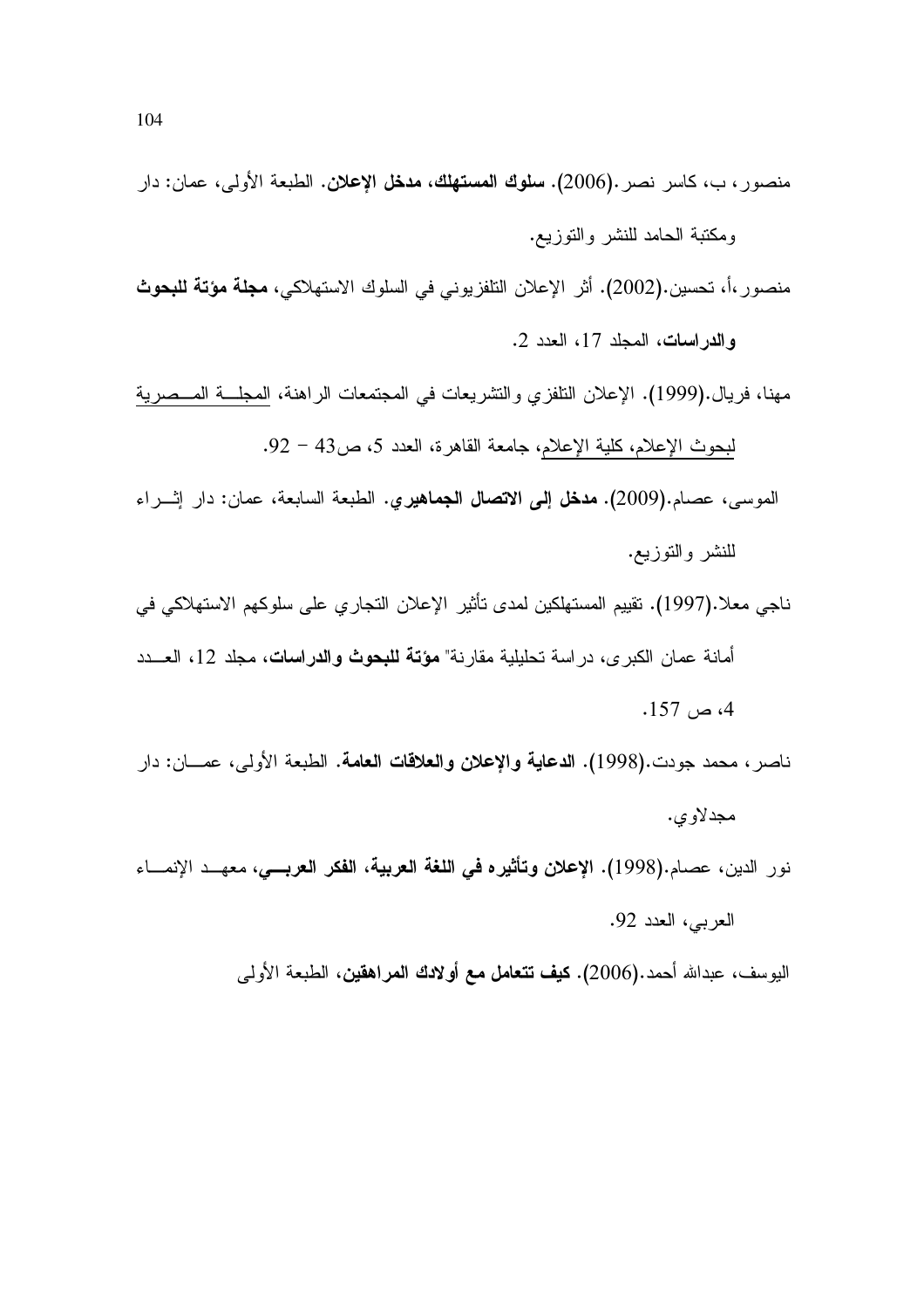منصور، ب، كاسر نصر.(2006). **سلوك المستهلك، مدخل الإعلان**. الطبعة الأولى، عمان: دار ومكتبة الحامد للنشر والتوزيع.

منصور،أ، تحسين.(2002). أثر الإعلان التلفزيوني في السلوك الاستهلاكي، **مجلة مؤتة للبحوث والدراسات**، المجلد 17، العدد 2.

مهنا، فريال.(1999). الإعلان التلفزي والتشريعات في المجتمعات الراهنة، المجلة المصرية لبحوث الإعلام، كلية الإعلام، جامعة القاهرة، العدد 5، ص43 – 92.

الموسى، عصام.(2009). **مدخل إلى الاتصال الجماهيري**. الطبعة السابعة، عمان: دار إثراء للنشر والتوزيع.

ناجي معلا.(1997). تقييم المستهلكين لمدى تأثير الإعلان التجاري على سلوكهم الاستهلاكي في أمانة عمان الكبرى، دراسة تحليلية مقارنة" **مؤتة للبحوث والدراسات**، مجلد 12، العدد 4، ص 157.

ناصر، محمد جودت.(1998). **الدعاية والإعلان والعلاقات العامة**. الطبعة الأولى، عمان: دار مجدلاوي.

نور الدين، عصام.(1998). **الإعلان وتأثيره في اللغة العربية، الفكر العربي**، معهد الإنماء العربي، العدد 92.

اليوسف، عبدالله أحمد.(2006). **كيف تتعامل مع أولادك المراهقين**، الطبعة الأولى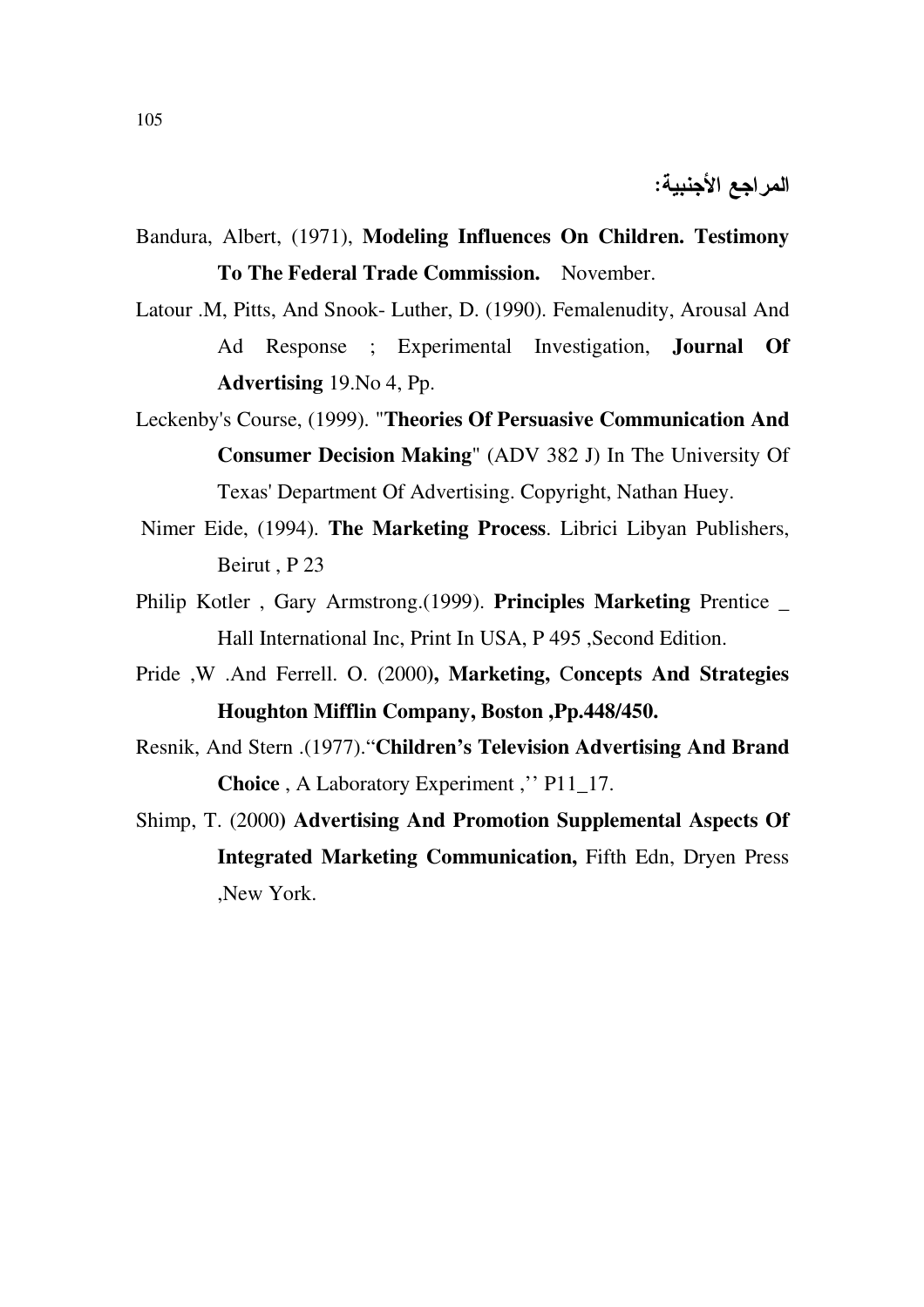## المراجع الأجنبية:

Bandura, Albert, (1971), **Modeling Influences On Children. Testimony To The Federal Trade Commission.** November.

Latour .M, Pitts, And Snook- Luther, D. (1990). Femalenudity, Arousal And Ad Response ; Experimental Investigation, **Journal Of Advertising** 19.No 4, Pp.

Leckenby's Course, (1999). "**Theories Of Persuasive Communication And Consumer Decision Making**" (ADV 382 J) In The University Of Texas' Department Of Advertising. Copyright, Nathan Huey.

Nimer Eide, (1994). **The Marketing Process**. Librici Libyan Publishers, Beirut , P 23

Philip Kotler , Gary Armstrong.(1999). **Principles Marketing** Prentice _ Hall International Inc, Print In USA, P 495 ,Second Edition.

Pride ,W .And Ferrell. O. (2000**), Marketing, Concepts And Strategies Houghton Mifflin Company, Boston ,Pp.448/450.**

Resnik, And Stern .(1977).“**Children's Television Advertising And Brand Choice** , A Laboratory Experiment ,'' P11_17.

Shimp, T. (2000**) Advertising And Promotion Supplemental Aspects Of Integrated Marketing Communication,** Fifth Edn, Dryen Press ,New York.